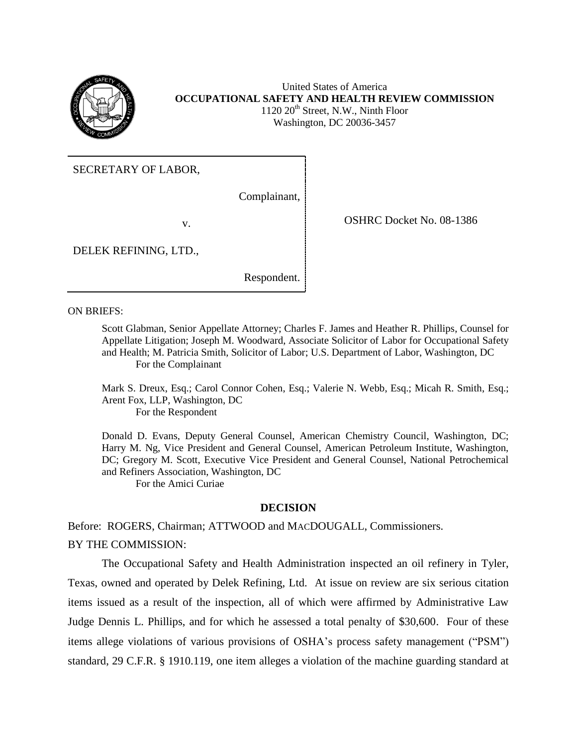United States of America
**OCCUPATIONAL SAFETY AND HEALTH REVIEW COMMISSION**
1120 20th Street, N.W., Ninth Floor
Washington, DC 20036-3457

SECRETARY OF LABOR,

Complainant,

v.

DELEK REFINING, LTD.,

Respondent.

OSHRC Docket No. 08-1386

ON BRIEFS:

Scott Glabman, Senior Appellate Attorney; Charles F. James and Heather R. Phillips, Counsel for Appellate Litigation; Joseph M. Woodward, Associate Solicitor of Labor for Occupational Safety and Health; M. Patricia Smith, Solicitor of Labor; U.S. Department of Labor, Washington, DC
For the Complainant

Mark S. Dreux, Esq.; Carol Connor Cohen, Esq.; Valerie N. Webb, Esq.; Micah R. Smith, Esq.; Arent Fox, LLP, Washington, DC
For the Respondent

Donald D. Evans, Deputy General Counsel, American Chemistry Council, Washington, DC; Harry M. Ng, Vice President and General Counsel, American Petroleum Institute, Washington, DC; Gregory M. Scott, Executive Vice President and General Counsel, National Petrochemical and Refiners Association, Washington, DC
For the Amici Curiae

## DECISION

Before: ROGERS, Chairman; ATTWOOD and MACDOUGALL, Commissioners.

BY THE COMMISSION:

The Occupational Safety and Health Administration inspected an oil refinery in Tyler, Texas, owned and operated by Delek Refining, Ltd. At issue on review are six serious citation items issued as a result of the inspection, all of which were affirmed by Administrative Law Judge Dennis L. Phillips, and for which he assessed a total penalty of $30,600. Four of these items allege violations of various provisions of OSHA's process safety management ("PSM") standard, 29 C.F.R. § 1910.119, one item alleges a violation of the machine guarding standard at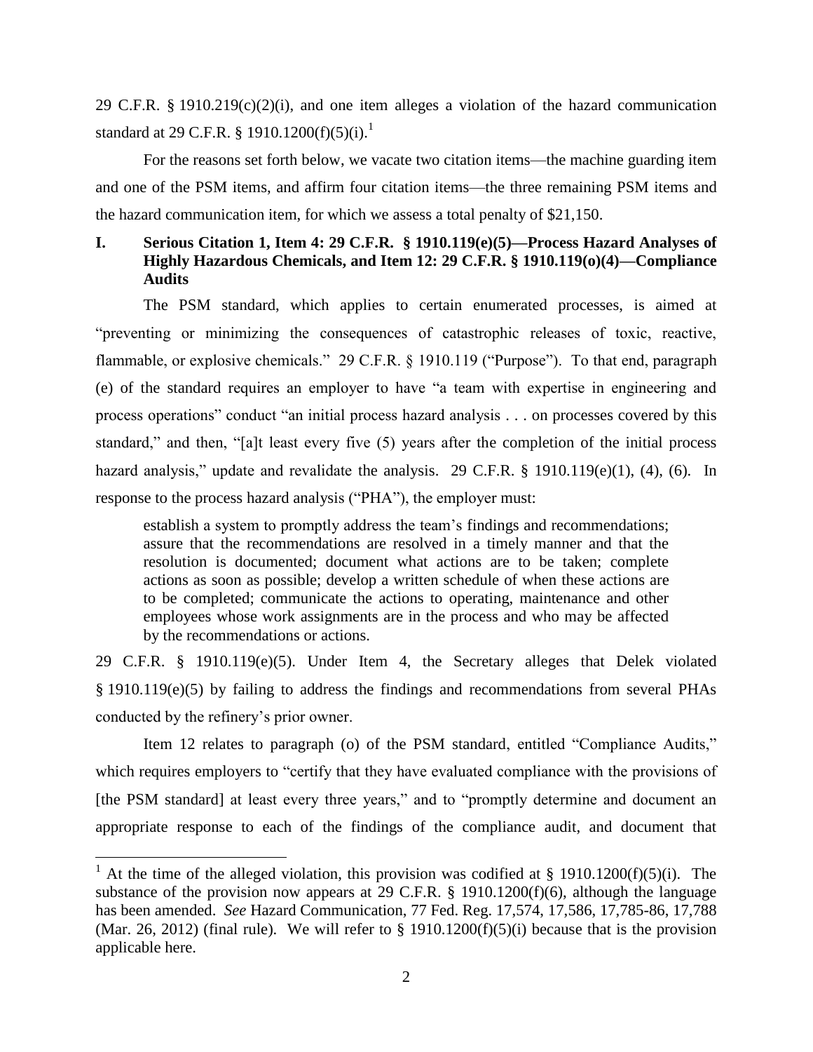29 C.F.R. § 1910.219(c)(2)(i), and one item alleges a violation of the hazard communication standard at 29 C.F.R. § 1910.1200(f)(5)(i).[1]

For the reasons set forth below, we vacate two citation items—the machine guarding item and one of the PSM items, and affirm four citation items—the three remaining PSM items and the hazard communication item, for which we assess a total penalty of $21,150.

## I. Serious Citation 1, Item 4: 29 C.F.R. § 1910.119(e)(5)—Process Hazard Analyses of Highly Hazardous Chemicals, and Item 12: 29 C.F.R. § 1910.119(o)(4)—Compliance Audits

The PSM standard, which applies to certain enumerated processes, is aimed at "preventing or minimizing the consequences of catastrophic releases of toxic, reactive, flammable, or explosive chemicals." 29 C.F.R. § 1910.119 ("Purpose"). To that end, paragraph (e) of the standard requires an employer to have "a team with expertise in engineering and process operations" conduct "an initial process hazard analysis . . . on processes covered by this standard," and then, "[a]t least every five (5) years after the completion of the initial process hazard analysis," update and revalidate the analysis. 29 C.F.R. § 1910.119(e)(1), (4), (6). In response to the process hazard analysis ("PHA"), the employer must:

> establish a system to promptly address the team's findings and recommendations; assure that the recommendations are resolved in a timely manner and that the resolution is documented; document what actions are to be taken; complete actions as soon as possible; develop a written schedule of when these actions are to be completed; communicate the actions to operating, maintenance and other employees whose work assignments are in the process and who may be affected by the recommendations or actions.

29 C.F.R. § 1910.119(e)(5). Under Item 4, the Secretary alleges that Delek violated § 1910.119(e)(5) by failing to address the findings and recommendations from several PHAs conducted by the refinery's prior owner.

Item 12 relates to paragraph (o) of the PSM standard, entitled "Compliance Audits," which requires employers to "certify that they have evaluated compliance with the provisions of [the PSM standard] at least every three years," and to "promptly determine and document an appropriate response to each of the findings of the compliance audit, and document that

---

[1] At the time of the alleged violation, this provision was codified at § 1910.1200(f)(5)(i). The substance of the provision now appears at 29 C.F.R. § 1910.1200(f)(6), although the language has been amended. *See* Hazard Communication, 77 Fed. Reg. 17,574, 17,586, 17,785-86, 17,788 (Mar. 26, 2012) (final rule). We will refer to § 1910.1200(f)(5)(i) because that is the provision applicable here.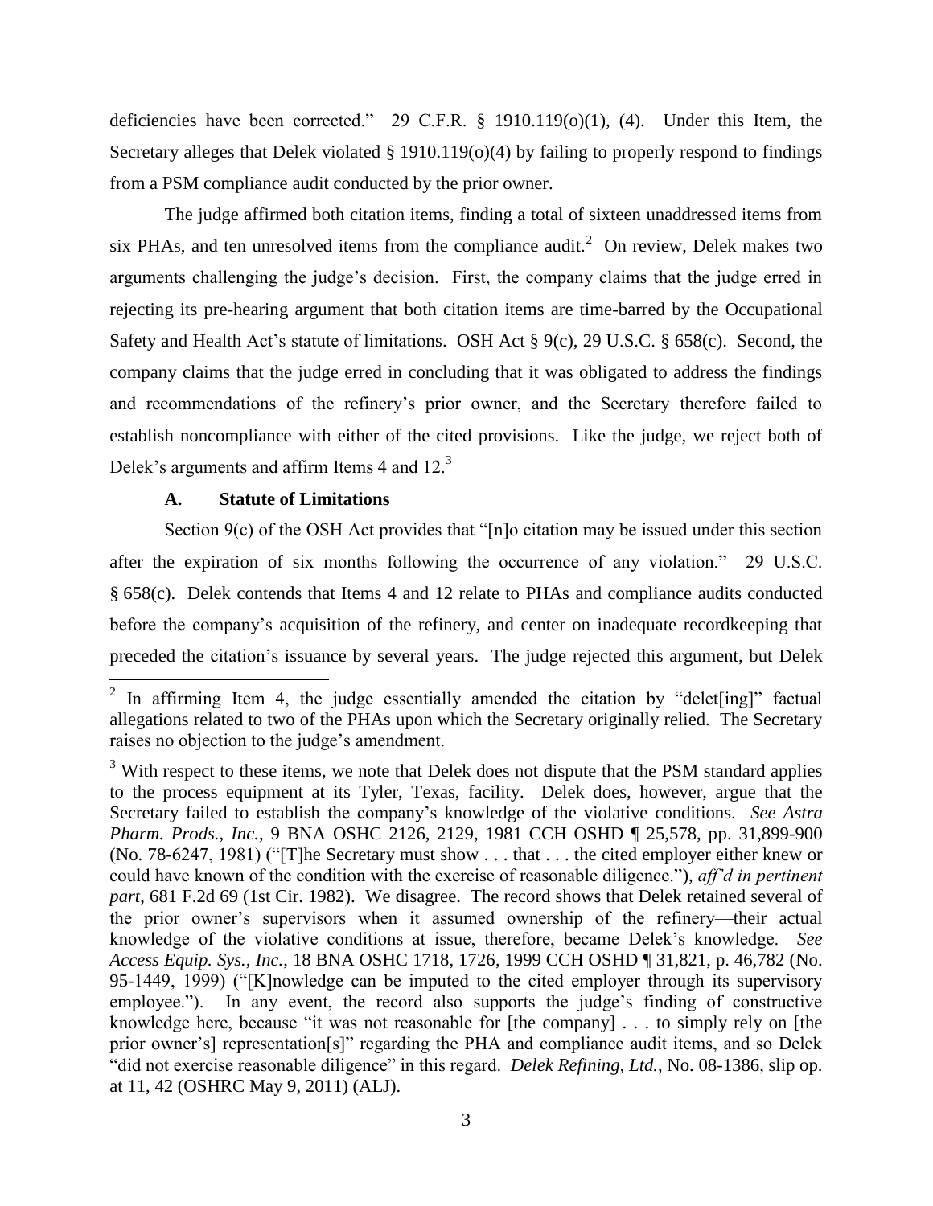deficiencies have been corrected." 29 C.F.R. § 1910.119(o)(1), (4). Under this Item, the Secretary alleges that Delek violated § 1910.119(o)(4) by failing to properly respond to findings from a PSM compliance audit conducted by the prior owner.

The judge affirmed both citation items, finding a total of sixteen unaddressed items from six PHAs, and ten unresolved items from the compliance audit.[2] On review, Delek makes two arguments challenging the judge's decision. First, the company claims that the judge erred in rejecting its pre-hearing argument that both citation items are time-barred by the Occupational Safety and Health Act's statute of limitations. OSH Act § 9(c), 29 U.S.C. § 658(c). Second, the company claims that the judge erred in concluding that it was obligated to address the findings and recommendations of the refinery's prior owner, and the Secretary therefore failed to establish noncompliance with either of the cited provisions. Like the judge, we reject both of Delek's arguments and affirm Items 4 and 12.[3]

### A. Statute of Limitations

Section 9(c) of the OSH Act provides that "[n]o citation may be issued under this section after the expiration of six months following the occurrence of any violation." 29 U.S.C. § 658(c). Delek contends that Items 4 and 12 relate to PHAs and compliance audits conducted before the company's acquisition of the refinery, and center on inadequate recordkeeping that preceded the citation's issuance by several years. The judge rejected this argument, but Delek

---

[2] In affirming Item 4, the judge essentially amended the citation by "delet[ing]" factual allegations related to two of the PHAs upon which the Secretary originally relied. The Secretary raises no objection to the judge's amendment.

[3] With respect to these items, we note that Delek does not dispute that the PSM standard applies to the process equipment at its Tyler, Texas, facility. Delek does, however, argue that the Secretary failed to establish the company's knowledge of the violative conditions. *See Astra Pharm. Prods., Inc.*, 9 BNA OSHC 2126, 2129, 1981 CCH OSHD ¶ 25,578, pp. 31,899-900 (No. 78-6247, 1981) ("[T]he Secretary must show . . . that . . . the cited employer either knew or could have known of the condition with the exercise of reasonable diligence."), *aff'd in pertinent part*, 681 F.2d 69 (1st Cir. 1982). We disagree. The record shows that Delek retained several of the prior owner's supervisors when it assumed ownership of the refinery—their actual knowledge of the violative conditions at issue, therefore, became Delek's knowledge. *See Access Equip. Sys., Inc.*, 18 BNA OSHC 1718, 1726, 1999 CCH OSHD ¶ 31,821, p. 46,782 (No. 95-1449, 1999) ("[K]nowledge can be imputed to the cited employer through its supervisory employee."). In any event, the record also supports the judge's finding of constructive knowledge here, because "it was not reasonable for [the company] . . . to simply rely on [the prior owner's] representation[s]" regarding the PHA and compliance audit items, and so Delek "did not exercise reasonable diligence" in this regard. *Delek Refining, Ltd.*, No. 08-1386, slip op. at 11, 42 (OSHRC May 9, 2011) (ALJ).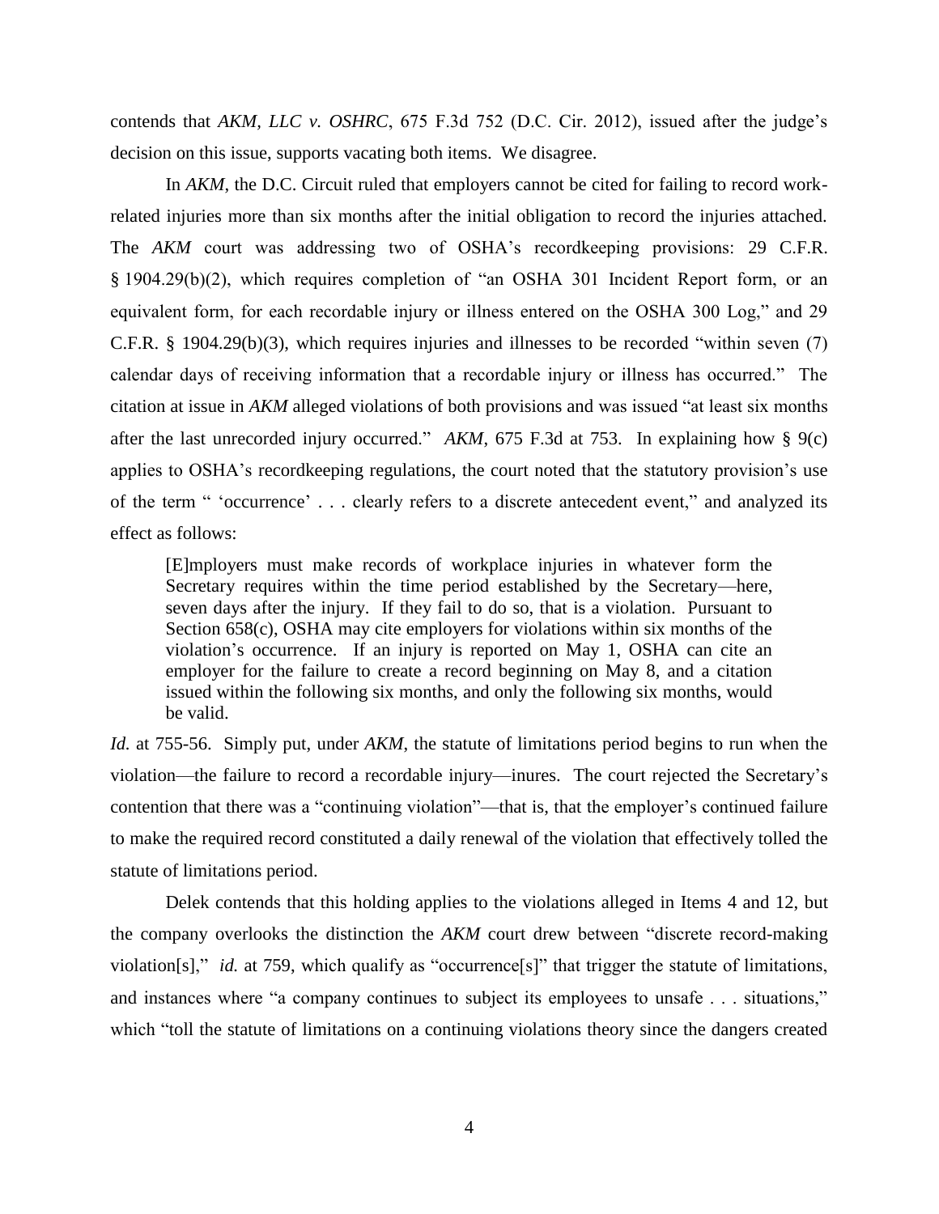contends that *AKM, LLC v. OSHRC*, 675 F.3d 752 (D.C. Cir. 2012), issued after the judge's decision on this issue, supports vacating both items. We disagree.

In *AKM*, the D.C. Circuit ruled that employers cannot be cited for failing to record work-related injuries more than six months after the initial obligation to record the injuries attached. The *AKM* court was addressing two of OSHA's recordkeeping provisions: 29 C.F.R. § 1904.29(b)(2), which requires completion of "an OSHA 301 Incident Report form, or an equivalent form, for each recordable injury or illness entered on the OSHA 300 Log," and 29 C.F.R. § 1904.29(b)(3), which requires injuries and illnesses to be recorded "within seven (7) calendar days of receiving information that a recordable injury or illness has occurred." The citation at issue in *AKM* alleged violations of both provisions and was issued "at least six months after the last unrecorded injury occurred." *AKM*, 675 F.3d at 753. In explaining how § 9(c) applies to OSHA's recordkeeping regulations, the court noted that the statutory provision's use of the term " 'occurrence' . . . clearly refers to a discrete antecedent event," and analyzed its effect as follows:

> [E]mployers must make records of workplace injuries in whatever form the Secretary requires within the time period established by the Secretary—here, seven days after the injury. If they fail to do so, that is a violation. Pursuant to Section 658(c), OSHA may cite employers for violations within six months of the violation's occurrence. If an injury is reported on May 1, OSHA can cite an employer for the failure to create a record beginning on May 8, and a citation issued within the following six months, and only the following six months, would be valid.

*Id.* at 755-56. Simply put, under *AKM*, the statute of limitations period begins to run when the violation—the failure to record a recordable injury—inures. The court rejected the Secretary's contention that there was a "continuing violation"—that is, that the employer's continued failure to make the required record constituted a daily renewal of the violation that effectively tolled the statute of limitations period.

Delek contends that this holding applies to the violations alleged in Items 4 and 12, but the company overlooks the distinction the *AKM* court drew between "discrete record-making violation[s]," *id.* at 759, which qualify as "occurrence[s]" that trigger the statute of limitations, and instances where "a company continues to subject its employees to unsafe . . . situations," which "toll the statute of limitations on a continuing violations theory since the dangers created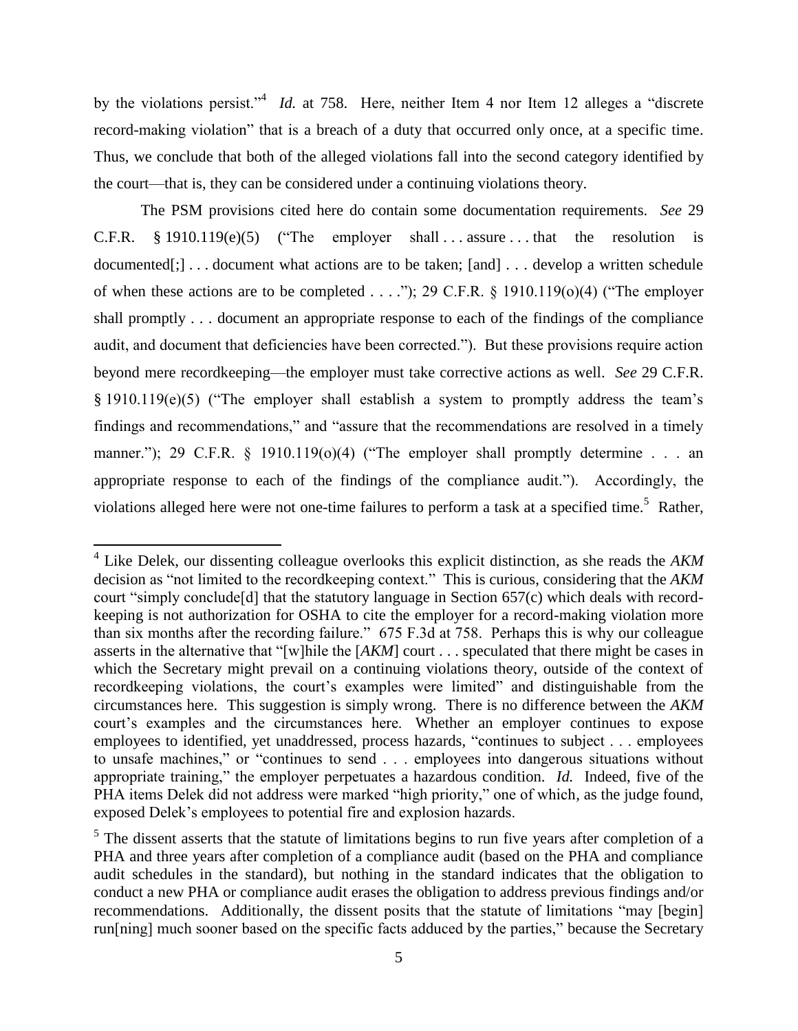by the violations persist."[4] *Id.* at 758. Here, neither Item 4 nor Item 12 alleges a "discrete record-making violation" that is a breach of a duty that occurred only once, at a specific time. Thus, we conclude that both of the alleged violations fall into the second category identified by the court—that is, they can be considered under a continuing violations theory.

The PSM provisions cited here do contain some documentation requirements. *See* 29 C.F.R. § 1910.119(e)(5) ("The employer shall . . . assure . . . that the resolution is documented[;] . . . document what actions are to be taken; [and] . . . develop a written schedule of when these actions are to be completed . . . ."); 29 C.F.R. § 1910.119(o)(4) ("The employer shall promptly . . . document an appropriate response to each of the findings of the compliance audit, and document that deficiencies have been corrected."). But these provisions require action beyond mere recordkeeping—the employer must take corrective actions as well. *See* 29 C.F.R. § 1910.119(e)(5) ("The employer shall establish a system to promptly address the team's findings and recommendations," and "assure that the recommendations are resolved in a timely manner."); 29 C.F.R. § 1910.119(o)(4) ("The employer shall promptly determine . . . an appropriate response to each of the findings of the compliance audit."). Accordingly, the violations alleged here were not one-time failures to perform a task at a specified time.[5] Rather,

---

[4] Like Delek, our dissenting colleague overlooks this explicit distinction, as she reads the *AKM* decision as "not limited to the recordkeeping context." This is curious, considering that the *AKM* court "simply conclude[d] that the statutory language in Section 657(c) which deals with record-keeping is not authorization for OSHA to cite the employer for a record-making violation more than six months after the recording failure." 675 F.3d at 758. Perhaps this is why our colleague asserts in the alternative that "[w]hile the [*AKM*] court . . . speculated that there might be cases in which the Secretary might prevail on a continuing violations theory, outside of the context of recordkeeping violations, the court's examples were limited" and distinguishable from the circumstances here. This suggestion is simply wrong. There is no difference between the *AKM* court's examples and the circumstances here. Whether an employer continues to expose employees to identified, yet unaddressed, process hazards, "continues to subject . . . employees to unsafe machines," or "continues to send . . . employees into dangerous situations without appropriate training," the employer perpetuates a hazardous condition. *Id.* Indeed, five of the PHA items Delek did not address were marked "high priority," one of which, as the judge found, exposed Delek's employees to potential fire and explosion hazards.

[5] The dissent asserts that the statute of limitations begins to run five years after completion of a PHA and three years after completion of a compliance audit (based on the PHA and compliance audit schedules in the standard), but nothing in the standard indicates that the obligation to conduct a new PHA or compliance audit erases the obligation to address previous findings and/or recommendations. Additionally, the dissent posits that the statute of limitations "may [begin] run[ning] much sooner based on the specific facts adduced by the parties," because the Secretary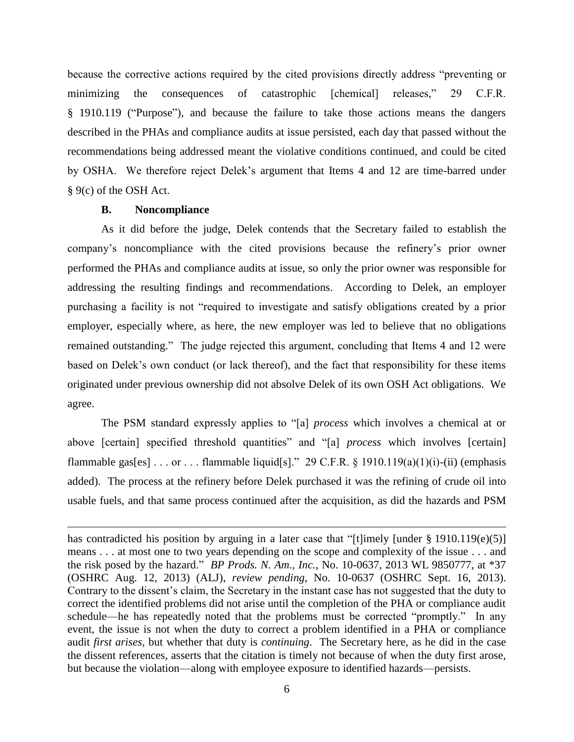because the corrective actions required by the cited provisions directly address "preventing or minimizing the consequences of catastrophic [chemical] releases," 29 C.F.R. § 1910.119 ("Purpose"), and because the failure to take those actions means the dangers described in the PHAs and compliance audits at issue persisted, each day that passed without the recommendations being addressed meant the violative conditions continued, and could be cited by OSHA. We therefore reject Delek's argument that Items 4 and 12 are time-barred under § 9(c) of the OSH Act.

### B. Noncompliance

As it did before the judge, Delek contends that the Secretary failed to establish the company's noncompliance with the cited provisions because the refinery's prior owner performed the PHAs and compliance audits at issue, so only the prior owner was responsible for addressing the resulting findings and recommendations. According to Delek, an employer purchasing a facility is not "required to investigate and satisfy obligations created by a prior employer, especially where, as here, the new employer was led to believe that no obligations remained outstanding." The judge rejected this argument, concluding that Items 4 and 12 were based on Delek's own conduct (or lack thereof), and the fact that responsibility for these items originated under previous ownership did not absolve Delek of its own OSH Act obligations. We agree.

The PSM standard expressly applies to "[a] *process* which involves a chemical at or above [certain] specified threshold quantities" and "[a] *process* which involves [certain] flammable gas[es] . . . or . . . flammable liquid[s]." 29 C.F.R. § 1910.119(a)(1)(i)-(ii) (emphasis added). The process at the refinery before Delek purchased it was the refining of crude oil into usable fuels, and that same process continued after the acquisition, as did the hazards and PSM

---

has contradicted his position by arguing in a later case that "[t]imely [under § 1910.119(e)(5)] means . . . at most one to two years depending on the scope and complexity of the issue . . . and the risk posed by the hazard." *BP Prods. N. Am., Inc.*, No. 10-0637, 2013 WL 9850777, at *37 (OSHRC Aug. 12, 2013) (ALJ), *review pending*, No. 10-0637 (OSHRC Sept. 16, 2013). Contrary to the dissent's claim, the Secretary in the instant case has not suggested that the duty to correct the identified problems did not arise until the completion of the PHA or compliance audit schedule—he has repeatedly noted that the problems must be corrected "promptly." In any event, the issue is not when the duty to correct a problem identified in a PHA or compliance audit *first arises*, but whether that duty is *continuing*. The Secretary here, as he did in the case the dissent references, asserts that the citation is timely not because of when the duty first arose, but because the violation—along with employee exposure to identified hazards—persists.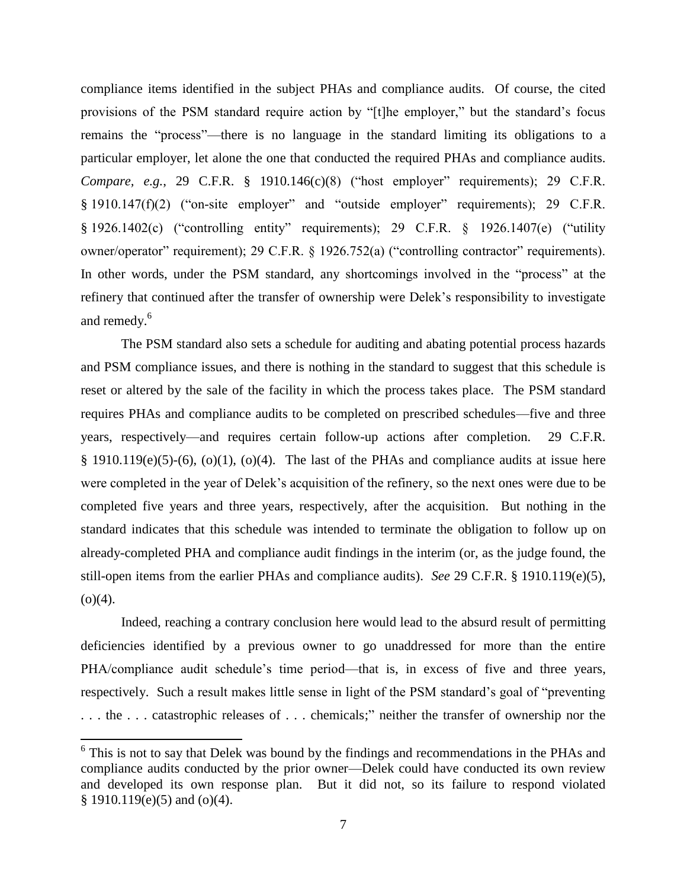compliance items identified in the subject PHAs and compliance audits. Of course, the cited provisions of the PSM standard require action by "[t]he employer," but the standard's focus remains the "process"—there is no language in the standard limiting its obligations to a particular employer, let alone the one that conducted the required PHAs and compliance audits. *Compare, e.g.*, 29 C.F.R. § 1910.146(c)(8) ("host employer" requirements); 29 C.F.R. § 1910.147(f)(2) ("on-site employer" and "outside employer" requirements); 29 C.F.R. § 1926.1402(c) ("controlling entity" requirements); 29 C.F.R. § 1926.1407(e) ("utility owner/operator" requirement); 29 C.F.R. § 1926.752(a) ("controlling contractor" requirements). In other words, under the PSM standard, any shortcomings involved in the "process" at the refinery that continued after the transfer of ownership were Delek's responsibility to investigate and remedy.[6]

The PSM standard also sets a schedule for auditing and abating potential process hazards and PSM compliance issues, and there is nothing in the standard to suggest that this schedule is reset or altered by the sale of the facility in which the process takes place. The PSM standard requires PHAs and compliance audits to be completed on prescribed schedules—five and three years, respectively—and requires certain follow-up actions after completion. 29 C.F.R. § 1910.119(e)(5)-(6), (o)(1), (o)(4). The last of the PHAs and compliance audits at issue here were completed in the year of Delek's acquisition of the refinery, so the next ones were due to be completed five years and three years, respectively, after the acquisition. But nothing in the standard indicates that this schedule was intended to terminate the obligation to follow up on already-completed PHA and compliance audit findings in the interim (or, as the judge found, the still-open items from the earlier PHAs and compliance audits). *See* 29 C.F.R. § 1910.119(e)(5), (o)(4).

Indeed, reaching a contrary conclusion here would lead to the absurd result of permitting deficiencies identified by a previous owner to go unaddressed for more than the entire PHA/compliance audit schedule's time period—that is, in excess of five and three years, respectively. Such a result makes little sense in light of the PSM standard's goal of "preventing . . . the . . . catastrophic releases of . . . chemicals;" neither the transfer of ownership nor the

[6] This is not to say that Delek was bound by the findings and recommendations in the PHAs and compliance audits conducted by the prior owner—Delek could have conducted its own review and developed its own response plan. But it did not, so its failure to respond violated § 1910.119(e)(5) and (o)(4).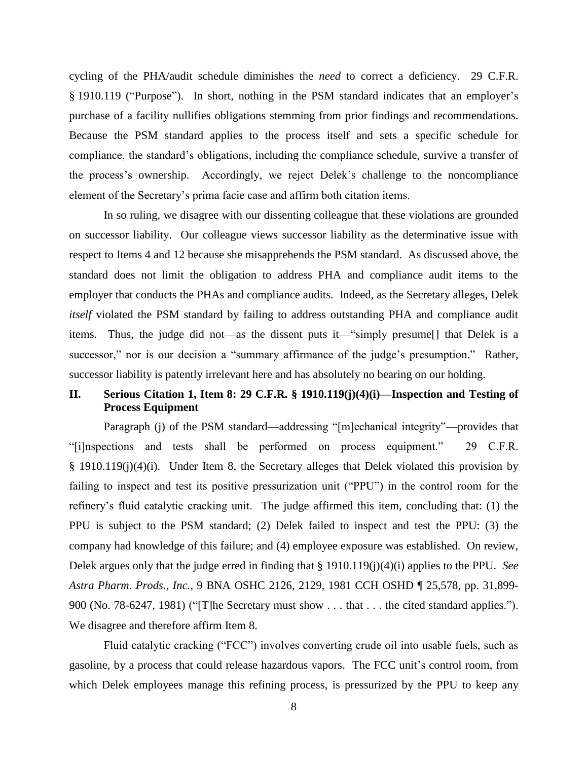cycling of the PHA/audit schedule diminishes the *need* to correct a deficiency. 29 C.F.R. § 1910.119 ("Purpose"). In short, nothing in the PSM standard indicates that an employer's purchase of a facility nullifies obligations stemming from prior findings and recommendations. Because the PSM standard applies to the process itself and sets a specific schedule for compliance, the standard's obligations, including the compliance schedule, survive a transfer of the process's ownership. Accordingly, we reject Delek's challenge to the noncompliance element of the Secretary's prima facie case and affirm both citation items.

In so ruling, we disagree with our dissenting colleague that these violations are grounded on successor liability. Our colleague views successor liability as the determinative issue with respect to Items 4 and 12 because she misapprehends the PSM standard. As discussed above, the standard does not limit the obligation to address PHA and compliance audit items to the employer that conducts the PHAs and compliance audits. Indeed, as the Secretary alleges, Delek *itself* violated the PSM standard by failing to address outstanding PHA and compliance audit items. Thus, the judge did not—as the dissent puts it—"simply presume[] that Delek is a successor," nor is our decision a "summary affirmance of the judge's presumption." Rather, successor liability is patently irrelevant here and has absolutely no bearing on our holding.

## II. Serious Citation 1, Item 8: 29 C.F.R. § 1910.119(j)(4)(i)—Inspection and Testing of Process Equipment

Paragraph (j) of the PSM standard—addressing "[m]echanical integrity"—provides that "[i]nspections and tests shall be performed on process equipment." 29 C.F.R. § 1910.119(j)(4)(i). Under Item 8, the Secretary alleges that Delek violated this provision by failing to inspect and test its positive pressurization unit ("PPU") in the control room for the refinery's fluid catalytic cracking unit. The judge affirmed this item, concluding that: (1) the PPU is subject to the PSM standard; (2) Delek failed to inspect and test the PPU: (3) the company had knowledge of this failure; and (4) employee exposure was established. On review, Delek argues only that the judge erred in finding that § 1910.119(j)(4)(i) applies to the PPU. *See Astra Pharm. Prods., Inc.*, 9 BNA OSHC 2126, 2129, 1981 CCH OSHD ¶ 25,578, pp. 31,899-900 (No. 78-6247, 1981) ("[T]he Secretary must show . . . that . . . the cited standard applies."). We disagree and therefore affirm Item 8.

Fluid catalytic cracking ("FCC") involves converting crude oil into usable fuels, such as gasoline, by a process that could release hazardous vapors. The FCC unit's control room, from which Delek employees manage this refining process, is pressurized by the PPU to keep any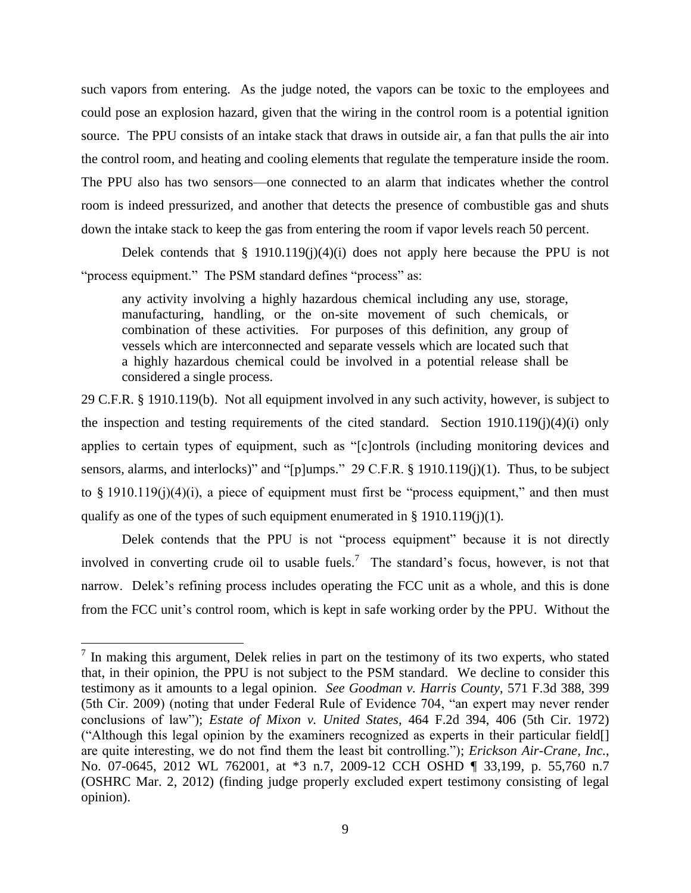such vapors from entering. As the judge noted, the vapors can be toxic to the employees and could pose an explosion hazard, given that the wiring in the control room is a potential ignition source. The PPU consists of an intake stack that draws in outside air, a fan that pulls the air into the control room, and heating and cooling elements that regulate the temperature inside the room. The PPU also has two sensors—one connected to an alarm that indicates whether the control room is indeed pressurized, and another that detects the presence of combustible gas and shuts down the intake stack to keep the gas from entering the room if vapor levels reach 50 percent.

Delek contends that § 1910.119(j)(4)(i) does not apply here because the PPU is not "process equipment." The PSM standard defines "process" as:

> any activity involving a highly hazardous chemical including any use, storage, manufacturing, handling, or the on-site movement of such chemicals, or combination of these activities. For purposes of this definition, any group of vessels which are interconnected and separate vessels which are located such that a highly hazardous chemical could be involved in a potential release shall be considered a single process.

29 C.F.R. § 1910.119(b). Not all equipment involved in any such activity, however, is subject to the inspection and testing requirements of the cited standard. Section 1910.119(j)(4)(i) only applies to certain types of equipment, such as "[c]ontrols (including monitoring devices and sensors, alarms, and interlocks)" and "[p]umps." 29 C.F.R. § 1910.119(j)(1). Thus, to be subject to § 1910.119(j)(4)(i), a piece of equipment must first be "process equipment," and then must qualify as one of the types of such equipment enumerated in § 1910.119(j)(1).

Delek contends that the PPU is not "process equipment" because it is not directly involved in converting crude oil to usable fuels.[7] The standard's focus, however, is not that narrow. Delek's refining process includes operating the FCC unit as a whole, and this is done from the FCC unit's control room, which is kept in safe working order by the PPU. Without the

---

[7] In making this argument, Delek relies in part on the testimony of its two experts, who stated that, in their opinion, the PPU is not subject to the PSM standard. We decline to consider this testimony as it amounts to a legal opinion. *See Goodman v. Harris County*, 571 F.3d 388, 399 (5th Cir. 2009) (noting that under Federal Rule of Evidence 704, "an expert may never render conclusions of law"); *Estate of Mixon v. United States*, 464 F.2d 394, 406 (5th Cir. 1972) ("Although this legal opinion by the examiners recognized as experts in their particular field[] are quite interesting, we do not find them the least bit controlling."); *Erickson Air-Crane, Inc.*, No. 07-0645, 2012 WL 762001, at *3 n.7, 2009-12 CCH OSHD ¶ 33,199, p. 55,760 n.7 (OSHRC Mar. 2, 2012) (finding judge properly excluded expert testimony consisting of legal opinion).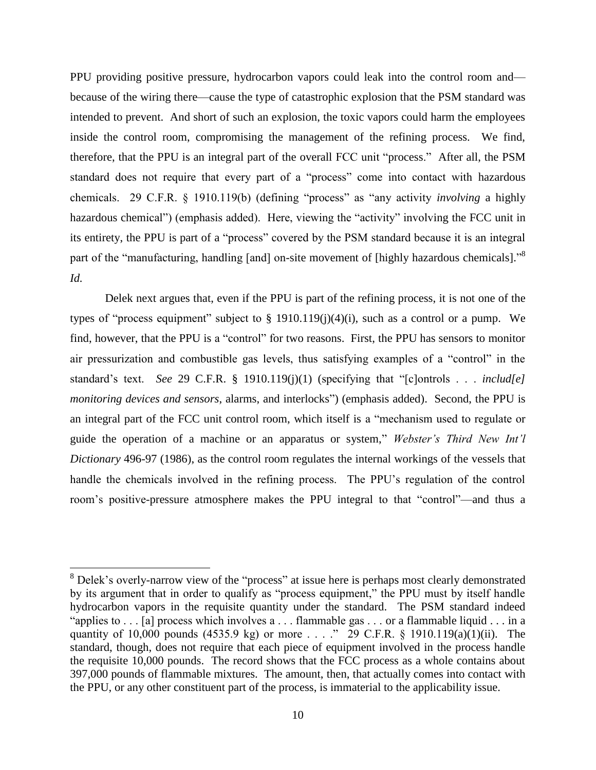PPU providing positive pressure, hydrocarbon vapors could leak into the control room and—because of the wiring there—cause the type of catastrophic explosion that the PSM standard was intended to prevent. And short of such an explosion, the toxic vapors could harm the employees inside the control room, compromising the management of the refining process. We find, therefore, that the PPU is an integral part of the overall FCC unit "process." After all, the PSM standard does not require that every part of a "process" come into contact with hazardous chemicals. 29 C.F.R. § 1910.119(b) (defining "process" as "any activity *involving* a highly hazardous chemical") (emphasis added). Here, viewing the "activity" involving the FCC unit in its entirety, the PPU is part of a "process" covered by the PSM standard because it is an integral part of the "manufacturing, handling [and] on-site movement of [highly hazardous chemicals]."[8] *Id.*

Delek next argues that, even if the PPU is part of the refining process, it is not one of the types of "process equipment" subject to § 1910.119(j)(4)(i), such as a control or a pump. We find, however, that the PPU is a "control" for two reasons. First, the PPU has sensors to monitor air pressurization and combustible gas levels, thus satisfying examples of a "control" in the standard's text. *See* 29 C.F.R. § 1910.119(j)(1) (specifying that "[c]ontrols . . . *includ[e] monitoring devices and sensors,* alarms, and interlocks") (emphasis added). Second, the PPU is an integral part of the FCC unit control room, which itself is a "mechanism used to regulate or guide the operation of a machine or an apparatus or system," *Webster's Third New Int'l Dictionary* 496-97 (1986), as the control room regulates the internal workings of the vessels that handle the chemicals involved in the refining process. The PPU's regulation of the control room's positive-pressure atmosphere makes the PPU integral to that "control"—and thus a

[8] Delek's overly-narrow view of the "process" at issue here is perhaps most clearly demonstrated by its argument that in order to qualify as "process equipment," the PPU must by itself handle hydrocarbon vapors in the requisite quantity under the standard. The PSM standard indeed "applies to . . . [a] process which involves a . . . flammable gas . . . or a flammable liquid . . . in a quantity of 10,000 pounds (4535.9 kg) or more . . . ." 29 C.F.R. § 1910.119(a)(1)(ii). The standard, though, does not require that each piece of equipment involved in the process handle the requisite 10,000 pounds. The record shows that the FCC process as a whole contains about 397,000 pounds of flammable mixtures. The amount, then, that actually comes into contact with the PPU, or any other constituent part of the process, is immaterial to the applicability issue.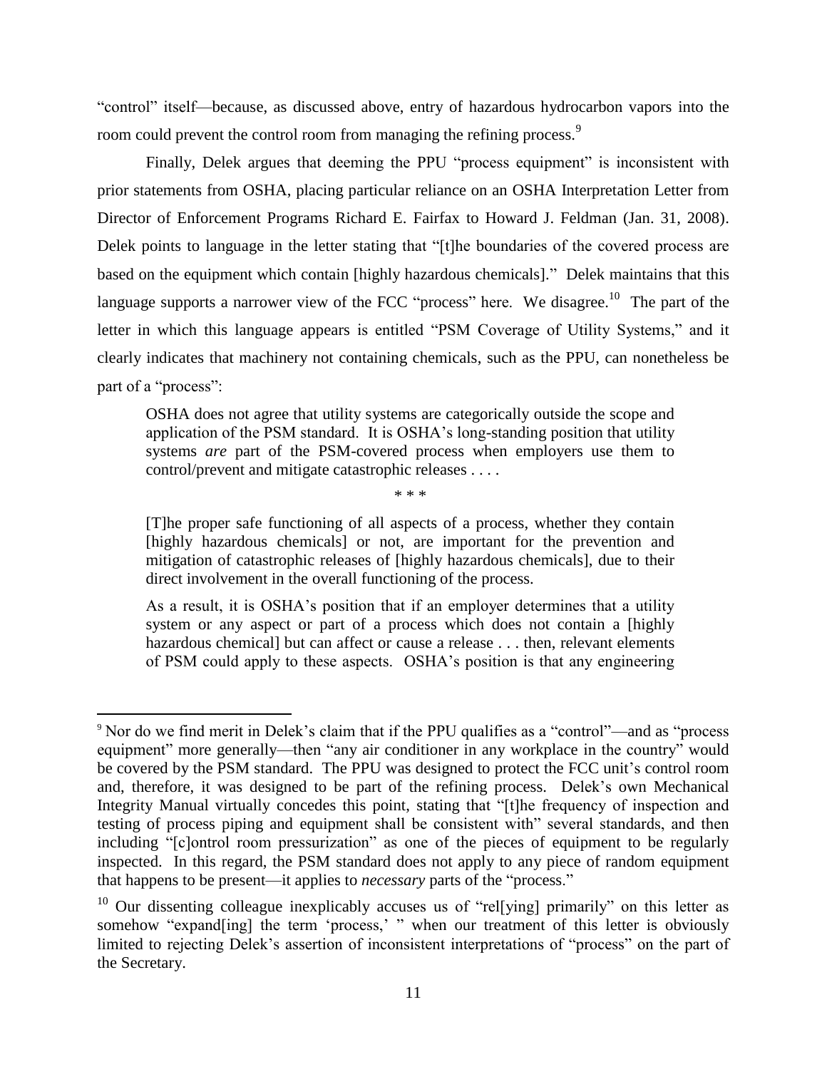"control" itself—because, as discussed above, entry of hazardous hydrocarbon vapors into the room could prevent the control room from managing the refining process.[9]

Finally, Delek argues that deeming the PPU "process equipment" is inconsistent with prior statements from OSHA, placing particular reliance on an OSHA Interpretation Letter from Director of Enforcement Programs Richard E. Fairfax to Howard J. Feldman (Jan. 31, 2008). Delek points to language in the letter stating that "[t]he boundaries of the covered process are based on the equipment which contain [highly hazardous chemicals]." Delek maintains that this language supports a narrower view of the FCC "process" here. We disagree.[10] The part of the letter in which this language appears is entitled "PSM Coverage of Utility Systems," and it clearly indicates that machinery not containing chemicals, such as the PPU, can nonetheless be part of a "process":

> OSHA does not agree that utility systems are categorically outside the scope and application of the PSM standard. It is OSHA's long-standing position that utility systems *are* part of the PSM-covered process when employers use them to control/prevent and mitigate catastrophic releases . . . .
>
> \* \* \*
>
> [T]he proper safe functioning of all aspects of a process, whether they contain [highly hazardous chemicals] or not, are important for the prevention and mitigation of catastrophic releases of [highly hazardous chemicals], due to their direct involvement in the overall functioning of the process.
>
> As a result, it is OSHA's position that if an employer determines that a utility system or any aspect or part of a process which does not contain a [highly hazardous chemical] but can affect or cause a release . . . then, relevant elements of PSM could apply to these aspects. OSHA's position is that any engineering

---

[9] Nor do we find merit in Delek's claim that if the PPU qualifies as a "control"—and as "process equipment" more generally—then "any air conditioner in any workplace in the country" would be covered by the PSM standard. The PPU was designed to protect the FCC unit's control room and, therefore, it was designed to be part of the refining process. Delek's own Mechanical Integrity Manual virtually concedes this point, stating that "[t]he frequency of inspection and testing of process piping and equipment shall be consistent with" several standards, and then including "[c]ontrol room pressurization" as one of the pieces of equipment to be regularly inspected. In this regard, the PSM standard does not apply to any piece of random equipment that happens to be present—it applies to *necessary* parts of the "process."

[10] Our dissenting colleague inexplicably accuses us of "rel[ying] primarily" on this letter as somehow "expand[ing] the term 'process,' " when our treatment of this letter is obviously limited to rejecting Delek's assertion of inconsistent interpretations of "process" on the part of the Secretary.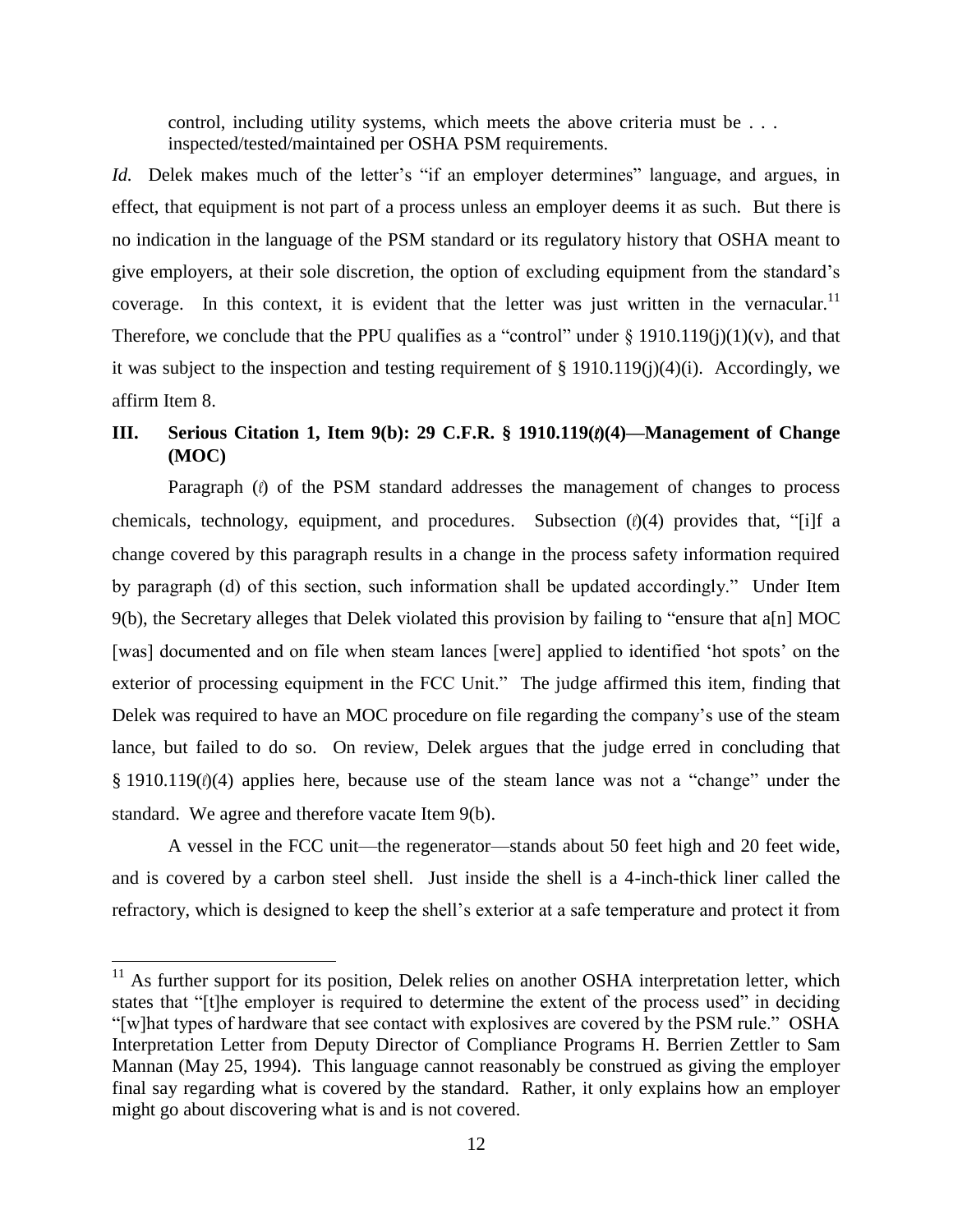control, including utility systems, which meets the above criteria must be . . . inspected/tested/maintained per OSHA PSM requirements.

*Id.* Delek makes much of the letter's "if an employer determines" language, and argues, in effect, that equipment is not part of a process unless an employer deems it as such. But there is no indication in the language of the PSM standard or its regulatory history that OSHA meant to give employers, at their sole discretion, the option of excluding equipment from the standard's coverage. In this context, it is evident that the letter was just written in the vernacular.[11] Therefore, we conclude that the PPU qualifies as a "control" under § 1910.119(j)(1)(v), and that it was subject to the inspection and testing requirement of § 1910.119(j)(4)(i). Accordingly, we affirm Item 8.

## III. Serious Citation 1, Item 9(b): 29 C.F.R. § 1910.119(ℓ)(4)—Management of Change (MOC)

Paragraph (ℓ) of the PSM standard addresses the management of changes to process chemicals, technology, equipment, and procedures. Subsection (ℓ)(4) provides that, "[i]f a change covered by this paragraph results in a change in the process safety information required by paragraph (d) of this section, such information shall be updated accordingly." Under Item 9(b), the Secretary alleges that Delek violated this provision by failing to "ensure that a[n] MOC [was] documented and on file when steam lances [were] applied to identified 'hot spots' on the exterior of processing equipment in the FCC Unit." The judge affirmed this item, finding that Delek was required to have an MOC procedure on file regarding the company's use of the steam lance, but failed to do so. On review, Delek argues that the judge erred in concluding that § 1910.119(ℓ)(4) applies here, because use of the steam lance was not a "change" under the standard. We agree and therefore vacate Item 9(b).

A vessel in the FCC unit—the regenerator—stands about 50 feet high and 20 feet wide, and is covered by a carbon steel shell. Just inside the shell is a 4-inch-thick liner called the refractory, which is designed to keep the shell's exterior at a safe temperature and protect it from

---

[11] As further support for its position, Delek relies on another OSHA interpretation letter, which states that "[t]he employer is required to determine the extent of the process used" in deciding "[w]hat types of hardware that see contact with explosives are covered by the PSM rule." OSHA Interpretation Letter from Deputy Director of Compliance Programs H. Berrien Zettler to Sam Mannan (May 25, 1994). This language cannot reasonably be construed as giving the employer final say regarding what is covered by the standard. Rather, it only explains how an employer might go about discovering what is and is not covered.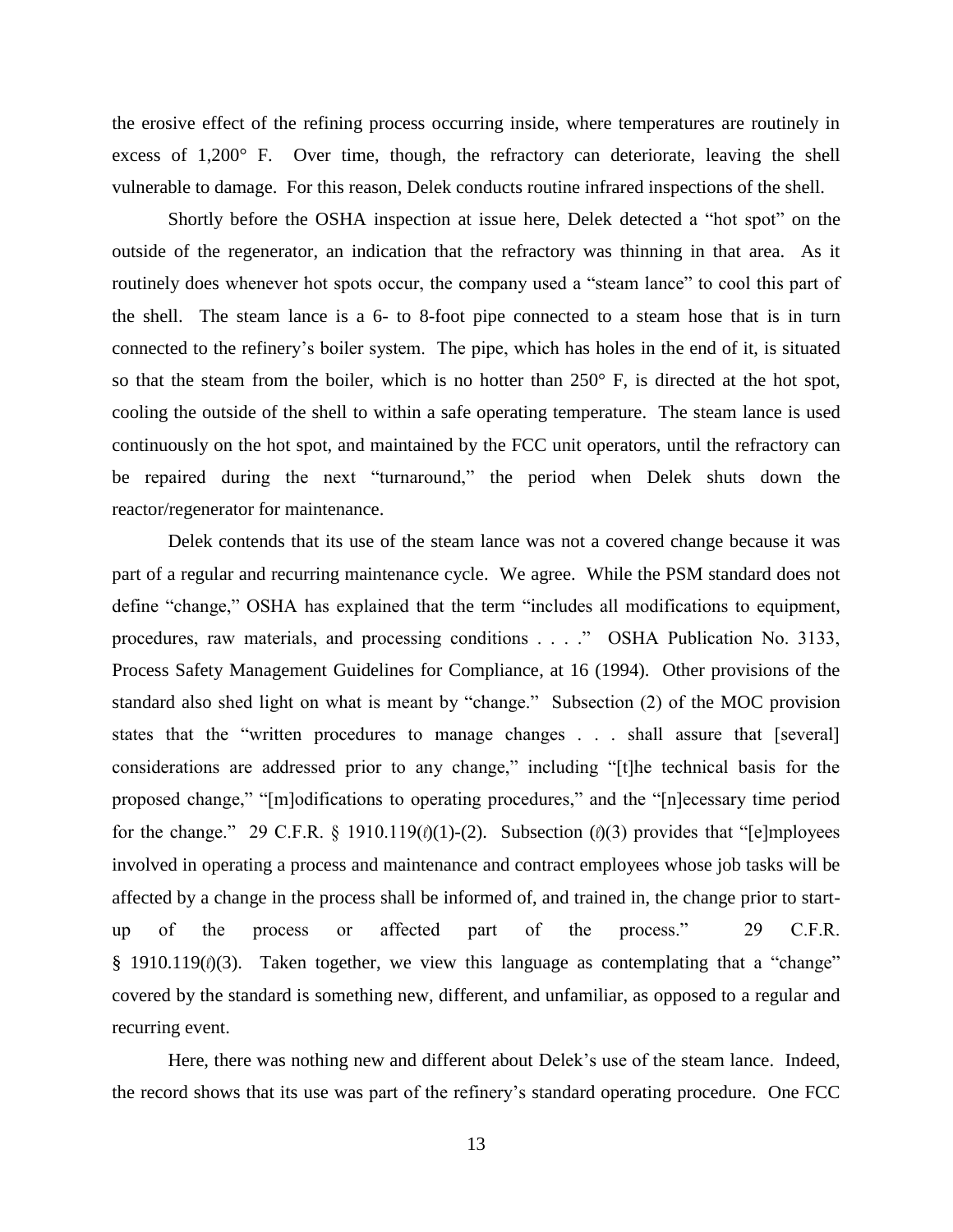the erosive effect of the refining process occurring inside, where temperatures are routinely in excess of 1,200° F. Over time, though, the refractory can deteriorate, leaving the shell vulnerable to damage. For this reason, Delek conducts routine infrared inspections of the shell.

Shortly before the OSHA inspection at issue here, Delek detected a "hot spot" on the outside of the regenerator, an indication that the refractory was thinning in that area. As it routinely does whenever hot spots occur, the company used a "steam lance" to cool this part of the shell. The steam lance is a 6- to 8-foot pipe connected to a steam hose that is in turn connected to the refinery's boiler system. The pipe, which has holes in the end of it, is situated so that the steam from the boiler, which is no hotter than 250° F, is directed at the hot spot, cooling the outside of the shell to within a safe operating temperature. The steam lance is used continuously on the hot spot, and maintained by the FCC unit operators, until the refractory can be repaired during the next "turnaround," the period when Delek shuts down the reactor/regenerator for maintenance.

Delek contends that its use of the steam lance was not a covered change because it was part of a regular and recurring maintenance cycle. We agree. While the PSM standard does not define "change," OSHA has explained that the term "includes all modifications to equipment, procedures, raw materials, and processing conditions . . . ." OSHA Publication No. 3133, Process Safety Management Guidelines for Compliance, at 16 (1994). Other provisions of the standard also shed light on what is meant by "change." Subsection (2) of the MOC provision states that the "written procedures to manage changes . . . shall assure that [several] considerations are addressed prior to any change," including "[t]he technical basis for the proposed change," "[m]odifications to operating procedures," and the "[n]ecessary time period for the change." 29 C.F.R. § 1910.119(ℓ)(1)-(2). Subsection (ℓ)(3) provides that "[e]mployees involved in operating a process and maintenance and contract employees whose job tasks will be affected by a change in the process shall be informed of, and trained in, the change prior to start-up of the process or affected part of the process." 29 C.F.R. § 1910.119(ℓ)(3). Taken together, we view this language as contemplating that a "change" covered by the standard is something new, different, and unfamiliar, as opposed to a regular and recurring event.

Here, there was nothing new and different about Delek's use of the steam lance. Indeed, the record shows that its use was part of the refinery's standard operating procedure. One FCC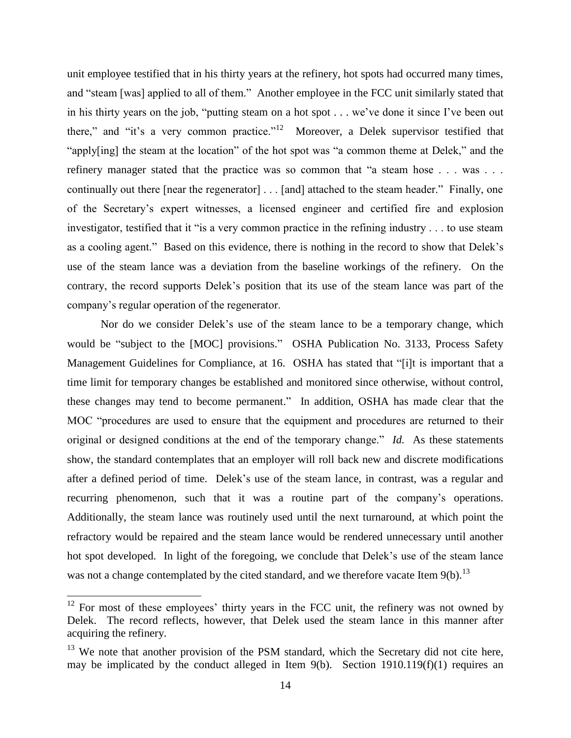unit employee testified that in his thirty years at the refinery, hot spots had occurred many times, and "steam [was] applied to all of them." Another employee in the FCC unit similarly stated that in his thirty years on the job, "putting steam on a hot spot . . . we've done it since I've been out there," and "it's a very common practice."[12] Moreover, a Delek supervisor testified that "apply[ing] the steam at the location" of the hot spot was "a common theme at Delek," and the refinery manager stated that the practice was so common that "a steam hose . . . was . . . continually out there [near the regenerator] . . . [and] attached to the steam header." Finally, one of the Secretary's expert witnesses, a licensed engineer and certified fire and explosion investigator, testified that it "is a very common practice in the refining industry . . . to use steam as a cooling agent." Based on this evidence, there is nothing in the record to show that Delek's use of the steam lance was a deviation from the baseline workings of the refinery. On the contrary, the record supports Delek's position that its use of the steam lance was part of the company's regular operation of the regenerator.

Nor do we consider Delek's use of the steam lance to be a temporary change, which would be "subject to the [MOC] provisions." OSHA Publication No. 3133, Process Safety Management Guidelines for Compliance, at 16. OSHA has stated that "[i]t is important that a time limit for temporary changes be established and monitored since otherwise, without control, these changes may tend to become permanent." In addition, OSHA has made clear that the MOC "procedures are used to ensure that the equipment and procedures are returned to their original or designed conditions at the end of the temporary change." *Id.* As these statements show, the standard contemplates that an employer will roll back new and discrete modifications after a defined period of time. Delek's use of the steam lance, in contrast, was a regular and recurring phenomenon, such that it was a routine part of the company's operations. Additionally, the steam lance was routinely used until the next turnaround, at which point the refractory would be repaired and the steam lance would be rendered unnecessary until another hot spot developed. In light of the foregoing, we conclude that Delek's use of the steam lance was not a change contemplated by the cited standard, and we therefore vacate Item 9(b).[13]

---

[12] For most of these employees' thirty years in the FCC unit, the refinery was not owned by Delek. The record reflects, however, that Delek used the steam lance in this manner after acquiring the refinery.

[13] We note that another provision of the PSM standard, which the Secretary did not cite here, may be implicated by the conduct alleged in Item 9(b). Section 1910.119(f)(1) requires an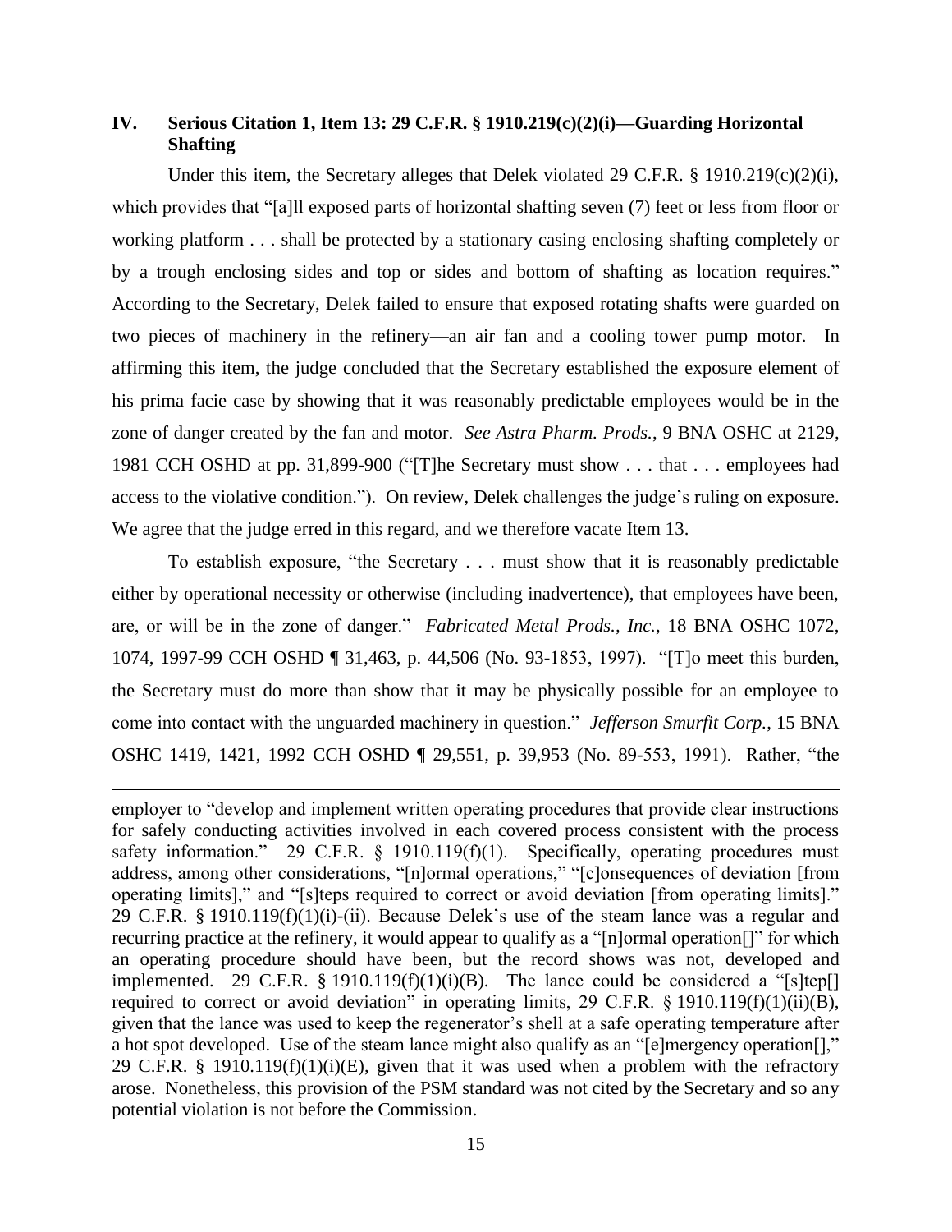## IV. Serious Citation 1, Item 13: 29 C.F.R. § 1910.219(c)(2)(i)—Guarding Horizontal Shafting

Under this item, the Secretary alleges that Delek violated 29 C.F.R. § 1910.219(c)(2)(i), which provides that "[a]ll exposed parts of horizontal shafting seven (7) feet or less from floor or working platform . . . shall be protected by a stationary casing enclosing shafting completely or by a trough enclosing sides and top or sides and bottom of shafting as location requires." According to the Secretary, Delek failed to ensure that exposed rotating shafts were guarded on two pieces of machinery in the refinery—an air fan and a cooling tower pump motor. In affirming this item, the judge concluded that the Secretary established the exposure element of his prima facie case by showing that it was reasonably predictable employees would be in the zone of danger created by the fan and motor. *See Astra Pharm. Prods.*, 9 BNA OSHC at 2129, 1981 CCH OSHD at pp. 31,899-900 ("[T]he Secretary must show . . . that . . . employees had access to the violative condition."). On review, Delek challenges the judge's ruling on exposure. We agree that the judge erred in this regard, and we therefore vacate Item 13.

To establish exposure, "the Secretary . . . must show that it is reasonably predictable either by operational necessity or otherwise (including inadvertence), that employees have been, are, or will be in the zone of danger." *Fabricated Metal Prods., Inc.*, 18 BNA OSHC 1072, 1074, 1997-99 CCH OSHD ¶ 31,463, p. 44,506 (No. 93-1853, 1997). "[T]o meet this burden, the Secretary must do more than show that it may be physically possible for an employee to come into contact with the unguarded machinery in question." *Jefferson Smurfit Corp.*, 15 BNA OSHC 1419, 1421, 1992 CCH OSHD ¶ 29,551, p. 39,953 (No. 89-553, 1991). Rather, "the

---

employer to "develop and implement written operating procedures that provide clear instructions for safely conducting activities involved in each covered process consistent with the process safety information." 29 C.F.R. § 1910.119(f)(1). Specifically, operating procedures must address, among other considerations, "[n]ormal operations," "[c]onsequences of deviation [from operating limits]," and "[s]teps required to correct or avoid deviation [from operating limits]." 29 C.F.R. § 1910.119(f)(1)(i)-(ii). Because Delek's use of the steam lance was a regular and recurring practice at the refinery, it would appear to qualify as a "[n]ormal operation[]" for which an operating procedure should have been, but the record shows was not, developed and implemented. 29 C.F.R. § 1910.119(f)(1)(i)(B). The lance could be considered a "[s]tep[] required to correct or avoid deviation" in operating limits, 29 C.F.R. § 1910.119(f)(1)(ii)(B), given that the lance was used to keep the regenerator's shell at a safe operating temperature after a hot spot developed. Use of the steam lance might also qualify as an "[e]mergency operation[]," 29 C.F.R. § 1910.119(f)(1)(i)(E), given that it was used when a problem with the refractory arose. Nonetheless, this provision of the PSM standard was not cited by the Secretary and so any potential violation is not before the Commission.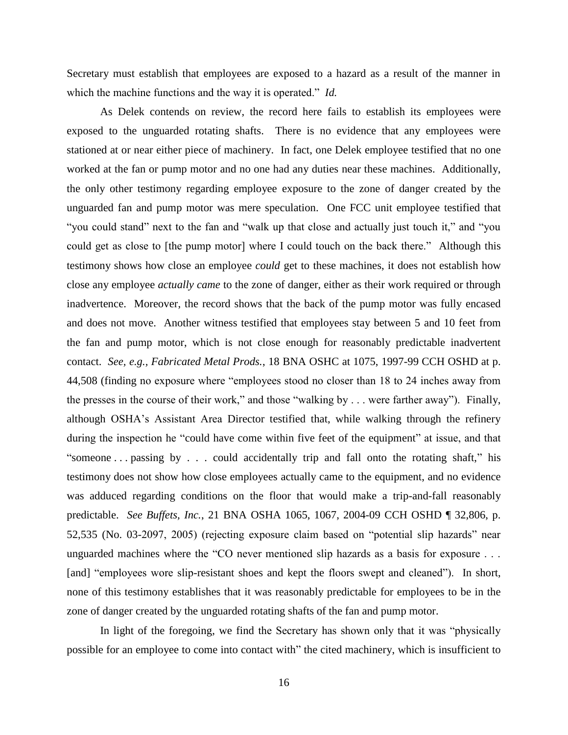Secretary must establish that employees are exposed to a hazard as a result of the manner in which the machine functions and the way it is operated." *Id.*

As Delek contends on review, the record here fails to establish its employees were exposed to the unguarded rotating shafts. There is no evidence that any employees were stationed at or near either piece of machinery. In fact, one Delek employee testified that no one worked at the fan or pump motor and no one had any duties near these machines. Additionally, the only other testimony regarding employee exposure to the zone of danger created by the unguarded fan and pump motor was mere speculation. One FCC unit employee testified that "you could stand" next to the fan and "walk up that close and actually just touch it," and "you could get as close to [the pump motor] where I could touch on the back there." Although this testimony shows how close an employee *could* get to these machines, it does not establish how close any employee *actually came* to the zone of danger, either as their work required or through inadvertence. Moreover, the record shows that the back of the pump motor was fully encased and does not move. Another witness testified that employees stay between 5 and 10 feet from the fan and pump motor, which is not close enough for reasonably predictable inadvertent contact. *See, e.g., Fabricated Metal Prods.*, 18 BNA OSHC at 1075, 1997-99 CCH OSHD at p. 44,508 (finding no exposure where "employees stood no closer than 18 to 24 inches away from the presses in the course of their work," and those "walking by . . . were farther away"). Finally, although OSHA's Assistant Area Director testified that, while walking through the refinery during the inspection he "could have come within five feet of the equipment" at issue, and that "someone . . . passing by . . . could accidentally trip and fall onto the rotating shaft," his testimony does not show how close employees actually came to the equipment, and no evidence was adduced regarding conditions on the floor that would make a trip-and-fall reasonably predictable. *See Buffets, Inc.*, 21 BNA OSHA 1065, 1067, 2004-09 CCH OSHD ¶ 32,806, p. 52,535 (No. 03-2097, 2005) (rejecting exposure claim based on "potential slip hazards" near unguarded machines where the "CO never mentioned slip hazards as a basis for exposure . . . [and] "employees wore slip-resistant shoes and kept the floors swept and cleaned"). In short, none of this testimony establishes that it was reasonably predictable for employees to be in the zone of danger created by the unguarded rotating shafts of the fan and pump motor.

In light of the foregoing, we find the Secretary has shown only that it was "physically possible for an employee to come into contact with" the cited machinery, which is insufficient to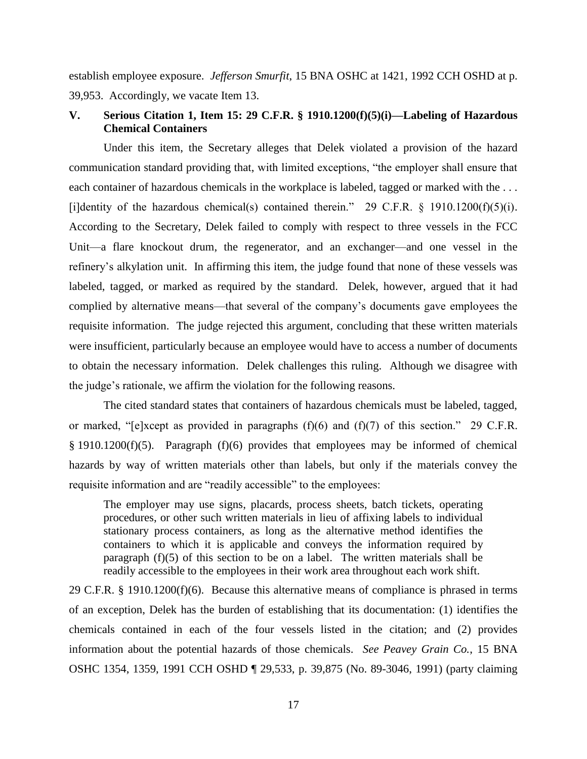establish employee exposure. *Jefferson Smurfit*, 15 BNA OSHC at 1421, 1992 CCH OSHD at p. 39,953. Accordingly, we vacate Item 13.

## V. Serious Citation 1, Item 15: 29 C.F.R. § 1910.1200(f)(5)(i)—Labeling of Hazardous Chemical Containers

Under this item, the Secretary alleges that Delek violated a provision of the hazard communication standard providing that, with limited exceptions, "the employer shall ensure that each container of hazardous chemicals in the workplace is labeled, tagged or marked with the . . . [i]dentity of the hazardous chemical(s) contained therein." 29 C.F.R. § 1910.1200(f)(5)(i). According to the Secretary, Delek failed to comply with respect to three vessels in the FCC Unit—a flare knockout drum, the regenerator, and an exchanger—and one vessel in the refinery's alkylation unit. In affirming this item, the judge found that none of these vessels was labeled, tagged, or marked as required by the standard. Delek, however, argued that it had complied by alternative means—that several of the company's documents gave employees the requisite information. The judge rejected this argument, concluding that these written materials were insufficient, particularly because an employee would have to access a number of documents to obtain the necessary information. Delek challenges this ruling. Although we disagree with the judge's rationale, we affirm the violation for the following reasons.

The cited standard states that containers of hazardous chemicals must be labeled, tagged, or marked, "[e]xcept as provided in paragraphs (f)(6) and (f)(7) of this section." 29 C.F.R. § 1910.1200(f)(5). Paragraph (f)(6) provides that employees may be informed of chemical hazards by way of written materials other than labels, but only if the materials convey the requisite information and are "readily accessible" to the employees:

> The employer may use signs, placards, process sheets, batch tickets, operating procedures, or other such written materials in lieu of affixing labels to individual stationary process containers, as long as the alternative method identifies the containers to which it is applicable and conveys the information required by paragraph (f)(5) of this section to be on a label. The written materials shall be readily accessible to the employees in their work area throughout each work shift.

29 C.F.R. § 1910.1200(f)(6). Because this alternative means of compliance is phrased in terms of an exception, Delek has the burden of establishing that its documentation: (1) identifies the chemicals contained in each of the four vessels listed in the citation; and (2) provides information about the potential hazards of those chemicals. *See Peavey Grain Co.*, 15 BNA OSHC 1354, 1359, 1991 CCH OSHD ¶ 29,533, p. 39,875 (No. 89-3046, 1991) (party claiming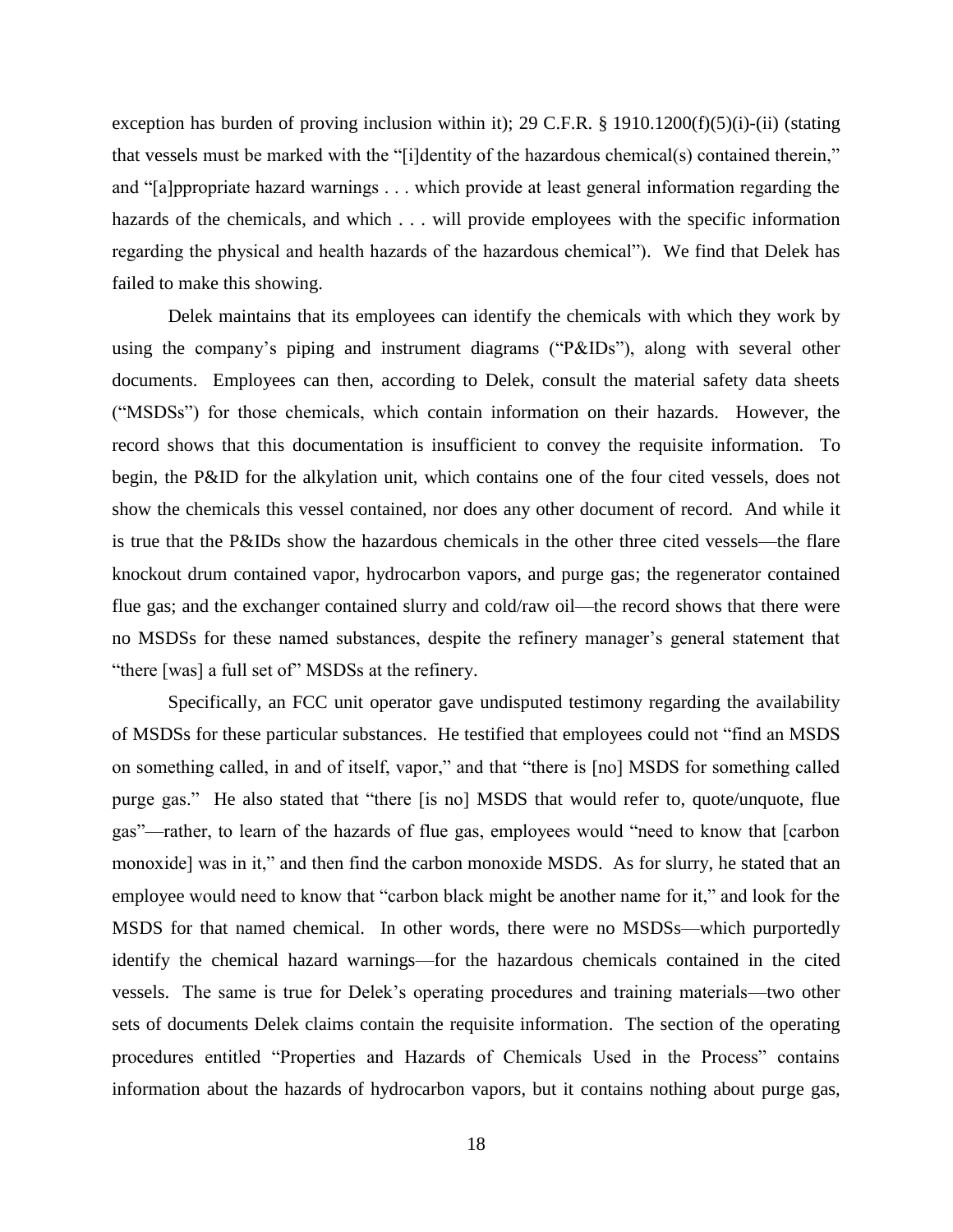exception has burden of proving inclusion within it); 29 C.F.R. § 1910.1200(f)(5)(i)-(ii) (stating that vessels must be marked with the "[i]dentity of the hazardous chemical(s) contained therein," and "[a]ppropriate hazard warnings . . . which provide at least general information regarding the hazards of the chemicals, and which . . . will provide employees with the specific information regarding the physical and health hazards of the hazardous chemical"). We find that Delek has failed to make this showing.

Delek maintains that its employees can identify the chemicals with which they work by using the company's piping and instrument diagrams ("P&IDs"), along with several other documents. Employees can then, according to Delek, consult the material safety data sheets ("MSDSs") for those chemicals, which contain information on their hazards. However, the record shows that this documentation is insufficient to convey the requisite information. To begin, the P&ID for the alkylation unit, which contains one of the four cited vessels, does not show the chemicals this vessel contained, nor does any other document of record. And while it is true that the P&IDs show the hazardous chemicals in the other three cited vessels—the flare knockout drum contained vapor, hydrocarbon vapors, and purge gas; the regenerator contained flue gas; and the exchanger contained slurry and cold/raw oil—the record shows that there were no MSDSs for these named substances, despite the refinery manager's general statement that "there [was] a full set of" MSDSs at the refinery.

Specifically, an FCC unit operator gave undisputed testimony regarding the availability of MSDSs for these particular substances. He testified that employees could not "find an MSDS on something called, in and of itself, vapor," and that "there is [no] MSDS for something called purge gas." He also stated that "there [is no] MSDS that would refer to, quote/unquote, flue gas"—rather, to learn of the hazards of flue gas, employees would "need to know that [carbon monoxide] was in it," and then find the carbon monoxide MSDS. As for slurry, he stated that an employee would need to know that "carbon black might be another name for it," and look for the MSDS for that named chemical. In other words, there were no MSDSs—which purportedly identify the chemical hazard warnings—for the hazardous chemicals contained in the cited vessels. The same is true for Delek's operating procedures and training materials—two other sets of documents Delek claims contain the requisite information. The section of the operating procedures entitled "Properties and Hazards of Chemicals Used in the Process" contains information about the hazards of hydrocarbon vapors, but it contains nothing about purge gas,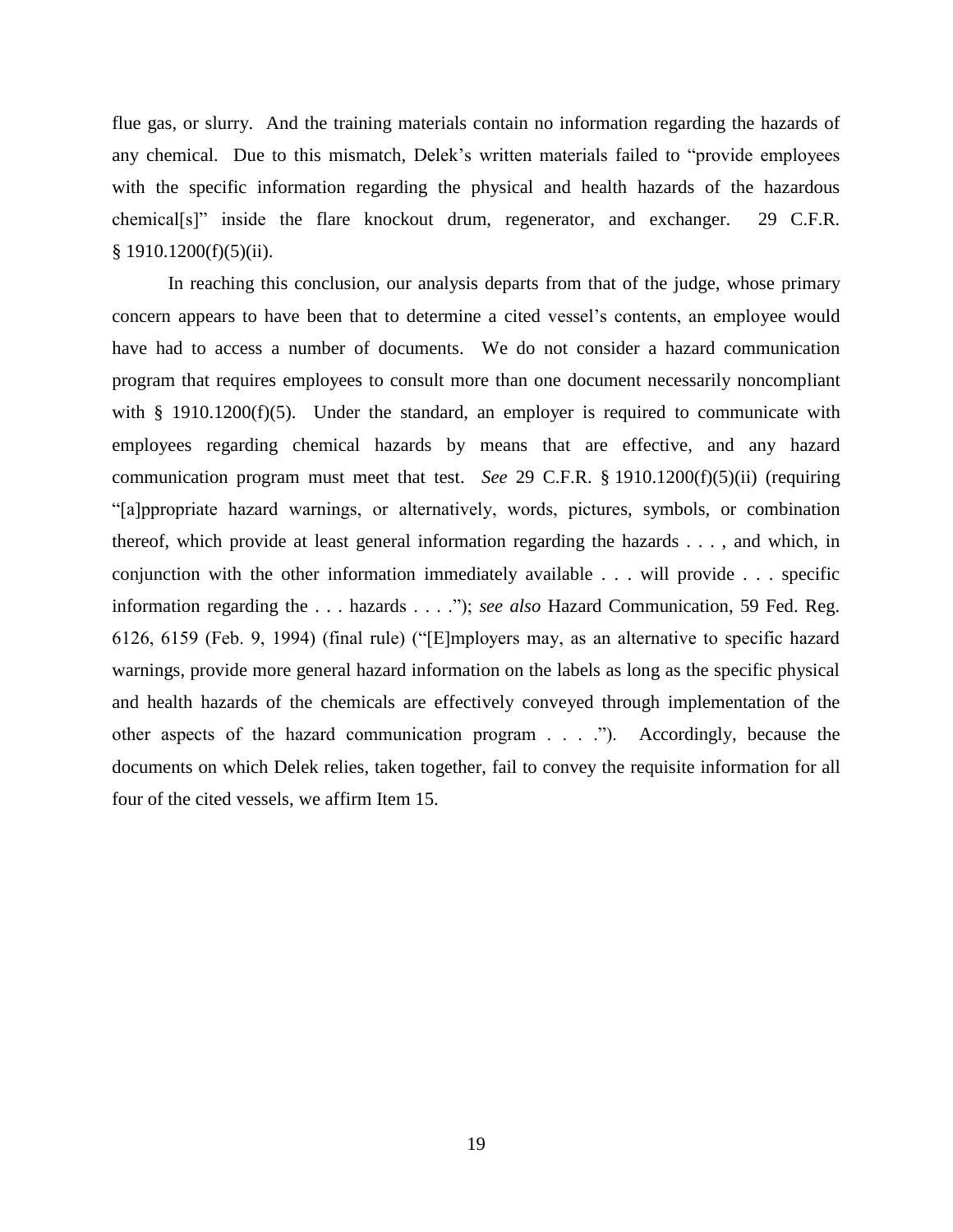flue gas, or slurry. And the training materials contain no information regarding the hazards of any chemical. Due to this mismatch, Delek's written materials failed to "provide employees with the specific information regarding the physical and health hazards of the hazardous chemical[s]" inside the flare knockout drum, regenerator, and exchanger. 29 C.F.R. § 1910.1200(f)(5)(ii).

In reaching this conclusion, our analysis departs from that of the judge, whose primary concern appears to have been that to determine a cited vessel's contents, an employee would have had to access a number of documents. We do not consider a hazard communication program that requires employees to consult more than one document necessarily noncompliant with § 1910.1200(f)(5). Under the standard, an employer is required to communicate with employees regarding chemical hazards by means that are effective, and any hazard communication program must meet that test. *See* 29 C.F.R. § 1910.1200(f)(5)(ii) (requiring "[a]ppropriate hazard warnings, or alternatively, words, pictures, symbols, or combination thereof, which provide at least general information regarding the hazards . . . , and which, in conjunction with the other information immediately available . . . will provide . . . specific information regarding the . . . hazards . . . ."); *see also* Hazard Communication, 59 Fed. Reg. 6126, 6159 (Feb. 9, 1994) (final rule) ("[E]mployers may, as an alternative to specific hazard warnings, provide more general hazard information on the labels as long as the specific physical and health hazards of the chemicals are effectively conveyed through implementation of the other aspects of the hazard communication program . . . ."). Accordingly, because the documents on which Delek relies, taken together, fail to convey the requisite information for all four of the cited vessels, we affirm Item 15.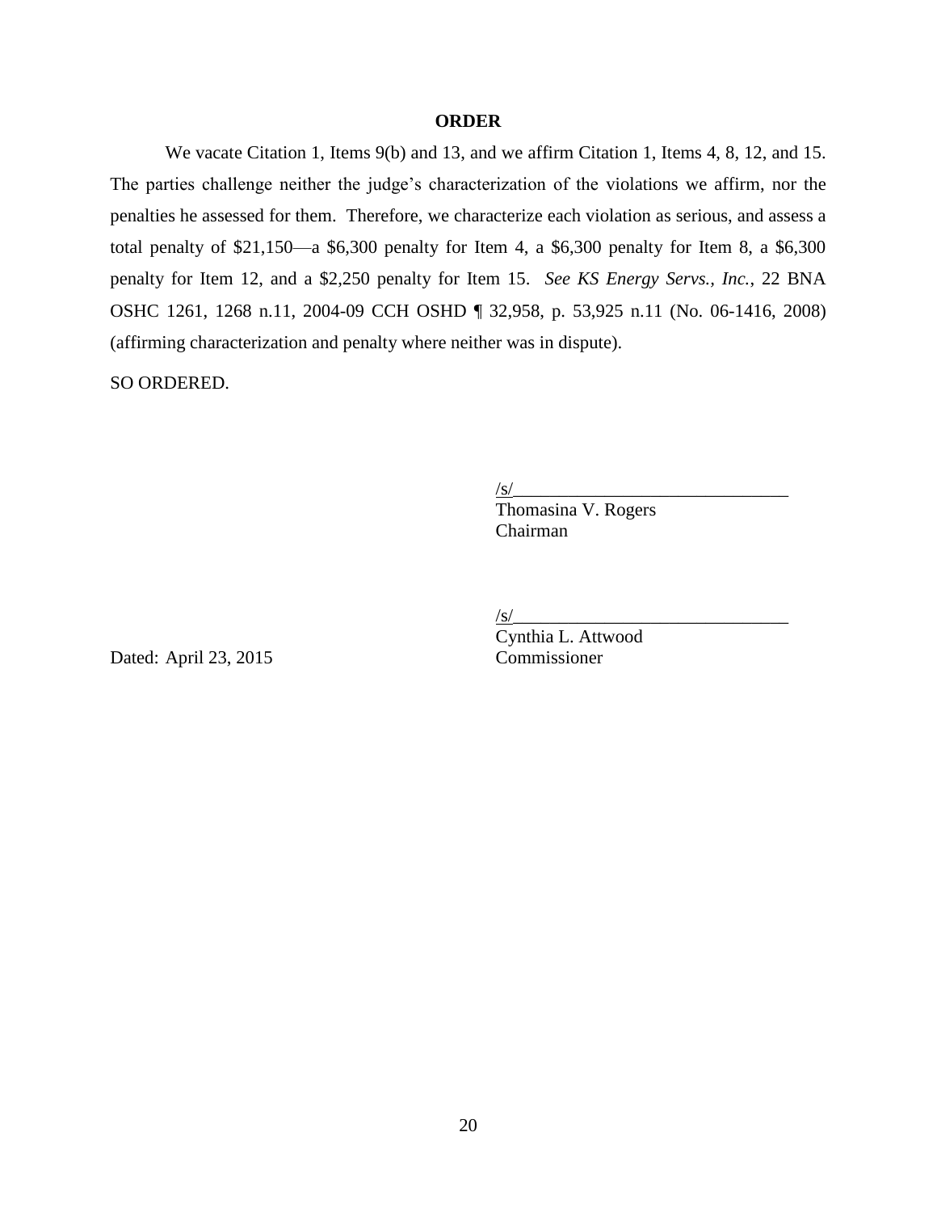**ORDER**

We vacate Citation 1, Items 9(b) and 13, and we affirm Citation 1, Items 4, 8, 12, and 15. The parties challenge neither the judge's characterization of the violations we affirm, nor the penalties he assessed for them. Therefore, we characterize each violation as serious, and assess a total penalty of $21,150—a $6,300 penalty for Item 4, a $6,300 penalty for Item 8, a $6,300 penalty for Item 12, and a $2,250 penalty for Item 15. *See KS Energy Servs., Inc.*, 22 BNA OSHC 1261, 1268 n.11, 2004-09 CCH OSHD ¶ 32,958, p. 53,925 n.11 (No. 06-1416, 2008) (affirming characterization and penalty where neither was in dispute).

SO ORDERED.

/s/______________________________
Thomasina V. Rogers
Chairman

/s/______________________________
Cynthia L. Attwood
Commissioner

Dated: April 23, 2015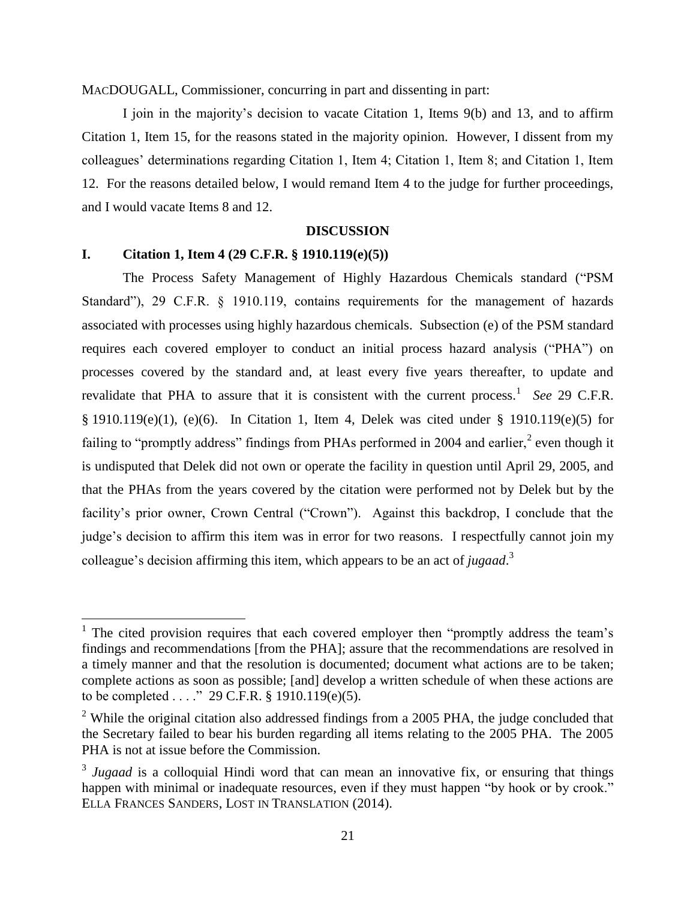MACDOUGALL, Commissioner, concurring in part and dissenting in part:

I join in the majority's decision to vacate Citation 1, Items 9(b) and 13, and to affirm Citation 1, Item 15, for the reasons stated in the majority opinion. However, I dissent from my colleagues' determinations regarding Citation 1, Item 4; Citation 1, Item 8; and Citation 1, Item 12. For the reasons detailed below, I would remand Item 4 to the judge for further proceedings, and I would vacate Items 8 and 12.

## DISCUSSION

### I. Citation 1, Item 4 (29 C.F.R. § 1910.119(e)(5))

The Process Safety Management of Highly Hazardous Chemicals standard ("PSM Standard"), 29 C.F.R. § 1910.119, contains requirements for the management of hazards associated with processes using highly hazardous chemicals. Subsection (e) of the PSM standard requires each covered employer to conduct an initial process hazard analysis ("PHA") on processes covered by the standard and, at least every five years thereafter, to update and revalidate that PHA to assure that it is consistent with the current process.[1] *See* 29 C.F.R. § 1910.119(e)(1), (e)(6). In Citation 1, Item 4, Delek was cited under § 1910.119(e)(5) for failing to "promptly address" findings from PHAs performed in 2004 and earlier,[2] even though it is undisputed that Delek did not own or operate the facility in question until April 29, 2005, and that the PHAs from the years covered by the citation were performed not by Delek but by the facility's prior owner, Crown Central ("Crown"). Against this backdrop, I conclude that the judge's decision to affirm this item was in error for two reasons. I respectfully cannot join my colleague's decision affirming this item, which appears to be an act of *jugaad*.[3]

[1] The cited provision requires that each covered employer then "promptly address the team's findings and recommendations [from the PHA]; assure that the recommendations are resolved in a timely manner and that the resolution is documented; document what actions are to be taken; complete actions as soon as possible; [and] develop a written schedule of when these actions are to be completed . . . ." 29 C.F.R. § 1910.119(e)(5).

[2] While the original citation also addressed findings from a 2005 PHA, the judge concluded that the Secretary failed to bear his burden regarding all items relating to the 2005 PHA. The 2005 PHA is not at issue before the Commission.

[3] *Jugaad* is a colloquial Hindi word that can mean an innovative fix, or ensuring that things happen with minimal or inadequate resources, even if they must happen "by hook or by crook." ELLA FRANCES SANDERS, LOST IN TRANSLATION (2014).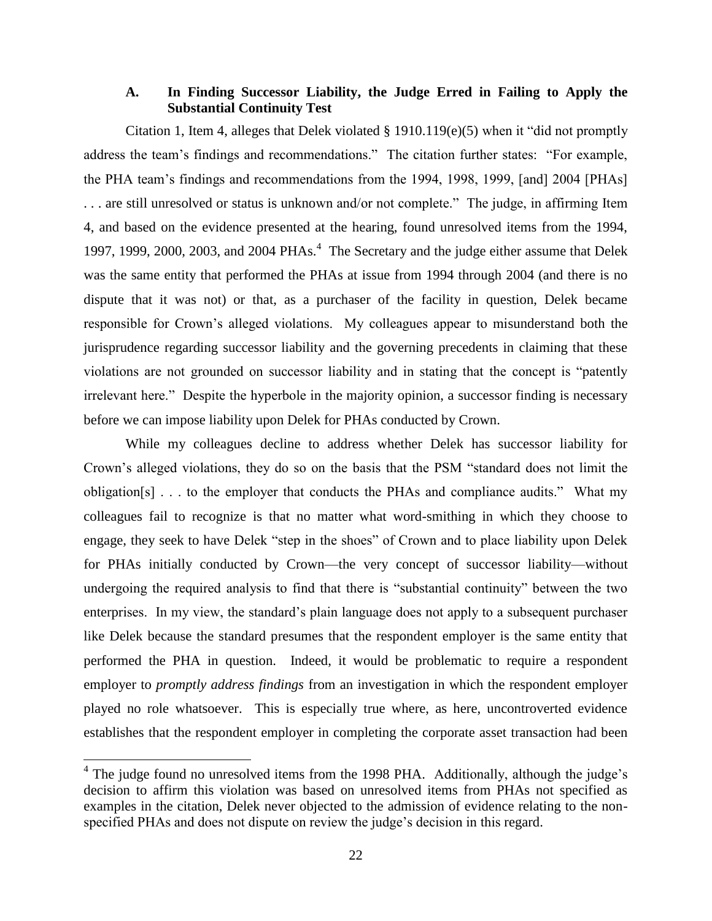### A. In Finding Successor Liability, the Judge Erred in Failing to Apply the Substantial Continuity Test

Citation 1, Item 4, alleges that Delek violated § 1910.119(e)(5) when it "did not promptly address the team's findings and recommendations." The citation further states: "For example, the PHA team's findings and recommendations from the 1994, 1998, 1999, [and] 2004 [PHAs] . . . are still unresolved or status is unknown and/or not complete." The judge, in affirming Item 4, and based on the evidence presented at the hearing, found unresolved items from the 1994, 1997, 1999, 2000, 2003, and 2004 PHAs.[4] The Secretary and the judge either assume that Delek was the same entity that performed the PHAs at issue from 1994 through 2004 (and there is no dispute that it was not) or that, as a purchaser of the facility in question, Delek became responsible for Crown's alleged violations. My colleagues appear to misunderstand both the jurisprudence regarding successor liability and the governing precedents in claiming that these violations are not grounded on successor liability and in stating that the concept is "patently irrelevant here." Despite the hyperbole in the majority opinion, a successor finding is necessary before we can impose liability upon Delek for PHAs conducted by Crown.

While my colleagues decline to address whether Delek has successor liability for Crown's alleged violations, they do so on the basis that the PSM "standard does not limit the obligation[s] . . . to the employer that conducts the PHAs and compliance audits." What my colleagues fail to recognize is that no matter what word-smithing in which they choose to engage, they seek to have Delek "step in the shoes" of Crown and to place liability upon Delek for PHAs initially conducted by Crown—the very concept of successor liability—without undergoing the required analysis to find that there is "substantial continuity" between the two enterprises. In my view, the standard's plain language does not apply to a subsequent purchaser like Delek because the standard presumes that the respondent employer is the same entity that performed the PHA in question. Indeed, it would be problematic to require a respondent employer to *promptly address findings* from an investigation in which the respondent employer played no role whatsoever. This is especially true where, as here, uncontroverted evidence establishes that the respondent employer in completing the corporate asset transaction had been

---

[4] The judge found no unresolved items from the 1998 PHA. Additionally, although the judge's decision to affirm this violation was based on unresolved items from PHAs not specified as examples in the citation, Delek never objected to the admission of evidence relating to the non-specified PHAs and does not dispute on review the judge's decision in this regard.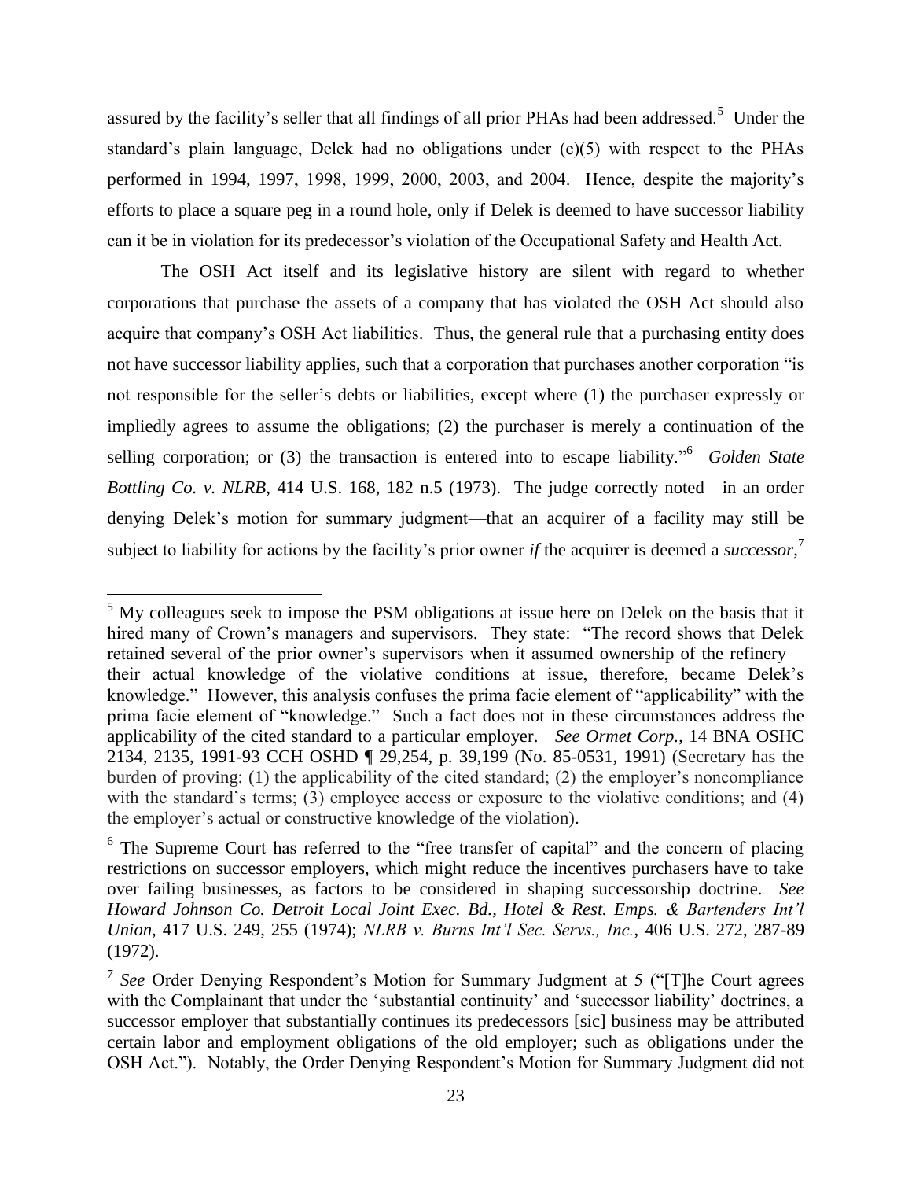assured by the facility's seller that all findings of all prior PHAs had been addressed.[5] Under the standard's plain language, Delek had no obligations under (e)(5) with respect to the PHAs performed in 1994, 1997, 1998, 1999, 2000, 2003, and 2004. Hence, despite the majority's efforts to place a square peg in a round hole, only if Delek is deemed to have successor liability can it be in violation for its predecessor's violation of the Occupational Safety and Health Act.

The OSH Act itself and its legislative history are silent with regard to whether corporations that purchase the assets of a company that has violated the OSH Act should also acquire that company's OSH Act liabilities. Thus, the general rule that a purchasing entity does not have successor liability applies, such that a corporation that purchases another corporation "is not responsible for the seller's debts or liabilities, except where (1) the purchaser expressly or impliedly agrees to assume the obligations; (2) the purchaser is merely a continuation of the selling corporation; or (3) the transaction is entered into to escape liability."[6] *Golden State Bottling Co. v. NLRB*, 414 U.S. 168, 182 n.5 (1973). The judge correctly noted—in an order denying Delek's motion for summary judgment—that an acquirer of a facility may still be subject to liability for actions by the facility's prior owner *if* the acquirer is deemed a *successor*,[7]

---

[5] My colleagues seek to impose the PSM obligations at issue here on Delek on the basis that it hired many of Crown's managers and supervisors. They state: "The record shows that Delek retained several of the prior owner's supervisors when it assumed ownership of the refinery—their actual knowledge of the violative conditions at issue, therefore, became Delek's knowledge." However, this analysis confuses the prima facie element of "applicability" with the prima facie element of "knowledge." Such a fact does not in these circumstances address the applicability of the cited standard to a particular employer. *See Ormet Corp.*, 14 BNA OSHC 2134, 2135, 1991-93 CCH OSHD ¶ 29,254, p. 39,199 (No. 85-0531, 1991) (Secretary has the burden of proving: (1) the applicability of the cited standard; (2) the employer's noncompliance with the standard's terms; (3) employee access or exposure to the violative conditions; and (4) the employer's actual or constructive knowledge of the violation).

[6] The Supreme Court has referred to the "free transfer of capital" and the concern of placing restrictions on successor employers, which might reduce the incentives purchasers have to take over failing businesses, as factors to be considered in shaping successorship doctrine. *See Howard Johnson Co. Detroit Local Joint Exec. Bd., Hotel & Rest. Emps. & Bartenders Int'l Union*, 417 U.S. 249, 255 (1974); *NLRB v. Burns Int'l Sec. Servs., Inc.*, 406 U.S. 272, 287-89 (1972).

[7] *See* Order Denying Respondent's Motion for Summary Judgment at 5 ("[T]he Court agrees with the Complainant that under the 'substantial continuity' and 'successor liability' doctrines, a successor employer that substantially continues its predecessors [sic] business may be attributed certain labor and employment obligations of the old employer; such as obligations under the OSH Act."). Notably, the Order Denying Respondent's Motion for Summary Judgment did not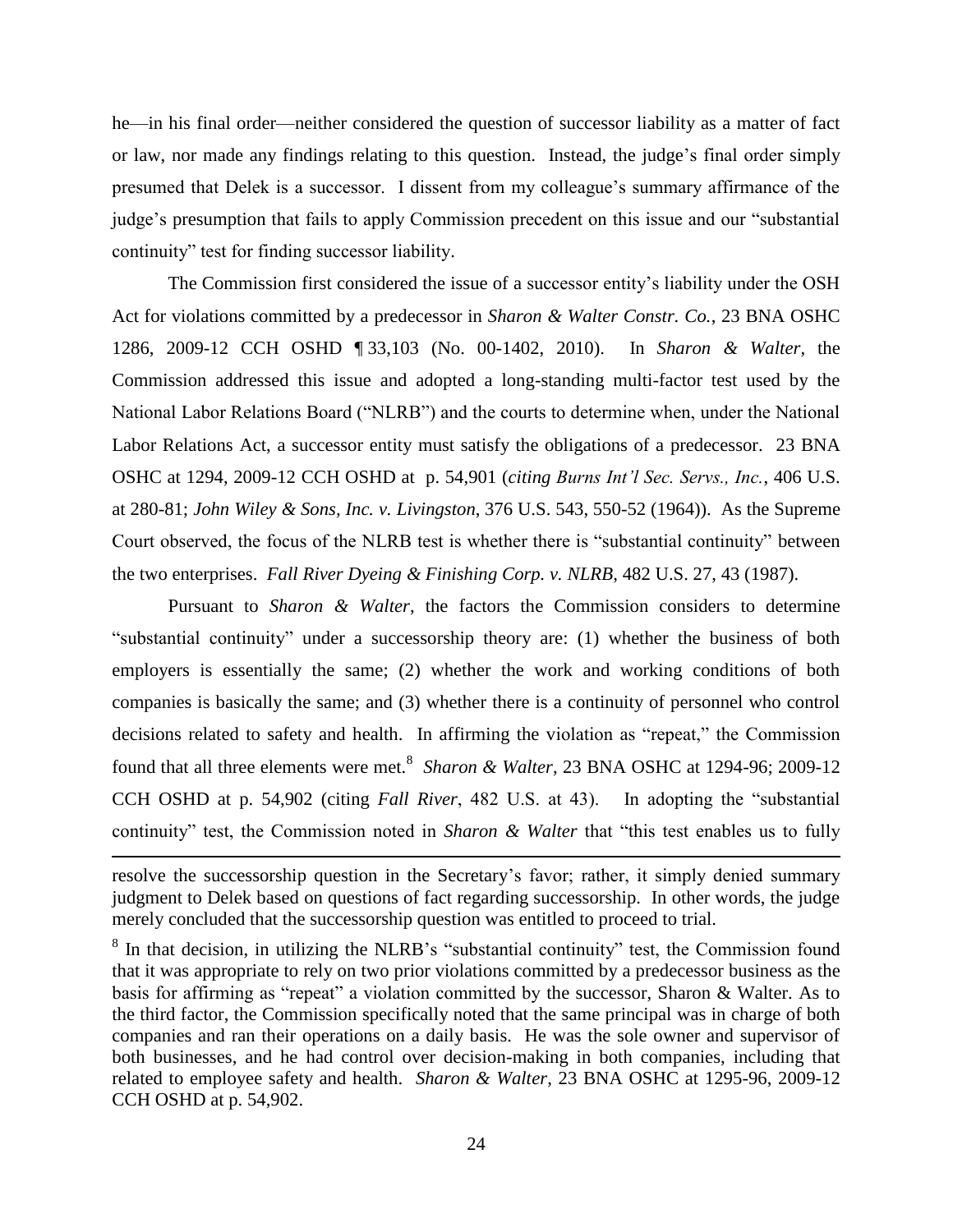he—in his final order—neither considered the question of successor liability as a matter of fact or law, nor made any findings relating to this question. Instead, the judge's final order simply presumed that Delek is a successor. I dissent from my colleague's summary affirmance of the judge's presumption that fails to apply Commission precedent on this issue and our "substantial continuity" test for finding successor liability.

The Commission first considered the issue of a successor entity's liability under the OSH Act for violations committed by a predecessor in *Sharon & Walter Constr. Co.*, 23 BNA OSHC 1286, 2009-12 CCH OSHD ¶ 33,103 (No. 00-1402, 2010). In *Sharon & Walter*, the Commission addressed this issue and adopted a long-standing multi-factor test used by the National Labor Relations Board ("NLRB") and the courts to determine when, under the National Labor Relations Act, a successor entity must satisfy the obligations of a predecessor. 23 BNA OSHC at 1294, 2009-12 CCH OSHD at p. 54,901 (*citing Burns Int'l Sec. Servs., Inc.*, 406 U.S. at 280-81; *John Wiley & Sons, Inc. v. Livingston*, 376 U.S. 543, 550-52 (1964)). As the Supreme Court observed, the focus of the NLRB test is whether there is "substantial continuity" between the two enterprises. *Fall River Dyeing & Finishing Corp. v. NLRB*, 482 U.S. 27, 43 (1987).

Pursuant to *Sharon & Walter*, the factors the Commission considers to determine "substantial continuity" under a successorship theory are: (1) whether the business of both employers is essentially the same; (2) whether the work and working conditions of both companies is basically the same; and (3) whether there is a continuity of personnel who control decisions related to safety and health. In affirming the violation as "repeat," the Commission found that all three elements were met.[8] *Sharon & Walter*, 23 BNA OSHC at 1294-96; 2009-12 CCH OSHD at p. 54,902 (citing *Fall River*, 482 U.S. at 43). In adopting the "substantial continuity" test, the Commission noted in *Sharon & Walter* that "this test enables us to fully

---

resolve the successorship question in the Secretary's favor; rather, it simply denied summary judgment to Delek based on questions of fact regarding successorship. In other words, the judge merely concluded that the successorship question was entitled to proceed to trial.

[8] In that decision, in utilizing the NLRB's "substantial continuity" test, the Commission found that it was appropriate to rely on two prior violations committed by a predecessor business as the basis for affirming as "repeat" a violation committed by the successor, Sharon & Walter. As to the third factor, the Commission specifically noted that the same principal was in charge of both companies and ran their operations on a daily basis. He was the sole owner and supervisor of both businesses, and he had control over decision-making in both companies, including that related to employee safety and health. *Sharon & Walter*, 23 BNA OSHC at 1295-96, 2009-12 CCH OSHD at p. 54,902.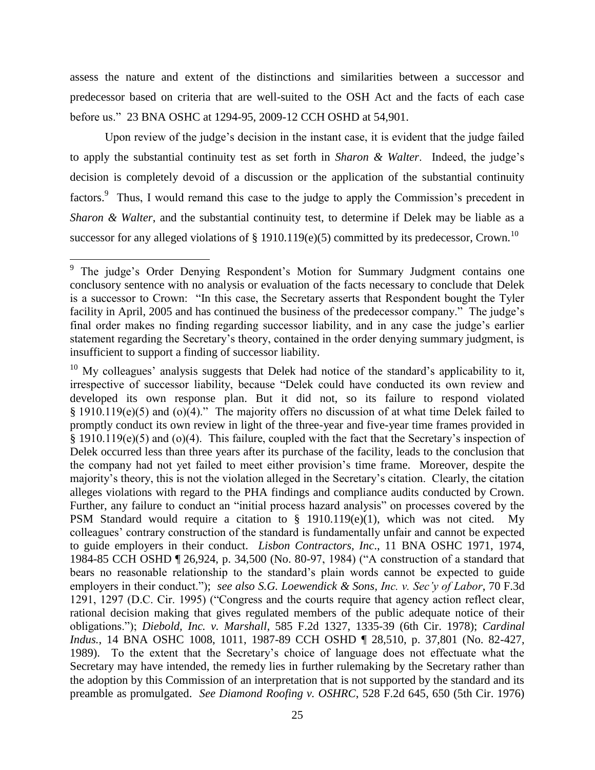assess the nature and extent of the distinctions and similarities between a successor and predecessor based on criteria that are well-suited to the OSH Act and the facts of each case before us." 23 BNA OSHC at 1294-95, 2009-12 CCH OSHD at 54,901.

Upon review of the judge's decision in the instant case, it is evident that the judge failed to apply the substantial continuity test as set forth in *Sharon & Walter*. Indeed, the judge's decision is completely devoid of a discussion or the application of the substantial continuity factors.[9] Thus, I would remand this case to the judge to apply the Commission's precedent in *Sharon & Walter*, and the substantial continuity test, to determine if Delek may be liable as a successor for any alleged violations of § 1910.119(e)(5) committed by its predecessor, Crown.[10]

---

[9] The judge's Order Denying Respondent's Motion for Summary Judgment contains one conclusory sentence with no analysis or evaluation of the facts necessary to conclude that Delek is a successor to Crown: "In this case, the Secretary asserts that Respondent bought the Tyler facility in April, 2005 and has continued the business of the predecessor company." The judge's final order makes no finding regarding successor liability, and in any case the judge's earlier statement regarding the Secretary's theory, contained in the order denying summary judgment, is insufficient to support a finding of successor liability.

[10] My colleagues' analysis suggests that Delek had notice of the standard's applicability to it, irrespective of successor liability, because "Delek could have conducted its own review and developed its own response plan. But it did not, so its failure to respond violated § 1910.119(e)(5) and (o)(4)." The majority offers no discussion of at what time Delek failed to promptly conduct its own review in light of the three-year and five-year time frames provided in § 1910.119(e)(5) and (o)(4). This failure, coupled with the fact that the Secretary's inspection of Delek occurred less than three years after its purchase of the facility, leads to the conclusion that the company had not yet failed to meet either provision's time frame. Moreover, despite the majority's theory, this is not the violation alleged in the Secretary's citation. Clearly, the citation alleges violations with regard to the PHA findings and compliance audits conducted by Crown. Further, any failure to conduct an "initial process hazard analysis" on processes covered by the PSM Standard would require a citation to § 1910.119(e)(1), which was not cited. My colleagues' contrary construction of the standard is fundamentally unfair and cannot be expected to guide employers in their conduct. *Lisbon Contractors, Inc*., 11 BNA OSHC 1971, 1974, 1984-85 CCH OSHD ¶ 26,924, p. 34,500 (No. 80-97, 1984) ("A construction of a standard that bears no reasonable relationship to the standard's plain words cannot be expected to guide employers in their conduct."); *see also S.G. Loewendick & Sons, Inc. v. Sec'y of Labor*, 70 F.3d 1291, 1297 (D.C. Cir. 1995) ("Congress and the courts require that agency action reflect clear, rational decision making that gives regulated members of the public adequate notice of their obligations."); *Diebold, Inc. v. Marshall*, 585 F.2d 1327, 1335-39 (6th Cir. 1978); *Cardinal Indus.*, 14 BNA OSHC 1008, 1011, 1987-89 CCH OSHD ¶ 28,510, p. 37,801 (No. 82-427, 1989). To the extent that the Secretary's choice of language does not effectuate what the Secretary may have intended, the remedy lies in further rulemaking by the Secretary rather than the adoption by this Commission of an interpretation that is not supported by the standard and its preamble as promulgated. *See Diamond Roofing v. OSHRC*, 528 F.2d 645, 650 (5th Cir. 1976)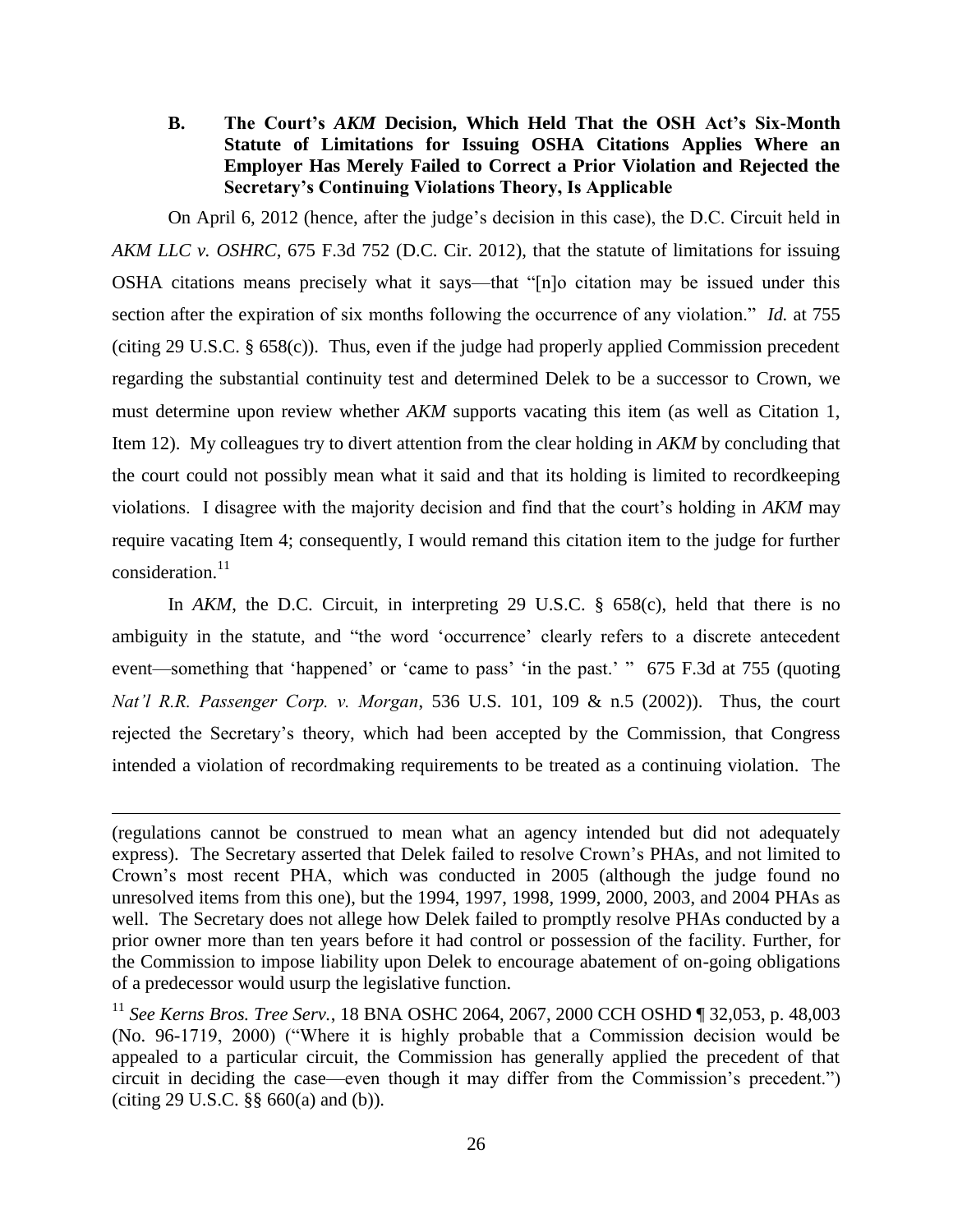### B. The Court's *AKM* Decision, Which Held That the OSH Act's Six-Month Statute of Limitations for Issuing OSHA Citations Applies Where an Employer Has Merely Failed to Correct a Prior Violation and Rejected the Secretary's Continuing Violations Theory, Is Applicable

On April 6, 2012 (hence, after the judge's decision in this case), the D.C. Circuit held in *AKM LLC v. OSHRC*, 675 F.3d 752 (D.C. Cir. 2012), that the statute of limitations for issuing OSHA citations means precisely what it says—that "[n]o citation may be issued under this section after the expiration of six months following the occurrence of any violation." *Id.* at 755 (citing 29 U.S.C. § 658(c)). Thus, even if the judge had properly applied Commission precedent regarding the substantial continuity test and determined Delek to be a successor to Crown, we must determine upon review whether *AKM* supports vacating this item (as well as Citation 1, Item 12). My colleagues try to divert attention from the clear holding in *AKM* by concluding that the court could not possibly mean what it said and that its holding is limited to recordkeeping violations. I disagree with the majority decision and find that the court's holding in *AKM* may require vacating Item 4; consequently, I would remand this citation item to the judge for further consideration.[11]

In *AKM*, the D.C. Circuit, in interpreting 29 U.S.C. § 658(c), held that there is no ambiguity in the statute, and "the word 'occurrence' clearly refers to a discrete antecedent event—something that 'happened' or 'came to pass' 'in the past.' " 675 F.3d at 755 (quoting *Nat'l R.R. Passenger Corp. v. Morgan*, 536 U.S. 101, 109 & n.5 (2002)). Thus, the court rejected the Secretary's theory, which had been accepted by the Commission, that Congress intended a violation of recordmaking requirements to be treated as a continuing violation. The

---

(regulations cannot be construed to mean what an agency intended but did not adequately express). The Secretary asserted that Delek failed to resolve Crown's PHAs, and not limited to Crown's most recent PHA, which was conducted in 2005 (although the judge found no unresolved items from this one), but the 1994, 1997, 1998, 1999, 2000, 2003, and 2004 PHAs as well. The Secretary does not allege how Delek failed to promptly resolve PHAs conducted by a prior owner more than ten years before it had control or possession of the facility. Further, for the Commission to impose liability upon Delek to encourage abatement of on-going obligations of a predecessor would usurp the legislative function.

[11] *See Kerns Bros. Tree Serv.*, 18 BNA OSHC 2064, 2067, 2000 CCH OSHD ¶ 32,053, p. 48,003 (No. 96-1719, 2000) ("Where it is highly probable that a Commission decision would be appealed to a particular circuit, the Commission has generally applied the precedent of that circuit in deciding the case—even though it may differ from the Commission's precedent.") (citing 29 U.S.C. §§ 660(a) and (b)).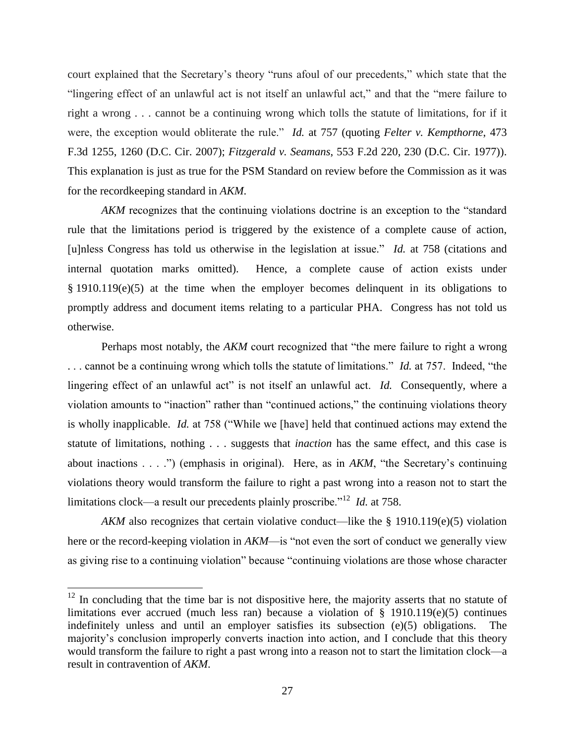court explained that the Secretary's theory "runs afoul of our precedents," which state that the "lingering effect of an unlawful act is not itself an unlawful act," and that the "mere failure to right a wrong . . . cannot be a continuing wrong which tolls the statute of limitations, for if it were, the exception would obliterate the rule." *Id.* at 757 (quoting *Felter v. Kempthorne*, 473 F.3d 1255, 1260 (D.C. Cir. 2007); *Fitzgerald v. Seamans*, 553 F.2d 220, 230 (D.C. Cir. 1977)). This explanation is just as true for the PSM Standard on review before the Commission as it was for the recordkeeping standard in *AKM*.

*AKM* recognizes that the continuing violations doctrine is an exception to the "standard rule that the limitations period is triggered by the existence of a complete cause of action, [u]nless Congress has told us otherwise in the legislation at issue." *Id.* at 758 (citations and internal quotation marks omitted). Hence, a complete cause of action exists under § 1910.119(e)(5) at the time when the employer becomes delinquent in its obligations to promptly address and document items relating to a particular PHA. Congress has not told us otherwise.

Perhaps most notably, the *AKM* court recognized that "the mere failure to right a wrong . . . cannot be a continuing wrong which tolls the statute of limitations." *Id.* at 757. Indeed, "the lingering effect of an unlawful act" is not itself an unlawful act. *Id.* Consequently, where a violation amounts to "inaction" rather than "continued actions," the continuing violations theory is wholly inapplicable. *Id.* at 758 ("While we [have] held that continued actions may extend the statute of limitations, nothing . . . suggests that *inaction* has the same effect, and this case is about inactions . . . .") (emphasis in original). Here, as in *AKM*, "the Secretary's continuing violations theory would transform the failure to right a past wrong into a reason not to start the limitations clock—a result our precedents plainly proscribe."[12] *Id.* at 758.

*AKM* also recognizes that certain violative conduct—like the § 1910.119(e)(5) violation here or the record-keeping violation in *AKM*—is "not even the sort of conduct we generally view as giving rise to a continuing violation" because "continuing violations are those whose character

---

[12] In concluding that the time bar is not dispositive here, the majority asserts that no statute of limitations ever accrued (much less ran) because a violation of § 1910.119(e)(5) continues indefinitely unless and until an employer satisfies its subsection (e)(5) obligations. The majority's conclusion improperly converts inaction into action, and I conclude that this theory would transform the failure to right a past wrong into a reason not to start the limitation clock—a result in contravention of *AKM*.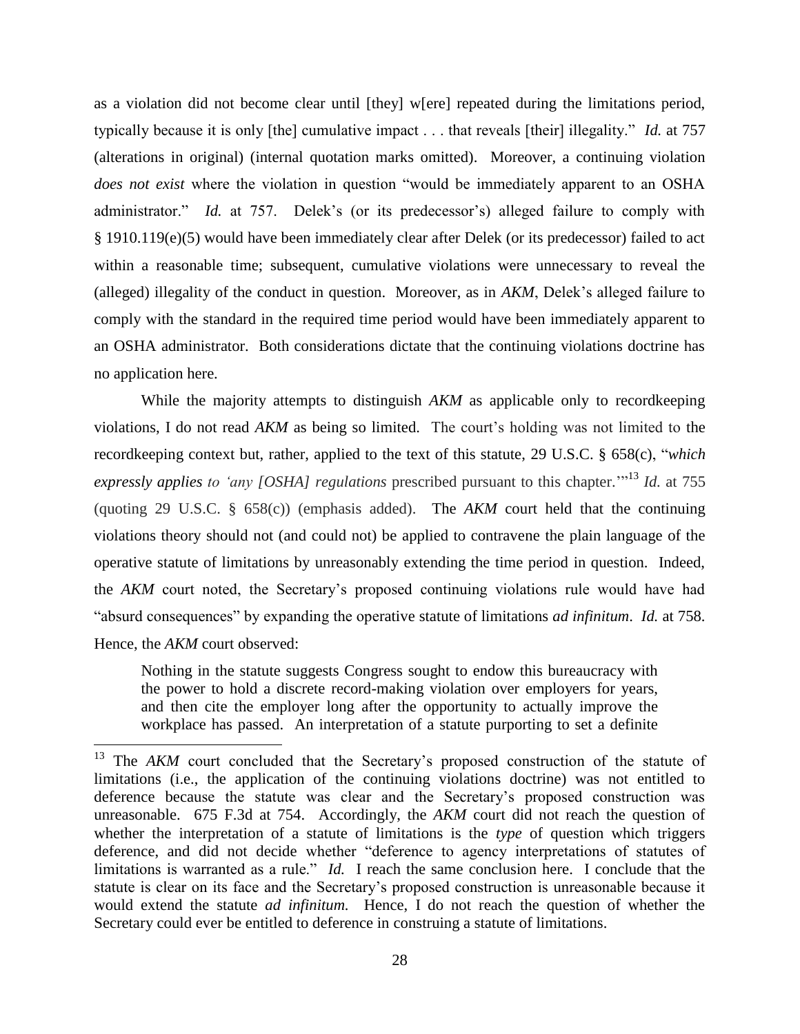as a violation did not become clear until [they] w[ere] repeated during the limitations period, typically because it is only [the] cumulative impact . . . that reveals [their] illegality." *Id.* at 757 (alterations in original) (internal quotation marks omitted). Moreover, a continuing violation *does not exist* where the violation in question "would be immediately apparent to an OSHA administrator." *Id.* at 757. Delek's (or its predecessor's) alleged failure to comply with § 1910.119(e)(5) would have been immediately clear after Delek (or its predecessor) failed to act within a reasonable time; subsequent, cumulative violations were unnecessary to reveal the (alleged) illegality of the conduct in question. Moreover, as in *AKM*, Delek's alleged failure to comply with the standard in the required time period would have been immediately apparent to an OSHA administrator. Both considerations dictate that the continuing violations doctrine has no application here.

While the majority attempts to distinguish *AKM* as applicable only to recordkeeping violations, I do not read *AKM* as being so limited. The court's holding was not limited to the recordkeeping context but, rather, applied to the text of this statute, 29 U.S.C. § 658(c), "*which expressly applies to 'any [OSHA] regulations* prescribed pursuant to this chapter.'"[13] *Id.* at 755 (quoting 29 U.S.C. § 658(c)) (emphasis added). The *AKM* court held that the continuing violations theory should not (and could not) be applied to contravene the plain language of the operative statute of limitations by unreasonably extending the time period in question. Indeed, the *AKM* court noted, the Secretary's proposed continuing violations rule would have had "absurd consequences" by expanding the operative statute of limitations *ad infinitum*. *Id.* at 758. Hence, the *AKM* court observed:

> Nothing in the statute suggests Congress sought to endow this bureaucracy with the power to hold a discrete record-making violation over employers for years, and then cite the employer long after the opportunity to actually improve the workplace has passed. An interpretation of a statute purporting to set a definite

---

[13] The *AKM* court concluded that the Secretary's proposed construction of the statute of limitations (i.e., the application of the continuing violations doctrine) was not entitled to deference because the statute was clear and the Secretary's proposed construction was unreasonable. 675 F.3d at 754. Accordingly, the *AKM* court did not reach the question of whether the interpretation of a statute of limitations is the *type* of question which triggers deference, and did not decide whether "deference to agency interpretations of statutes of limitations is warranted as a rule." *Id.* I reach the same conclusion here. I conclude that the statute is clear on its face and the Secretary's proposed construction is unreasonable because it would extend the statute *ad infinitum.* Hence, I do not reach the question of whether the Secretary could ever be entitled to deference in construing a statute of limitations.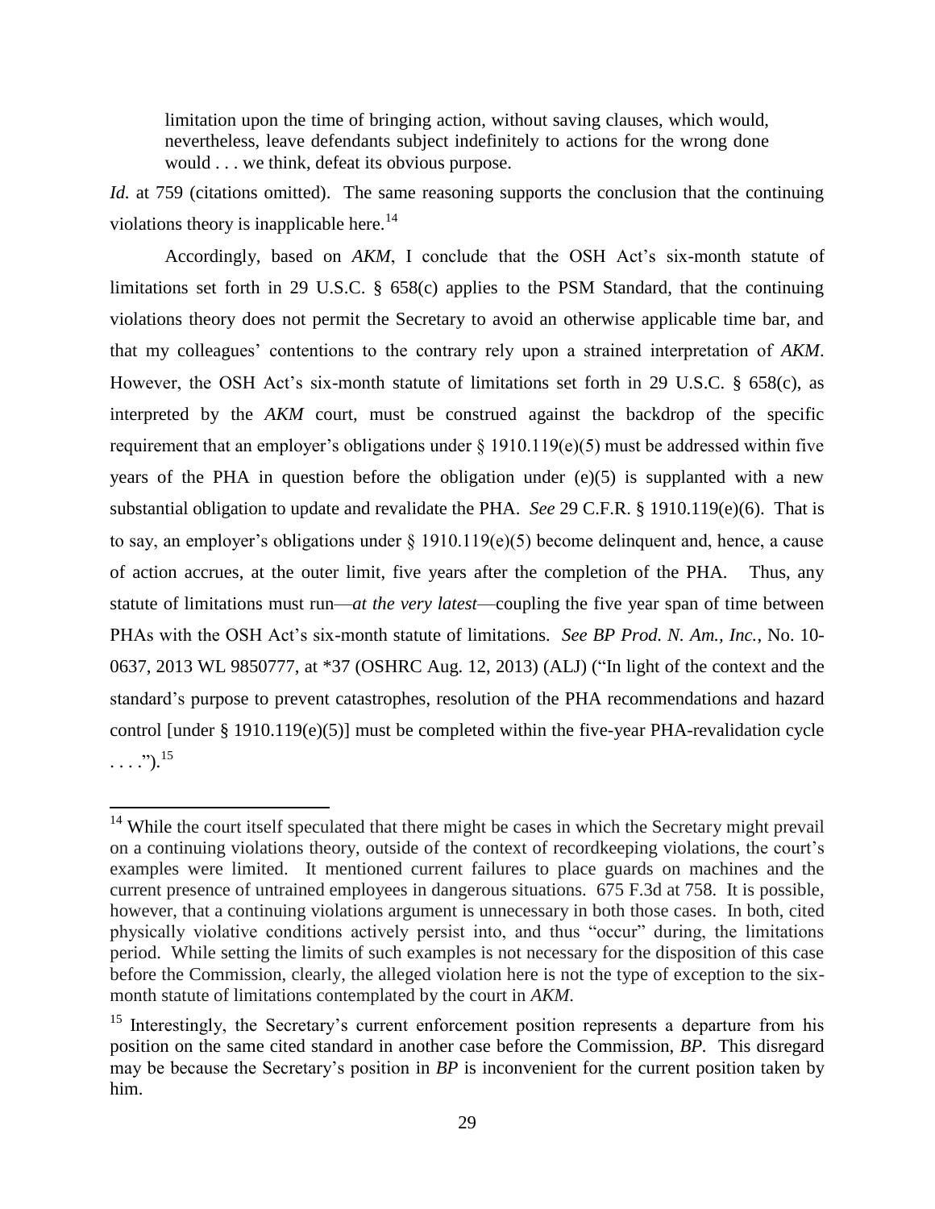> limitation upon the time of bringing action, without saving clauses, which would, nevertheless, leave defendants subject indefinitely to actions for the wrong done would . . . we think, defeat its obvious purpose.

*Id.* at 759 (citations omitted). The same reasoning supports the conclusion that the continuing violations theory is inapplicable here.[14]

Accordingly, based on *AKM*, I conclude that the OSH Act's six-month statute of limitations set forth in 29 U.S.C. § 658(c) applies to the PSM Standard, that the continuing violations theory does not permit the Secretary to avoid an otherwise applicable time bar, and that my colleagues' contentions to the contrary rely upon a strained interpretation of *AKM*. However, the OSH Act's six-month statute of limitations set forth in 29 U.S.C. § 658(c), as interpreted by the *AKM* court, must be construed against the backdrop of the specific requirement that an employer's obligations under § 1910.119(e)(5) must be addressed within five years of the PHA in question before the obligation under (e)(5) is supplanted with a new substantial obligation to update and revalidate the PHA. *See* 29 C.F.R. § 1910.119(e)(6). That is to say, an employer's obligations under § 1910.119(e)(5) become delinquent and, hence, a cause of action accrues, at the outer limit, five years after the completion of the PHA. Thus, any statute of limitations must run—*at the very latest*—coupling the five year span of time between PHAs with the OSH Act's six-month statute of limitations. *See BP Prod. N. Am., Inc.*, No. 10-0637, 2013 WL 9850777, at *37 (OSHRC Aug. 12, 2013) (ALJ) ("In light of the context and the standard's purpose to prevent catastrophes, resolution of the PHA recommendations and hazard control [under § 1910.119(e)(5)] must be completed within the five-year PHA-revalidation cycle . . . .").[15]

---

[14] While the court itself speculated that there might be cases in which the Secretary might prevail on a continuing violations theory, outside of the context of recordkeeping violations, the court's examples were limited. It mentioned current failures to place guards on machines and the current presence of untrained employees in dangerous situations. 675 F.3d at 758. It is possible, however, that a continuing violations argument is unnecessary in both those cases. In both, cited physically violative conditions actively persist into, and thus "occur" during, the limitations period. While setting the limits of such examples is not necessary for the disposition of this case before the Commission, clearly, the alleged violation here is not the type of exception to the six-month statute of limitations contemplated by the court in *AKM*.

[15] Interestingly, the Secretary's current enforcement position represents a departure from his position on the same cited standard in another case before the Commission, *BP*. This disregard may be because the Secretary's position in *BP* is inconvenient for the current position taken by him.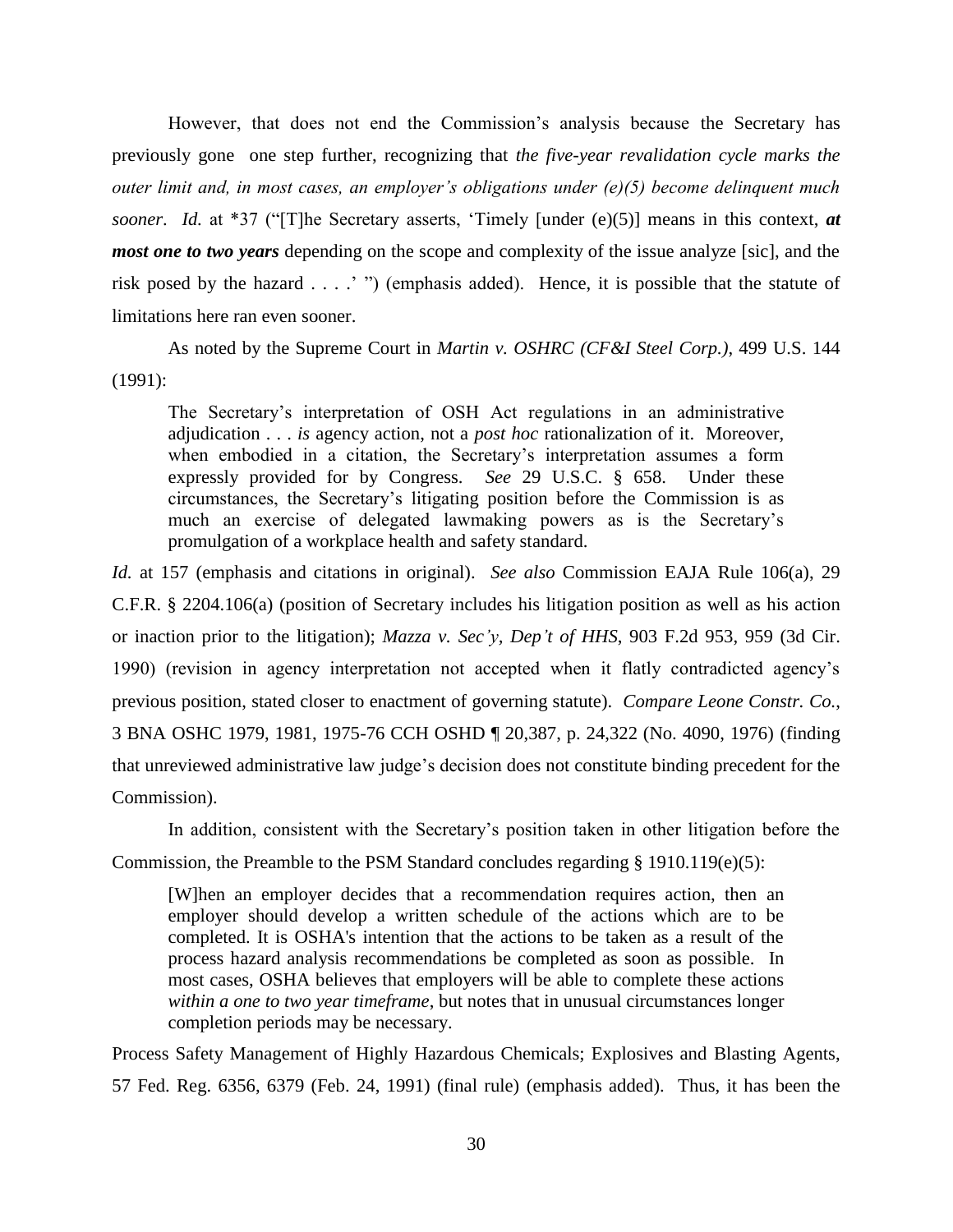However, that does not end the Commission's analysis because the Secretary has previously gone one step further, recognizing that *the five-year revalidation cycle marks the outer limit and, in most cases, an employer's obligations under (e)(5) become delinquent much sooner*. *Id.* at *37 ("[T]he Secretary asserts, 'Timely [under (e)(5)] means in this context, ***at most one to two years*** depending on the scope and complexity of the issue analyze [sic], and the risk posed by the hazard . . . .' ") (emphasis added). Hence, it is possible that the statute of limitations here ran even sooner.

As noted by the Supreme Court in *Martin v. OSHRC (CF&I Steel Corp.)*, 499 U.S. 144 (1991):

> The Secretary's interpretation of OSH Act regulations in an administrative adjudication . . . *is* agency action, not a *post hoc* rationalization of it. Moreover, when embodied in a citation, the Secretary's interpretation assumes a form expressly provided for by Congress. *See* 29 U.S.C. § 658. Under these circumstances, the Secretary's litigating position before the Commission is as much an exercise of delegated lawmaking powers as is the Secretary's promulgation of a workplace health and safety standard.

*Id.* at 157 (emphasis and citations in original). *See also* Commission EAJA Rule 106(a), 29 C.F.R. § 2204.106(a) (position of Secretary includes his litigation position as well as his action or inaction prior to the litigation); *Mazza v. Sec'y, Dep't of HHS*, 903 F.2d 953, 959 (3d Cir. 1990) (revision in agency interpretation not accepted when it flatly contradicted agency's previous position, stated closer to enactment of governing statute). *Compare Leone Constr. Co.*, 3 BNA OSHC 1979, 1981, 1975-76 CCH OSHD ¶ 20,387, p. 24,322 (No. 4090, 1976) (finding that unreviewed administrative law judge's decision does not constitute binding precedent for the Commission).

In addition, consistent with the Secretary's position taken in other litigation before the Commission, the Preamble to the PSM Standard concludes regarding § 1910.119(e)(5):

> [W]hen an employer decides that a recommendation requires action, then an employer should develop a written schedule of the actions which are to be completed. It is OSHA's intention that the actions to be taken as a result of the process hazard analysis recommendations be completed as soon as possible. In most cases, OSHA believes that employers will be able to complete these actions *within a one to two year timeframe*, but notes that in unusual circumstances longer completion periods may be necessary.

Process Safety Management of Highly Hazardous Chemicals; Explosives and Blasting Agents, 57 Fed. Reg. 6356, 6379 (Feb. 24, 1991) (final rule) (emphasis added). Thus, it has been the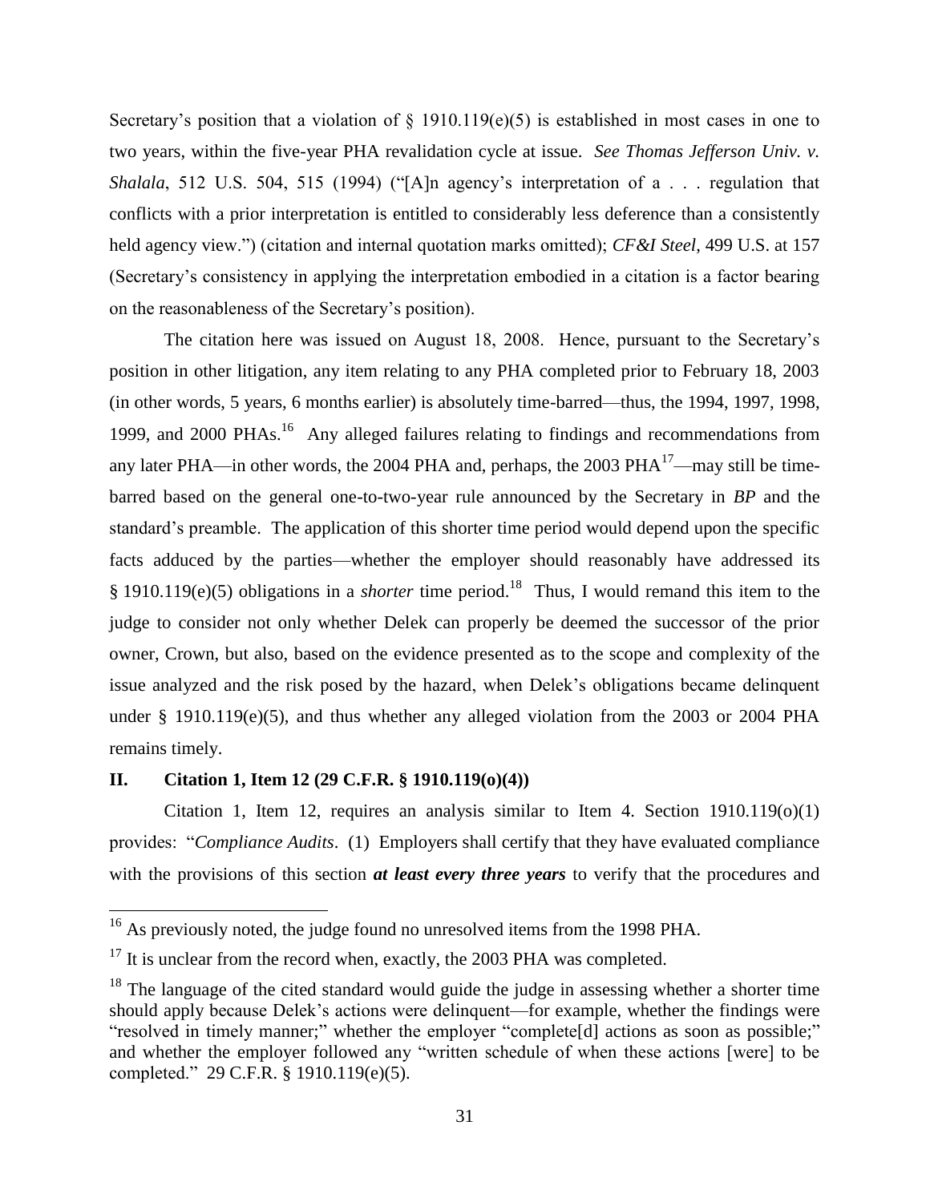Secretary's position that a violation of § 1910.119(e)(5) is established in most cases in one to two years, within the five-year PHA revalidation cycle at issue. *See Thomas Jefferson Univ. v. Shalala*, 512 U.S. 504, 515 (1994) ("[A]n agency's interpretation of a . . . regulation that conflicts with a prior interpretation is entitled to considerably less deference than a consistently held agency view.") (citation and internal quotation marks omitted); *CF&I Steel*, 499 U.S. at 157 (Secretary's consistency in applying the interpretation embodied in a citation is a factor bearing on the reasonableness of the Secretary's position).

The citation here was issued on August 18, 2008. Hence, pursuant to the Secretary's position in other litigation, any item relating to any PHA completed prior to February 18, 2003 (in other words, 5 years, 6 months earlier) is absolutely time-barred—thus, the 1994, 1997, 1998, 1999, and 2000 PHAs.[16] Any alleged failures relating to findings and recommendations from any later PHA—in other words, the 2004 PHA and, perhaps, the 2003 PHA[17]—may still be time-barred based on the general one-to-two-year rule announced by the Secretary in *BP* and the standard's preamble. The application of this shorter time period would depend upon the specific facts adduced by the parties—whether the employer should reasonably have addressed its § 1910.119(e)(5) obligations in a *shorter* time period.[18] Thus, I would remand this item to the judge to consider not only whether Delek can properly be deemed the successor of the prior owner, Crown, but also, based on the evidence presented as to the scope and complexity of the issue analyzed and the risk posed by the hazard, when Delek's obligations became delinquent under § 1910.119(e)(5), and thus whether any alleged violation from the 2003 or 2004 PHA remains timely.

## II. Citation 1, Item 12 (29 C.F.R. § 1910.119(o)(4))

Citation 1, Item 12, requires an analysis similar to Item 4. Section 1910.119(o)(1) provides: "*Compliance Audits*. (1) Employers shall certify that they have evaluated compliance with the provisions of this section ***at least every three years*** to verify that the procedures and

---

[16] As previously noted, the judge found no unresolved items from the 1998 PHA.

[17] It is unclear from the record when, exactly, the 2003 PHA was completed.

[18] The language of the cited standard would guide the judge in assessing whether a shorter time should apply because Delek's actions were delinquent—for example, whether the findings were "resolved in timely manner;" whether the employer "complete[d] actions as soon as possible;" and whether the employer followed any "written schedule of when these actions [were] to be completed." 29 C.F.R. § 1910.119(e)(5).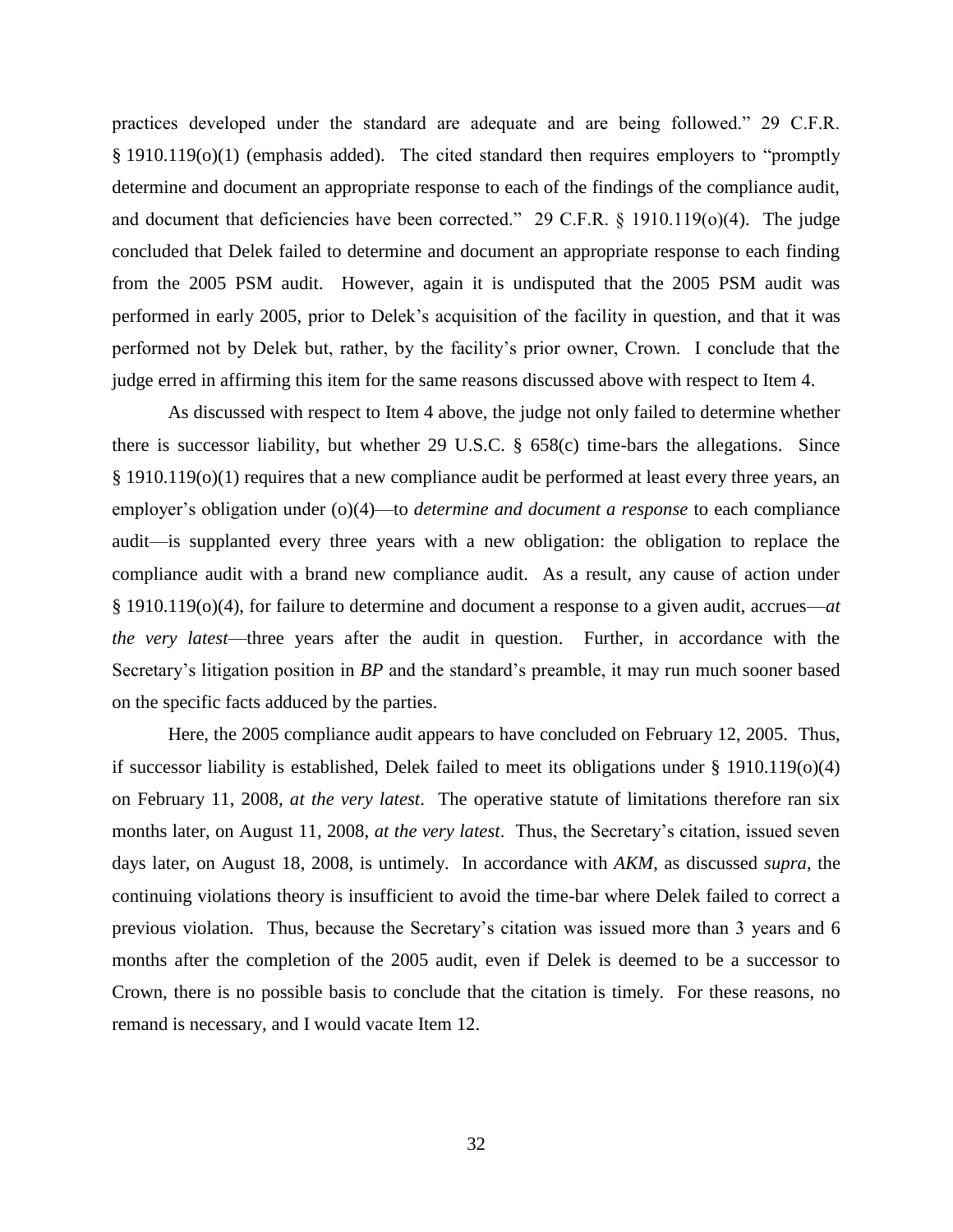practices developed under the standard are adequate and are being followed." 29 C.F.R. § 1910.119(o)(1) (emphasis added). The cited standard then requires employers to "promptly determine and document an appropriate response to each of the findings of the compliance audit, and document that deficiencies have been corrected." 29 C.F.R. § 1910.119(o)(4). The judge concluded that Delek failed to determine and document an appropriate response to each finding from the 2005 PSM audit. However, again it is undisputed that the 2005 PSM audit was performed in early 2005, prior to Delek's acquisition of the facility in question, and that it was performed not by Delek but, rather, by the facility's prior owner, Crown. I conclude that the judge erred in affirming this item for the same reasons discussed above with respect to Item 4.

As discussed with respect to Item 4 above, the judge not only failed to determine whether there is successor liability, but whether 29 U.S.C. § 658(c) time-bars the allegations. Since § 1910.119(o)(1) requires that a new compliance audit be performed at least every three years, an employer's obligation under (o)(4)—to *determine and document a response* to each compliance audit—is supplanted every three years with a new obligation: the obligation to replace the compliance audit with a brand new compliance audit. As a result, any cause of action under § 1910.119(o)(4), for failure to determine and document a response to a given audit, accrues—*at the very latest*—three years after the audit in question. Further, in accordance with the Secretary's litigation position in *BP* and the standard's preamble, it may run much sooner based on the specific facts adduced by the parties.

Here, the 2005 compliance audit appears to have concluded on February 12, 2005. Thus, if successor liability is established, Delek failed to meet its obligations under § 1910.119(o)(4) on February 11, 2008, *at the very latest*. The operative statute of limitations therefore ran six months later, on August 11, 2008, *at the very latest*. Thus, the Secretary's citation, issued seven days later, on August 18, 2008, is untimely. In accordance with *AKM*, as discussed *supra*, the continuing violations theory is insufficient to avoid the time-bar where Delek failed to correct a previous violation. Thus, because the Secretary's citation was issued more than 3 years and 6 months after the completion of the 2005 audit, even if Delek is deemed to be a successor to Crown, there is no possible basis to conclude that the citation is timely. For these reasons, no remand is necessary, and I would vacate Item 12.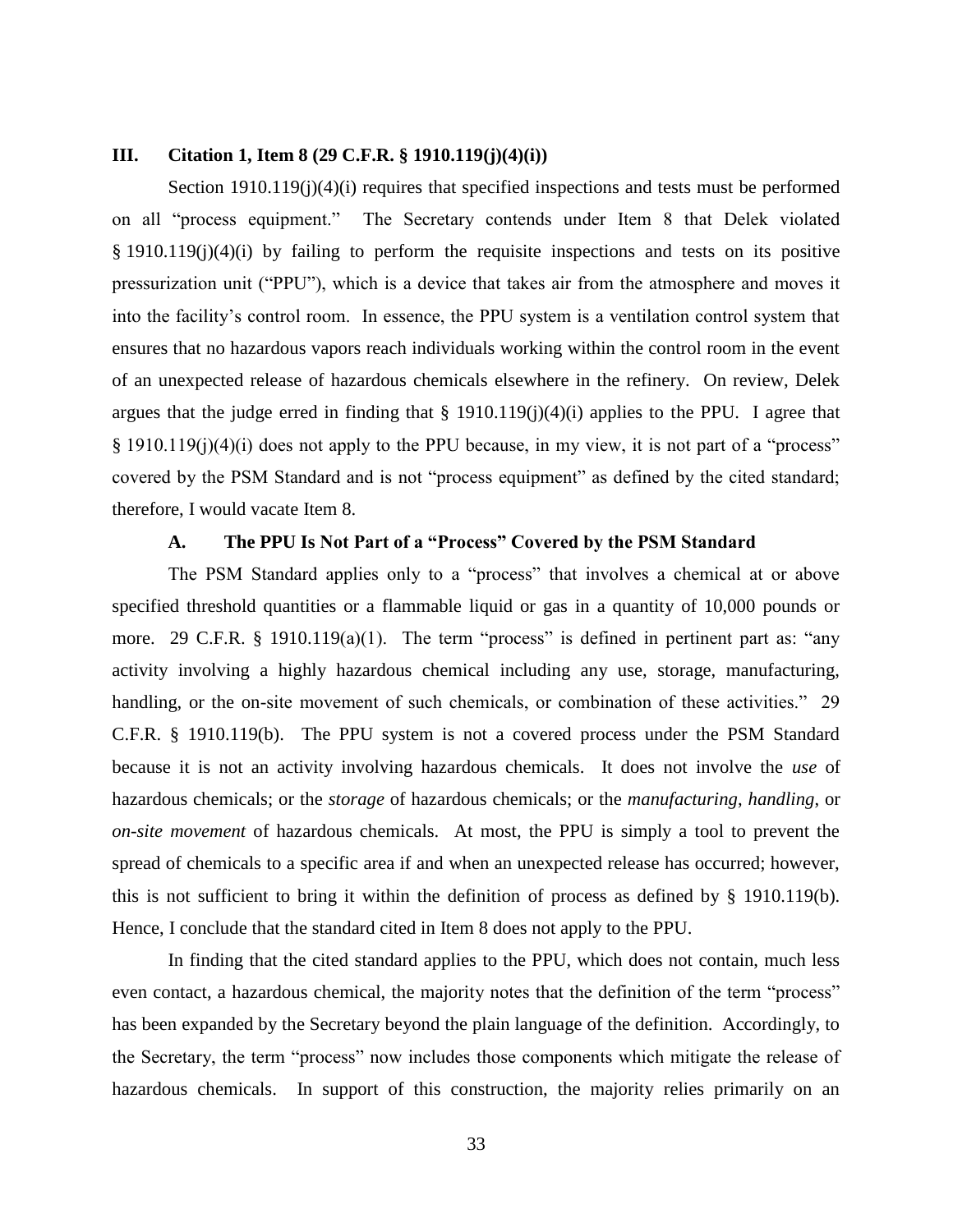## III. Citation 1, Item 8 (29 C.F.R. § 1910.119(j)(4)(i))

Section 1910.119(j)(4)(i) requires that specified inspections and tests must be performed on all "process equipment." The Secretary contends under Item 8 that Delek violated § 1910.119(j)(4)(i) by failing to perform the requisite inspections and tests on its positive pressurization unit ("PPU"), which is a device that takes air from the atmosphere and moves it into the facility's control room. In essence, the PPU system is a ventilation control system that ensures that no hazardous vapors reach individuals working within the control room in the event of an unexpected release of hazardous chemicals elsewhere in the refinery. On review, Delek argues that the judge erred in finding that § 1910.119(j)(4)(i) applies to the PPU. I agree that § 1910.119(j)(4)(i) does not apply to the PPU because, in my view, it is not part of a "process" covered by the PSM Standard and is not "process equipment" as defined by the cited standard; therefore, I would vacate Item 8.

### A. The PPU Is Not Part of a "Process" Covered by the PSM Standard

The PSM Standard applies only to a "process" that involves a chemical at or above specified threshold quantities or a flammable liquid or gas in a quantity of 10,000 pounds or more. 29 C.F.R. § 1910.119(a)(1). The term "process" is defined in pertinent part as: "any activity involving a highly hazardous chemical including any use, storage, manufacturing, handling, or the on-site movement of such chemicals, or combination of these activities." 29 C.F.R. § 1910.119(b). The PPU system is not a covered process under the PSM Standard because it is not an activity involving hazardous chemicals. It does not involve the *use* of hazardous chemicals; or the *storage* of hazardous chemicals; or the *manufacturing*, *handling*, or *on-site movement* of hazardous chemicals. At most, the PPU is simply a tool to prevent the spread of chemicals to a specific area if and when an unexpected release has occurred; however, this is not sufficient to bring it within the definition of process as defined by § 1910.119(b). Hence, I conclude that the standard cited in Item 8 does not apply to the PPU.

In finding that the cited standard applies to the PPU, which does not contain, much less even contact, a hazardous chemical, the majority notes that the definition of the term "process" has been expanded by the Secretary beyond the plain language of the definition. Accordingly, to the Secretary, the term "process" now includes those components which mitigate the release of hazardous chemicals. In support of this construction, the majority relies primarily on an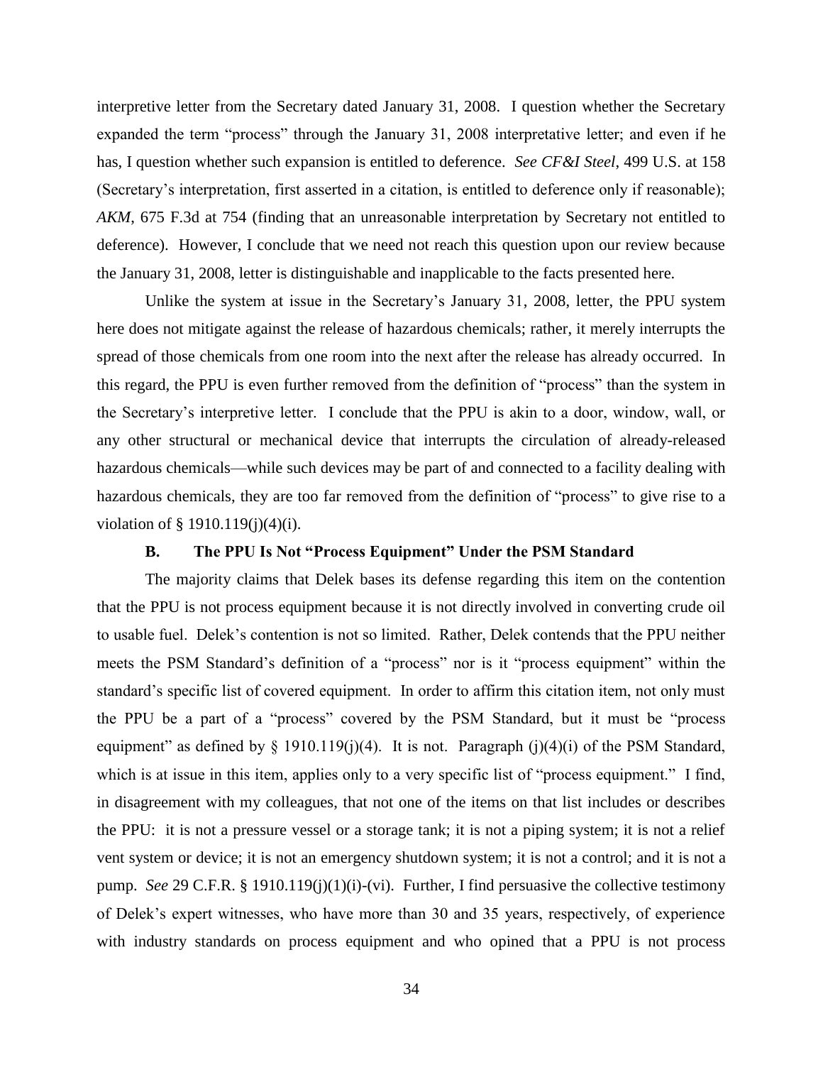interpretive letter from the Secretary dated January 31, 2008. I question whether the Secretary expanded the term "process" through the January 31, 2008 interpretative letter; and even if he has, I question whether such expansion is entitled to deference. *See CF&I Steel*, 499 U.S. at 158 (Secretary's interpretation, first asserted in a citation, is entitled to deference only if reasonable); *AKM*, 675 F.3d at 754 (finding that an unreasonable interpretation by Secretary not entitled to deference). However, I conclude that we need not reach this question upon our review because the January 31, 2008, letter is distinguishable and inapplicable to the facts presented here.

Unlike the system at issue in the Secretary's January 31, 2008, letter, the PPU system here does not mitigate against the release of hazardous chemicals; rather, it merely interrupts the spread of those chemicals from one room into the next after the release has already occurred. In this regard, the PPU is even further removed from the definition of "process" than the system in the Secretary's interpretive letter. I conclude that the PPU is akin to a door, window, wall, or any other structural or mechanical device that interrupts the circulation of already-released hazardous chemicals—while such devices may be part of and connected to a facility dealing with hazardous chemicals, they are too far removed from the definition of "process" to give rise to a violation of § 1910.119(j)(4)(i).

### B. The PPU Is Not "Process Equipment" Under the PSM Standard

The majority claims that Delek bases its defense regarding this item on the contention that the PPU is not process equipment because it is not directly involved in converting crude oil to usable fuel. Delek's contention is not so limited. Rather, Delek contends that the PPU neither meets the PSM Standard's definition of a "process" nor is it "process equipment" within the standard's specific list of covered equipment. In order to affirm this citation item, not only must the PPU be a part of a "process" covered by the PSM Standard, but it must be "process equipment" as defined by § 1910.119(j)(4). It is not. Paragraph (j)(4)(i) of the PSM Standard, which is at issue in this item, applies only to a very specific list of "process equipment." I find, in disagreement with my colleagues, that not one of the items on that list includes or describes the PPU: it is not a pressure vessel or a storage tank; it is not a piping system; it is not a relief vent system or device; it is not an emergency shutdown system; it is not a control; and it is not a pump. *See* 29 C.F.R. § 1910.119(j)(1)(i)-(vi). Further, I find persuasive the collective testimony of Delek's expert witnesses, who have more than 30 and 35 years, respectively, of experience with industry standards on process equipment and who opined that a PPU is not process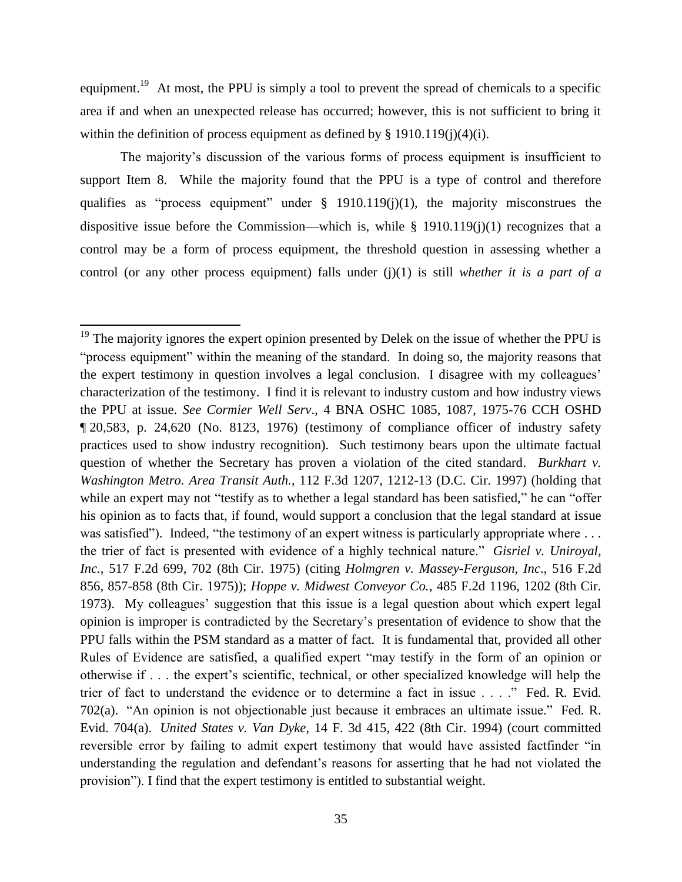equipment.[19] At most, the PPU is simply a tool to prevent the spread of chemicals to a specific area if and when an unexpected release has occurred; however, this is not sufficient to bring it within the definition of process equipment as defined by § 1910.119(j)(4)(i).

The majority's discussion of the various forms of process equipment is insufficient to support Item 8. While the majority found that the PPU is a type of control and therefore qualifies as "process equipment" under § 1910.119(j)(1), the majority misconstrues the dispositive issue before the Commission—which is, while § 1910.119(j)(1) recognizes that a control may be a form of process equipment, the threshold question in assessing whether a control (or any other process equipment) falls under (j)(1) is still *whether it is a part of a*

---

[19] The majority ignores the expert opinion presented by Delek on the issue of whether the PPU is "process equipment" within the meaning of the standard. In doing so, the majority reasons that the expert testimony in question involves a legal conclusion. I disagree with my colleagues' characterization of the testimony. I find it is relevant to industry custom and how industry views the PPU at issue. *See Cormier Well Serv*., 4 BNA OSHC 1085, 1087, 1975-76 CCH OSHD ¶ 20,583, p. 24,620 (No. 8123, 1976) (testimony of compliance officer of industry safety practices used to show industry recognition). Such testimony bears upon the ultimate factual question of whether the Secretary has proven a violation of the cited standard. *Burkhart v. Washington Metro. Area Transit Auth.*, 112 F.3d 1207, 1212-13 (D.C. Cir. 1997) (holding that while an expert may not "testify as to whether a legal standard has been satisfied," he can "offer his opinion as to facts that, if found, would support a conclusion that the legal standard at issue was satisfied"). Indeed, "the testimony of an expert witness is particularly appropriate where . . . the trier of fact is presented with evidence of a highly technical nature." *Gisriel v. Uniroyal, Inc.*, 517 F.2d 699, 702 (8th Cir. 1975) (citing *Holmgren v. Massey-Ferguson, Inc*., 516 F.2d 856, 857-858 (8th Cir. 1975)); *Hoppe v. Midwest Conveyor Co.*, 485 F.2d 1196, 1202 (8th Cir. 1973). My colleagues' suggestion that this issue is a legal question about which expert legal opinion is improper is contradicted by the Secretary's presentation of evidence to show that the PPU falls within the PSM standard as a matter of fact. It is fundamental that, provided all other Rules of Evidence are satisfied, a qualified expert "may testify in the form of an opinion or otherwise if . . . the expert's scientific, technical, or other specialized knowledge will help the trier of fact to understand the evidence or to determine a fact in issue . . . ." Fed. R. Evid. 702(a). "An opinion is not objectionable just because it embraces an ultimate issue." Fed. R. Evid. 704(a). *United States v. Van Dyke*, 14 F. 3d 415, 422 (8th Cir. 1994) (court committed reversible error by failing to admit expert testimony that would have assisted factfinder "in understanding the regulation and defendant's reasons for asserting that he had not violated the provision"). I find that the expert testimony is entitled to substantial weight.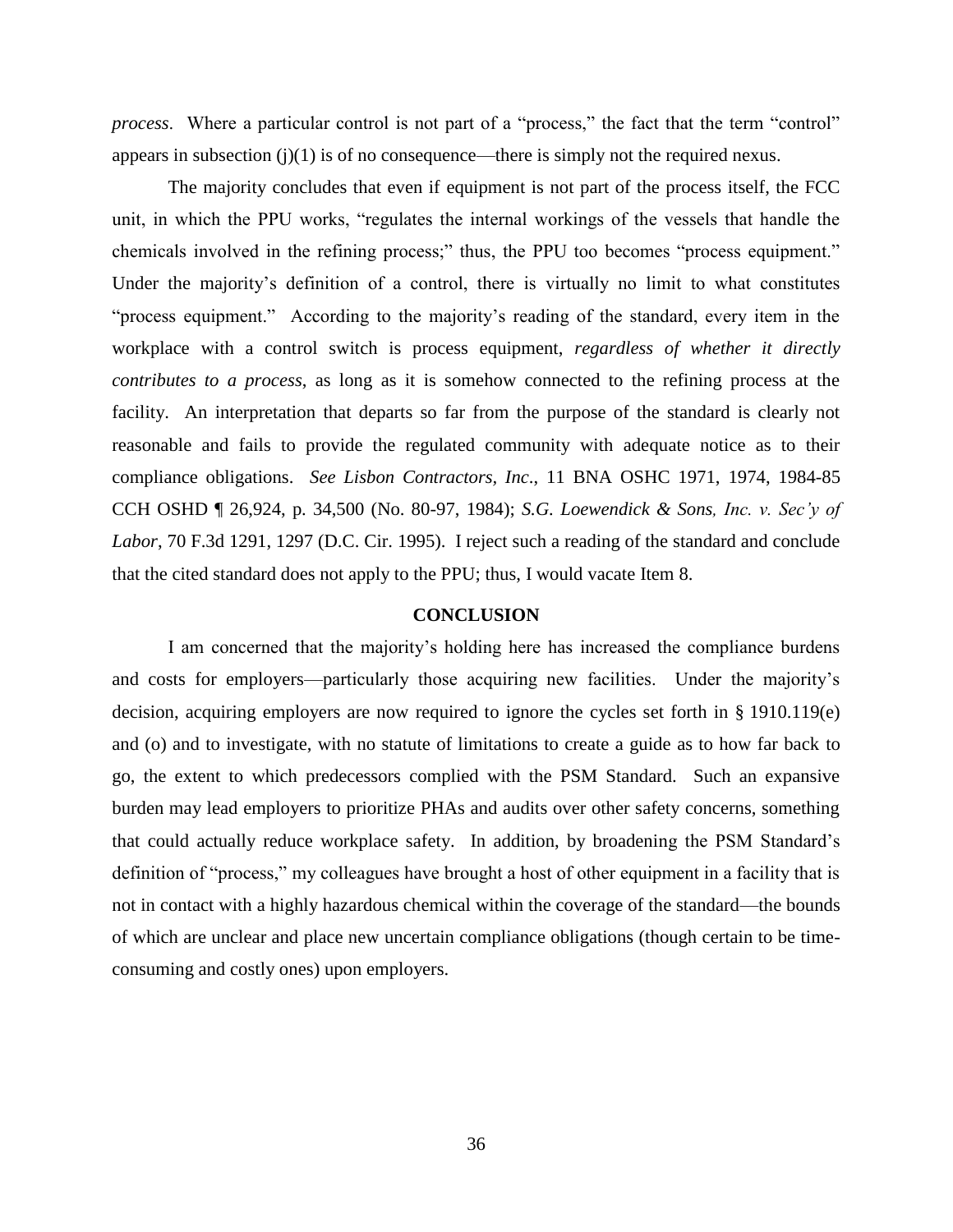*process*. Where a particular control is not part of a "process," the fact that the term "control" appears in subsection (j)(1) is of no consequence—there is simply not the required nexus.

The majority concludes that even if equipment is not part of the process itself, the FCC unit, in which the PPU works, "regulates the internal workings of the vessels that handle the chemicals involved in the refining process;" thus, the PPU too becomes "process equipment." Under the majority's definition of a control, there is virtually no limit to what constitutes "process equipment." According to the majority's reading of the standard, every item in the workplace with a control switch is process equipment, *regardless of whether it directly contributes to a process*, as long as it is somehow connected to the refining process at the facility. An interpretation that departs so far from the purpose of the standard is clearly not reasonable and fails to provide the regulated community with adequate notice as to their compliance obligations. *See Lisbon Contractors, Inc.*, 11 BNA OSHC 1971, 1974, 1984-85 CCH OSHD ¶ 26,924, p. 34,500 (No. 80-97, 1984); *S.G. Loewendick & Sons, Inc. v. Sec'y of Labor*, 70 F.3d 1291, 1297 (D.C. Cir. 1995). I reject such a reading of the standard and conclude that the cited standard does not apply to the PPU; thus, I would vacate Item 8.

## CONCLUSION

I am concerned that the majority's holding here has increased the compliance burdens and costs for employers—particularly those acquiring new facilities. Under the majority's decision, acquiring employers are now required to ignore the cycles set forth in § 1910.119(e) and (o) and to investigate, with no statute of limitations to create a guide as to how far back to go, the extent to which predecessors complied with the PSM Standard. Such an expansive burden may lead employers to prioritize PHAs and audits over other safety concerns, something that could actually reduce workplace safety. In addition, by broadening the PSM Standard's definition of "process," my colleagues have brought a host of other equipment in a facility that is not in contact with a highly hazardous chemical within the coverage of the standard—the bounds of which are unclear and place new uncertain compliance obligations (though certain to be time-consuming and costly ones) upon employers.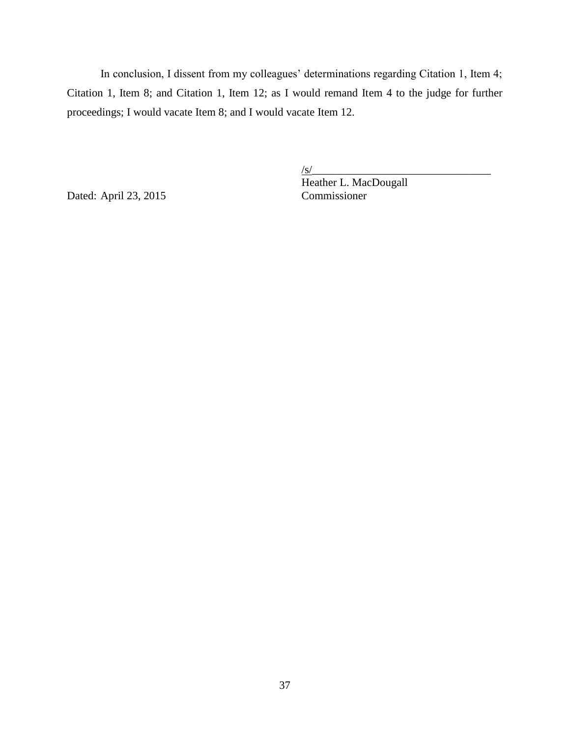In conclusion, I dissent from my colleagues' determinations regarding Citation 1, Item 4; Citation 1, Item 8; and Citation 1, Item 12; as I would remand Item 4 to the judge for further proceedings; I would vacate Item 8; and I would vacate Item 12.

/s/________________________________
Heather L. MacDougall
Commissioner

Dated: April 23, 2015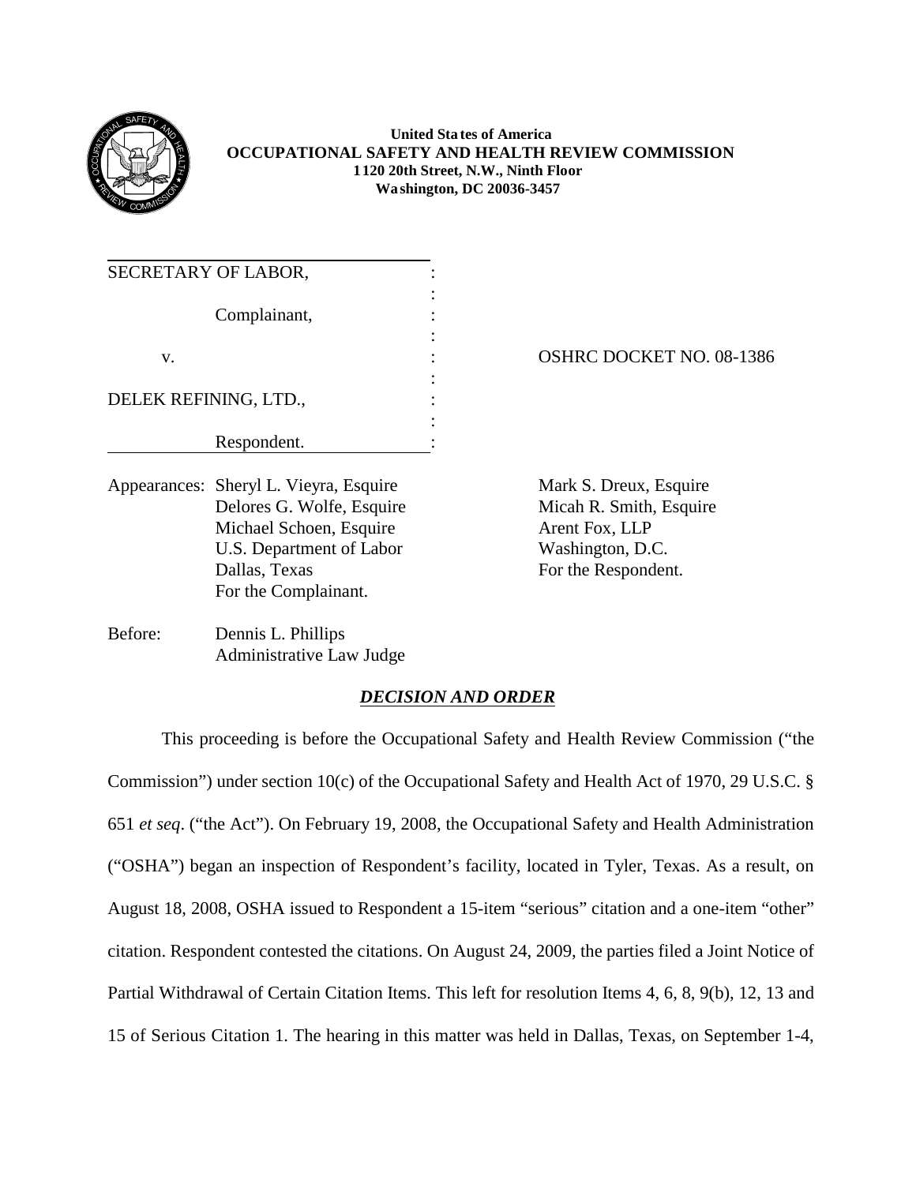**United States of America**
**OCCUPATIONAL SAFETY AND HEALTH REVIEW COMMISSION**
**1120 20th Street, N.W., Ninth Floor**
**Washington, DC 20036-3457**

| | | |
|---|---|---|
| SECRETARY OF LABOR, | : | |
| | : | |
| Complainant, | : | |
| | : | |
| v. | : | OSHRC DOCKET NO. 08-1386 |
| | : | |
| DELEK REFINING, LTD., | : | |
| | : | |
| Respondent. | : | |

Appearances: Sheryl L. Vieyra, Esquire
Delores G. Wolfe, Esquire
Michael Schoen, Esquire
U.S. Department of Labor
Dallas, Texas
For the Complainant.

Mark S. Dreux, Esquire
Micah R. Smith, Esquire
Arent Fox, LLP
Washington, D.C.
For the Respondent.

Before: Dennis L. Phillips
Administrative Law Judge

## ***DECISION AND ORDER***

This proceeding is before the Occupational Safety and Health Review Commission ("the Commission") under section 10(c) of the Occupational Safety and Health Act of 1970, 29 U.S.C. § 651 *et seq*. ("the Act"). On February 19, 2008, the Occupational Safety and Health Administration ("OSHA") began an inspection of Respondent's facility, located in Tyler, Texas. As a result, on August 18, 2008, OSHA issued to Respondent a 15-item "serious" citation and a one-item "other" citation. Respondent contested the citations. On August 24, 2009, the parties filed a Joint Notice of Partial Withdrawal of Certain Citation Items. This left for resolution Items 4, 6, 8, 9(b), 12, 13 and 15 of Serious Citation 1. The hearing in this matter was held in Dallas, Texas, on September 1-4,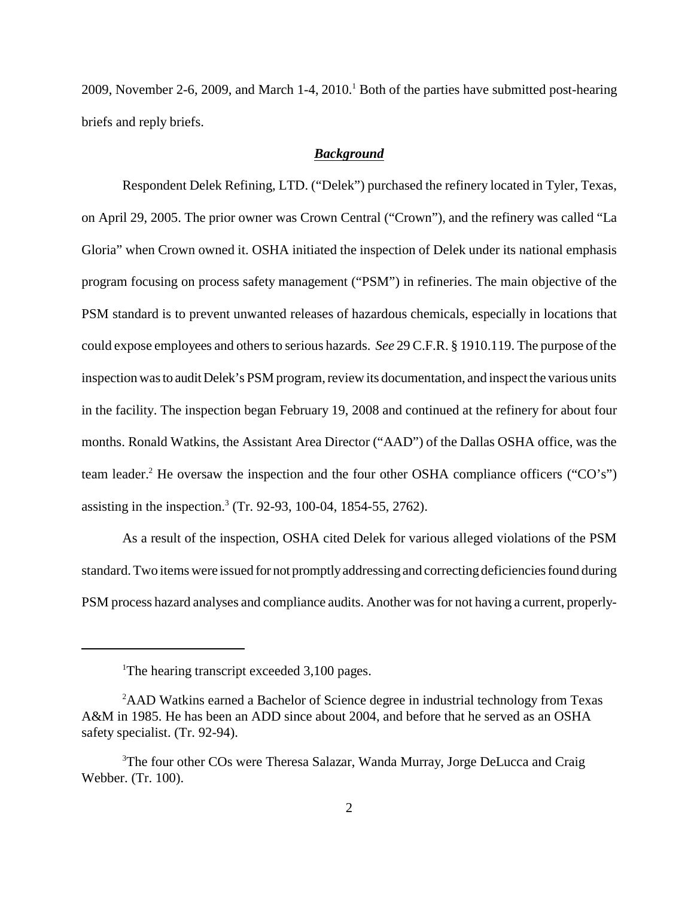2009, November 2-6, 2009, and March 1-4, 2010.[1] Both of the parties have submitted post-hearing briefs and reply briefs.

## ***Background***

Respondent Delek Refining, LTD. ("Delek") purchased the refinery located in Tyler, Texas, on April 29, 2005. The prior owner was Crown Central ("Crown"), and the refinery was called "La Gloria" when Crown owned it. OSHA initiated the inspection of Delek under its national emphasis program focusing on process safety management ("PSM") in refineries. The main objective of the PSM standard is to prevent unwanted releases of hazardous chemicals, especially in locations that could expose employees and others to serious hazards. *See* 29 C.F.R. § 1910.119. The purpose of the inspection was to audit Delek's PSM program, review its documentation, and inspect the various units in the facility. The inspection began February 19, 2008 and continued at the refinery for about four months. Ronald Watkins, the Assistant Area Director ("AAD") of the Dallas OSHA office, was the team leader.[2] He oversaw the inspection and the four other OSHA compliance officers ("CO's") assisting in the inspection.[3] (Tr. 92-93, 100-04, 1854-55, 2762).

As a result of the inspection, OSHA cited Delek for various alleged violations of the PSM standard. Two items were issued for not promptly addressing and correcting deficiencies found during PSM process hazard analyses and compliance audits. Another was for not having a current, properly-

---

[1]The hearing transcript exceeded 3,100 pages.

[2]AAD Watkins earned a Bachelor of Science degree in industrial technology from Texas A&M in 1985. He has been an ADD since about 2004, and before that he served as an OSHA safety specialist. (Tr. 92-94).

[3]The four other COs were Theresa Salazar, Wanda Murray, Jorge DeLucca and Craig Webber. (Tr. 100).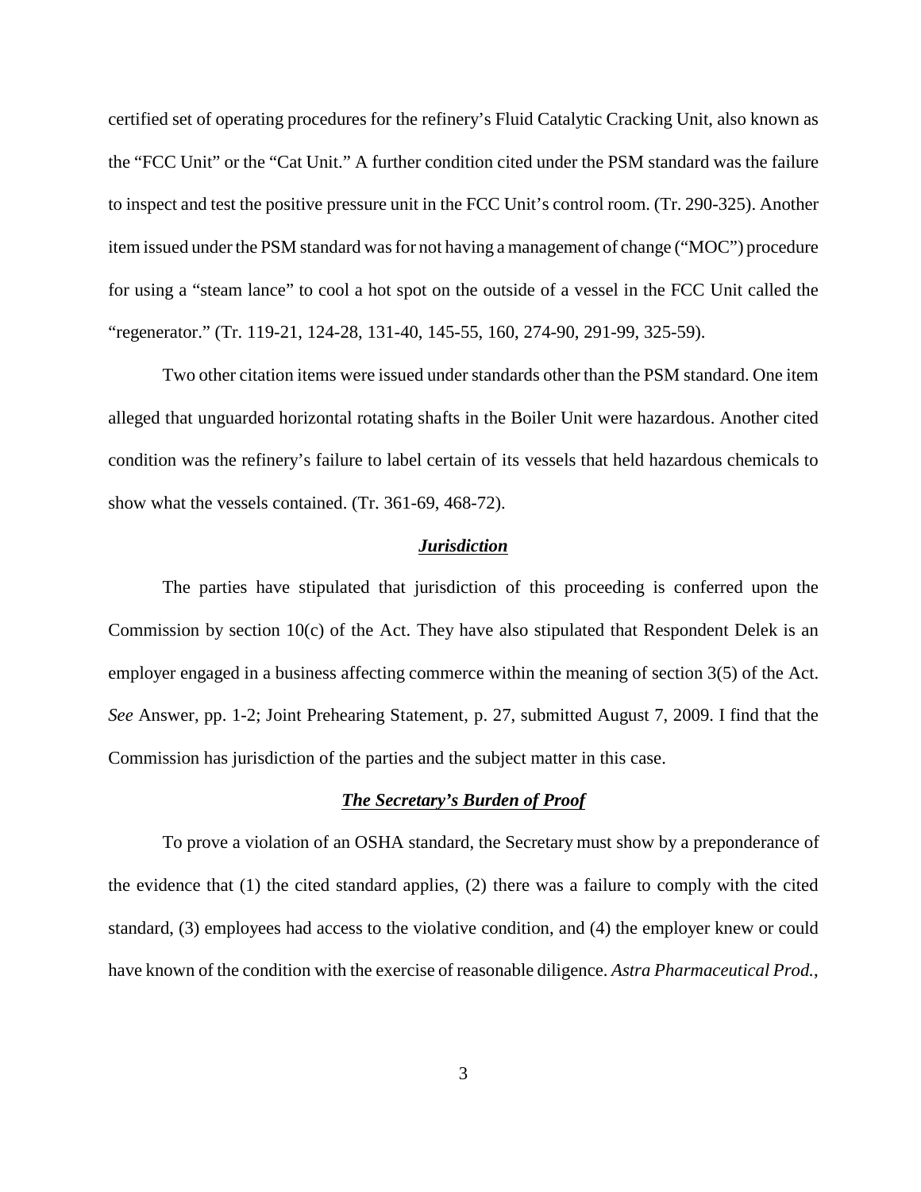certified set of operating procedures for the refinery's Fluid Catalytic Cracking Unit, also known as the "FCC Unit" or the "Cat Unit." A further condition cited under the PSM standard was the failure to inspect and test the positive pressure unit in the FCC Unit's control room. (Tr. 290-325). Another item issued under the PSM standard was for not having a management of change ("MOC") procedure for using a "steam lance" to cool a hot spot on the outside of a vessel in the FCC Unit called the "regenerator." (Tr. 119-21, 124-28, 131-40, 145-55, 160, 274-90, 291-99, 325-59).

Two other citation items were issued under standards other than the PSM standard. One item alleged that unguarded horizontal rotating shafts in the Boiler Unit were hazardous. Another cited condition was the refinery's failure to label certain of its vessels that held hazardous chemicals to show what the vessels contained. (Tr. 361-69, 468-72).

### ***Jurisdiction***

The parties have stipulated that jurisdiction of this proceeding is conferred upon the Commission by section 10(c) of the Act. They have also stipulated that Respondent Delek is an employer engaged in a business affecting commerce within the meaning of section 3(5) of the Act. *See* Answer, pp. 1-2; Joint Prehearing Statement, p. 27, submitted August 7, 2009. I find that the Commission has jurisdiction of the parties and the subject matter in this case.

### ***The Secretary's Burden of Proof***

To prove a violation of an OSHA standard, the Secretary must show by a preponderance of the evidence that (1) the cited standard applies, (2) there was a failure to comply with the cited standard, (3) employees had access to the violative condition, and (4) the employer knew or could have known of the condition with the exercise of reasonable diligence. *Astra Pharmaceutical Prod.*,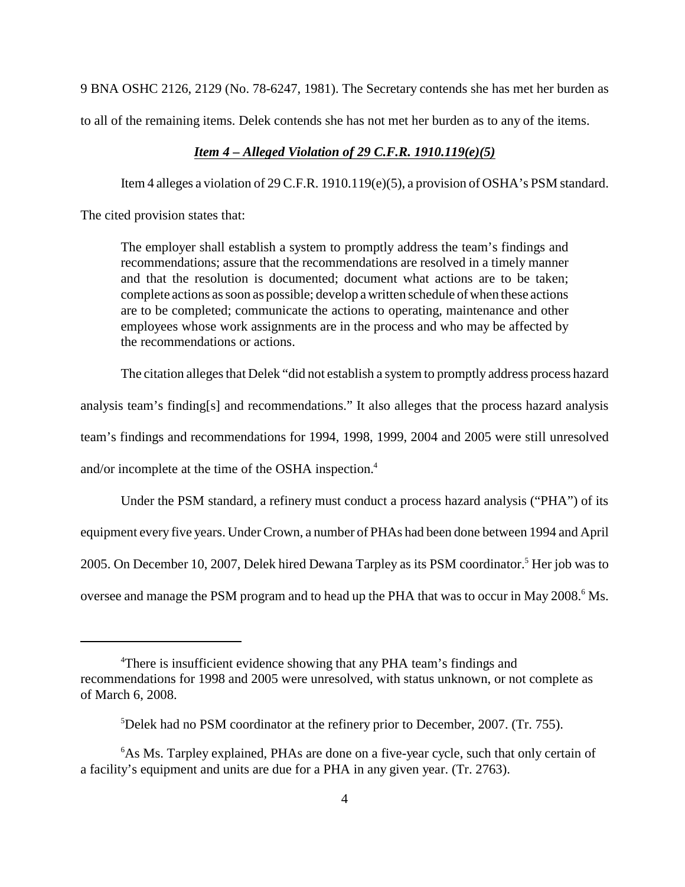9 BNA OSHC 2126, 2129 (No. 78-6247, 1981). The Secretary contends she has met her burden as to all of the remaining items. Delek contends she has not met her burden as to any of the items.

***Item 4 – Alleged Violation of 29 C.F.R. 1910.119(e)(5)***

Item 4 alleges a violation of 29 C.F.R. 1910.119(e)(5), a provision of OSHA's PSM standard. The cited provision states that:

> The employer shall establish a system to promptly address the team's findings and recommendations; assure that the recommendations are resolved in a timely manner and that the resolution is documented; document what actions are to be taken; complete actions as soon as possible; develop a written schedule of when these actions are to be completed; communicate the actions to operating, maintenance and other employees whose work assignments are in the process and who may be affected by the recommendations or actions.

The citation alleges that Delek "did not establish a system to promptly address process hazard analysis team's finding[s] and recommendations." It also alleges that the process hazard analysis team's findings and recommendations for 1994, 1998, 1999, 2004 and 2005 were still unresolved and/or incomplete at the time of the OSHA inspection.[4]

Under the PSM standard, a refinery must conduct a process hazard analysis ("PHA") of its equipment every five years. Under Crown, a number of PHAs had been done between 1994 and April 2005. On December 10, 2007, Delek hired Dewana Tarpley as its PSM coordinator.[5] Her job was to oversee and manage the PSM program and to head up the PHA that was to occur in May 2008.[6] Ms.

---

[4]There is insufficient evidence showing that any PHA team's findings and recommendations for 1998 and 2005 were unresolved, with status unknown, or not complete as of March 6, 2008.

[5]Delek had no PSM coordinator at the refinery prior to December, 2007. (Tr. 755).

[6]As Ms. Tarpley explained, PHAs are done on a five-year cycle, such that only certain of a facility's equipment and units are due for a PHA in any given year. (Tr. 2763).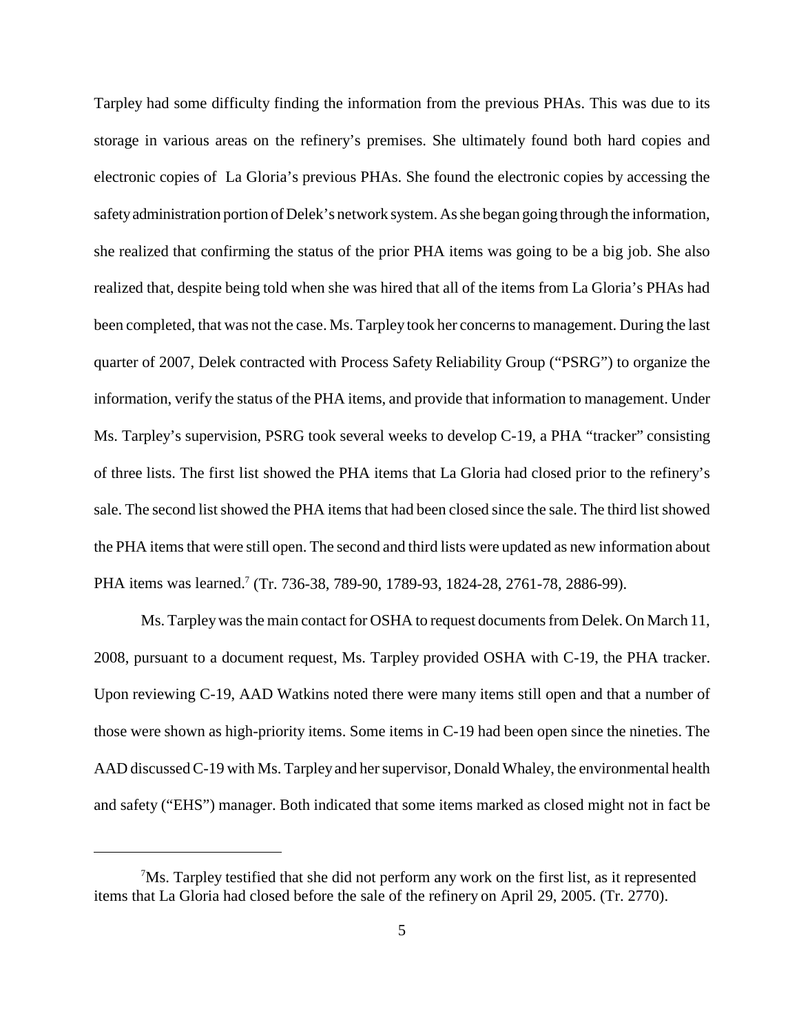Tarpley had some difficulty finding the information from the previous PHAs. This was due to its storage in various areas on the refinery's premises. She ultimately found both hard copies and electronic copies of La Gloria's previous PHAs. She found the electronic copies by accessing the safety administration portion of Delek's network system. As she began going through the information, she realized that confirming the status of the prior PHA items was going to be a big job. She also realized that, despite being told when she was hired that all of the items from La Gloria's PHAs had been completed, that was not the case. Ms. Tarpley took her concerns to management. During the last quarter of 2007, Delek contracted with Process Safety Reliability Group ("PSRG") to organize the information, verify the status of the PHA items, and provide that information to management. Under Ms. Tarpley's supervision, PSRG took several weeks to develop C-19, a PHA "tracker" consisting of three lists. The first list showed the PHA items that La Gloria had closed prior to the refinery's sale. The second list showed the PHA items that had been closed since the sale. The third list showed the PHA items that were still open. The second and third lists were updated as new information about PHA items was learned.[7] (Tr. 736-38, 789-90, 1789-93, 1824-28, 2761-78, 2886-99).

Ms. Tarpley was the main contact for OSHA to request documents from Delek. On March 11, 2008, pursuant to a document request, Ms. Tarpley provided OSHA with C-19, the PHA tracker. Upon reviewing C-19, AAD Watkins noted there were many items still open and that a number of those were shown as high-priority items. Some items in C-19 had been open since the nineties. The AAD discussed C-19 with Ms. Tarpley and her supervisor, Donald Whaley, the environmental health and safety ("EHS") manager. Both indicated that some items marked as closed might not in fact be

---

[7] Ms. Tarpley testified that she did not perform any work on the first list, as it represented items that La Gloria had closed before the sale of the refinery on April 29, 2005. (Tr. 2770).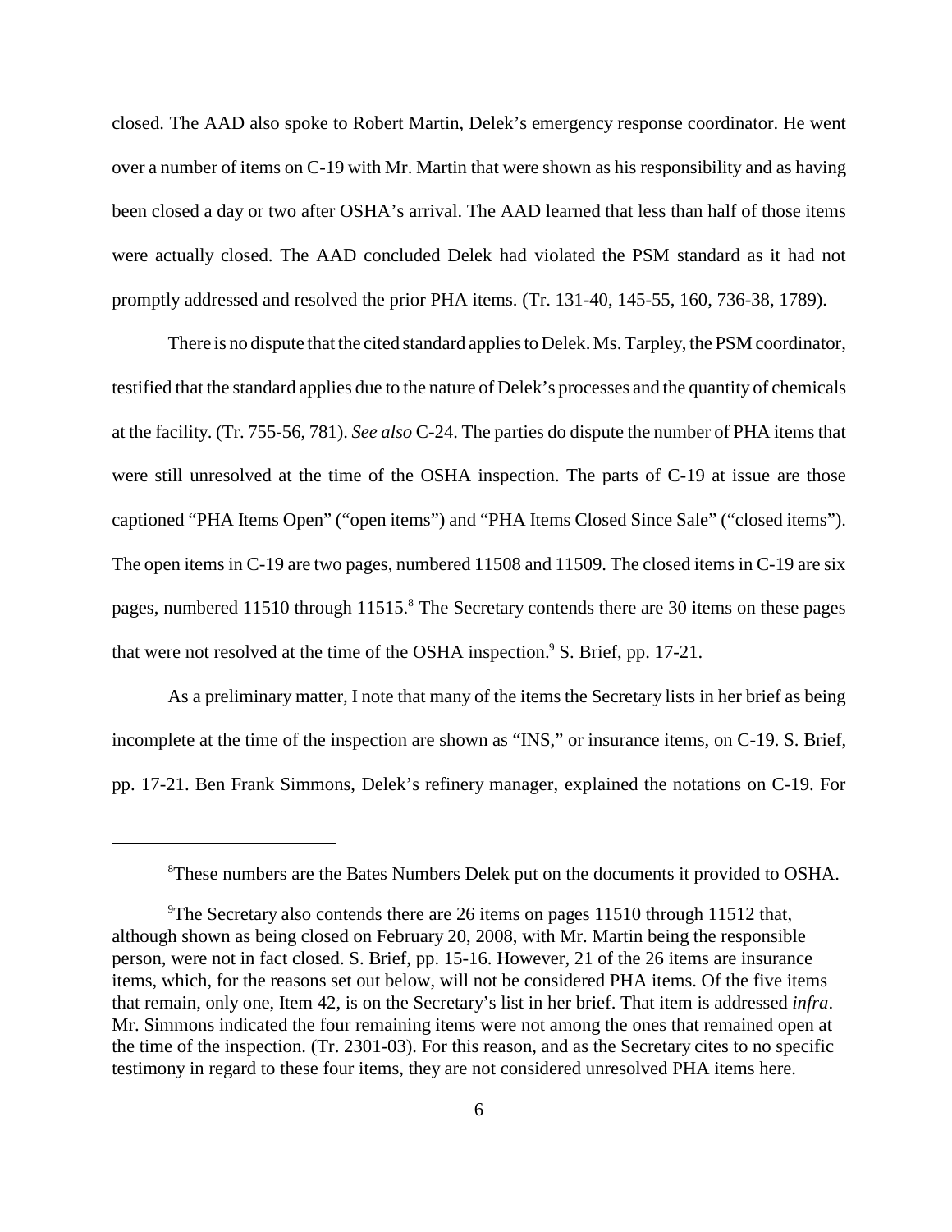closed. The AAD also spoke to Robert Martin, Delek's emergency response coordinator. He went over a number of items on C-19 with Mr. Martin that were shown as his responsibility and as having been closed a day or two after OSHA's arrival. The AAD learned that less than half of those items were actually closed. The AAD concluded Delek had violated the PSM standard as it had not promptly addressed and resolved the prior PHA items. (Tr. 131-40, 145-55, 160, 736-38, 1789).

There is no dispute that the cited standard applies to Delek. Ms. Tarpley, the PSM coordinator, testified that the standard applies due to the nature of Delek's processes and the quantity of chemicals at the facility. (Tr. 755-56, 781). *See also* C-24. The parties do dispute the number of PHA items that were still unresolved at the time of the OSHA inspection. The parts of C-19 at issue are those captioned "PHA Items Open" ("open items") and "PHA Items Closed Since Sale" ("closed items"). The open items in C-19 are two pages, numbered 11508 and 11509. The closed items in C-19 are six pages, numbered 11510 through 11515.[8] The Secretary contends there are 30 items on these pages that were not resolved at the time of the OSHA inspection.[9] S. Brief, pp. 17-21.

As a preliminary matter, I note that many of the items the Secretary lists in her brief as being incomplete at the time of the inspection are shown as "INS," or insurance items, on C-19. S. Brief, pp. 17-21. Ben Frank Simmons, Delek's refinery manager, explained the notations on C-19. For

---

[8]These numbers are the Bates Numbers Delek put on the documents it provided to OSHA.

[9]The Secretary also contends there are 26 items on pages 11510 through 11512 that, although shown as being closed on February 20, 2008, with Mr. Martin being the responsible person, were not in fact closed. S. Brief, pp. 15-16. However, 21 of the 26 items are insurance items, which, for the reasons set out below, will not be considered PHA items. Of the five items that remain, only one, Item 42, is on the Secretary's list in her brief. That item is addressed *infra*. Mr. Simmons indicated the four remaining items were not among the ones that remained open at the time of the inspection. (Tr. 2301-03). For this reason, and as the Secretary cites to no specific testimony in regard to these four items, they are not considered unresolved PHA items here.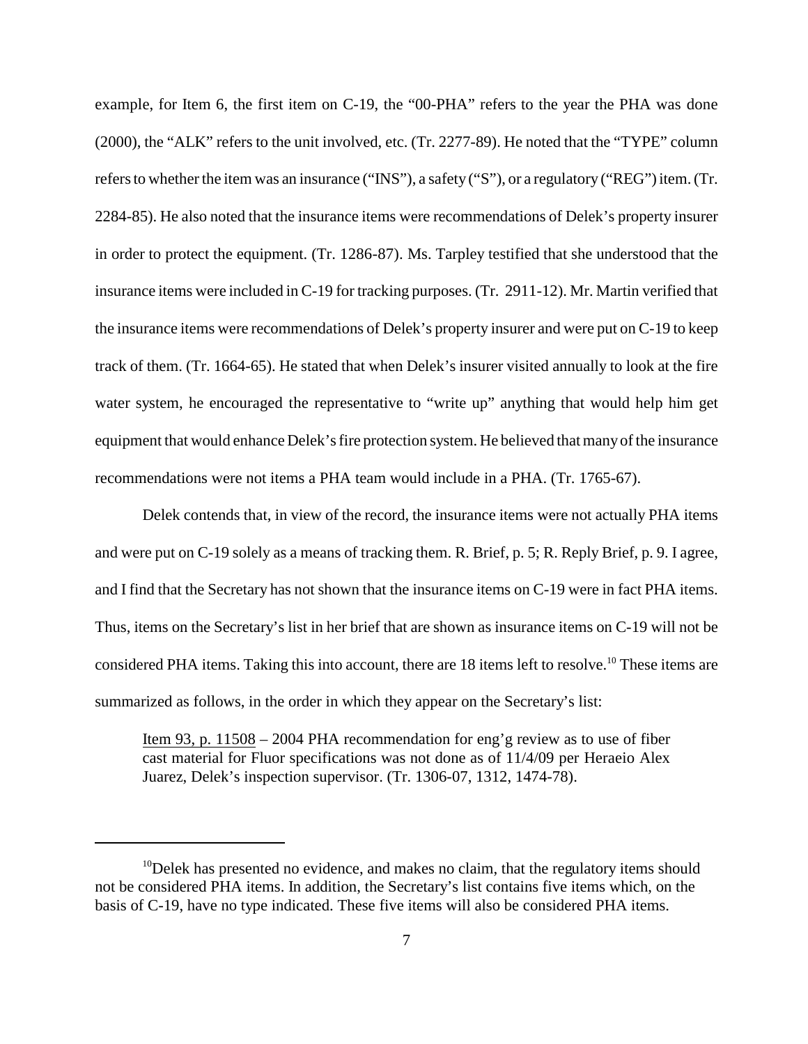example, for Item 6, the first item on C-19, the "00-PHA" refers to the year the PHA was done (2000), the "ALK" refers to the unit involved, etc. (Tr. 2277-89). He noted that the "TYPE" column refers to whether the item was an insurance ("INS"), a safety ("S"), or a regulatory ("REG") item. (Tr. 2284-85). He also noted that the insurance items were recommendations of Delek's property insurer in order to protect the equipment. (Tr. 1286-87). Ms. Tarpley testified that she understood that the insurance items were included in C-19 for tracking purposes. (Tr. 2911-12). Mr. Martin verified that the insurance items were recommendations of Delek's property insurer and were put on C-19 to keep track of them. (Tr. 1664-65). He stated that when Delek's insurer visited annually to look at the fire water system, he encouraged the representative to "write up" anything that would help him get equipment that would enhance Delek's fire protection system. He believed that many of the insurance recommendations were not items a PHA team would include in a PHA. (Tr. 1765-67).

Delek contends that, in view of the record, the insurance items were not actually PHA items and were put on C-19 solely as a means of tracking them. R. Brief, p. 5; R. Reply Brief, p. 9. I agree, and I find that the Secretary has not shown that the insurance items on C-19 were in fact PHA items. Thus, items on the Secretary's list in her brief that are shown as insurance items on C-19 will not be considered PHA items. Taking this into account, there are 18 items left to resolve.[10] These items are summarized as follows, in the order in which they appear on the Secretary's list:

> Item 93, p. 11508 – 2004 PHA recommendation for eng'g review as to use of fiber cast material for Fluor specifications was not done as of 11/4/09 per Heraeio Alex Juarez, Delek's inspection supervisor. (Tr. 1306-07, 1312, 1474-78).

[10] Delek has presented no evidence, and makes no claim, that the regulatory items should not be considered PHA items. In addition, the Secretary's list contains five items which, on the basis of C-19, have no type indicated. These five items will also be considered PHA items.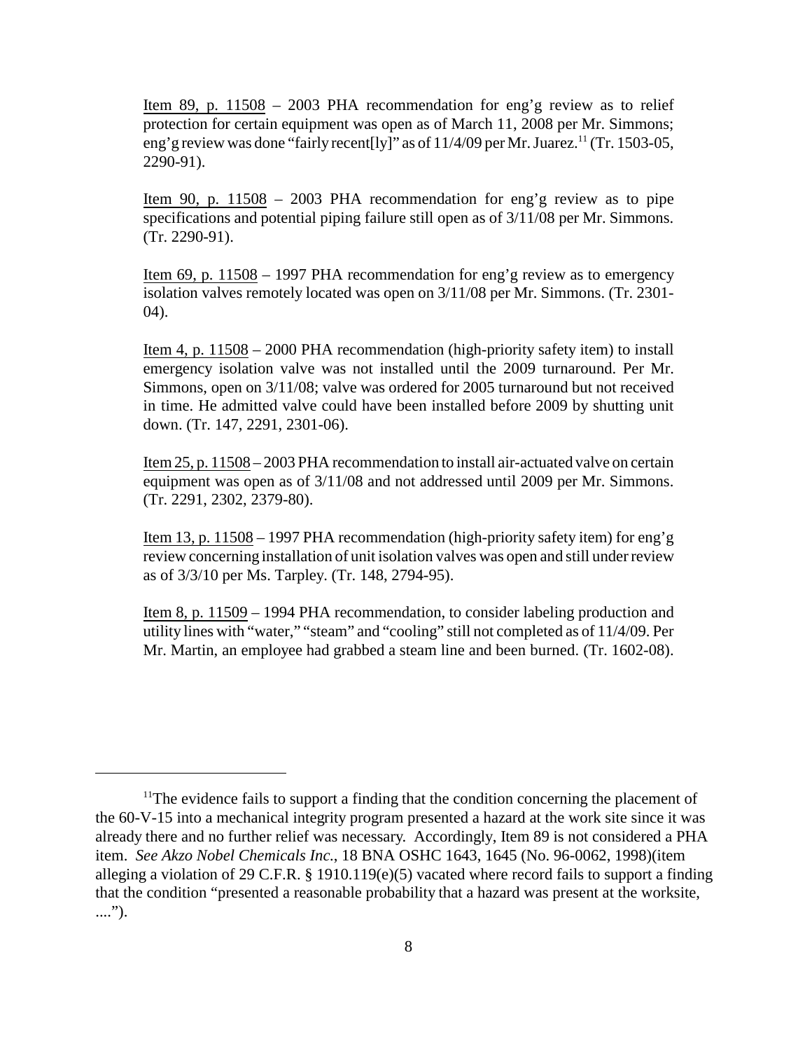Item 89, p. 11508 – 2003 PHA recommendation for eng'g review as to relief protection for certain equipment was open as of March 11, 2008 per Mr. Simmons; eng'g review was done "fairly recent[ly]" as of 11/4/09 per Mr. Juarez.[11] (Tr. 1503-05, 2290-91).

Item 90, p. 11508 – 2003 PHA recommendation for eng'g review as to pipe specifications and potential piping failure still open as of 3/11/08 per Mr. Simmons. (Tr. 2290-91).

Item 69, p. 11508 – 1997 PHA recommendation for eng'g review as to emergency isolation valves remotely located was open on 3/11/08 per Mr. Simmons. (Tr. 2301-04).

Item 4, p. 11508 – 2000 PHA recommendation (high-priority safety item) to install emergency isolation valve was not installed until the 2009 turnaround. Per Mr. Simmons, open on 3/11/08; valve was ordered for 2005 turnaround but not received in time. He admitted valve could have been installed before 2009 by shutting unit down. (Tr. 147, 2291, 2301-06).

Item 25, p. 11508 – 2003 PHA recommendation to install air-actuated valve on certain equipment was open as of 3/11/08 and not addressed until 2009 per Mr. Simmons. (Tr. 2291, 2302, 2379-80).

Item 13, p. 11508 – 1997 PHA recommendation (high-priority safety item) for eng'g review concerning installation of unit isolation valves was open and still under review as of 3/3/10 per Ms. Tarpley. (Tr. 148, 2794-95).

Item 8, p. 11509 – 1994 PHA recommendation, to consider labeling production and utility lines with "water," "steam" and "cooling" still not completed as of 11/4/09. Per Mr. Martin, an employee had grabbed a steam line and been burned. (Tr. 1602-08).

---

[11] The evidence fails to support a finding that the condition concerning the placement of the 60-V-15 into a mechanical integrity program presented a hazard at the work site since it was already there and no further relief was necessary. Accordingly, Item 89 is not considered a PHA item. *See Akzo Nobel Chemicals Inc.*, 18 BNA OSHC 1643, 1645 (No. 96-0062, 1998)(item alleging a violation of 29 C.F.R. § 1910.119(e)(5) vacated where record fails to support a finding that the condition "presented a reasonable probability that a hazard was present at the worksite, ....").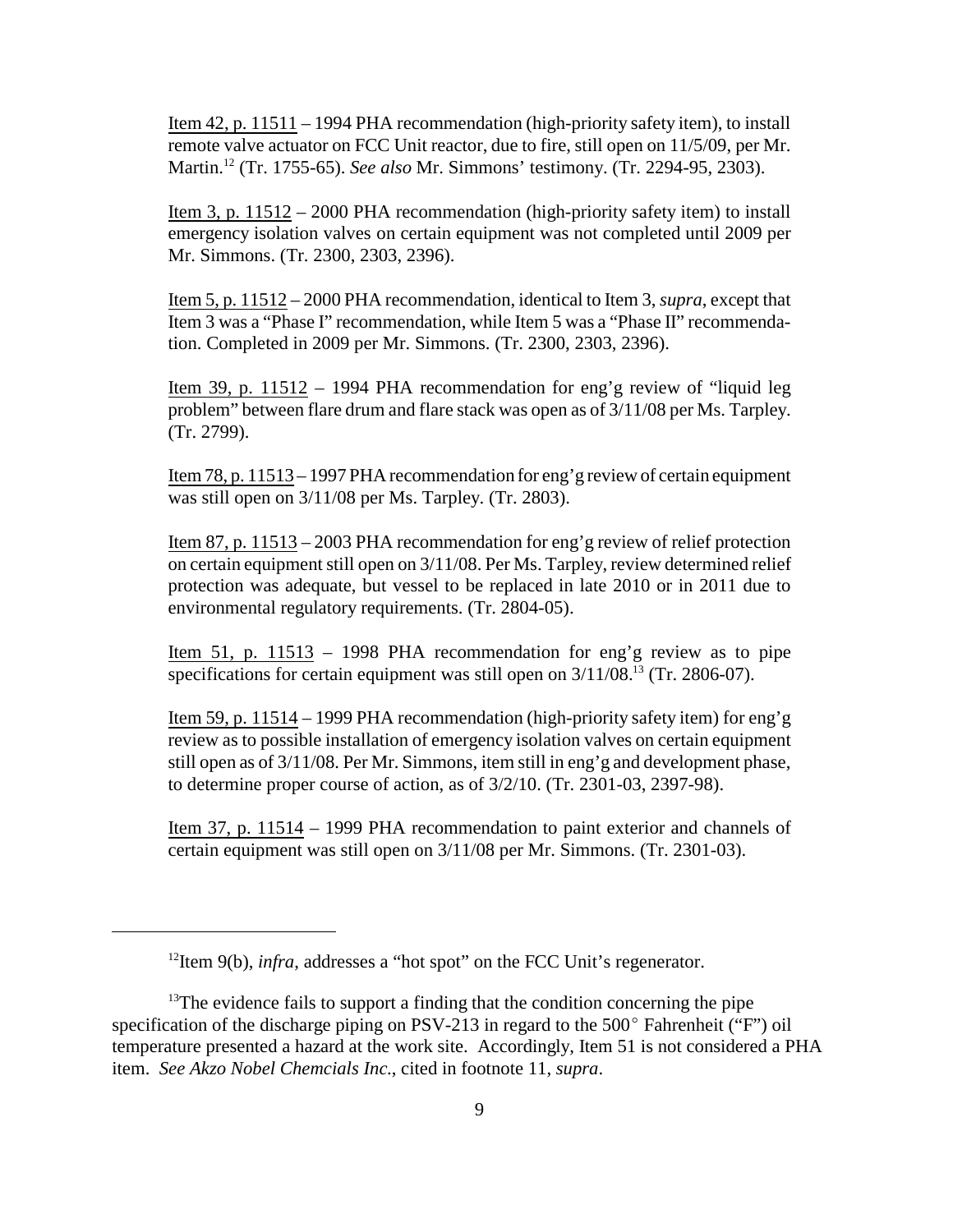Item 42, p. 11511 – 1994 PHA recommendation (high-priority safety item), to install remote valve actuator on FCC Unit reactor, due to fire, still open on 11/5/09, per Mr. Martin.[12] (Tr. 1755-65). *See also* Mr. Simmons' testimony. (Tr. 2294-95, 2303).

Item 3, p. 11512 – 2000 PHA recommendation (high-priority safety item) to install emergency isolation valves on certain equipment was not completed until 2009 per Mr. Simmons. (Tr. 2300, 2303, 2396).

Item 5, p. 11512 – 2000 PHA recommendation, identical to Item 3, *supra*, except that Item 3 was a "Phase I" recommendation, while Item 5 was a "Phase II" recommendation. Completed in 2009 per Mr. Simmons. (Tr. 2300, 2303, 2396).

Item 39, p. 11512 – 1994 PHA recommendation for eng'g review of "liquid leg problem" between flare drum and flare stack was open as of 3/11/08 per Ms. Tarpley. (Tr. 2799).

Item 78, p. 11513 – 1997 PHA recommendation for eng'g review of certain equipment was still open on 3/11/08 per Ms. Tarpley. (Tr. 2803).

Item 87, p. 11513 – 2003 PHA recommendation for eng'g review of relief protection on certain equipment still open on 3/11/08. Per Ms. Tarpley, review determined relief protection was adequate, but vessel to be replaced in late 2010 or in 2011 due to environmental regulatory requirements. (Tr. 2804-05).

Item 51, p. 11513 – 1998 PHA recommendation for eng'g review as to pipe specifications for certain equipment was still open on 3/11/08.[13] (Tr. 2806-07).

Item 59, p. 11514 – 1999 PHA recommendation (high-priority safety item) for eng'g review as to possible installation of emergency isolation valves on certain equipment still open as of 3/11/08. Per Mr. Simmons, item still in eng'g and development phase, to determine proper course of action, as of 3/2/10. (Tr. 2301-03, 2397-98).

Item 37, p. 11514 – 1999 PHA recommendation to paint exterior and channels of certain equipment was still open on 3/11/08 per Mr. Simmons. (Tr. 2301-03).

---

[12] Item 9(b), *infra*, addresses a "hot spot" on the FCC Unit's regenerator.

[13] The evidence fails to support a finding that the condition concerning the pipe specification of the discharge piping on PSV-213 in regard to the 500° Fahrenheit ("F") oil temperature presented a hazard at the work site. Accordingly, Item 51 is not considered a PHA item. *See Akzo Nobel Chemcials Inc.*, cited in footnote 11, *supra*.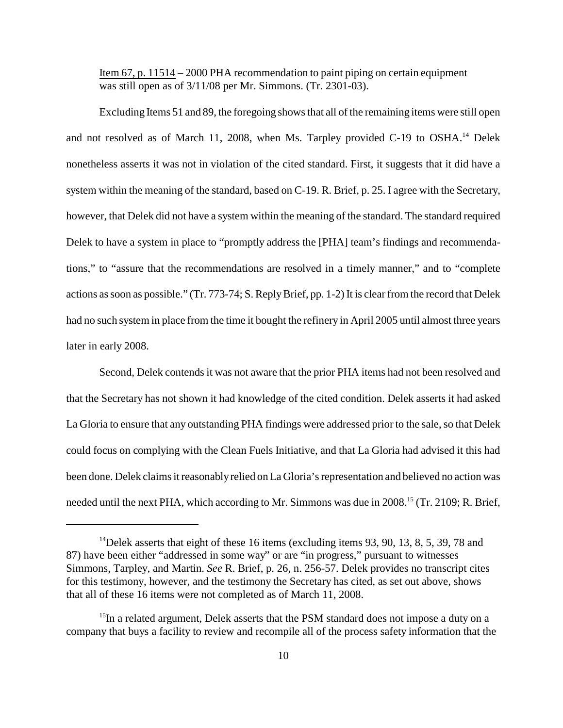Item 67, p. 11514 – 2000 PHA recommendation to paint piping on certain equipment was still open as of 3/11/08 per Mr. Simmons. (Tr. 2301-03).

Excluding Items 51 and 89, the foregoing shows that all of the remaining items were still open and not resolved as of March 11, 2008, when Ms. Tarpley provided C-19 to OSHA.[14] Delek nonetheless asserts it was not in violation of the cited standard. First, it suggests that it did have a system within the meaning of the standard, based on C-19. R. Brief, p. 25. I agree with the Secretary, however, that Delek did not have a system within the meaning of the standard. The standard required Delek to have a system in place to "promptly address the [PHA] team's findings and recommendations," to "assure that the recommendations are resolved in a timely manner," and to "complete actions as soon as possible." (Tr. 773-74; S. Reply Brief, pp. 1-2) It is clear from the record that Delek had no such system in place from the time it bought the refinery in April 2005 until almost three years later in early 2008.

Second, Delek contends it was not aware that the prior PHA items had not been resolved and that the Secretary has not shown it had knowledge of the cited condition. Delek asserts it had asked La Gloria to ensure that any outstanding PHA findings were addressed prior to the sale, so that Delek could focus on complying with the Clean Fuels Initiative, and that La Gloria had advised it this had been done. Delek claims it reasonably relied on La Gloria's representation and believed no action was needed until the next PHA, which according to Mr. Simmons was due in 2008.[15] (Tr. 2109; R. Brief,

---

[14] Delek asserts that eight of these 16 items (excluding items 93, 90, 13, 8, 5, 39, 78 and 87) have been either "addressed in some way" or are "in progress," pursuant to witnesses Simmons, Tarpley, and Martin. *See* R. Brief, p. 26, n. 256-57. Delek provides no transcript cites for this testimony, however, and the testimony the Secretary has cited, as set out above, shows that all of these 16 items were not completed as of March 11, 2008.

[15] In a related argument, Delek asserts that the PSM standard does not impose a duty on a company that buys a facility to review and recompile all of the process safety information that the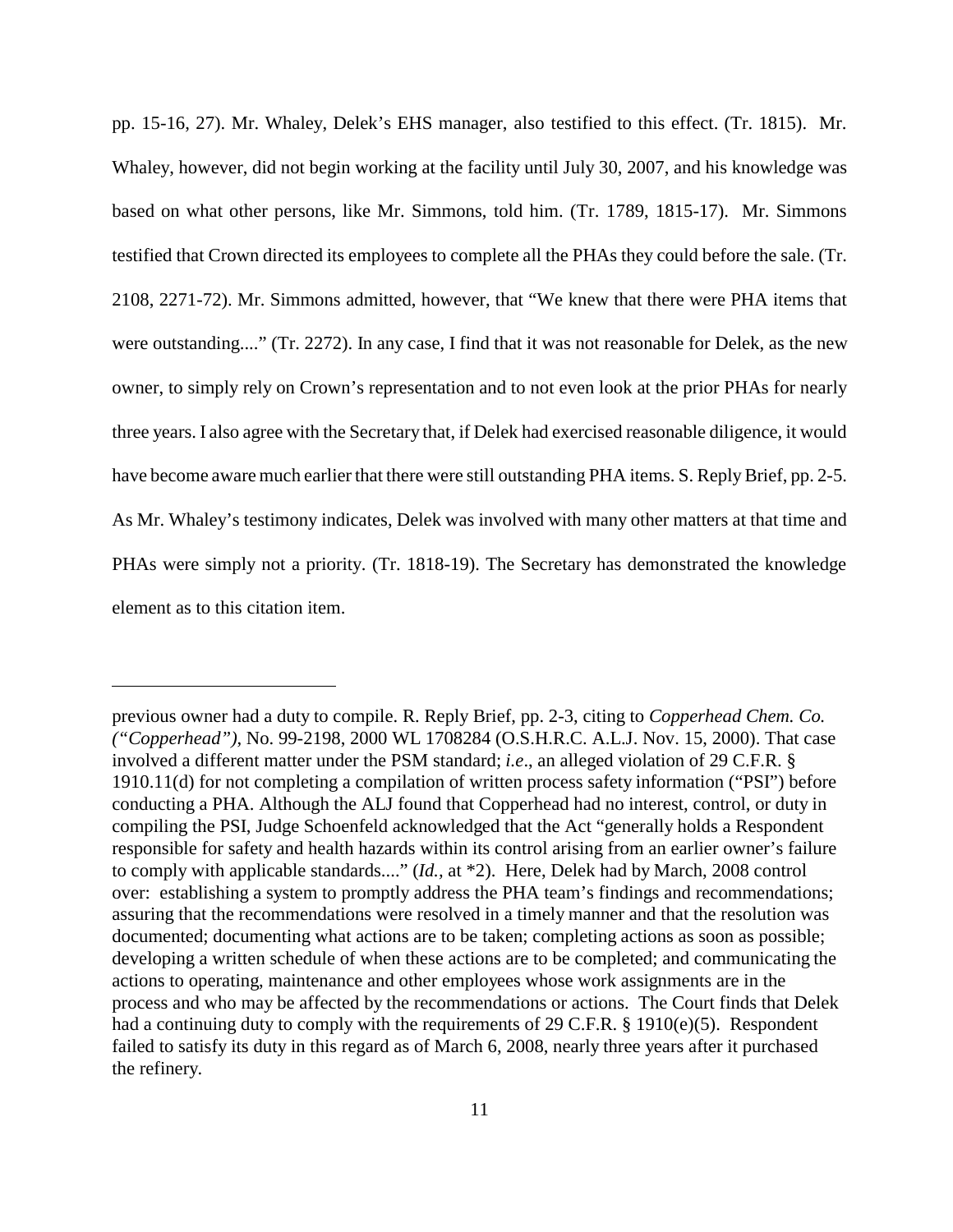pp. 15-16, 27). Mr. Whaley, Delek's EHS manager, also testified to this effect. (Tr. 1815). Mr. Whaley, however, did not begin working at the facility until July 30, 2007, and his knowledge was based on what other persons, like Mr. Simmons, told him. (Tr. 1789, 1815-17). Mr. Simmons testified that Crown directed its employees to complete all the PHAs they could before the sale. (Tr. 2108, 2271-72). Mr. Simmons admitted, however, that "We knew that there were PHA items that were outstanding...." (Tr. 2272). In any case, I find that it was not reasonable for Delek, as the new owner, to simply rely on Crown's representation and to not even look at the prior PHAs for nearly three years. I also agree with the Secretary that, if Delek had exercised reasonable diligence, it would have become aware much earlier that there were still outstanding PHA items. S. Reply Brief, pp. 2-5. As Mr. Whaley's testimony indicates, Delek was involved with many other matters at that time and PHAs were simply not a priority. (Tr. 1818-19). The Secretary has demonstrated the knowledge element as to this citation item.

---

previous owner had a duty to compile. R. Reply Brief, pp. 2-3, citing to *Copperhead Chem. Co. ("Copperhead")*, No. 99-2198, 2000 WL 1708284 (O.S.H.R.C. A.L.J. Nov. 15, 2000). That case involved a different matter under the PSM standard; *i.e*., an alleged violation of 29 C.F.R. § 1910.11(d) for not completing a compilation of written process safety information ("PSI") before conducting a PHA. Although the ALJ found that Copperhead had no interest, control, or duty in compiling the PSI, Judge Schoenfeld acknowledged that the Act "generally holds a Respondent responsible for safety and health hazards within its control arising from an earlier owner's failure to comply with applicable standards...." (*Id.*, at *2). Here, Delek had by March, 2008 control over: establishing a system to promptly address the PHA team's findings and recommendations; assuring that the recommendations were resolved in a timely manner and that the resolution was documented; documenting what actions are to be taken; completing actions as soon as possible; developing a written schedule of when these actions are to be completed; and communicating the actions to operating, maintenance and other employees whose work assignments are in the process and who may be affected by the recommendations or actions. The Court finds that Delek had a continuing duty to comply with the requirements of 29 C.F.R. § 1910(e)(5). Respondent failed to satisfy its duty in this regard as of March 6, 2008, nearly three years after it purchased the refinery.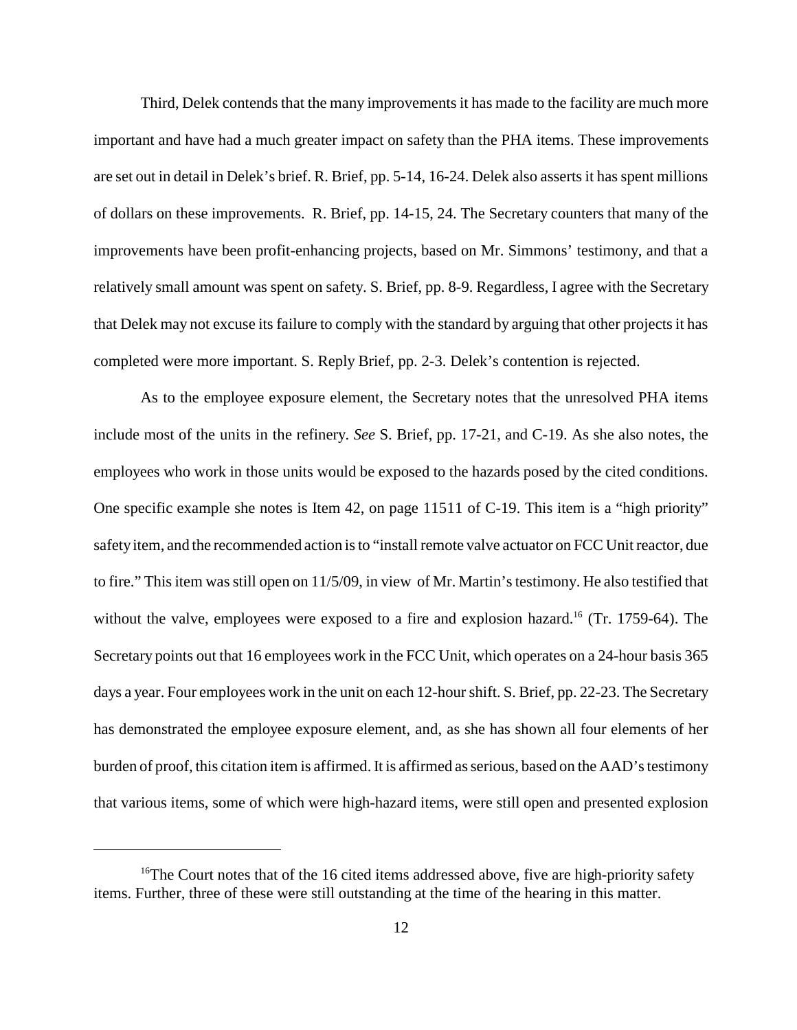Third, Delek contends that the many improvements it has made to the facility are much more important and have had a much greater impact on safety than the PHA items. These improvements are set out in detail in Delek's brief. R. Brief, pp. 5-14, 16-24. Delek also asserts it has spent millions of dollars on these improvements. R. Brief, pp. 14-15, 24. The Secretary counters that many of the improvements have been profit-enhancing projects, based on Mr. Simmons' testimony, and that a relatively small amount was spent on safety. S. Brief, pp. 8-9. Regardless, I agree with the Secretary that Delek may not excuse its failure to comply with the standard by arguing that other projects it has completed were more important. S. Reply Brief, pp. 2-3. Delek's contention is rejected.

As to the employee exposure element, the Secretary notes that the unresolved PHA items include most of the units in the refinery. *See* S. Brief, pp. 17-21, and C-19. As she also notes, the employees who work in those units would be exposed to the hazards posed by the cited conditions. One specific example she notes is Item 42, on page 11511 of C-19. This item is a "high priority" safety item, and the recommended action is to "install remote valve actuator on FCC Unit reactor, due to fire." This item was still open on 11/5/09, in view of Mr. Martin's testimony. He also testified that without the valve, employees were exposed to a fire and explosion hazard.[16] (Tr. 1759-64). The Secretary points out that 16 employees work in the FCC Unit, which operates on a 24-hour basis 365 days a year. Four employees work in the unit on each 12-hour shift. S. Brief, pp. 22-23. The Secretary has demonstrated the employee exposure element, and, as she has shown all four elements of her burden of proof, this citation item is affirmed. It is affirmed as serious, based on the AAD's testimony that various items, some of which were high-hazard items, were still open and presented explosion

---

[16] The Court notes that of the 16 cited items addressed above, five are high-priority safety items. Further, three of these were still outstanding at the time of the hearing in this matter.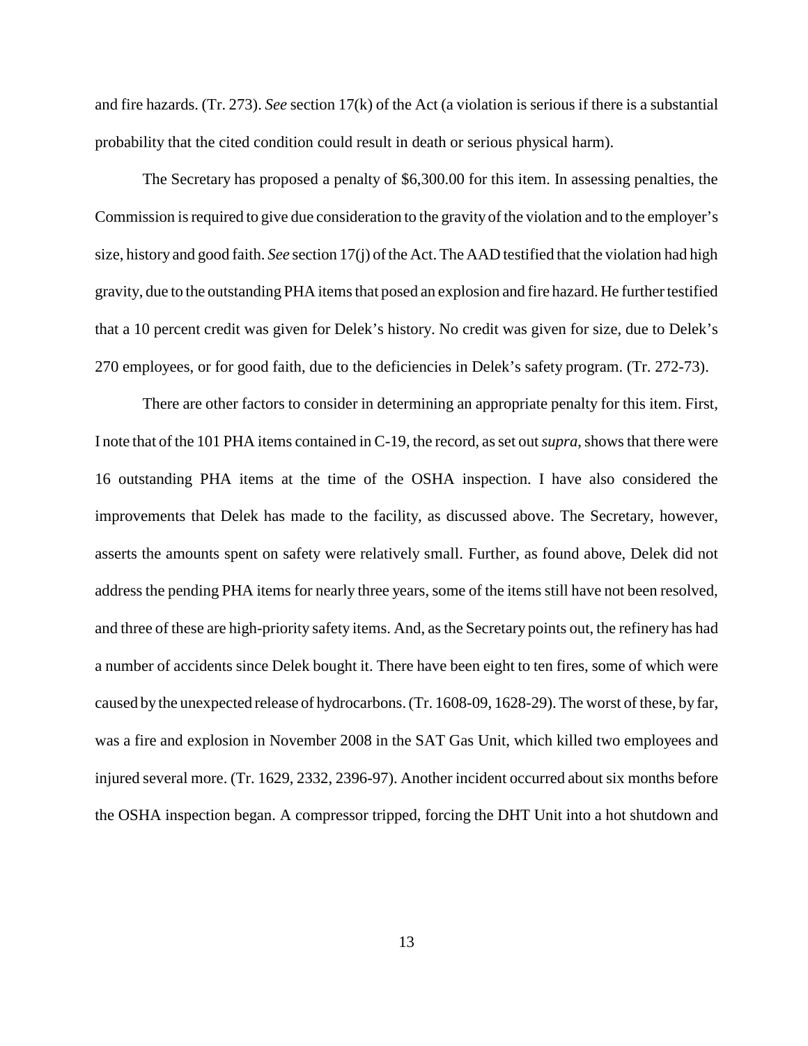and fire hazards. (Tr. 273). *See* section 17(k) of the Act (a violation is serious if there is a substantial probability that the cited condition could result in death or serious physical harm).

The Secretary has proposed a penalty of $6,300.00 for this item. In assessing penalties, the Commission is required to give due consideration to the gravity of the violation and to the employer's size, history and good faith. *See* section 17(j) of the Act. The AAD testified that the violation had high gravity, due to the outstanding PHA items that posed an explosion and fire hazard. He further testified that a 10 percent credit was given for Delek's history. No credit was given for size, due to Delek's 270 employees, or for good faith, due to the deficiencies in Delek's safety program. (Tr. 272-73).

There are other factors to consider in determining an appropriate penalty for this item. First, I note that of the 101 PHA items contained in C-19, the record, as set out *supra*, shows that there were 16 outstanding PHA items at the time of the OSHA inspection. I have also considered the improvements that Delek has made to the facility, as discussed above. The Secretary, however, asserts the amounts spent on safety were relatively small. Further, as found above, Delek did not address the pending PHA items for nearly three years, some of the items still have not been resolved, and three of these are high-priority safety items. And, as the Secretary points out, the refinery has had a number of accidents since Delek bought it. There have been eight to ten fires, some of which were caused by the unexpected release of hydrocarbons. (Tr. 1608-09, 1628-29). The worst of these, by far, was a fire and explosion in November 2008 in the SAT Gas Unit, which killed two employees and injured several more. (Tr. 1629, 2332, 2396-97). Another incident occurred about six months before the OSHA inspection began. A compressor tripped, forcing the DHT Unit into a hot shutdown and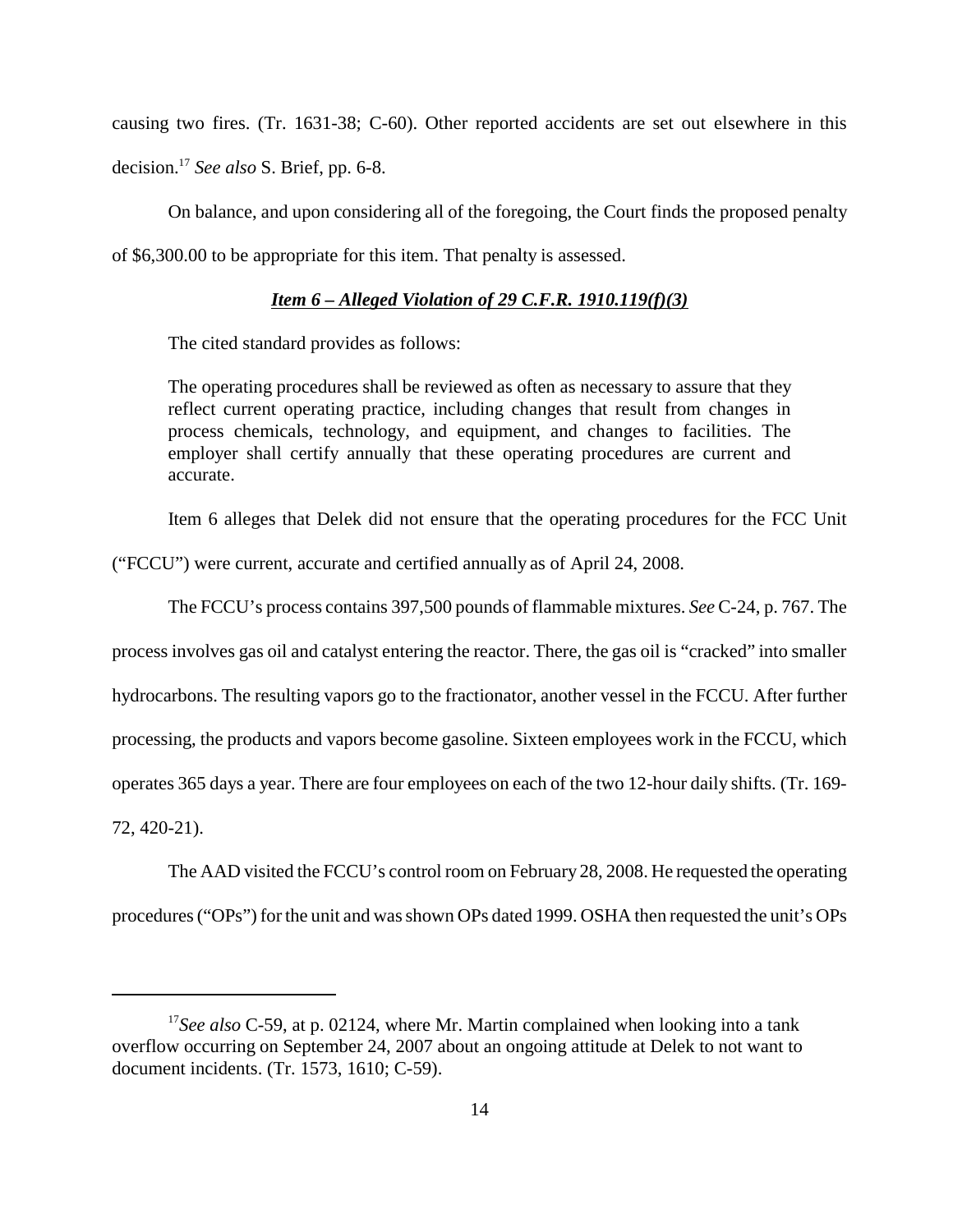causing two fires. (Tr. 1631-38; C-60). Other reported accidents are set out elsewhere in this decision.[17] *See also* S. Brief, pp. 6-8.

On balance, and upon considering all of the foregoing, the Court finds the proposed penalty of $6,300.00 to be appropriate for this item. That penalty is assessed.

***Item 6 – Alleged Violation of 29 C.F.R. 1910.119(f)(3)***

The cited standard provides as follows:

> The operating procedures shall be reviewed as often as necessary to assure that they reflect current operating practice, including changes that result from changes in process chemicals, technology, and equipment, and changes to facilities. The employer shall certify annually that these operating procedures are current and accurate.

Item 6 alleges that Delek did not ensure that the operating procedures for the FCC Unit ("FCCU") were current, accurate and certified annually as of April 24, 2008.

The FCCU's process contains 397,500 pounds of flammable mixtures. *See* C-24, p. 767. The process involves gas oil and catalyst entering the reactor. There, the gas oil is "cracked" into smaller hydrocarbons. The resulting vapors go to the fractionator, another vessel in the FCCU. After further processing, the products and vapors become gasoline. Sixteen employees work in the FCCU, which operates 365 days a year. There are four employees on each of the two 12-hour daily shifts. (Tr. 169-72, 420-21).

The AAD visited the FCCU's control room on February 28, 2008. He requested the operating procedures ("OPs") for the unit and was shown OPs dated 1999. OSHA then requested the unit's OPs

---

[17] *See also* C-59, at p. 02124, where Mr. Martin complained when looking into a tank overflow occurring on September 24, 2007 about an ongoing attitude at Delek to not want to document incidents. (Tr. 1573, 1610; C-59).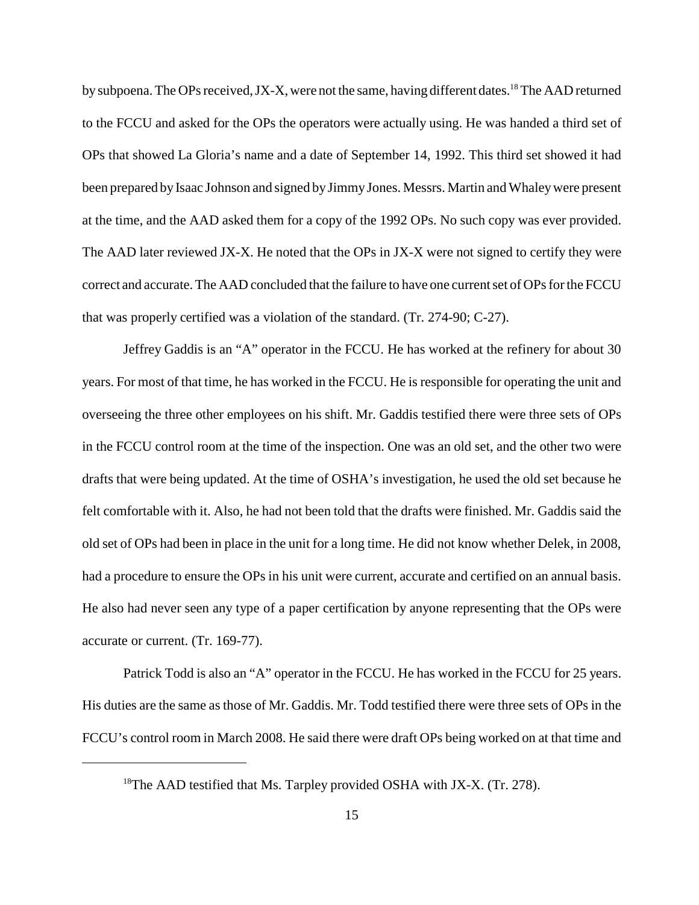by subpoena. The OPs received, JX-X, were not the same, having different dates.[18] The AAD returned to the FCCU and asked for the OPs the operators were actually using. He was handed a third set of OPs that showed La Gloria's name and a date of September 14, 1992. This third set showed it had been prepared by Isaac Johnson and signed by Jimmy Jones. Messrs. Martin and Whaley were present at the time, and the AAD asked them for a copy of the 1992 OPs. No such copy was ever provided. The AAD later reviewed JX-X. He noted that the OPs in JX-X were not signed to certify they were correct and accurate. The AAD concluded that the failure to have one current set of OPs for the FCCU that was properly certified was a violation of the standard. (Tr. 274-90; C-27).

Jeffrey Gaddis is an "A" operator in the FCCU. He has worked at the refinery for about 30 years. For most of that time, he has worked in the FCCU. He is responsible for operating the unit and overseeing the three other employees on his shift. Mr. Gaddis testified there were three sets of OPs in the FCCU control room at the time of the inspection. One was an old set, and the other two were drafts that were being updated. At the time of OSHA's investigation, he used the old set because he felt comfortable with it. Also, he had not been told that the drafts were finished. Mr. Gaddis said the old set of OPs had been in place in the unit for a long time. He did not know whether Delek, in 2008, had a procedure to ensure the OPs in his unit were current, accurate and certified on an annual basis. He also had never seen any type of a paper certification by anyone representing that the OPs were accurate or current. (Tr. 169-77).

Patrick Todd is also an "A" operator in the FCCU. He has worked in the FCCU for 25 years. His duties are the same as those of Mr. Gaddis. Mr. Todd testified there were three sets of OPs in the FCCU's control room in March 2008. He said there were draft OPs being worked on at that time and

---

[18]The AAD testified that Ms. Tarpley provided OSHA with JX-X. (Tr. 278).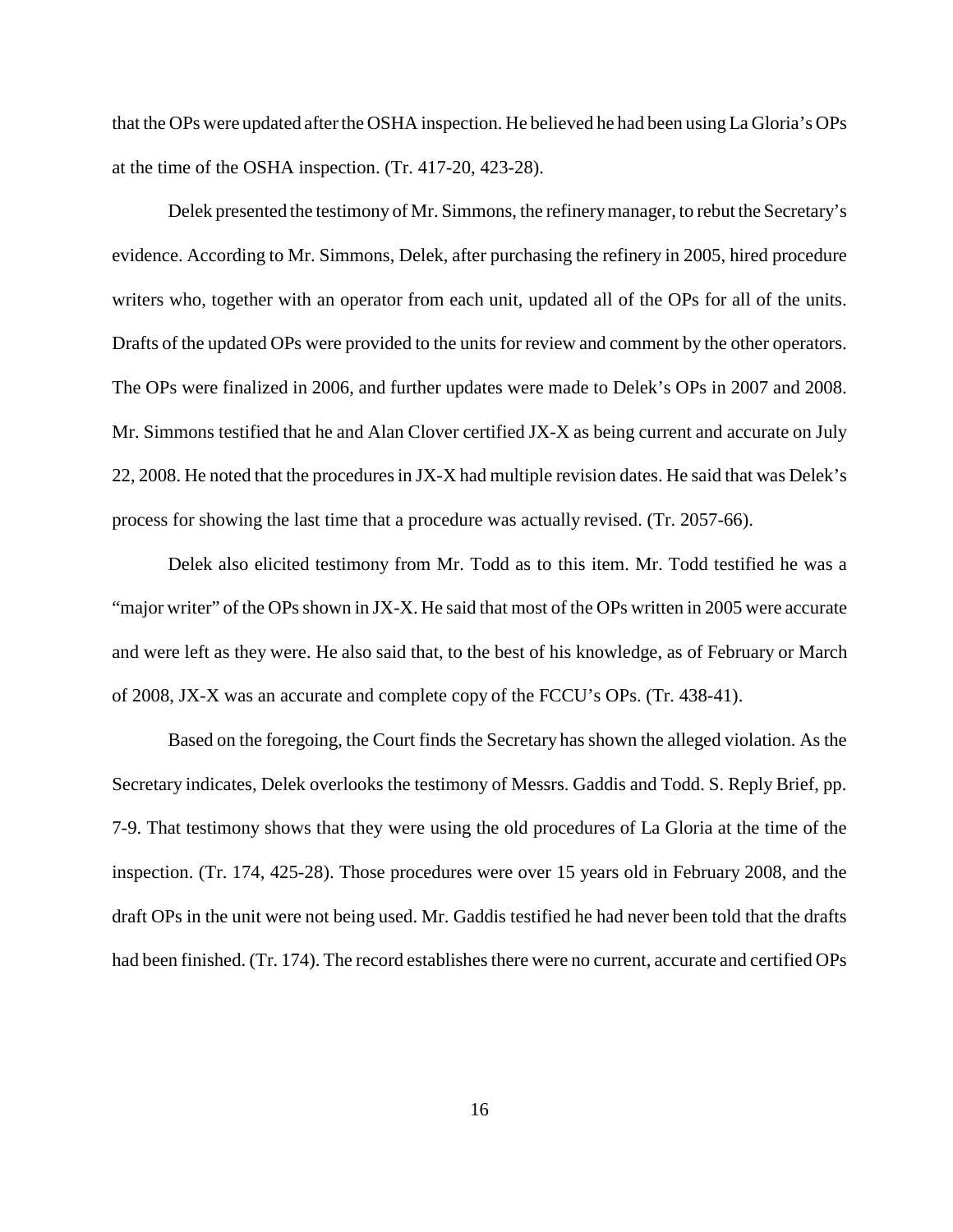that the OPs were updated after the OSHA inspection. He believed he had been using La Gloria's OPs at the time of the OSHA inspection. (Tr. 417-20, 423-28).

Delek presented the testimony of Mr. Simmons, the refinery manager, to rebut the Secretary's evidence. According to Mr. Simmons, Delek, after purchasing the refinery in 2005, hired procedure writers who, together with an operator from each unit, updated all of the OPs for all of the units. Drafts of the updated OPs were provided to the units for review and comment by the other operators. The OPs were finalized in 2006, and further updates were made to Delek's OPs in 2007 and 2008. Mr. Simmons testified that he and Alan Clover certified JX-X as being current and accurate on July 22, 2008. He noted that the procedures in JX-X had multiple revision dates. He said that was Delek's process for showing the last time that a procedure was actually revised. (Tr. 2057-66).

Delek also elicited testimony from Mr. Todd as to this item. Mr. Todd testified he was a "major writer" of the OPs shown in JX-X. He said that most of the OPs written in 2005 were accurate and were left as they were. He also said that, to the best of his knowledge, as of February or March of 2008, JX-X was an accurate and complete copy of the FCCU's OPs. (Tr. 438-41).

Based on the foregoing, the Court finds the Secretary has shown the alleged violation. As the Secretary indicates, Delek overlooks the testimony of Messrs. Gaddis and Todd. S. Reply Brief, pp. 7-9. That testimony shows that they were using the old procedures of La Gloria at the time of the inspection. (Tr. 174, 425-28). Those procedures were over 15 years old in February 2008, and the draft OPs in the unit were not being used. Mr. Gaddis testified he had never been told that the drafts had been finished. (Tr. 174). The record establishes there were no current, accurate and certified OPs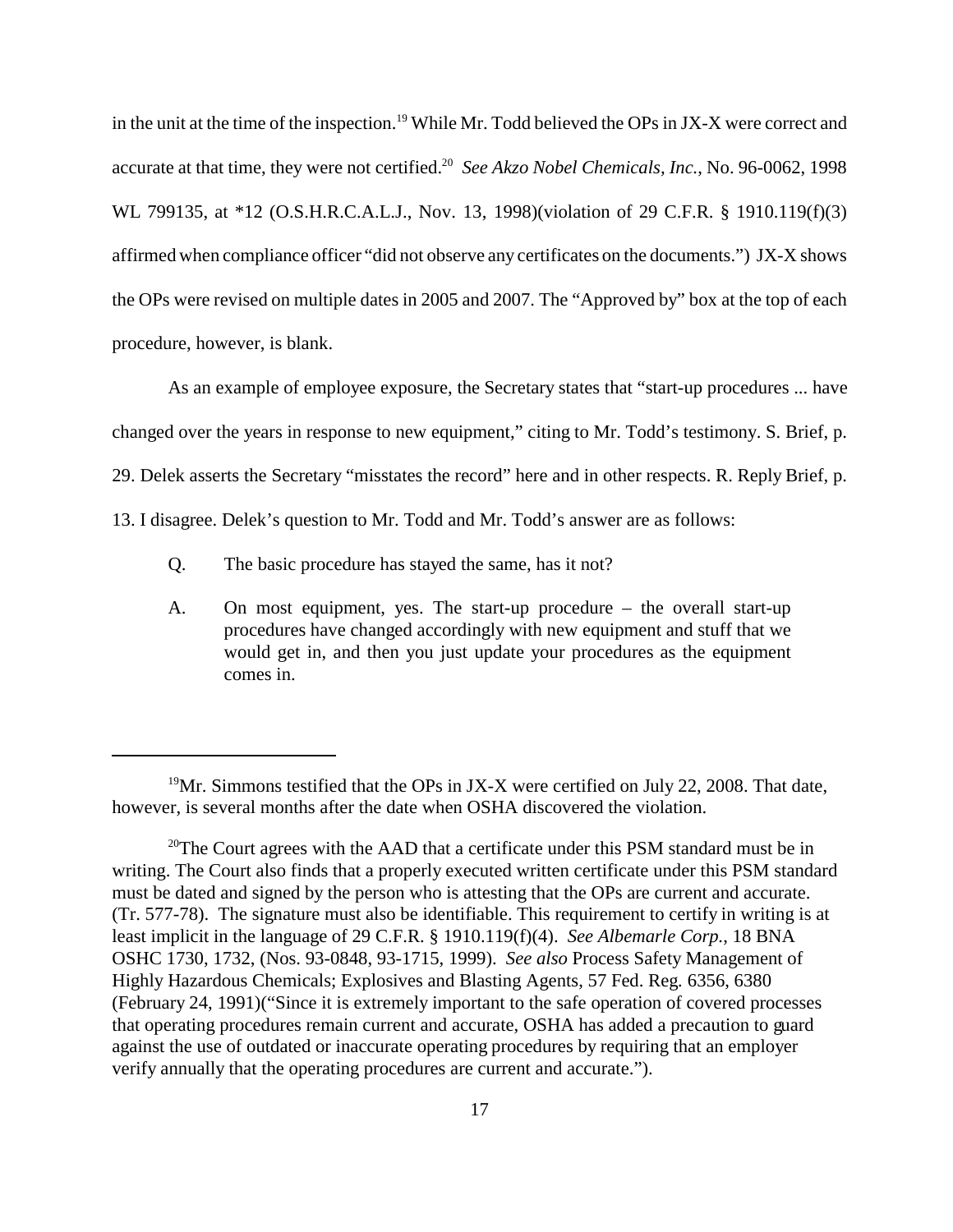in the unit at the time of the inspection.[19] While Mr. Todd believed the OPs in JX-X were correct and accurate at that time, they were not certified.[20] *See Akzo Nobel Chemicals, Inc.*, No. 96-0062, 1998 WL 799135, at *12 (O.S.H.R.C.A.L.J., Nov. 13, 1998)(violation of 29 C.F.R. § 1910.119(f)(3) affirmed when compliance officer "did not observe any certificates on the documents.") JX-X shows the OPs were revised on multiple dates in 2005 and 2007. The "Approved by" box at the top of each procedure, however, is blank.

As an example of employee exposure, the Secretary states that "start-up procedures ... have changed over the years in response to new equipment," citing to Mr. Todd's testimony. S. Brief, p. 29. Delek asserts the Secretary "misstates the record" here and in other respects. R. Reply Brief, p. 13. I disagree. Delek's question to Mr. Todd and Mr. Todd's answer are as follows:

> Q. The basic procedure has stayed the same, has it not?
>
> A. On most equipment, yes. The start-up procedure – the overall start-up procedures have changed accordingly with new equipment and stuff that we would get in, and then you just update your procedures as the equipment comes in.

---

[19] Mr. Simmons testified that the OPs in JX-X were certified on July 22, 2008. That date, however, is several months after the date when OSHA discovered the violation.

[20] The Court agrees with the AAD that a certificate under this PSM standard must be in writing. The Court also finds that a properly executed written certificate under this PSM standard must be dated and signed by the person who is attesting that the OPs are current and accurate. (Tr. 577-78). The signature must also be identifiable. This requirement to certify in writing is at least implicit in the language of 29 C.F.R. § 1910.119(f)(4). *See Albemarle Corp.*, 18 BNA OSHC 1730, 1732, (Nos. 93-0848, 93-1715, 1999). *See also* Process Safety Management of Highly Hazardous Chemicals; Explosives and Blasting Agents, 57 Fed. Reg. 6356, 6380 (February 24, 1991)("Since it is extremely important to the safe operation of covered processes that operating procedures remain current and accurate, OSHA has added a precaution to guard against the use of outdated or inaccurate operating procedures by requiring that an employer verify annually that the operating procedures are current and accurate.").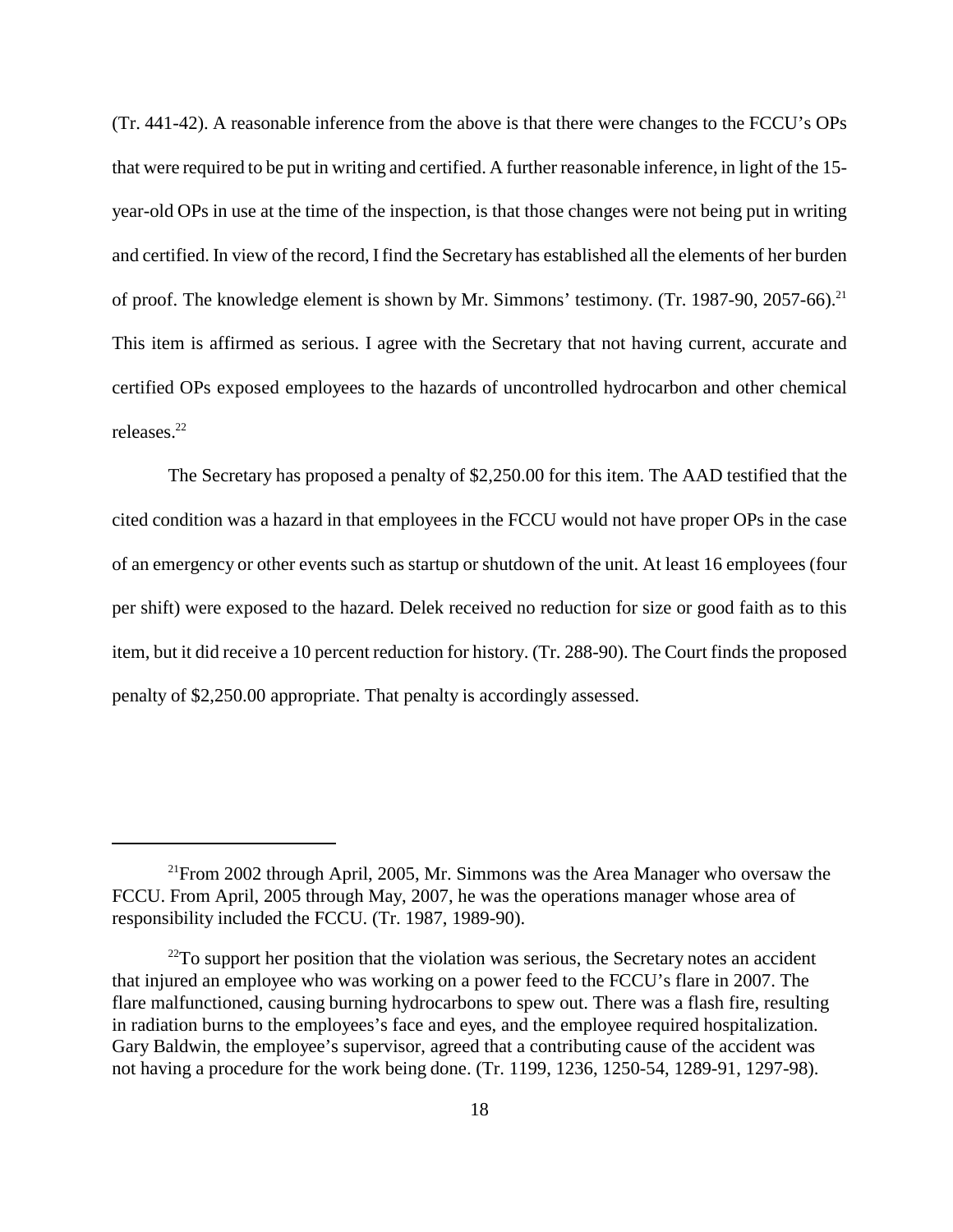(Tr. 441-42). A reasonable inference from the above is that there were changes to the FCCU's OPs that were required to be put in writing and certified. A further reasonable inference, in light of the 15-year-old OPs in use at the time of the inspection, is that those changes were not being put in writing and certified. In view of the record, I find the Secretary has established all the elements of her burden of proof. The knowledge element is shown by Mr. Simmons' testimony. (Tr. 1987-90, 2057-66).[21] This item is affirmed as serious. I agree with the Secretary that not having current, accurate and certified OPs exposed employees to the hazards of uncontrolled hydrocarbon and other chemical releases.[22]

The Secretary has proposed a penalty of $2,250.00 for this item. The AAD testified that the cited condition was a hazard in that employees in the FCCU would not have proper OPs in the case of an emergency or other events such as startup or shutdown of the unit. At least 16 employees (four per shift) were exposed to the hazard. Delek received no reduction for size or good faith as to this item, but it did receive a 10 percent reduction for history. (Tr. 288-90). The Court finds the proposed penalty of $2,250.00 appropriate. That penalty is accordingly assessed.

---

[21]From 2002 through April, 2005, Mr. Simmons was the Area Manager who oversaw the FCCU. From April, 2005 through May, 2007, he was the operations manager whose area of responsibility included the FCCU. (Tr. 1987, 1989-90).

[22]To support her position that the violation was serious, the Secretary notes an accident that injured an employee who was working on a power feed to the FCCU's flare in 2007. The flare malfunctioned, causing burning hydrocarbons to spew out. There was a flash fire, resulting in radiation burns to the employees's face and eyes, and the employee required hospitalization. Gary Baldwin, the employee's supervisor, agreed that a contributing cause of the accident was not having a procedure for the work being done. (Tr. 1199, 1236, 1250-54, 1289-91, 1297-98).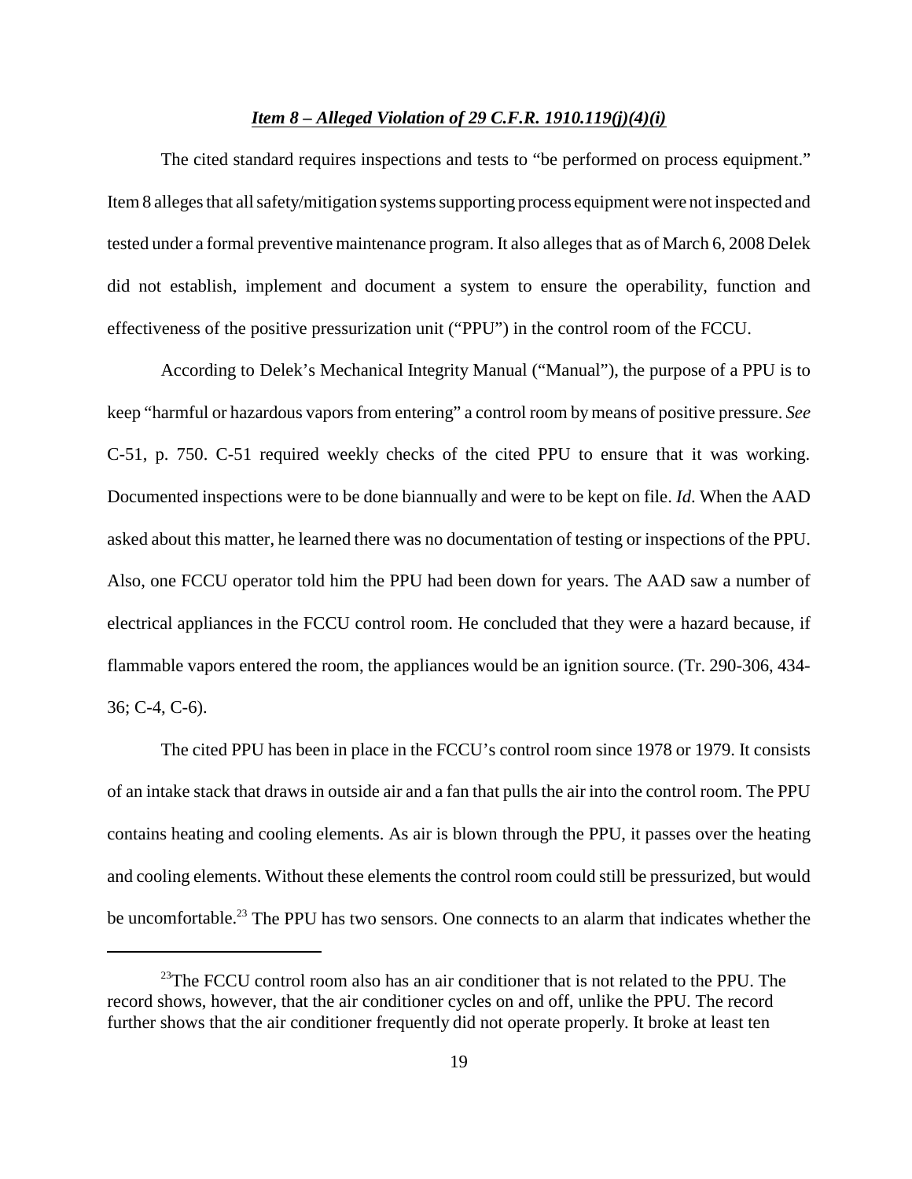***Item 8 – Alleged Violation of 29 C.F.R. 1910.119(j)(4)(i)***

The cited standard requires inspections and tests to "be performed on process equipment." Item 8 alleges that all safety/mitigation systems supporting process equipment were not inspected and tested under a formal preventive maintenance program. It also alleges that as of March 6, 2008 Delek did not establish, implement and document a system to ensure the operability, function and effectiveness of the positive pressurization unit ("PPU") in the control room of the FCCU.

According to Delek's Mechanical Integrity Manual ("Manual"), the purpose of a PPU is to keep "harmful or hazardous vapors from entering" a control room by means of positive pressure. *See* C-51, p. 750. C-51 required weekly checks of the cited PPU to ensure that it was working. Documented inspections were to be done biannually and were to be kept on file. *Id*. When the AAD asked about this matter, he learned there was no documentation of testing or inspections of the PPU. Also, one FCCU operator told him the PPU had been down for years. The AAD saw a number of electrical appliances in the FCCU control room. He concluded that they were a hazard because, if flammable vapors entered the room, the appliances would be an ignition source. (Tr. 290-306, 434-36; C-4, C-6).

The cited PPU has been in place in the FCCU's control room since 1978 or 1979. It consists of an intake stack that draws in outside air and a fan that pulls the air into the control room. The PPU contains heating and cooling elements. As air is blown through the PPU, it passes over the heating and cooling elements. Without these elements the control room could still be pressurized, but would be uncomfortable.[23] The PPU has two sensors. One connects to an alarm that indicates whether the

[23] The FCCU control room also has an air conditioner that is not related to the PPU. The record shows, however, that the air conditioner cycles on and off, unlike the PPU. The record further shows that the air conditioner frequently did not operate properly. It broke at least ten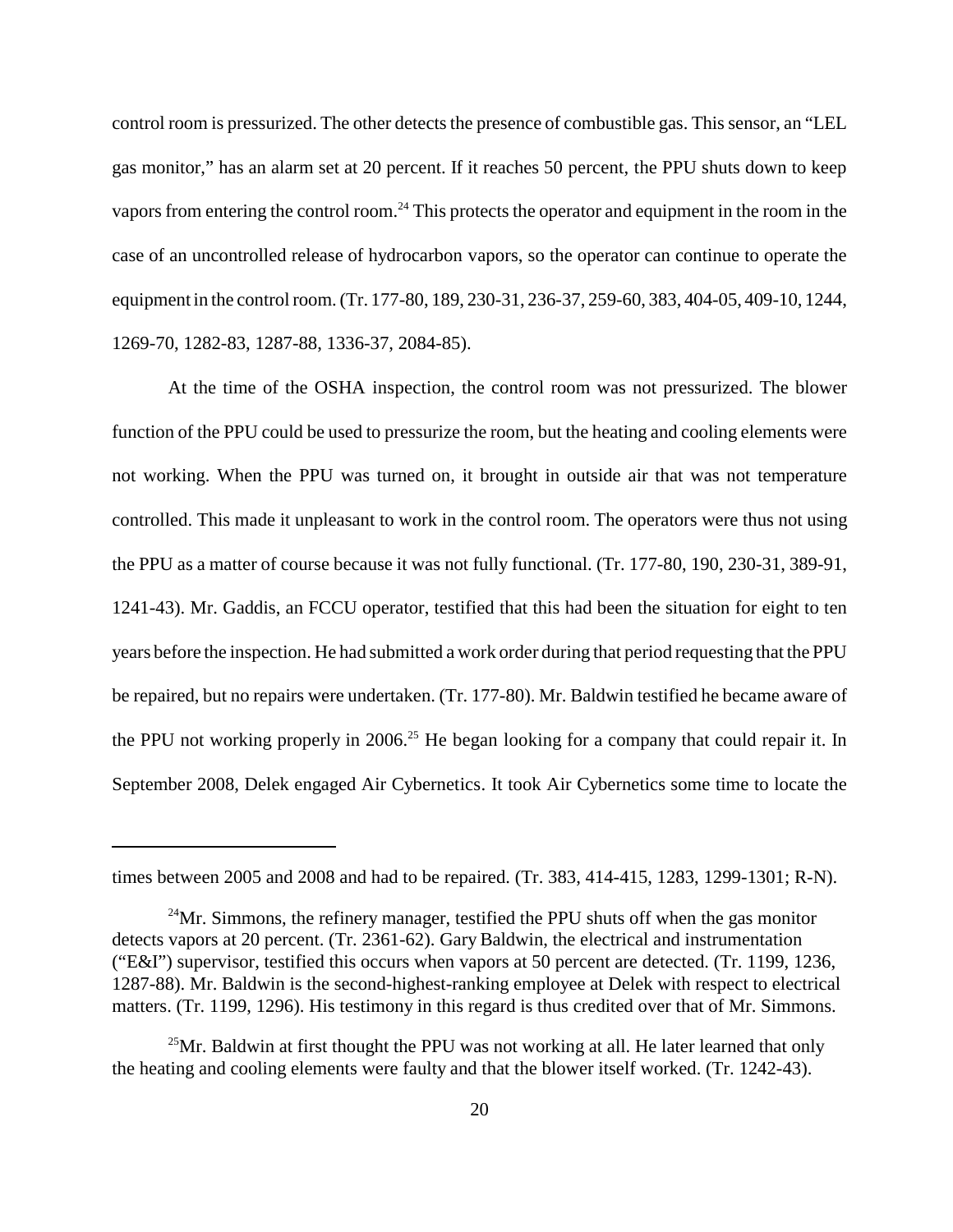control room is pressurized. The other detects the presence of combustible gas. This sensor, an "LEL gas monitor," has an alarm set at 20 percent. If it reaches 50 percent, the PPU shuts down to keep vapors from entering the control room.[24] This protects the operator and equipment in the room in the case of an uncontrolled release of hydrocarbon vapors, so the operator can continue to operate the equipment in the control room. (Tr. 177-80, 189, 230-31, 236-37, 259-60, 383, 404-05, 409-10, 1244, 1269-70, 1282-83, 1287-88, 1336-37, 2084-85).

At the time of the OSHA inspection, the control room was not pressurized. The blower function of the PPU could be used to pressurize the room, but the heating and cooling elements were not working. When the PPU was turned on, it brought in outside air that was not temperature controlled. This made it unpleasant to work in the control room. The operators were thus not using the PPU as a matter of course because it was not fully functional. (Tr. 177-80, 190, 230-31, 389-91, 1241-43). Mr. Gaddis, an FCCU operator, testified that this had been the situation for eight to ten years before the inspection. He had submitted a work order during that period requesting that the PPU be repaired, but no repairs were undertaken. (Tr. 177-80). Mr. Baldwin testified he became aware of the PPU not working properly in 2006.[25] He began looking for a company that could repair it. In September 2008, Delek engaged Air Cybernetics. It took Air Cybernetics some time to locate the

---

times between 2005 and 2008 and had to be repaired. (Tr. 383, 414-415, 1283, 1299-1301; R-N).

[24]Mr. Simmons, the refinery manager, testified the PPU shuts off when the gas monitor detects vapors at 20 percent. (Tr. 2361-62). Gary Baldwin, the electrical and instrumentation ("E&I") supervisor, testified this occurs when vapors at 50 percent are detected. (Tr. 1199, 1236, 1287-88). Mr. Baldwin is the second-highest-ranking employee at Delek with respect to electrical matters. (Tr. 1199, 1296). His testimony in this regard is thus credited over that of Mr. Simmons.

[25]Mr. Baldwin at first thought the PPU was not working at all. He later learned that only the heating and cooling elements were faulty and that the blower itself worked. (Tr. 1242-43).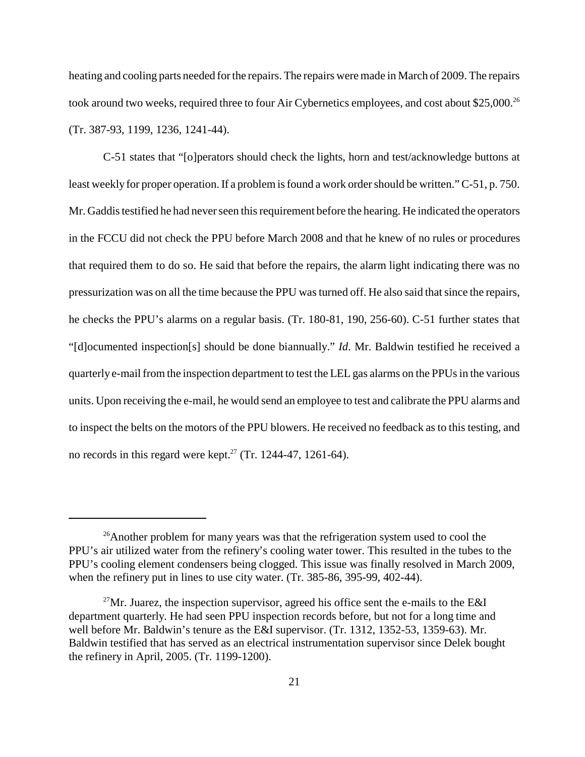heating and cooling parts needed for the repairs. The repairs were made in March of 2009. The repairs took around two weeks, required three to four Air Cybernetics employees, and cost about $25,000.[26] (Tr. 387-93, 1199, 1236, 1241-44).

C-51 states that "[o]perators should check the lights, horn and test/acknowledge buttons at least weekly for proper operation. If a problem is found a work order should be written." C-51, p. 750. Mr. Gaddis testified he had never seen this requirement before the hearing. He indicated the operators in the FCCU did not check the PPU before March 2008 and that he knew of no rules or procedures that required them to do so. He said that before the repairs, the alarm light indicating there was no pressurization was on all the time because the PPU was turned off. He also said that since the repairs, he checks the PPU's alarms on a regular basis. (Tr. 180-81, 190, 256-60). C-51 further states that "[d]ocumented inspection[s] should be done biannually." *Id*. Mr. Baldwin testified he received a quarterly e-mail from the inspection department to test the LEL gas alarms on the PPUs in the various units. Upon receiving the e-mail, he would send an employee to test and calibrate the PPU alarms and to inspect the belts on the motors of the PPU blowers. He received no feedback as to this testing, and no records in this regard were kept.[27] (Tr. 1244-47, 1261-64).

---

[26] Another problem for many years was that the refrigeration system used to cool the PPU's air utilized water from the refinery's cooling water tower. This resulted in the tubes to the PPU's cooling element condensers being clogged. This issue was finally resolved in March 2009, when the refinery put in lines to use city water. (Tr. 385-86, 395-99, 402-44).

[27] Mr. Juarez, the inspection supervisor, agreed his office sent the e-mails to the E&I department quarterly. He had seen PPU inspection records before, but not for a long time and well before Mr. Baldwin's tenure as the E&I supervisor. (Tr. 1312, 1352-53, 1359-63). Mr. Baldwin testified that has served as an electrical instrumentation supervisor since Delek bought the refinery in April, 2005. (Tr. 1199-1200).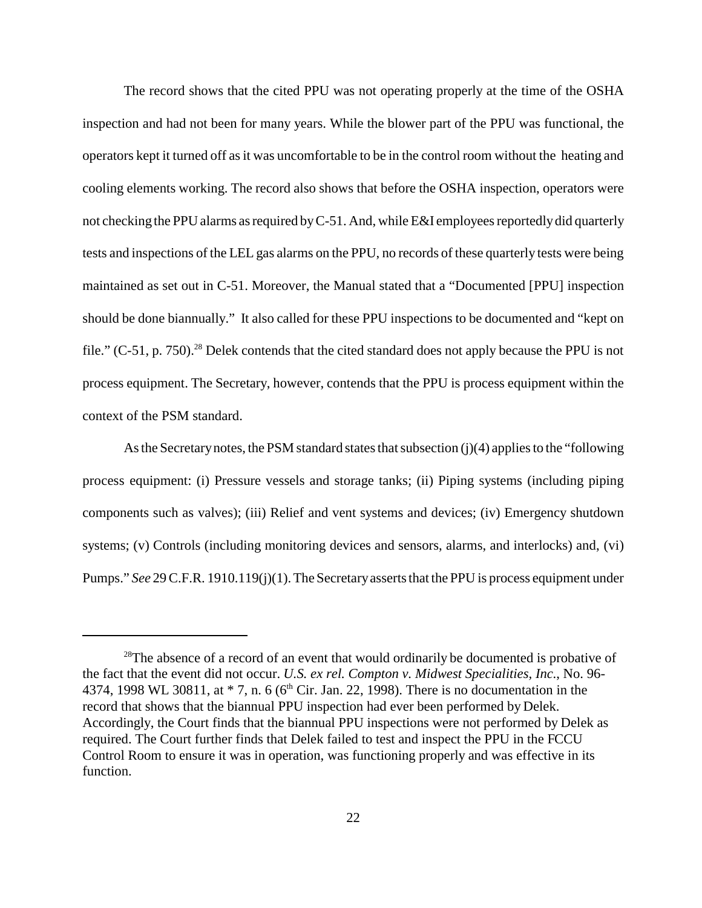The record shows that the cited PPU was not operating properly at the time of the OSHA inspection and had not been for many years. While the blower part of the PPU was functional, the operators kept it turned off as it was uncomfortable to be in the control room without the heating and cooling elements working. The record also shows that before the OSHA inspection, operators were not checking the PPU alarms as required by C-51. And, while E&I employees reportedly did quarterly tests and inspections of the LEL gas alarms on the PPU, no records of these quarterly tests were being maintained as set out in C-51. Moreover, the Manual stated that a "Documented [PPU] inspection should be done biannually." It also called for these PPU inspections to be documented and "kept on file." (C-51, p. 750).[28] Delek contends that the cited standard does not apply because the PPU is not process equipment. The Secretary, however, contends that the PPU is process equipment within the context of the PSM standard.

As the Secretary notes, the PSM standard states that subsection (j)(4) applies to the "following process equipment: (i) Pressure vessels and storage tanks; (ii) Piping systems (including piping components such as valves); (iii) Relief and vent systems and devices; (iv) Emergency shutdown systems; (v) Controls (including monitoring devices and sensors, alarms, and interlocks) and, (vi) Pumps." *See* 29 C.F.R. 1910.119(j)(1). The Secretary asserts that the PPU is process equipment under

---

[28]The absence of a record of an event that would ordinarily be documented is probative of the fact that the event did not occur. *U.S. ex rel. Compton v. Midwest Specialities, Inc.*, No. 96-4374, 1998 WL 30811, at * 7, n. 6 (6th Cir. Jan. 22, 1998). There is no documentation in the record that shows that the biannual PPU inspection had ever been performed by Delek. Accordingly, the Court finds that the biannual PPU inspections were not performed by Delek as required. The Court further finds that Delek failed to test and inspect the PPU in the FCCU Control Room to ensure it was in operation, was functioning properly and was effective in its function.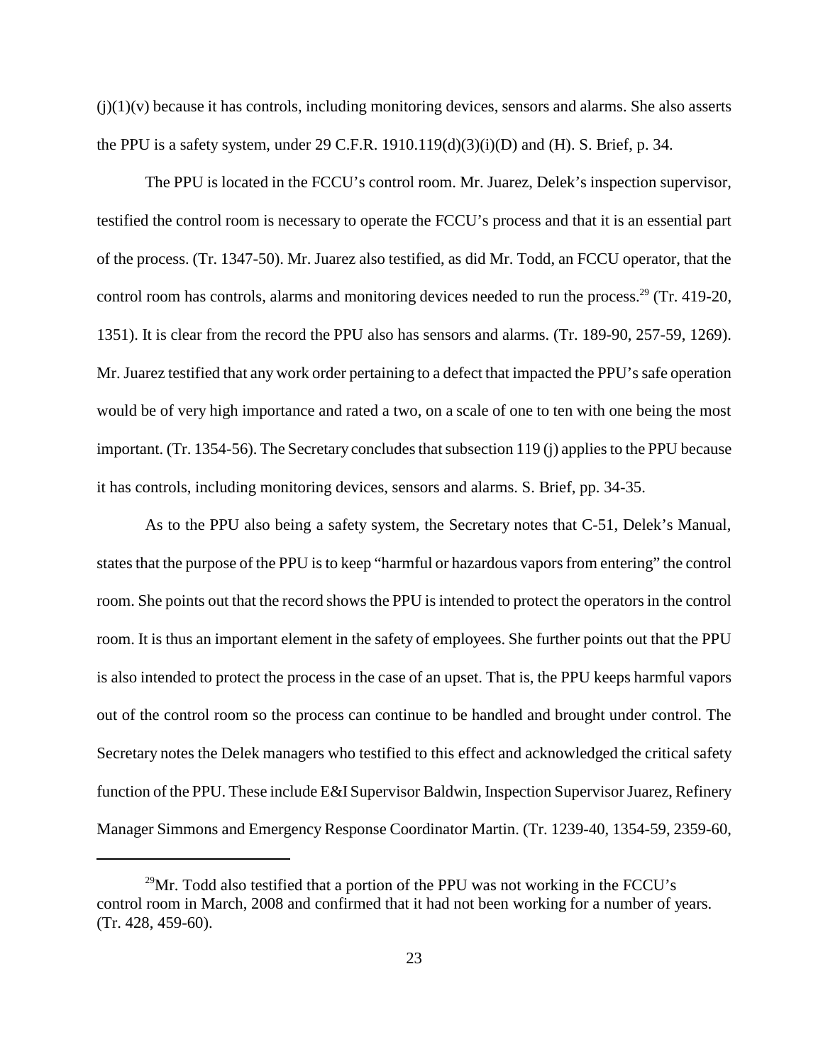(j)(1)(v) because it has controls, including monitoring devices, sensors and alarms. She also asserts the PPU is a safety system, under 29 C.F.R. 1910.119(d)(3)(i)(D) and (H). S. Brief, p. 34.

The PPU is located in the FCCU's control room. Mr. Juarez, Delek's inspection supervisor, testified the control room is necessary to operate the FCCU's process and that it is an essential part of the process. (Tr. 1347-50). Mr. Juarez also testified, as did Mr. Todd, an FCCU operator, that the control room has controls, alarms and monitoring devices needed to run the process.[29] (Tr. 419-20, 1351). It is clear from the record the PPU also has sensors and alarms. (Tr. 189-90, 257-59, 1269). Mr. Juarez testified that any work order pertaining to a defect that impacted the PPU's safe operation would be of very high importance and rated a two, on a scale of one to ten with one being the most important. (Tr. 1354-56). The Secretary concludes that subsection 119 (j) applies to the PPU because it has controls, including monitoring devices, sensors and alarms. S. Brief, pp. 34-35.

As to the PPU also being a safety system, the Secretary notes that C-51, Delek's Manual, states that the purpose of the PPU is to keep "harmful or hazardous vapors from entering" the control room. She points out that the record shows the PPU is intended to protect the operators in the control room. It is thus an important element in the safety of employees. She further points out that the PPU is also intended to protect the process in the case of an upset. That is, the PPU keeps harmful vapors out of the control room so the process can continue to be handled and brought under control. The Secretary notes the Delek managers who testified to this effect and acknowledged the critical safety function of the PPU. These include E&I Supervisor Baldwin, Inspection Supervisor Juarez, Refinery Manager Simmons and Emergency Response Coordinator Martin. (Tr. 1239-40, 1354-59, 2359-60,

[29]Mr. Todd also testified that a portion of the PPU was not working in the FCCU's control room in March, 2008 and confirmed that it had not been working for a number of years. (Tr. 428, 459-60).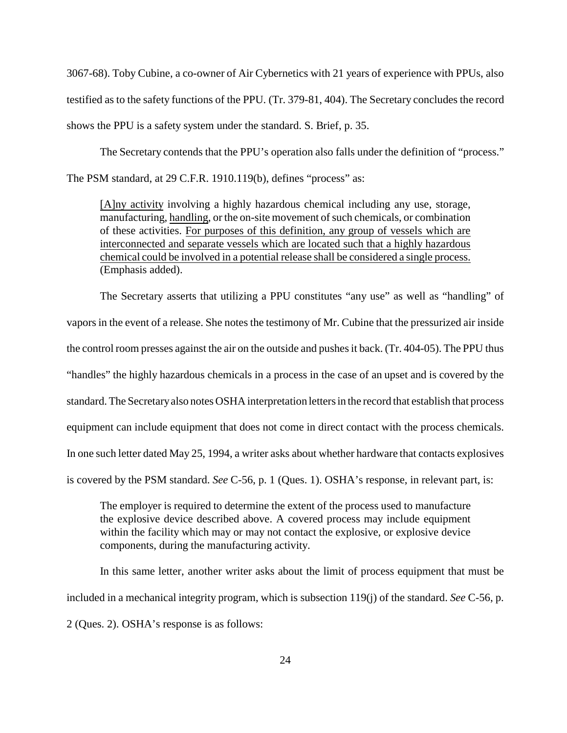3067-68). Toby Cubine, a co-owner of Air Cybernetics with 21 years of experience with PPUs, also testified as to the safety functions of the PPU. (Tr. 379-81, 404). The Secretary concludes the record shows the PPU is a safety system under the standard. S. Brief, p. 35.

The Secretary contends that the PPU's operation also falls under the definition of "process." The PSM standard, at 29 C.F.R. 1910.119(b), defines "process" as:

> <u>[A]ny activity</u> involving a highly hazardous chemical including any use, storage, manufacturing, <u>handling</u>, or the on-site movement of such chemicals, or combination of these activities. <u>For purposes of this definition, any group of vessels which are interconnected and separate vessels which are located such that a highly hazardous chemical could be involved in a potential release shall be considered a single process.</u> (Emphasis added).

The Secretary asserts that utilizing a PPU constitutes "any use" as well as "handling" of vapors in the event of a release. She notes the testimony of Mr. Cubine that the pressurized air inside the control room presses against the air on the outside and pushes it back. (Tr. 404-05). The PPU thus "handles" the highly hazardous chemicals in a process in the case of an upset and is covered by the standard. The Secretary also notes OSHA interpretation letters in the record that establish that process equipment can include equipment that does not come in direct contact with the process chemicals. In one such letter dated May 25, 1994, a writer asks about whether hardware that contacts explosives is covered by the PSM standard. *See* C-56, p. 1 (Ques. 1). OSHA's response, in relevant part, is:

> The employer is required to determine the extent of the process used to manufacture the explosive device described above. A covered process may include equipment within the facility which may or may not contact the explosive, or explosive device components, during the manufacturing activity.

In this same letter, another writer asks about the limit of process equipment that must be included in a mechanical integrity program, which is subsection 119(j) of the standard. *See* C-56, p. 2 (Ques. 2). OSHA's response is as follows: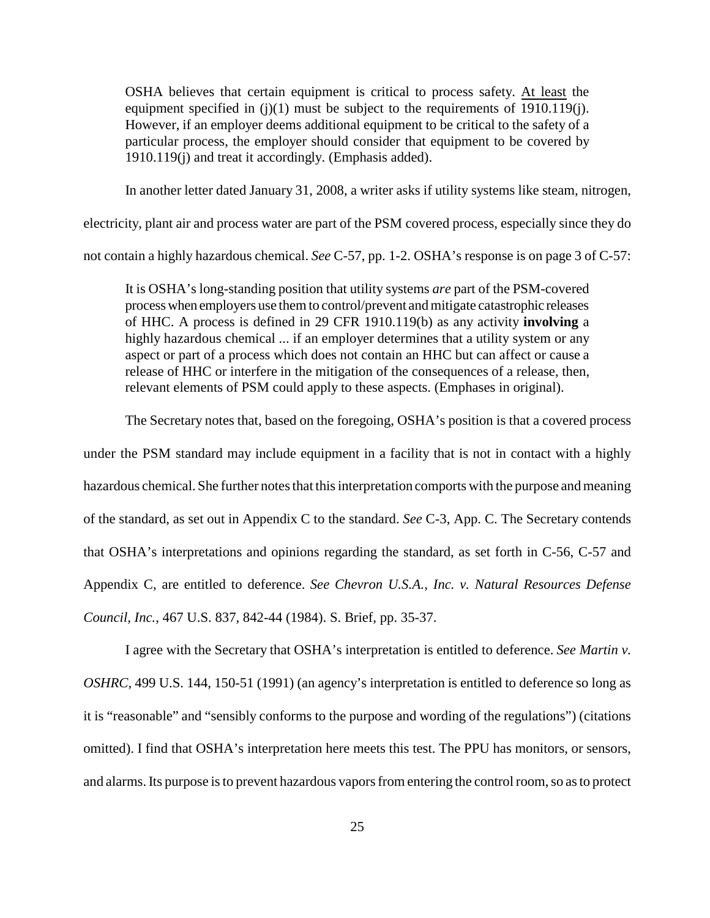> OSHA believes that certain equipment is critical to process safety. <u>At least</u> the equipment specified in (j)(1) must be subject to the requirements of 1910.119(j). However, if an employer deems additional equipment to be critical to the safety of a particular process, the employer should consider that equipment to be covered by 1910.119(j) and treat it accordingly. (Emphasis added).

In another letter dated January 31, 2008, a writer asks if utility systems like steam, nitrogen, electricity, plant air and process water are part of the PSM covered process, especially since they do not contain a highly hazardous chemical. *See* C-57, pp. 1-2. OSHA's response is on page 3 of C-57:

> It is OSHA's long-standing position that utility systems *are* part of the PSM-covered process when employers use them to control/prevent and mitigate catastrophic releases of HHC. A process is defined in 29 CFR 1910.119(b) as any activity **involving** a highly hazardous chemical ... if an employer determines that a utility system or any aspect or part of a process which does not contain an HHC but can affect or cause a release of HHC or interfere in the mitigation of the consequences of a release, then, relevant elements of PSM could apply to these aspects. (Emphases in original).

The Secretary notes that, based on the foregoing, OSHA's position is that a covered process under the PSM standard may include equipment in a facility that is not in contact with a highly hazardous chemical. She further notes that this interpretation comports with the purpose and meaning of the standard, as set out in Appendix C to the standard. *See* C-3, App. C. The Secretary contends that OSHA's interpretations and opinions regarding the standard, as set forth in C-56, C-57 and Appendix C, are entitled to deference. *See Chevron U.S.A., Inc. v. Natural Resources Defense Council, Inc.*, 467 U.S. 837, 842-44 (1984). S. Brief, pp. 35-37.

I agree with the Secretary that OSHA's interpretation is entitled to deference. *See Martin v. OSHRC*, 499 U.S. 144, 150-51 (1991) (an agency's interpretation is entitled to deference so long as it is "reasonable" and "sensibly conforms to the purpose and wording of the regulations") (citations omitted). I find that OSHA's interpretation here meets this test. The PPU has monitors, or sensors, and alarms. Its purpose is to prevent hazardous vapors from entering the control room, so as to protect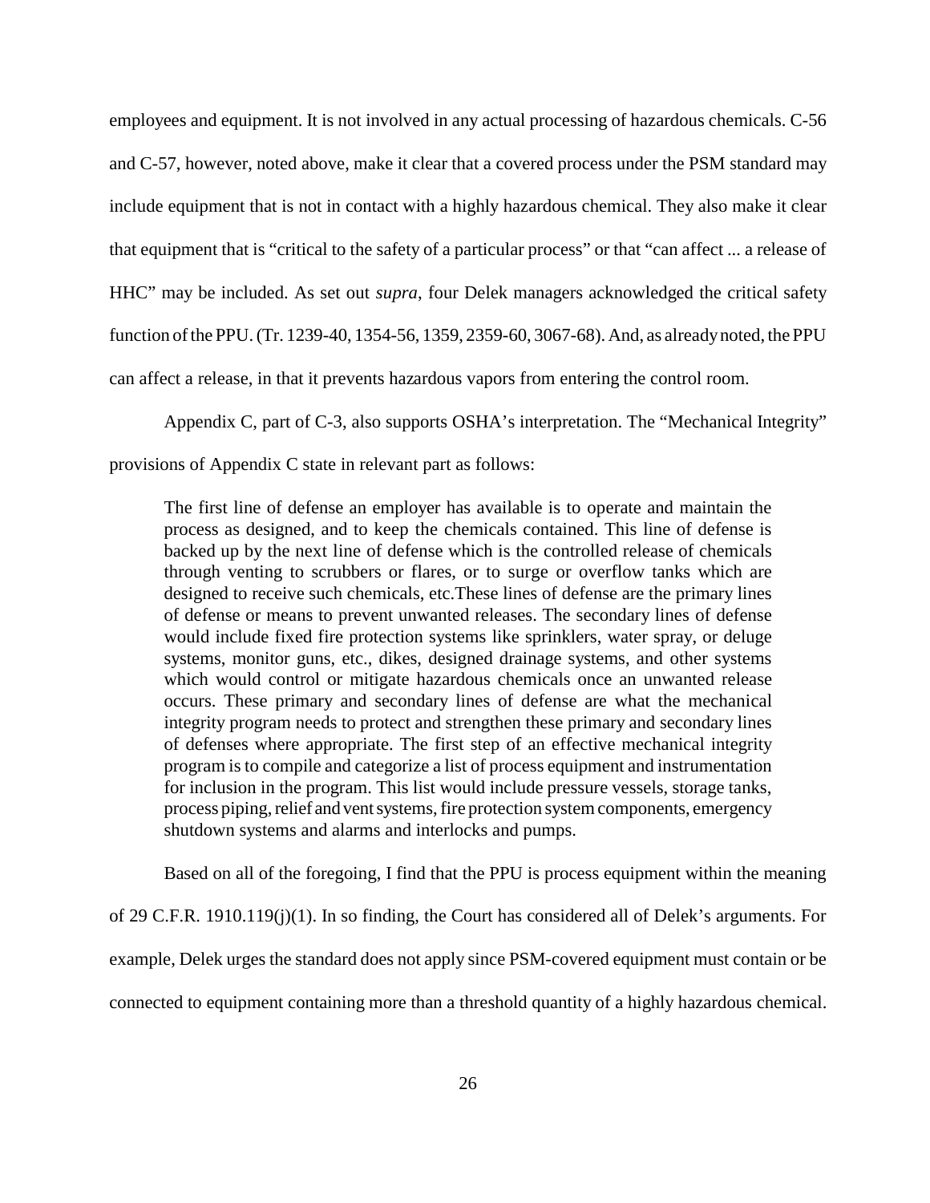employees and equipment. It is not involved in any actual processing of hazardous chemicals. C-56 and C-57, however, noted above, make it clear that a covered process under the PSM standard may include equipment that is not in contact with a highly hazardous chemical. They also make it clear that equipment that is "critical to the safety of a particular process" or that "can affect ... a release of HHC" may be included. As set out *supra*, four Delek managers acknowledged the critical safety function of the PPU. (Tr. 1239-40, 1354-56, 1359, 2359-60, 3067-68). And, as already noted, the PPU can affect a release, in that it prevents hazardous vapors from entering the control room.

Appendix C, part of C-3, also supports OSHA's interpretation. The "Mechanical Integrity" provisions of Appendix C state in relevant part as follows:

> The first line of defense an employer has available is to operate and maintain the process as designed, and to keep the chemicals contained. This line of defense is backed up by the next line of defense which is the controlled release of chemicals through venting to scrubbers or flares, or to surge or overflow tanks which are designed to receive such chemicals, etc.These lines of defense are the primary lines of defense or means to prevent unwanted releases. The secondary lines of defense would include fixed fire protection systems like sprinklers, water spray, or deluge systems, monitor guns, etc., dikes, designed drainage systems, and other systems which would control or mitigate hazardous chemicals once an unwanted release occurs. These primary and secondary lines of defense are what the mechanical integrity program needs to protect and strengthen these primary and secondary lines of defenses where appropriate. The first step of an effective mechanical integrity program is to compile and categorize a list of process equipment and instrumentation for inclusion in the program. This list would include pressure vessels, storage tanks, process piping, relief and vent systems, fire protection system components, emergency shutdown systems and alarms and interlocks and pumps.

Based on all of the foregoing, I find that the PPU is process equipment within the meaning of 29 C.F.R. 1910.119(j)(1). In so finding, the Court has considered all of Delek's arguments. For example, Delek urges the standard does not apply since PSM-covered equipment must contain or be connected to equipment containing more than a threshold quantity of a highly hazardous chemical.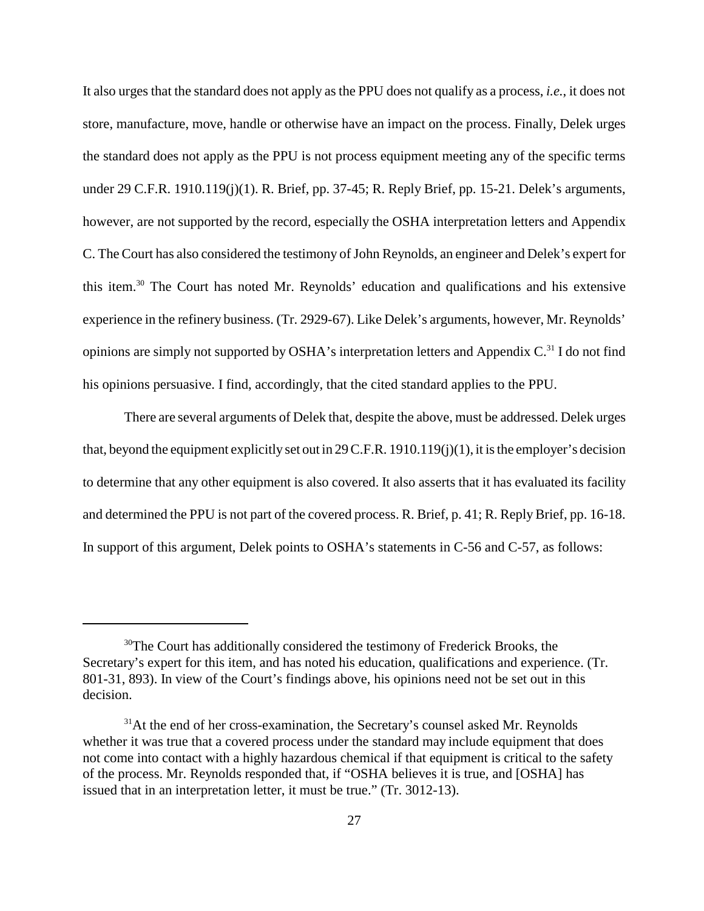It also urges that the standard does not apply as the PPU does not qualify as a process, *i.e.*, it does not store, manufacture, move, handle or otherwise have an impact on the process. Finally, Delek urges the standard does not apply as the PPU is not process equipment meeting any of the specific terms under 29 C.F.R. 1910.119(j)(1). R. Brief, pp. 37-45; R. Reply Brief, pp. 15-21. Delek's arguments, however, are not supported by the record, especially the OSHA interpretation letters and Appendix C. The Court has also considered the testimony of John Reynolds, an engineer and Delek's expert for this item.[30] The Court has noted Mr. Reynolds' education and qualifications and his extensive experience in the refinery business. (Tr. 2929-67). Like Delek's arguments, however, Mr. Reynolds' opinions are simply not supported by OSHA's interpretation letters and Appendix C.[31] I do not find his opinions persuasive. I find, accordingly, that the cited standard applies to the PPU.

There are several arguments of Delek that, despite the above, must be addressed. Delek urges that, beyond the equipment explicitly set out in 29 C.F.R. 1910.119(j)(1), it is the employer's decision to determine that any other equipment is also covered. It also asserts that it has evaluated its facility and determined the PPU is not part of the covered process. R. Brief, p. 41; R. Reply Brief, pp. 16-18. In support of this argument, Delek points to OSHA's statements in C-56 and C-57, as follows:

---

[30] The Court has additionally considered the testimony of Frederick Brooks, the Secretary's expert for this item, and has noted his education, qualifications and experience. (Tr. 801-31, 893). In view of the Court's findings above, his opinions need not be set out in this decision.

[31] At the end of her cross-examination, the Secretary's counsel asked Mr. Reynolds whether it was true that a covered process under the standard may include equipment that does not come into contact with a highly hazardous chemical if that equipment is critical to the safety of the process. Mr. Reynolds responded that, if "OSHA believes it is true, and [OSHA] has issued that in an interpretation letter, it must be true." (Tr. 3012-13).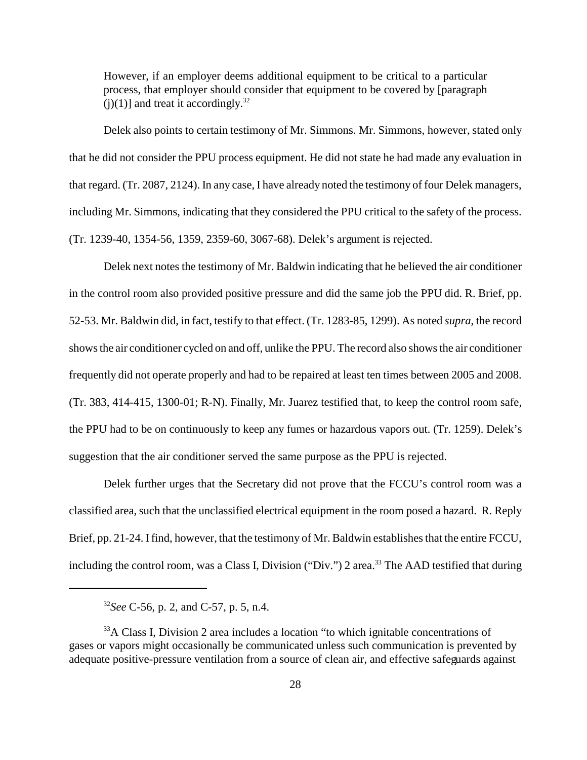> However, if an employer deems additional equipment to be critical to a particular process, that employer should consider that equipment to be covered by [paragraph (j)(1)] and treat it accordingly.[32]

Delek also points to certain testimony of Mr. Simmons. Mr. Simmons, however, stated only that he did not consider the PPU process equipment. He did not state he had made any evaluation in that regard. (Tr. 2087, 2124). In any case, I have already noted the testimony of four Delek managers, including Mr. Simmons, indicating that they considered the PPU critical to the safety of the process. (Tr. 1239-40, 1354-56, 1359, 2359-60, 3067-68). Delek's argument is rejected.

Delek next notes the testimony of Mr. Baldwin indicating that he believed the air conditioner in the control room also provided positive pressure and did the same job the PPU did. R. Brief, pp. 52-53. Mr. Baldwin did, in fact, testify to that effect. (Tr. 1283-85, 1299). As noted *supra*, the record shows the air conditioner cycled on and off, unlike the PPU. The record also shows the air conditioner frequently did not operate properly and had to be repaired at least ten times between 2005 and 2008. (Tr. 383, 414-415, 1300-01; R-N). Finally, Mr. Juarez testified that, to keep the control room safe, the PPU had to be on continuously to keep any fumes or hazardous vapors out. (Tr. 1259). Delek's suggestion that the air conditioner served the same purpose as the PPU is rejected.

Delek further urges that the Secretary did not prove that the FCCU's control room was a classified area, such that the unclassified electrical equipment in the room posed a hazard. R. Reply Brief, pp. 21-24. I find, however, that the testimony of Mr. Baldwin establishes that the entire FCCU, including the control room, was a Class I, Division ("Div.") 2 area.[33] The AAD testified that during

---

[32] *See* C-56, p. 2, and C-57, p. 5, n.4.

[33] A Class I, Division 2 area includes a location "to which ignitable concentrations of gases or vapors might occasionally be communicated unless such communication is prevented by adequate positive-pressure ventilation from a source of clean air, and effective safeguards against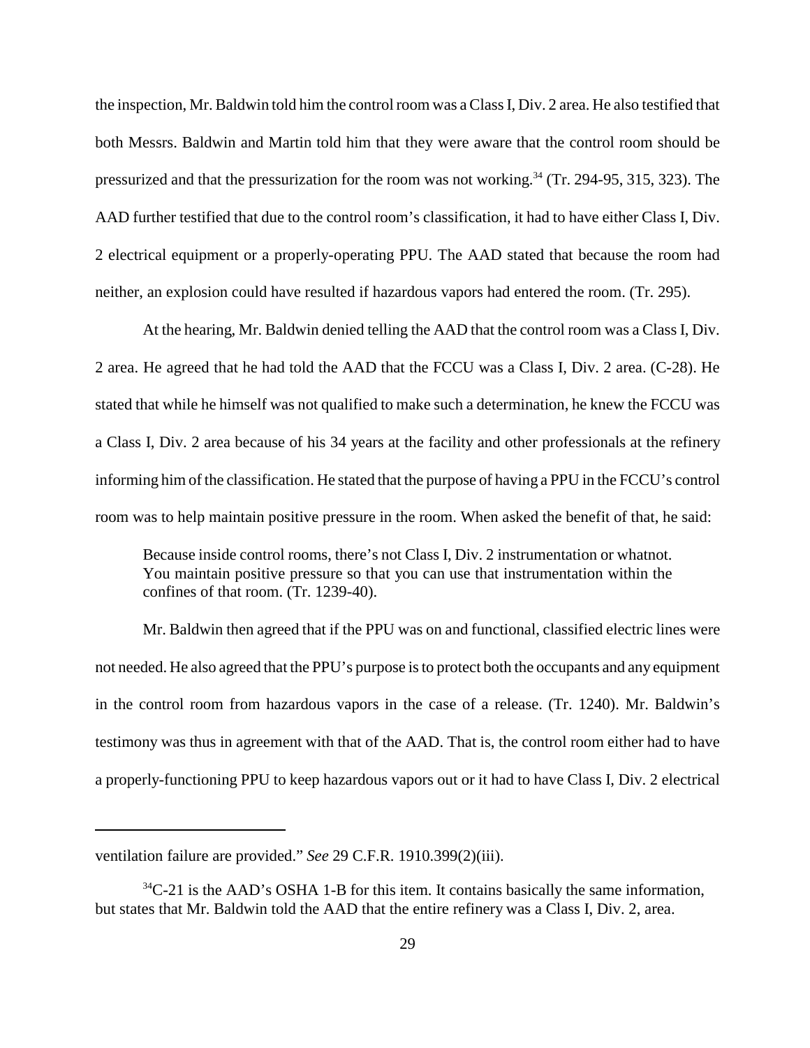the inspection, Mr. Baldwin told him the control room was a Class I, Div. 2 area. He also testified that both Messrs. Baldwin and Martin told him that they were aware that the control room should be pressurized and that the pressurization for the room was not working.[34] (Tr. 294-95, 315, 323). The AAD further testified that due to the control room's classification, it had to have either Class I, Div. 2 electrical equipment or a properly-operating PPU. The AAD stated that because the room had neither, an explosion could have resulted if hazardous vapors had entered the room. (Tr. 295).

At the hearing, Mr. Baldwin denied telling the AAD that the control room was a Class I, Div. 2 area. He agreed that he had told the AAD that the FCCU was a Class I, Div. 2 area. (C-28). He stated that while he himself was not qualified to make such a determination, he knew the FCCU was a Class I, Div. 2 area because of his 34 years at the facility and other professionals at the refinery informing him of the classification. He stated that the purpose of having a PPU in the FCCU's control room was to help maintain positive pressure in the room. When asked the benefit of that, he said:

> Because inside control rooms, there's not Class I, Div. 2 instrumentation or whatnot. You maintain positive pressure so that you can use that instrumentation within the confines of that room. (Tr. 1239-40).

Mr. Baldwin then agreed that if the PPU was on and functional, classified electric lines were not needed. He also agreed that the PPU's purpose is to protect both the occupants and any equipment in the control room from hazardous vapors in the case of a release. (Tr. 1240). Mr. Baldwin's testimony was thus in agreement with that of the AAD. That is, the control room either had to have a properly-functioning PPU to keep hazardous vapors out or it had to have Class I, Div. 2 electrical

---

ventilation failure are provided." *See* 29 C.F.R. 1910.399(2)(iii).

[34] C-21 is the AAD's OSHA 1-B for this item. It contains basically the same information, but states that Mr. Baldwin told the AAD that the entire refinery was a Class I, Div. 2, area.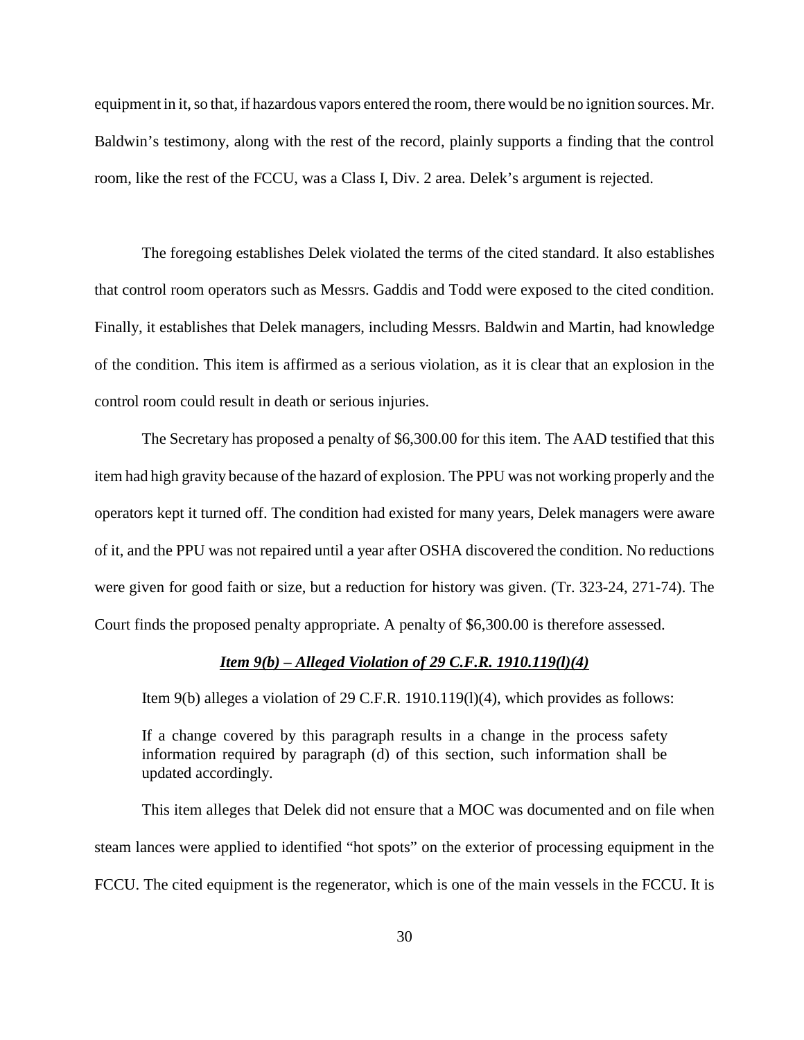equipment in it, so that, if hazardous vapors entered the room, there would be no ignition sources. Mr. Baldwin's testimony, along with the rest of the record, plainly supports a finding that the control room, like the rest of the FCCU, was a Class I, Div. 2 area. Delek's argument is rejected.

The foregoing establishes Delek violated the terms of the cited standard. It also establishes that control room operators such as Messrs. Gaddis and Todd were exposed to the cited condition. Finally, it establishes that Delek managers, including Messrs. Baldwin and Martin, had knowledge of the condition. This item is affirmed as a serious violation, as it is clear that an explosion in the control room could result in death or serious injuries.

The Secretary has proposed a penalty of $6,300.00 for this item. The AAD testified that this item had high gravity because of the hazard of explosion. The PPU was not working properly and the operators kept it turned off. The condition had existed for many years, Delek managers were aware of it, and the PPU was not repaired until a year after OSHA discovered the condition. No reductions were given for good faith or size, but a reduction for history was given. (Tr. 323-24, 271-74). The Court finds the proposed penalty appropriate. A penalty of $6,300.00 is therefore assessed.

***Item 9(b) – Alleged Violation of 29 C.F.R. 1910.119(l)(4)***

Item 9(b) alleges a violation of 29 C.F.R. 1910.119(l)(4), which provides as follows:

> If a change covered by this paragraph results in a change in the process safety information required by paragraph (d) of this section, such information shall be updated accordingly.

This item alleges that Delek did not ensure that a MOC was documented and on file when steam lances were applied to identified "hot spots" on the exterior of processing equipment in the FCCU. The cited equipment is the regenerator, which is one of the main vessels in the FCCU. It is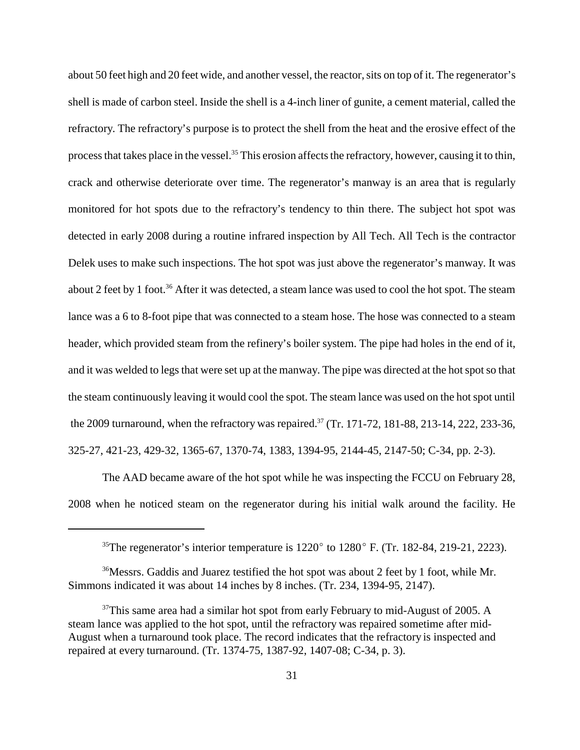about 50 feet high and 20 feet wide, and another vessel, the reactor, sits on top of it. The regenerator's shell is made of carbon steel. Inside the shell is a 4-inch liner of gunite, a cement material, called the refractory. The refractory's purpose is to protect the shell from the heat and the erosive effect of the process that takes place in the vessel.[35] This erosion affects the refractory, however, causing it to thin, crack and otherwise deteriorate over time. The regenerator's manway is an area that is regularly monitored for hot spots due to the refractory's tendency to thin there. The subject hot spot was detected in early 2008 during a routine infrared inspection by All Tech. All Tech is the contractor Delek uses to make such inspections. The hot spot was just above the regenerator's manway. It was about 2 feet by 1 foot.[36] After it was detected, a steam lance was used to cool the hot spot. The steam lance was a 6 to 8-foot pipe that was connected to a steam hose. The hose was connected to a steam header, which provided steam from the refinery's boiler system. The pipe had holes in the end of it, and it was welded to legs that were set up at the manway. The pipe was directed at the hot spot so that the steam continuously leaving it would cool the spot. The steam lance was used on the hot spot until the 2009 turnaround, when the refractory was repaired.[37] (Tr. 171-72, 181-88, 213-14, 222, 233-36, 325-27, 421-23, 429-32, 1365-67, 1370-74, 1383, 1394-95, 2144-45, 2147-50; C-34, pp. 2-3).

The AAD became aware of the hot spot while he was inspecting the FCCU on February 28, 2008 when he noticed steam on the regenerator during his initial walk around the facility. He

---

[35]The regenerator's interior temperature is 1220° to 1280° F. (Tr. 182-84, 219-21, 2223).

[36]Messrs. Gaddis and Juarez testified the hot spot was about 2 feet by 1 foot, while Mr. Simmons indicated it was about 14 inches by 8 inches. (Tr. 234, 1394-95, 2147).

[37]This same area had a similar hot spot from early February to mid-August of 2005. A steam lance was applied to the hot spot, until the refractory was repaired sometime after mid-August when a turnaround took place. The record indicates that the refractory is inspected and repaired at every turnaround. (Tr. 1374-75, 1387-92, 1407-08; C-34, p. 3).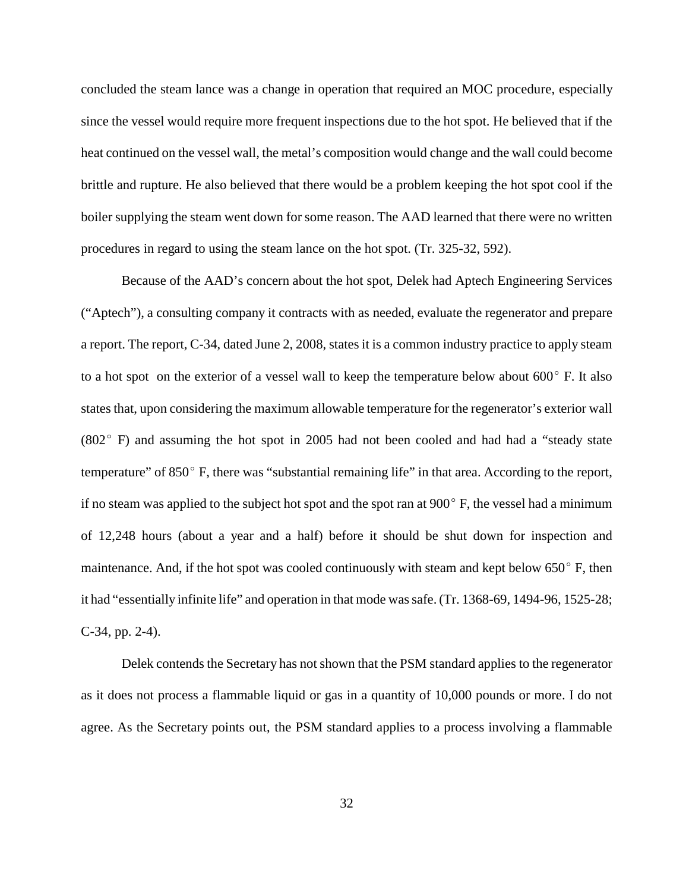concluded the steam lance was a change in operation that required an MOC procedure, especially since the vessel would require more frequent inspections due to the hot spot. He believed that if the heat continued on the vessel wall, the metal's composition would change and the wall could become brittle and rupture. He also believed that there would be a problem keeping the hot spot cool if the boiler supplying the steam went down for some reason. The AAD learned that there were no written procedures in regard to using the steam lance on the hot spot. (Tr. 325-32, 592).

Because of the AAD's concern about the hot spot, Delek had Aptech Engineering Services ("Aptech"), a consulting company it contracts with as needed, evaluate the regenerator and prepare a report. The report, C-34, dated June 2, 2008, states it is a common industry practice to apply steam to a hot spot on the exterior of a vessel wall to keep the temperature below about 600° F. It also states that, upon considering the maximum allowable temperature for the regenerator's exterior wall (802° F) and assuming the hot spot in 2005 had not been cooled and had had a "steady state temperature" of 850° F, there was "substantial remaining life" in that area. According to the report, if no steam was applied to the subject hot spot and the spot ran at 900° F, the vessel had a minimum of 12,248 hours (about a year and a half) before it should be shut down for inspection and maintenance. And, if the hot spot was cooled continuously with steam and kept below 650° F, then it had "essentially infinite life" and operation in that mode was safe. (Tr. 1368-69, 1494-96, 1525-28; C-34, pp. 2-4).

Delek contends the Secretary has not shown that the PSM standard applies to the regenerator as it does not process a flammable liquid or gas in a quantity of 10,000 pounds or more. I do not agree. As the Secretary points out, the PSM standard applies to a process involving a flammable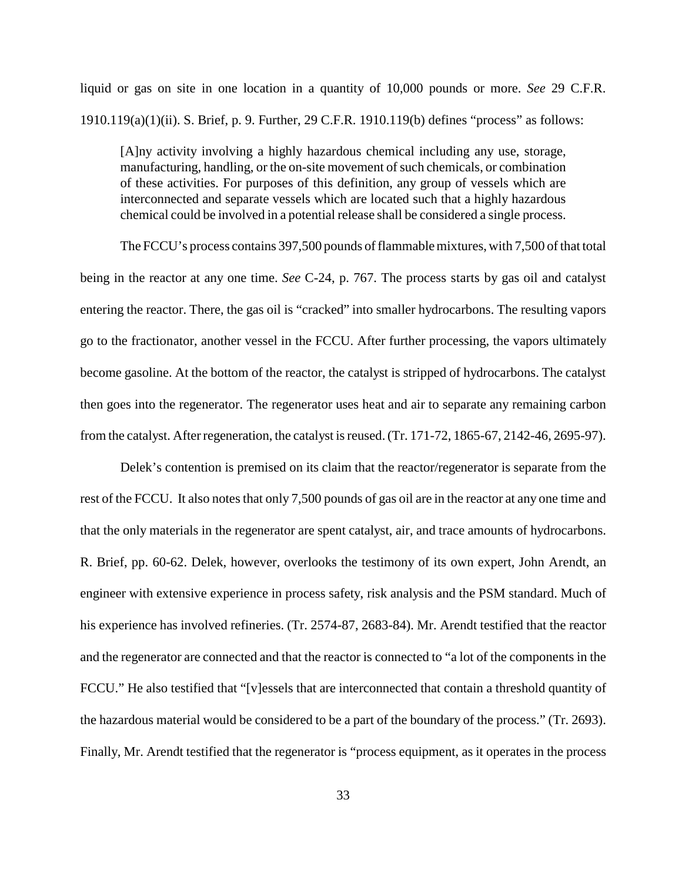liquid or gas on site in one location in a quantity of 10,000 pounds or more. *See* 29 C.F.R. 1910.119(a)(1)(ii). S. Brief, p. 9. Further, 29 C.F.R. 1910.119(b) defines "process" as follows:

> [A]ny activity involving a highly hazardous chemical including any use, storage, manufacturing, handling, or the on-site movement of such chemicals, or combination of these activities. For purposes of this definition, any group of vessels which are interconnected and separate vessels which are located such that a highly hazardous chemical could be involved in a potential release shall be considered a single process.

The FCCU's process contains 397,500 pounds of flammable mixtures, with 7,500 of that total being in the reactor at any one time. *See* C-24, p. 767. The process starts by gas oil and catalyst entering the reactor. There, the gas oil is "cracked" into smaller hydrocarbons. The resulting vapors go to the fractionator, another vessel in the FCCU. After further processing, the vapors ultimately become gasoline. At the bottom of the reactor, the catalyst is stripped of hydrocarbons. The catalyst then goes into the regenerator. The regenerator uses heat and air to separate any remaining carbon from the catalyst. After regeneration, the catalyst is reused. (Tr. 171-72, 1865-67, 2142-46, 2695-97).

Delek's contention is premised on its claim that the reactor/regenerator is separate from the rest of the FCCU. It also notes that only 7,500 pounds of gas oil are in the reactor at any one time and that the only materials in the regenerator are spent catalyst, air, and trace amounts of hydrocarbons. R. Brief, pp. 60-62. Delek, however, overlooks the testimony of its own expert, John Arendt, an engineer with extensive experience in process safety, risk analysis and the PSM standard. Much of his experience has involved refineries. (Tr. 2574-87, 2683-84). Mr. Arendt testified that the reactor and the regenerator are connected and that the reactor is connected to "a lot of the components in the FCCU." He also testified that "[v]essels that are interconnected that contain a threshold quantity of the hazardous material would be considered to be a part of the boundary of the process." (Tr. 2693). Finally, Mr. Arendt testified that the regenerator is "process equipment, as it operates in the process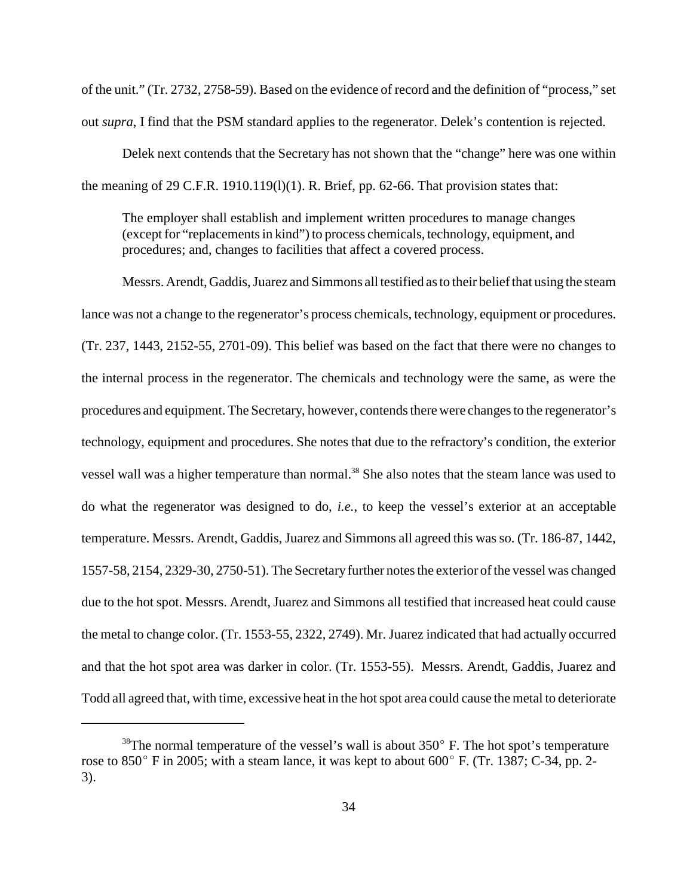of the unit." (Tr. 2732, 2758-59). Based on the evidence of record and the definition of "process," set out *supra*, I find that the PSM standard applies to the regenerator. Delek's contention is rejected.

Delek next contends that the Secretary has not shown that the "change" here was one within the meaning of 29 C.F.R. 1910.119(l)(1). R. Brief, pp. 62-66. That provision states that:

> The employer shall establish and implement written procedures to manage changes (except for "replacements in kind") to process chemicals, technology, equipment, and procedures; and, changes to facilities that affect a covered process.

Messrs. Arendt, Gaddis, Juarez and Simmons all testified as to their belief that using the steam lance was not a change to the regenerator's process chemicals, technology, equipment or procedures. (Tr. 237, 1443, 2152-55, 2701-09). This belief was based on the fact that there were no changes to the internal process in the regenerator. The chemicals and technology were the same, as were the procedures and equipment. The Secretary, however, contends there were changes to the regenerator's technology, equipment and procedures. She notes that due to the refractory's condition, the exterior vessel wall was a higher temperature than normal.[38] She also notes that the steam lance was used to do what the regenerator was designed to do, *i.e.*, to keep the vessel's exterior at an acceptable temperature. Messrs. Arendt, Gaddis, Juarez and Simmons all agreed this was so. (Tr. 186-87, 1442, 1557-58, 2154, 2329-30, 2750-51). The Secretary further notes the exterior of the vessel was changed due to the hot spot. Messrs. Arendt, Juarez and Simmons all testified that increased heat could cause the metal to change color. (Tr. 1553-55, 2322, 2749). Mr. Juarez indicated that had actually occurred and that the hot spot area was darker in color. (Tr. 1553-55). Messrs. Arendt, Gaddis, Juarez and Todd all agreed that, with time, excessive heat in the hot spot area could cause the metal to deteriorate

---

[38]The normal temperature of the vessel's wall is about 350° F. The hot spot's temperature rose to 850° F in 2005; with a steam lance, it was kept to about 600° F. (Tr. 1387; C-34, pp. 2-3).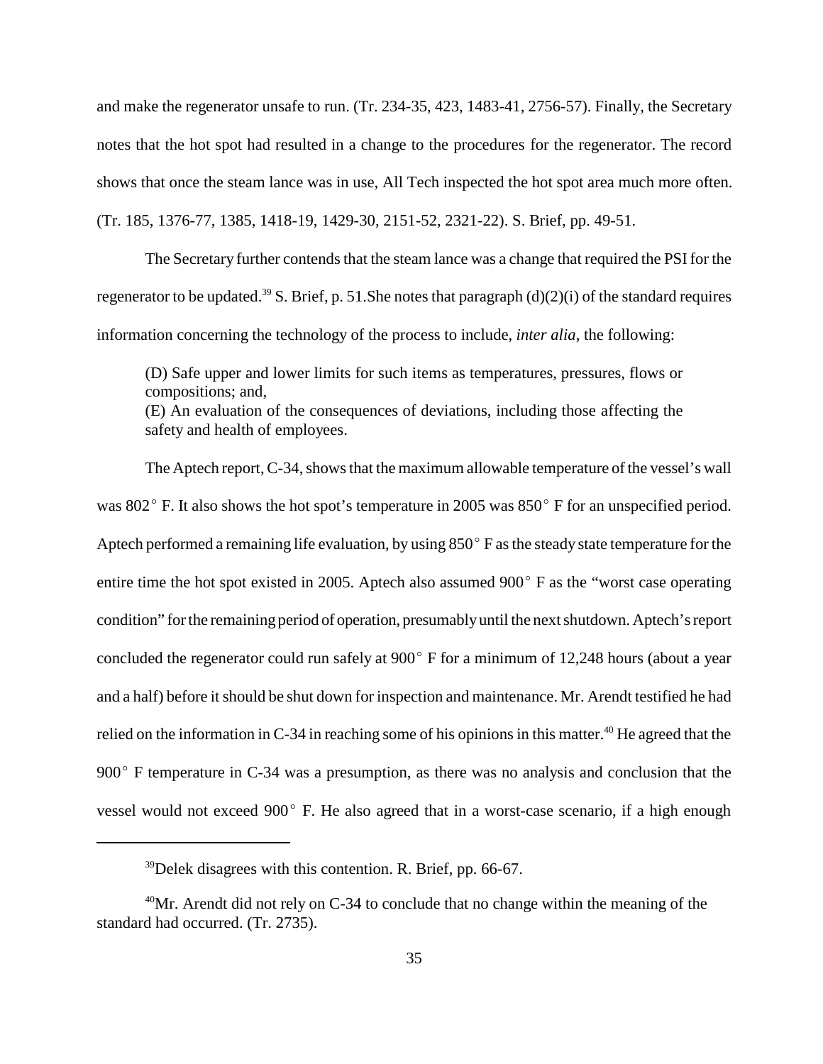and make the regenerator unsafe to run. (Tr. 234-35, 423, 1483-41, 2756-57). Finally, the Secretary notes that the hot spot had resulted in a change to the procedures for the regenerator. The record shows that once the steam lance was in use, All Tech inspected the hot spot area much more often. (Tr. 185, 1376-77, 1385, 1418-19, 1429-30, 2151-52, 2321-22). S. Brief, pp. 49-51.

The Secretary further contends that the steam lance was a change that required the PSI for the regenerator to be updated.[39] S. Brief, p. 51.She notes that paragraph (d)(2)(i) of the standard requires information concerning the technology of the process to include, *inter alia*, the following:

> (D) Safe upper and lower limits for such items as temperatures, pressures, flows or compositions; and,
> (E) An evaluation of the consequences of deviations, including those affecting the safety and health of employees.

The Aptech report, C-34, shows that the maximum allowable temperature of the vessel's wall was 802° F. It also shows the hot spot's temperature in 2005 was 850° F for an unspecified period. Aptech performed a remaining life evaluation, by using 850° F as the steady state temperature for the entire time the hot spot existed in 2005. Aptech also assumed 900° F as the "worst case operating condition" for the remaining period of operation, presumably until the next shutdown. Aptech's report concluded the regenerator could run safely at 900° F for a minimum of 12,248 hours (about a year and a half) before it should be shut down for inspection and maintenance. Mr. Arendt testified he had relied on the information in C-34 in reaching some of his opinions in this matter.[40] He agreed that the 900° F temperature in C-34 was a presumption, as there was no analysis and conclusion that the vessel would not exceed 900° F. He also agreed that in a worst-case scenario, if a high enough

---

[39]Delek disagrees with this contention. R. Brief, pp. 66-67.

[40]Mr. Arendt did not rely on C-34 to conclude that no change within the meaning of the standard had occurred. (Tr. 2735).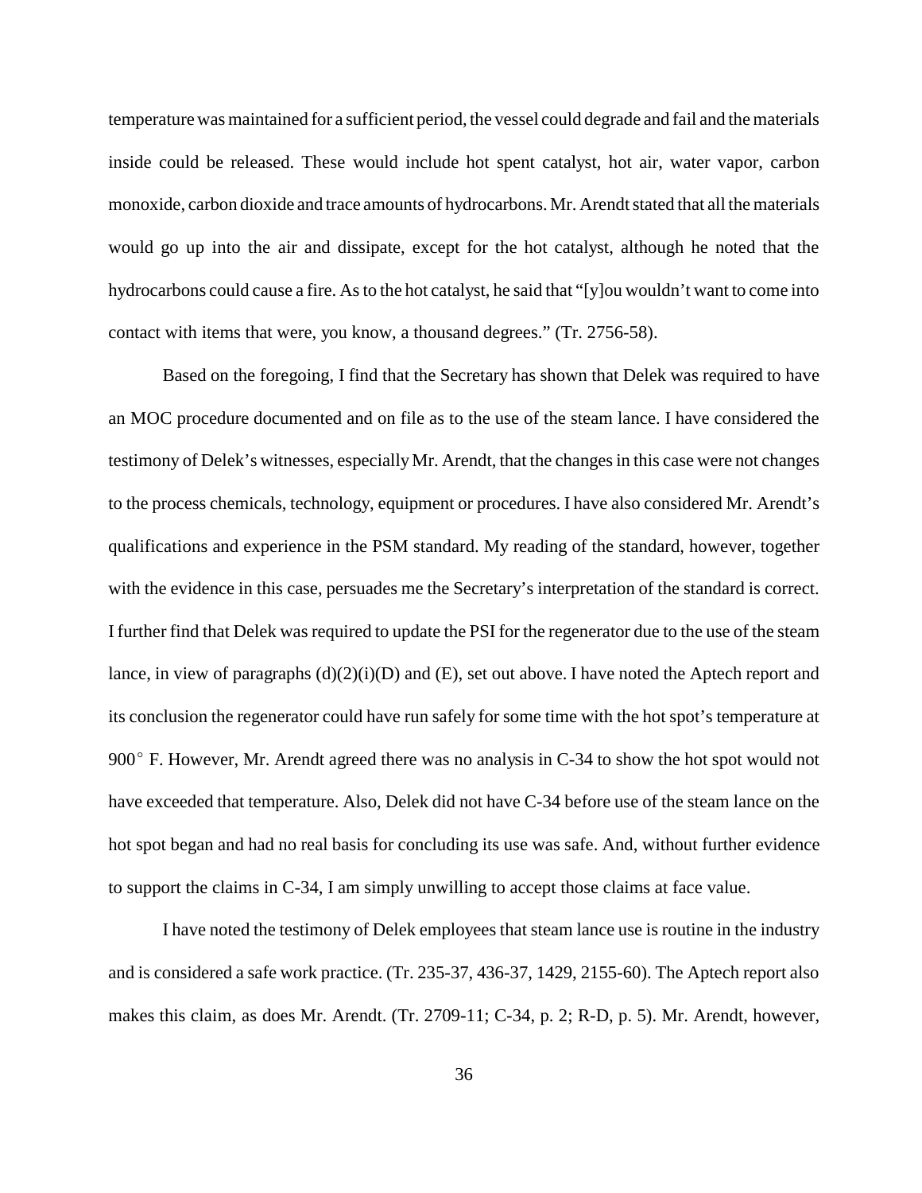temperature was maintained for a sufficient period, the vessel could degrade and fail and the materials inside could be released. These would include hot spent catalyst, hot air, water vapor, carbon monoxide, carbon dioxide and trace amounts of hydrocarbons. Mr. Arendt stated that all the materials would go up into the air and dissipate, except for the hot catalyst, although he noted that the hydrocarbons could cause a fire. As to the hot catalyst, he said that "[y]ou wouldn't want to come into contact with items that were, you know, a thousand degrees." (Tr. 2756-58).

Based on the foregoing, I find that the Secretary has shown that Delek was required to have an MOC procedure documented and on file as to the use of the steam lance. I have considered the testimony of Delek's witnesses, especially Mr. Arendt, that the changes in this case were not changes to the process chemicals, technology, equipment or procedures. I have also considered Mr. Arendt's qualifications and experience in the PSM standard. My reading of the standard, however, together with the evidence in this case, persuades me the Secretary's interpretation of the standard is correct. I further find that Delek was required to update the PSI for the regenerator due to the use of the steam lance, in view of paragraphs (d)(2)(i)(D) and (E), set out above. I have noted the Aptech report and its conclusion the regenerator could have run safely for some time with the hot spot's temperature at 900° F. However, Mr. Arendt agreed there was no analysis in C-34 to show the hot spot would not have exceeded that temperature. Also, Delek did not have C-34 before use of the steam lance on the hot spot began and had no real basis for concluding its use was safe. And, without further evidence to support the claims in C-34, I am simply unwilling to accept those claims at face value.

I have noted the testimony of Delek employees that steam lance use is routine in the industry and is considered a safe work practice. (Tr. 235-37, 436-37, 1429, 2155-60). The Aptech report also makes this claim, as does Mr. Arendt. (Tr. 2709-11; C-34, p. 2; R-D, p. 5). Mr. Arendt, however,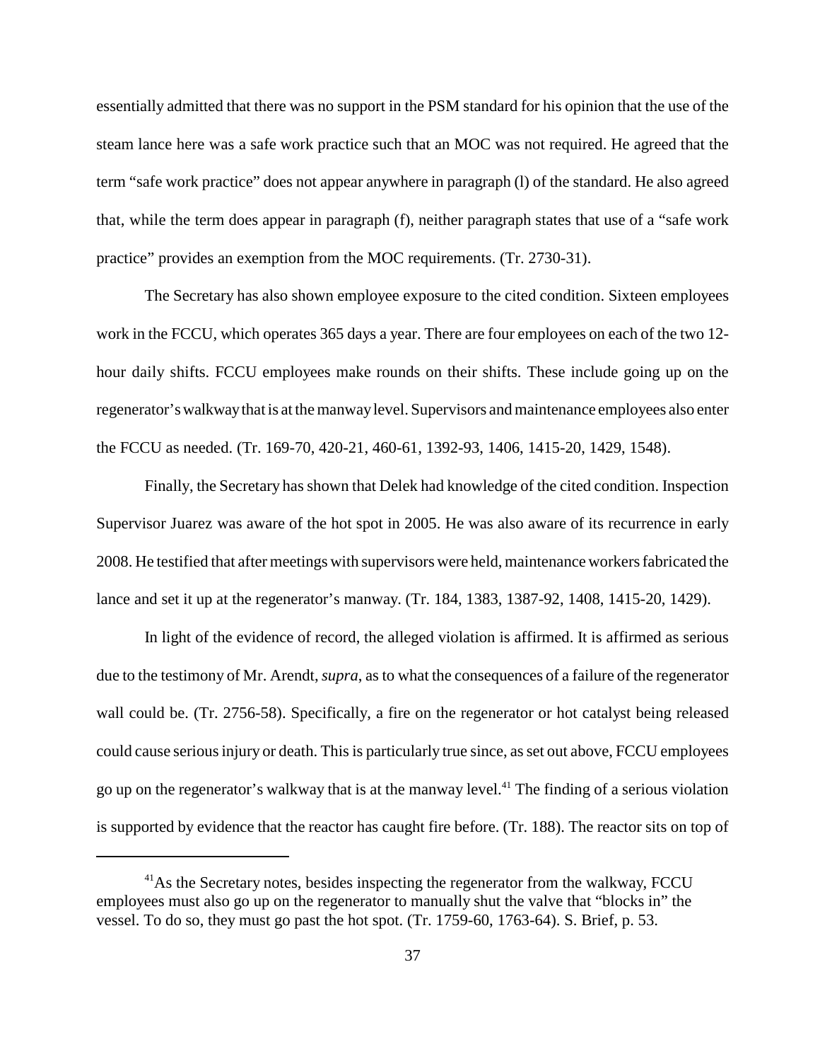essentially admitted that there was no support in the PSM standard for his opinion that the use of the steam lance here was a safe work practice such that an MOC was not required. He agreed that the term "safe work practice" does not appear anywhere in paragraph (l) of the standard. He also agreed that, while the term does appear in paragraph (f), neither paragraph states that use of a "safe work practice" provides an exemption from the MOC requirements. (Tr. 2730-31).

The Secretary has also shown employee exposure to the cited condition. Sixteen employees work in the FCCU, which operates 365 days a year. There are four employees on each of the two 12-hour daily shifts. FCCU employees make rounds on their shifts. These include going up on the regenerator's walkway that is at the manway level. Supervisors and maintenance employees also enter the FCCU as needed. (Tr. 169-70, 420-21, 460-61, 1392-93, 1406, 1415-20, 1429, 1548).

Finally, the Secretary has shown that Delek had knowledge of the cited condition. Inspection Supervisor Juarez was aware of the hot spot in 2005. He was also aware of its recurrence in early 2008. He testified that after meetings with supervisors were held, maintenance workers fabricated the lance and set it up at the regenerator's manway. (Tr. 184, 1383, 1387-92, 1408, 1415-20, 1429).

In light of the evidence of record, the alleged violation is affirmed. It is affirmed as serious due to the testimony of Mr. Arendt, *supra*, as to what the consequences of a failure of the regenerator wall could be. (Tr. 2756-58). Specifically, a fire on the regenerator or hot catalyst being released could cause serious injury or death. This is particularly true since, as set out above, FCCU employees go up on the regenerator's walkway that is at the manway level.[41] The finding of a serious violation is supported by evidence that the reactor has caught fire before. (Tr. 188). The reactor sits on top of

[41] As the Secretary notes, besides inspecting the regenerator from the walkway, FCCU employees must also go up on the regenerator to manually shut the valve that "blocks in" the vessel. To do so, they must go past the hot spot. (Tr. 1759-60, 1763-64). S. Brief, p. 53.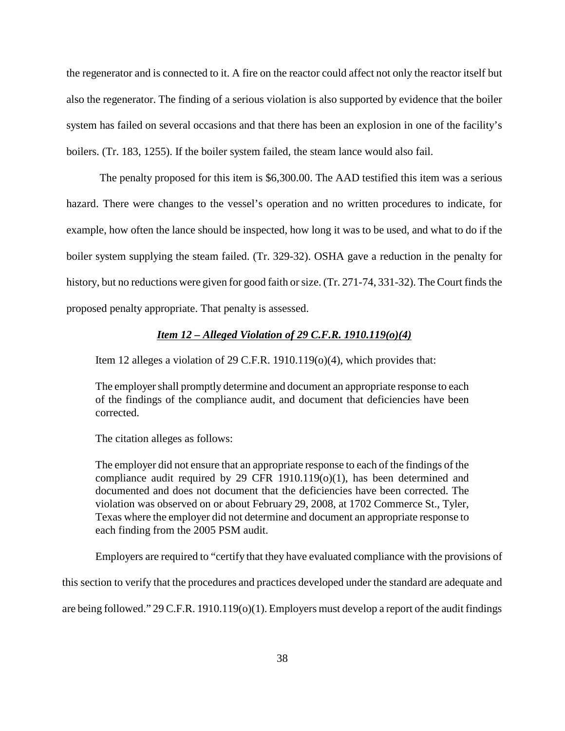the regenerator and is connected to it. A fire on the reactor could affect not only the reactor itself but also the regenerator. The finding of a serious violation is also supported by evidence that the boiler system has failed on several occasions and that there has been an explosion in one of the facility's boilers. (Tr. 183, 1255). If the boiler system failed, the steam lance would also fail.

The penalty proposed for this item is $6,300.00. The AAD testified this item was a serious hazard. There were changes to the vessel's operation and no written procedures to indicate, for example, how often the lance should be inspected, how long it was to be used, and what to do if the boiler system supplying the steam failed. (Tr. 329-32). OSHA gave a reduction in the penalty for history, but no reductions were given for good faith or size. (Tr. 271-74, 331-32). The Court finds the proposed penalty appropriate. That penalty is assessed.

***<u>Item 12 – Alleged Violation of 29 C.F.R. 1910.119(o)(4)</u>***

Item 12 alleges a violation of 29 C.F.R. 1910.119(o)(4), which provides that:

> The employer shall promptly determine and document an appropriate response to each of the findings of the compliance audit, and document that deficiencies have been corrected.

The citation alleges as follows:

> The employer did not ensure that an appropriate response to each of the findings of the compliance audit required by 29 CFR 1910.119(o)(1), has been determined and documented and does not document that the deficiencies have been corrected. The violation was observed on or about February 29, 2008, at 1702 Commerce St., Tyler, Texas where the employer did not determine and document an appropriate response to each finding from the 2005 PSM audit.

Employers are required to "certify that they have evaluated compliance with the provisions of this section to verify that the procedures and practices developed under the standard are adequate and are being followed." 29 C.F.R. 1910.119(o)(1). Employers must develop a report of the audit findings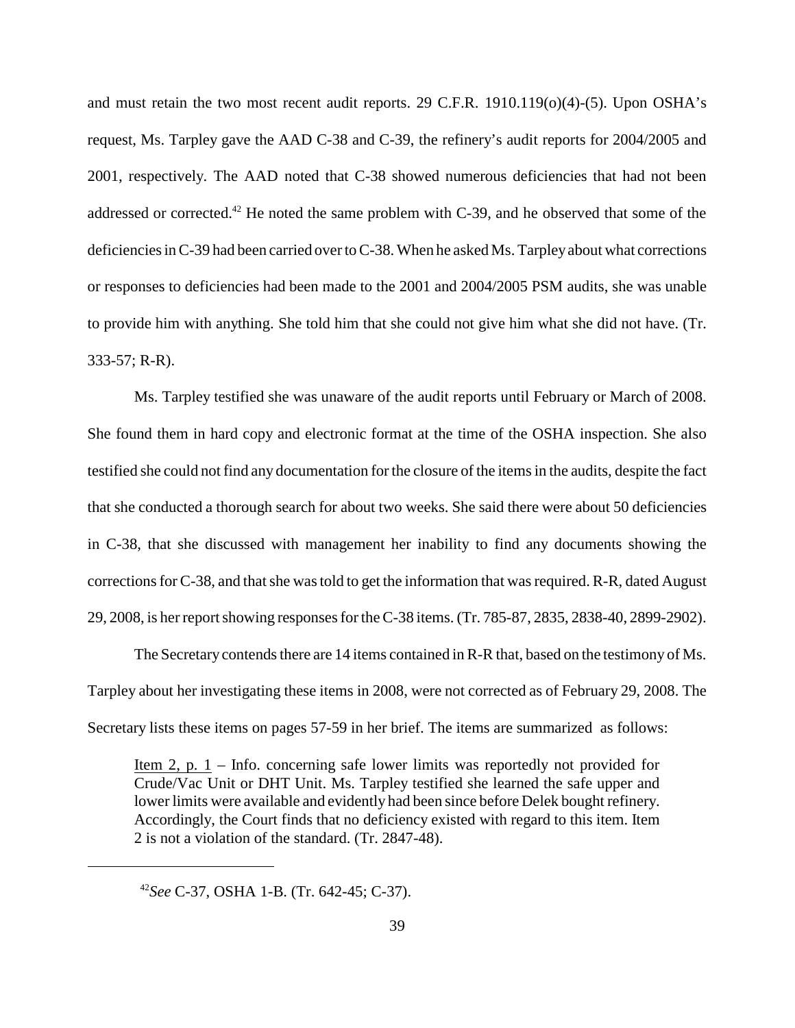and must retain the two most recent audit reports. 29 C.F.R. 1910.119(o)(4)-(5). Upon OSHA's request, Ms. Tarpley gave the AAD C-38 and C-39, the refinery's audit reports for 2004/2005 and 2001, respectively. The AAD noted that C-38 showed numerous deficiencies that had not been addressed or corrected.[42] He noted the same problem with C-39, and he observed that some of the deficiencies in C-39 had been carried over to C-38. When he asked Ms. Tarpley about what corrections or responses to deficiencies had been made to the 2001 and 2004/2005 PSM audits, she was unable to provide him with anything. She told him that she could not give him what she did not have. (Tr. 333-57; R-R).

Ms. Tarpley testified she was unaware of the audit reports until February or March of 2008. She found them in hard copy and electronic format at the time of the OSHA inspection. She also testified she could not find any documentation for the closure of the items in the audits, despite the fact that she conducted a thorough search for about two weeks. She said there were about 50 deficiencies in C-38, that she discussed with management her inability to find any documents showing the corrections for C-38, and that she was told to get the information that was required. R-R, dated August 29, 2008, is her report showing responses for the C-38 items. (Tr. 785-87, 2835, 2838-40, 2899-2902).

The Secretary contends there are 14 items contained in R-R that, based on the testimony of Ms. Tarpley about her investigating these items in 2008, were not corrected as of February 29, 2008. The Secretary lists these items on pages 57-59 in her brief. The items are summarized as follows:

> Item 2, p. 1 – Info. concerning safe lower limits was reportedly not provided for Crude/Vac Unit or DHT Unit. Ms. Tarpley testified she learned the safe upper and lower limits were available and evidently had been since before Delek bought refinery. Accordingly, the Court finds that no deficiency existed with regard to this item. Item 2 is not a violation of the standard. (Tr. 2847-48).

[42] *See* C-37, OSHA 1-B. (Tr. 642-45; C-37).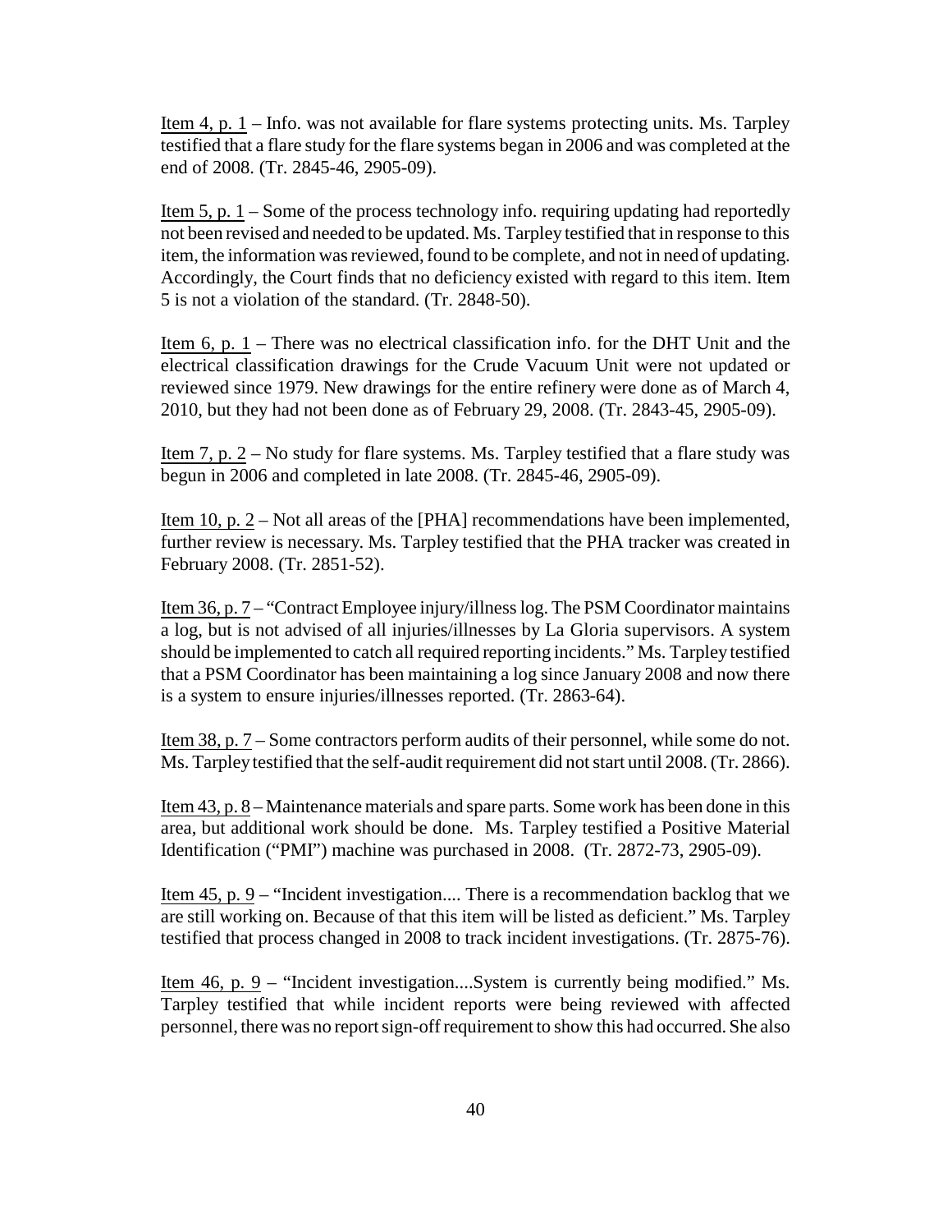Item 4, p. 1 – Info. was not available for flare systems protecting units. Ms. Tarpley testified that a flare study for the flare systems began in 2006 and was completed at the end of 2008. (Tr. 2845-46, 2905-09).

Item 5, p. 1 – Some of the process technology info. requiring updating had reportedly not been revised and needed to be updated. Ms. Tarpley testified that in response to this item, the information was reviewed, found to be complete, and not in need of updating. Accordingly, the Court finds that no deficiency existed with regard to this item. Item 5 is not a violation of the standard. (Tr. 2848-50).

Item 6, p. 1 – There was no electrical classification info. for the DHT Unit and the electrical classification drawings for the Crude Vacuum Unit were not updated or reviewed since 1979. New drawings for the entire refinery were done as of March 4, 2010, but they had not been done as of February 29, 2008. (Tr. 2843-45, 2905-09).

Item 7, p. 2 – No study for flare systems. Ms. Tarpley testified that a flare study was begun in 2006 and completed in late 2008. (Tr. 2845-46, 2905-09).

Item 10, p. 2 – Not all areas of the [PHA] recommendations have been implemented, further review is necessary. Ms. Tarpley testified that the PHA tracker was created in February 2008. (Tr. 2851-52).

Item 36, p. 7 – "Contract Employee injury/illness log. The PSM Coordinator maintains a log, but is not advised of all injuries/illnesses by La Gloria supervisors. A system should be implemented to catch all required reporting incidents." Ms. Tarpley testified that a PSM Coordinator has been maintaining a log since January 2008 and now there is a system to ensure injuries/illnesses reported. (Tr. 2863-64).

Item 38, p. 7 – Some contractors perform audits of their personnel, while some do not. Ms. Tarpley testified that the self-audit requirement did not start until 2008. (Tr. 2866).

Item 43, p. 8 – Maintenance materials and spare parts. Some work has been done in this area, but additional work should be done. Ms. Tarpley testified a Positive Material Identification ("PMI") machine was purchased in 2008. (Tr. 2872-73, 2905-09).

Item 45, p. 9 – "Incident investigation.... There is a recommendation backlog that we are still working on. Because of that this item will be listed as deficient." Ms. Tarpley testified that process changed in 2008 to track incident investigations. (Tr. 2875-76).

Item 46, p. 9 – "Incident investigation....System is currently being modified." Ms. Tarpley testified that while incident reports were being reviewed with affected personnel, there was no report sign-off requirement to show this had occurred. She also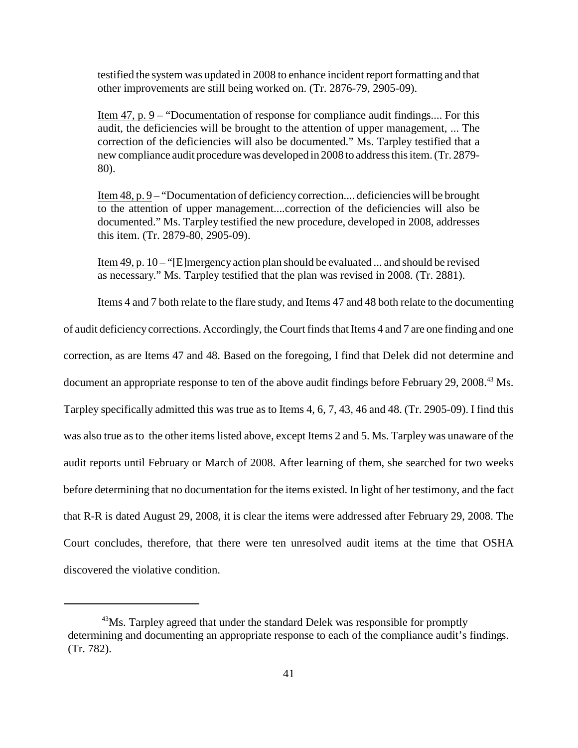testified the system was updated in 2008 to enhance incident report formatting and that other improvements are still being worked on. (Tr. 2876-79, 2905-09).

Item 47, p. 9 – "Documentation of response for compliance audit findings.... For this audit, the deficiencies will be brought to the attention of upper management, ... The correction of the deficiencies will also be documented." Ms. Tarpley testified that a new compliance audit procedure was developed in 2008 to address this item. (Tr. 2879-80).

Item 48, p. 9 – "Documentation of deficiency correction.... deficiencies will be brought to the attention of upper management....correction of the deficiencies will also be documented." Ms. Tarpley testified the new procedure, developed in 2008, addresses this item. (Tr. 2879-80, 2905-09).

Item 49, p. 10 – "[E]mergency action plan should be evaluated ... and should be revised as necessary." Ms. Tarpley testified that the plan was revised in 2008. (Tr. 2881).

Items 4 and 7 both relate to the flare study, and Items 47 and 48 both relate to the documenting of audit deficiency corrections. Accordingly, the Court finds that Items 4 and 7 are one finding and one correction, as are Items 47 and 48. Based on the foregoing, I find that Delek did not determine and document an appropriate response to ten of the above audit findings before February 29, 2008.[43] Ms. Tarpley specifically admitted this was true as to Items 4, 6, 7, 43, 46 and 48. (Tr. 2905-09). I find this was also true as to the other items listed above, except Items 2 and 5. Ms. Tarpley was unaware of the audit reports until February or March of 2008. After learning of them, she searched for two weeks before determining that no documentation for the items existed. In light of her testimony, and the fact that R-R is dated August 29, 2008, it is clear the items were addressed after February 29, 2008. The Court concludes, therefore, that there were ten unresolved audit items at the time that OSHA discovered the violative condition.

[43] Ms. Tarpley agreed that under the standard Delek was responsible for promptly determining and documenting an appropriate response to each of the compliance audit's findings. (Tr. 782).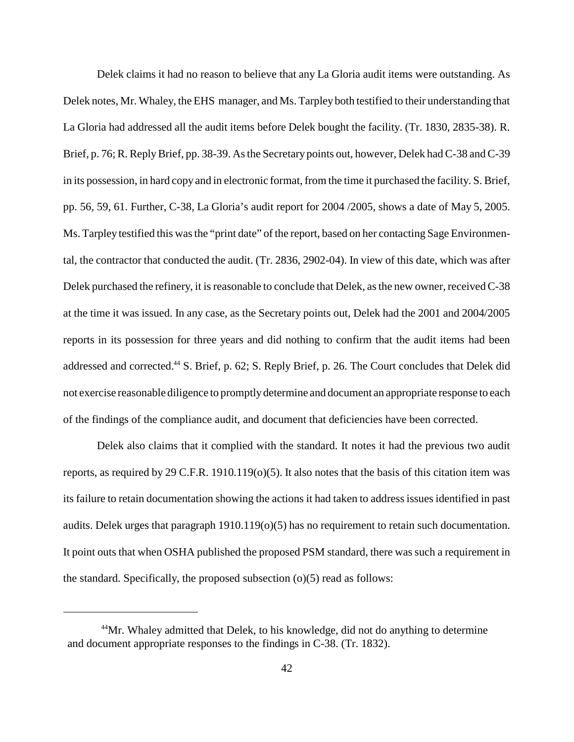Delek claims it had no reason to believe that any La Gloria audit items were outstanding. As Delek notes, Mr. Whaley, the EHS manager, and Ms. Tarpley both testified to their understanding that La Gloria had addressed all the audit items before Delek bought the facility. (Tr. 1830, 2835-38). R. Brief, p. 76; R. Reply Brief, pp. 38-39. As the Secretary points out, however, Delek had C-38 and C-39 in its possession, in hard copy and in electronic format, from the time it purchased the facility. S. Brief, pp. 56, 59, 61. Further, C-38, La Gloria's audit report for 2004 /2005, shows a date of May 5, 2005. Ms. Tarpley testified this was the "print date" of the report, based on her contacting Sage Environmental, the contractor that conducted the audit. (Tr. 2836, 2902-04). In view of this date, which was after Delek purchased the refinery, it is reasonable to conclude that Delek, as the new owner, received C-38 at the time it was issued. In any case, as the Secretary points out, Delek had the 2001 and 2004/2005 reports in its possession for three years and did nothing to confirm that the audit items had been addressed and corrected.[44] S. Brief, p. 62; S. Reply Brief, p. 26. The Court concludes that Delek did not exercise reasonable diligence to promptly determine and document an appropriate response to each of the findings of the compliance audit, and document that deficiencies have been corrected.

Delek also claims that it complied with the standard. It notes it had the previous two audit reports, as required by 29 C.F.R. 1910.119(o)(5). It also notes that the basis of this citation item was its failure to retain documentation showing the actions it had taken to address issues identified in past audits. Delek urges that paragraph 1910.119(o)(5) has no requirement to retain such documentation. It point outs that when OSHA published the proposed PSM standard, there was such a requirement in the standard. Specifically, the proposed subsection (o)(5) read as follows:

---

[44] Mr. Whaley admitted that Delek, to his knowledge, did not do anything to determine and document appropriate responses to the findings in C-38. (Tr. 1832).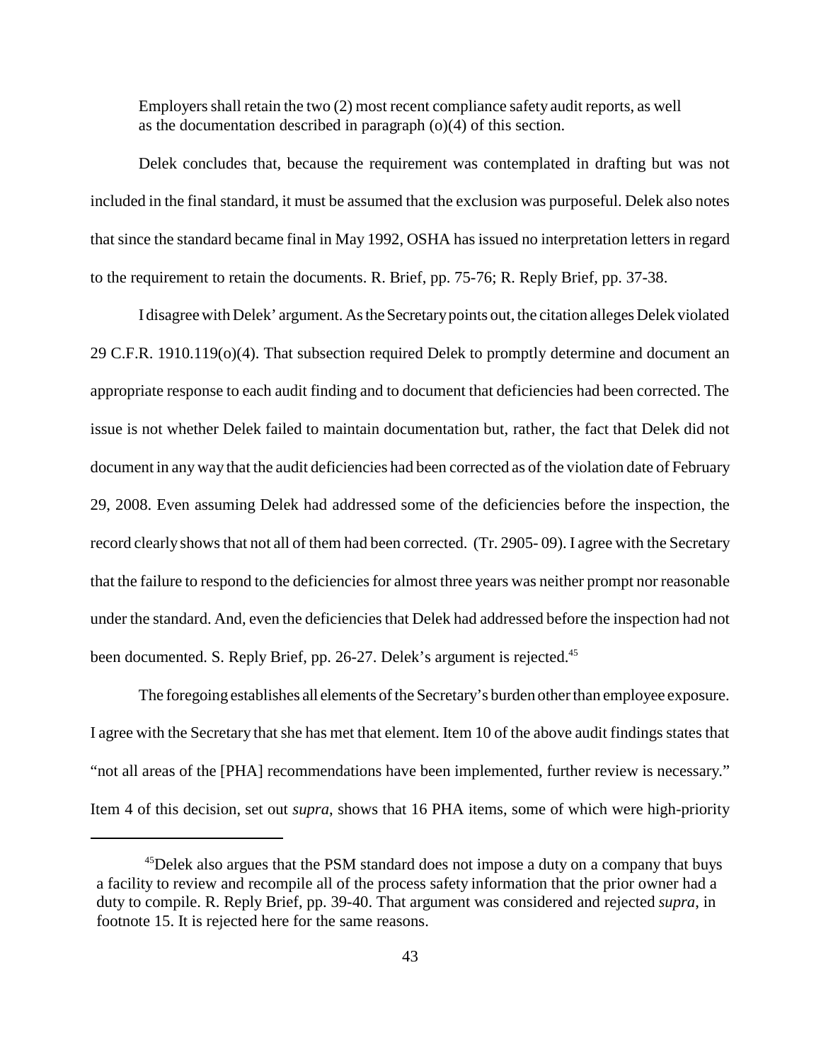Employers shall retain the two (2) most recent compliance safety audit reports, as well as the documentation described in paragraph (o)(4) of this section.

Delek concludes that, because the requirement was contemplated in drafting but was not included in the final standard, it must be assumed that the exclusion was purposeful. Delek also notes that since the standard became final in May 1992, OSHA has issued no interpretation letters in regard to the requirement to retain the documents. R. Brief, pp. 75-76; R. Reply Brief, pp. 37-38.

I disagree with Delek' argument. As the Secretary points out, the citation alleges Delek violated 29 C.F.R. 1910.119(o)(4). That subsection required Delek to promptly determine and document an appropriate response to each audit finding and to document that deficiencies had been corrected. The issue is not whether Delek failed to maintain documentation but, rather, the fact that Delek did not document in any way that the audit deficiencies had been corrected as of the violation date of February 29, 2008. Even assuming Delek had addressed some of the deficiencies before the inspection, the record clearly shows that not all of them had been corrected. (Tr. 2905- 09). I agree with the Secretary that the failure to respond to the deficiencies for almost three years was neither prompt nor reasonable under the standard. And, even the deficiencies that Delek had addressed before the inspection had not been documented. S. Reply Brief, pp. 26-27. Delek's argument is rejected.[45]

The foregoing establishes all elements of the Secretary's burden other than employee exposure. I agree with the Secretary that she has met that element. Item 10 of the above audit findings states that "not all areas of the [PHA] recommendations have been implemented, further review is necessary." Item 4 of this decision, set out *supra*, shows that 16 PHA items, some of which were high-priority

---

[45]Delek also argues that the PSM standard does not impose a duty on a company that buys a facility to review and recompile all of the process safety information that the prior owner had a duty to compile. R. Reply Brief, pp. 39-40. That argument was considered and rejected *supra*, in footnote 15. It is rejected here for the same reasons.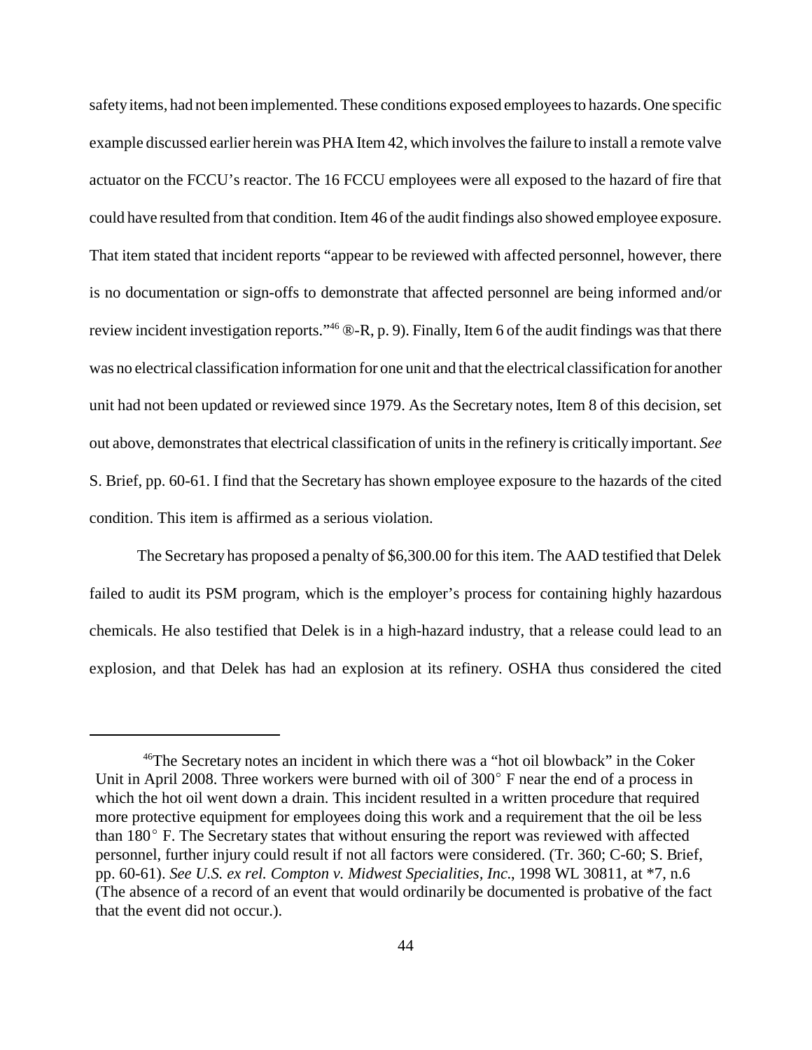safety items, had not been implemented. These conditions exposed employees to hazards. One specific example discussed earlier herein was PHA Item 42, which involves the failure to install a remote valve actuator on the FCCU's reactor. The 16 FCCU employees were all exposed to the hazard of fire that could have resulted from that condition. Item 46 of the audit findings also showed employee exposure. That item stated that incident reports "appear to be reviewed with affected personnel, however, there is no documentation or sign-offs to demonstrate that affected personnel are being informed and/or review incident investigation reports."[46] ®-R, p. 9). Finally, Item 6 of the audit findings was that there was no electrical classification information for one unit and that the electrical classification for another unit had not been updated or reviewed since 1979. As the Secretary notes, Item 8 of this decision, set out above, demonstrates that electrical classification of units in the refinery is critically important. *See* S. Brief, pp. 60-61. I find that the Secretary has shown employee exposure to the hazards of the cited condition. This item is affirmed as a serious violation.

The Secretary has proposed a penalty of $6,300.00 for this item. The AAD testified that Delek failed to audit its PSM program, which is the employer's process for containing highly hazardous chemicals. He also testified that Delek is in a high-hazard industry, that a release could lead to an explosion, and that Delek has had an explosion at its refinery. OSHA thus considered the cited

---

[46]The Secretary notes an incident in which there was a "hot oil blowback" in the Coker Unit in April 2008. Three workers were burned with oil of 300° F near the end of a process in which the hot oil went down a drain. This incident resulted in a written procedure that required more protective equipment for employees doing this work and a requirement that the oil be less than 180° F. The Secretary states that without ensuring the report was reviewed with affected personnel, further injury could result if not all factors were considered. (Tr. 360; C-60; S. Brief, pp. 60-61). *See U.S. ex rel. Compton v. Midwest Specialities, Inc.*, 1998 WL 30811, at *7, n.6 (The absence of a record of an event that would ordinarily be documented is probative of the fact that the event did not occur.).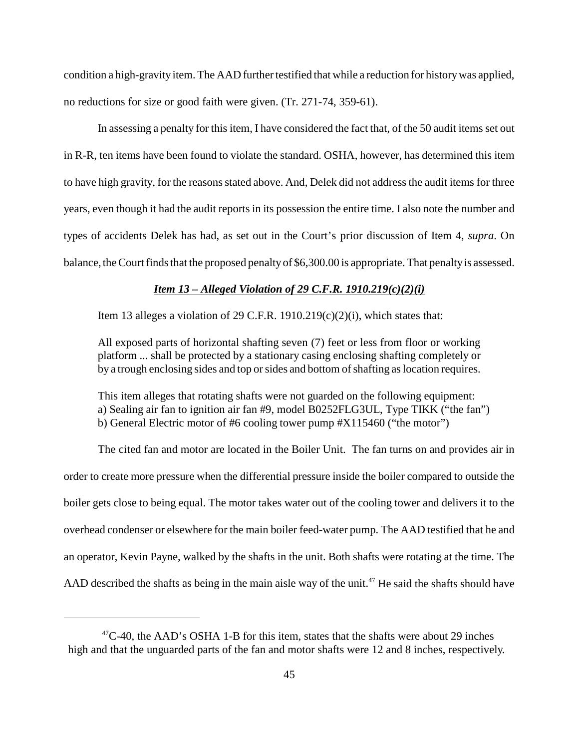condition a high-gravity item. The AAD further testified that while a reduction for history was applied, no reductions for size or good faith were given. (Tr. 271-74, 359-61).

In assessing a penalty for this item, I have considered the fact that, of the 50 audit items set out in R-R, ten items have been found to violate the standard. OSHA, however, has determined this item to have high gravity, for the reasons stated above. And, Delek did not address the audit items for three years, even though it had the audit reports in its possession the entire time. I also note the number and types of accidents Delek has had, as set out in the Court's prior discussion of Item 4, *supra*. On balance, the Court finds that the proposed penalty of $6,300.00 is appropriate. That penalty is assessed.

***Item 13 – Alleged Violation of 29 C.F.R. 1910.219(c)(2)(i)***

Item 13 alleges a violation of 29 C.F.R. 1910.219(c)(2)(i), which states that:

> All exposed parts of horizontal shafting seven (7) feet or less from floor or working platform ... shall be protected by a stationary casing enclosing shafting completely or by a trough enclosing sides and top or sides and bottom of shafting as location requires.

This item alleges that rotating shafts were not guarded on the following equipment:
a) Sealing air fan to ignition air fan #9, model B0252FLG3UL, Type TIKK ("the fan")
b) General Electric motor of #6 cooling tower pump #X115460 ("the motor")

The cited fan and motor are located in the Boiler Unit. The fan turns on and provides air in order to create more pressure when the differential pressure inside the boiler compared to outside the boiler gets close to being equal. The motor takes water out of the cooling tower and delivers it to the overhead condenser or elsewhere for the main boiler feed-water pump. The AAD testified that he and an operator, Kevin Payne, walked by the shafts in the unit. Both shafts were rotating at the time. The AAD described the shafts as being in the main aisle way of the unit.[47] He said the shafts should have

---

[47] C-40, the AAD's OSHA 1-B for this item, states that the shafts were about 29 inches high and that the unguarded parts of the fan and motor shafts were 12 and 8 inches, respectively.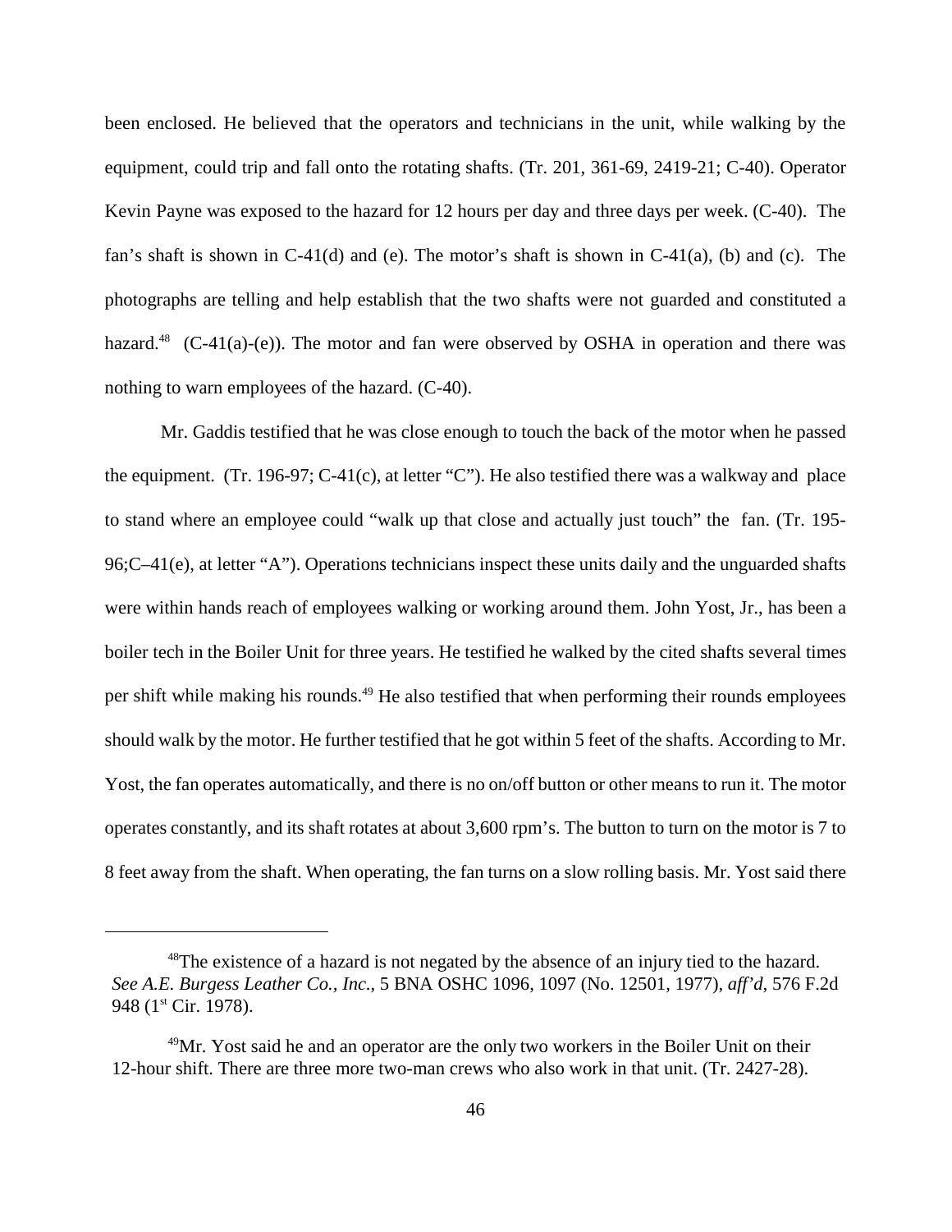been enclosed. He believed that the operators and technicians in the unit, while walking by the equipment, could trip and fall onto the rotating shafts. (Tr. 201, 361-69, 2419-21; C-40). Operator Kevin Payne was exposed to the hazard for 12 hours per day and three days per week. (C-40). The fan's shaft is shown in C-41(d) and (e). The motor's shaft is shown in C-41(a), (b) and (c). The photographs are telling and help establish that the two shafts were not guarded and constituted a hazard.[48] (C-41(a)-(e)). The motor and fan were observed by OSHA in operation and there was nothing to warn employees of the hazard. (C-40).

Mr. Gaddis testified that he was close enough to touch the back of the motor when he passed the equipment. (Tr. 196-97; C-41(c), at letter "C"). He also testified there was a walkway and place to stand where an employee could "walk up that close and actually just touch" the fan. (Tr. 195-96;C–41(e), at letter "A"). Operations technicians inspect these units daily and the unguarded shafts were within hands reach of employees walking or working around them. John Yost, Jr., has been a boiler tech in the Boiler Unit for three years. He testified he walked by the cited shafts several times per shift while making his rounds.[49] He also testified that when performing their rounds employees should walk by the motor. He further testified that he got within 5 feet of the shafts. According to Mr. Yost, the fan operates automatically, and there is no on/off button or other means to run it. The motor operates constantly, and its shaft rotates at about 3,600 rpm's. The button to turn on the motor is 7 to 8 feet away from the shaft. When operating, the fan turns on a slow rolling basis. Mr. Yost said there

---

[48] The existence of a hazard is not negated by the absence of an injury tied to the hazard. *See A.E. Burgess Leather Co., Inc.*, 5 BNA OSHC 1096, 1097 (No. 12501, 1977), *aff'd*, 576 F.2d 948 (1st Cir. 1978).

[49] Mr. Yost said he and an operator are the only two workers in the Boiler Unit on their 12-hour shift. There are three more two-man crews who also work in that unit. (Tr. 2427-28).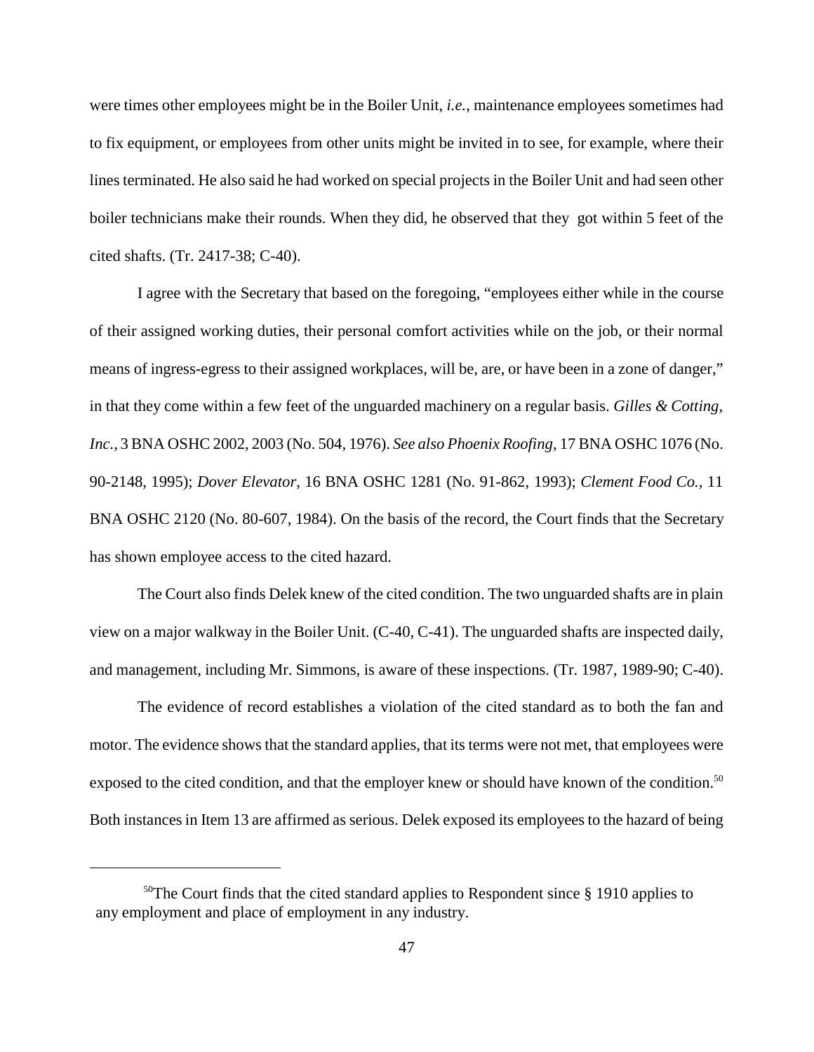were times other employees might be in the Boiler Unit, *i.e.*, maintenance employees sometimes had to fix equipment, or employees from other units might be invited in to see, for example, where their lines terminated. He also said he had worked on special projects in the Boiler Unit and had seen other boiler technicians make their rounds. When they did, he observed that they got within 5 feet of the cited shafts. (Tr. 2417-38; C-40).

I agree with the Secretary that based on the foregoing, "employees either while in the course of their assigned working duties, their personal comfort activities while on the job, or their normal means of ingress-egress to their assigned workplaces, will be, are, or have been in a zone of danger," in that they come within a few feet of the unguarded machinery on a regular basis. *Gilles & Cotting, Inc.*, 3 BNA OSHC 2002, 2003 (No. 504, 1976). *See also Phoenix Roofing*, 17 BNA OSHC 1076 (No. 90-2148, 1995); *Dover Elevator*, 16 BNA OSHC 1281 (No. 91-862, 1993); *Clement Food Co.*, 11 BNA OSHC 2120 (No. 80-607, 1984). On the basis of the record, the Court finds that the Secretary has shown employee access to the cited hazard.

The Court also finds Delek knew of the cited condition. The two unguarded shafts are in plain view on a major walkway in the Boiler Unit. (C-40, C-41). The unguarded shafts are inspected daily, and management, including Mr. Simmons, is aware of these inspections. (Tr. 1987, 1989-90; C-40).

The evidence of record establishes a violation of the cited standard as to both the fan and motor. The evidence shows that the standard applies, that its terms were not met, that employees were exposed to the cited condition, and that the employer knew or should have known of the condition.[50] Both instances in Item 13 are affirmed as serious. Delek exposed its employees to the hazard of being

[50]The Court finds that the cited standard applies to Respondent since § 1910 applies to any employment and place of employment in any industry.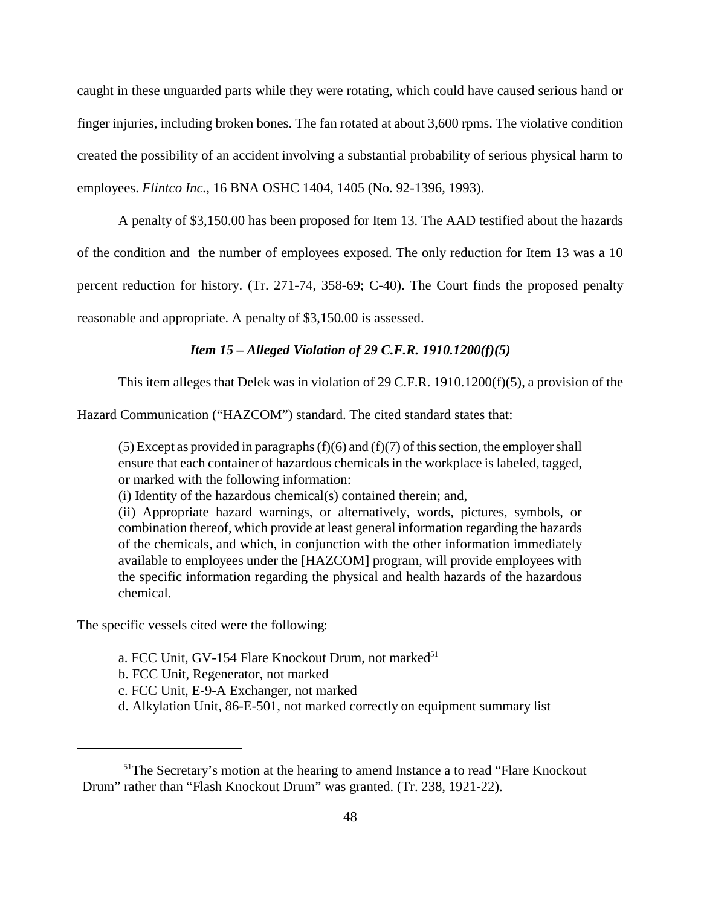caught in these unguarded parts while they were rotating, which could have caused serious hand or finger injuries, including broken bones. The fan rotated at about 3,600 rpms. The violative condition created the possibility of an accident involving a substantial probability of serious physical harm to employees. *Flintco Inc.*, 16 BNA OSHC 1404, 1405 (No. 92-1396, 1993).

A penalty of $3,150.00 has been proposed for Item 13. The AAD testified about the hazards of the condition and the number of employees exposed. The only reduction for Item 13 was a 10 percent reduction for history. (Tr. 271-74, 358-69; C-40). The Court finds the proposed penalty reasonable and appropriate. A penalty of $3,150.00 is assessed.

***Item 15 – Alleged Violation of 29 C.F.R. 1910.1200(f)(5)***

This item alleges that Delek was in violation of 29 C.F.R. 1910.1200(f)(5), a provision of the Hazard Communication ("HAZCOM") standard. The cited standard states that:

> (5) Except as provided in paragraphs (f)(6) and (f)(7) of this section, the employer shall ensure that each container of hazardous chemicals in the workplace is labeled, tagged, or marked with the following information:
> (i) Identity of the hazardous chemical(s) contained therein; and,
> (ii) Appropriate hazard warnings, or alternatively, words, pictures, symbols, or combination thereof, which provide at least general information regarding the hazards of the chemicals, and which, in conjunction with the other information immediately available to employees under the [HAZCOM] program, will provide employees with the specific information regarding the physical and health hazards of the hazardous chemical.

The specific vessels cited were the following:

a. FCC Unit, GV-154 Flare Knockout Drum, not marked[51]
b. FCC Unit, Regenerator, not marked
c. FCC Unit, E-9-A Exchanger, not marked
d. Alkylation Unit, 86-E-501, not marked correctly on equipment summary list

[51] The Secretary's motion at the hearing to amend Instance a to read "Flare Knockout Drum" rather than "Flash Knockout Drum" was granted. (Tr. 238, 1921-22).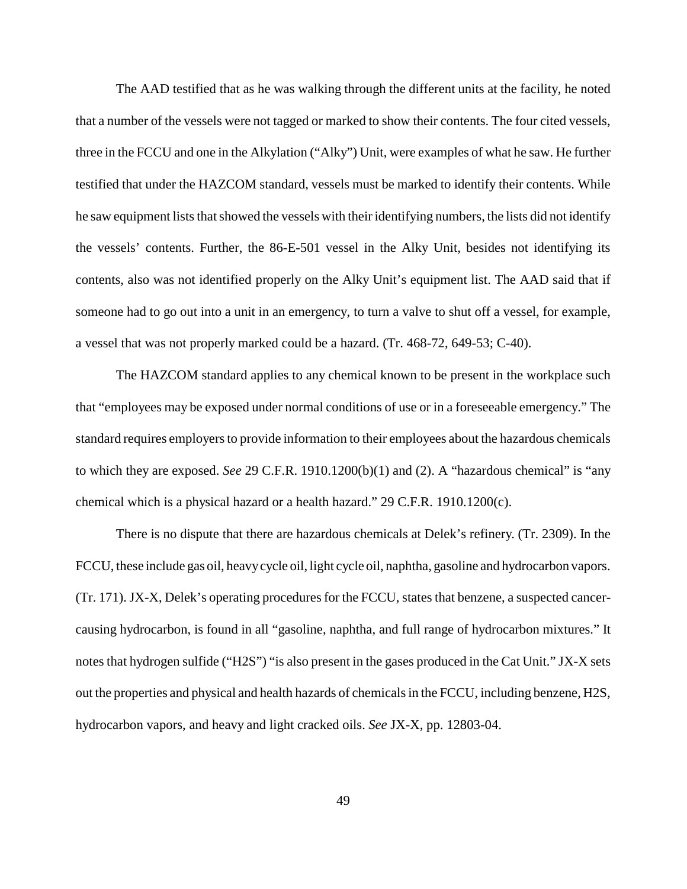The AAD testified that as he was walking through the different units at the facility, he noted that a number of the vessels were not tagged or marked to show their contents. The four cited vessels, three in the FCCU and one in the Alkylation ("Alky") Unit, were examples of what he saw. He further testified that under the HAZCOM standard, vessels must be marked to identify their contents. While he saw equipment lists that showed the vessels with their identifying numbers, the lists did not identify the vessels' contents. Further, the 86-E-501 vessel in the Alky Unit, besides not identifying its contents, also was not identified properly on the Alky Unit's equipment list. The AAD said that if someone had to go out into a unit in an emergency, to turn a valve to shut off a vessel, for example, a vessel that was not properly marked could be a hazard. (Tr. 468-72, 649-53; C-40).

The HAZCOM standard applies to any chemical known to be present in the workplace such that "employees may be exposed under normal conditions of use or in a foreseeable emergency." The standard requires employers to provide information to their employees about the hazardous chemicals to which they are exposed. *See* 29 C.F.R. 1910.1200(b)(1) and (2). A "hazardous chemical" is "any chemical which is a physical hazard or a health hazard." 29 C.F.R. 1910.1200(c).

There is no dispute that there are hazardous chemicals at Delek's refinery. (Tr. 2309). In the FCCU, these include gas oil, heavy cycle oil, light cycle oil, naphtha, gasoline and hydrocarbon vapors. (Tr. 171). JX-X, Delek's operating procedures for the FCCU, states that benzene, a suspected cancer-causing hydrocarbon, is found in all "gasoline, naphtha, and full range of hydrocarbon mixtures." It notes that hydrogen sulfide ("H2S") "is also present in the gases produced in the Cat Unit." JX-X sets out the properties and physical and health hazards of chemicals in the FCCU, including benzene, H2S, hydrocarbon vapors, and heavy and light cracked oils. *See* JX-X, pp. 12803-04.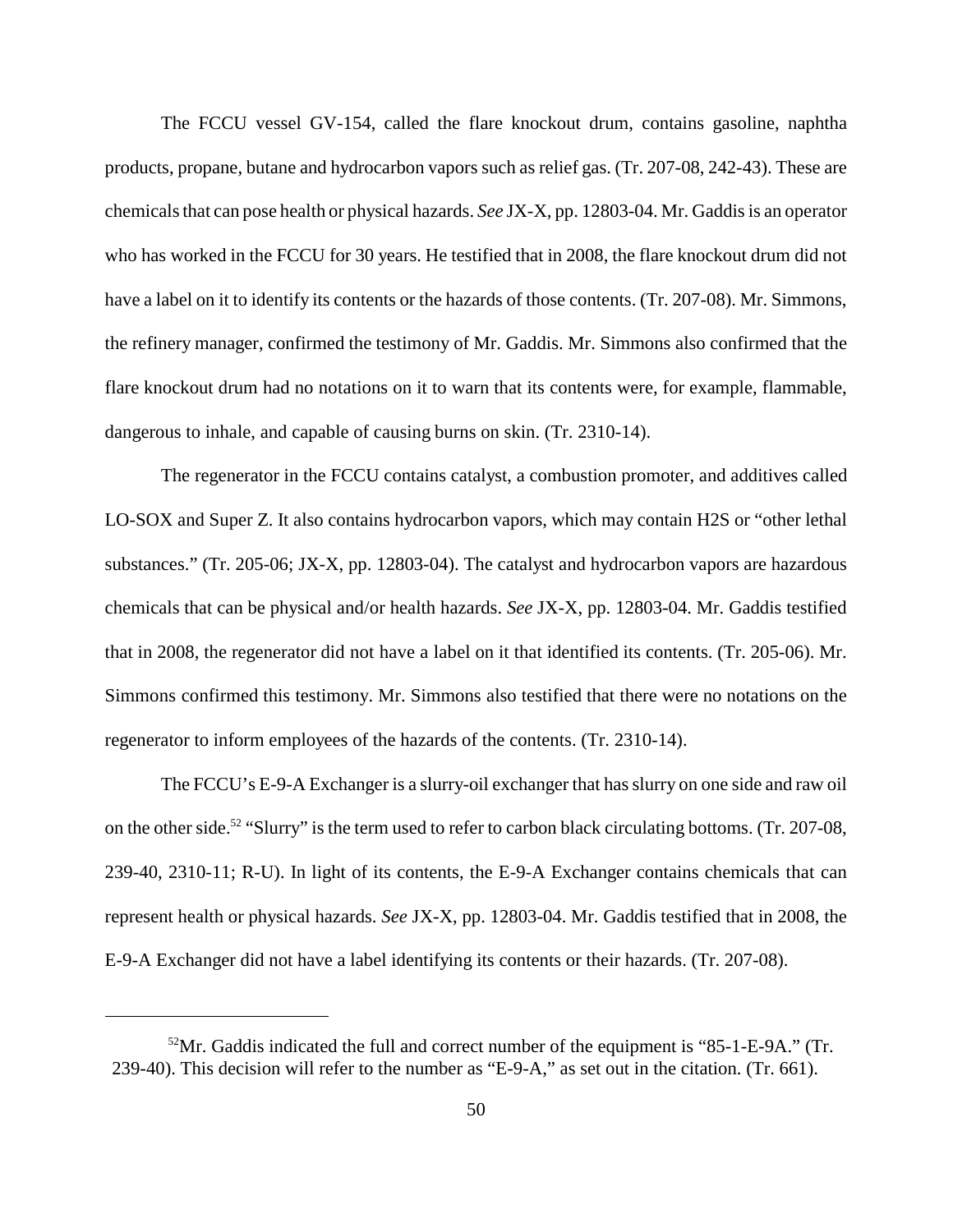The FCCU vessel GV-154, called the flare knockout drum, contains gasoline, naphtha products, propane, butane and hydrocarbon vapors such as relief gas. (Tr. 207-08, 242-43). These are chemicals that can pose health or physical hazards. *See* JX-X, pp. 12803-04. Mr. Gaddis is an operator who has worked in the FCCU for 30 years. He testified that in 2008, the flare knockout drum did not have a label on it to identify its contents or the hazards of those contents. (Tr. 207-08). Mr. Simmons, the refinery manager, confirmed the testimony of Mr. Gaddis. Mr. Simmons also confirmed that the flare knockout drum had no notations on it to warn that its contents were, for example, flammable, dangerous to inhale, and capable of causing burns on skin. (Tr. 2310-14).

The regenerator in the FCCU contains catalyst, a combustion promoter, and additives called LO-SOX and Super Z. It also contains hydrocarbon vapors, which may contain $H_2S$ or "other lethal substances." (Tr. 205-06; JX-X, pp. 12803-04). The catalyst and hydrocarbon vapors are hazardous chemicals that can be physical and/or health hazards. *See* JX-X, pp. 12803-04. Mr. Gaddis testified that in 2008, the regenerator did not have a label on it that identified its contents. (Tr. 205-06). Mr. Simmons confirmed this testimony. Mr. Simmons also testified that there were no notations on the regenerator to inform employees of the hazards of the contents. (Tr. 2310-14).

The FCCU's E-9-A Exchanger is a slurry-oil exchanger that has slurry on one side and raw oil on the other side.[52] "Slurry" is the term used to refer to carbon black circulating bottoms. (Tr. 207-08, 239-40, 2310-11; R-U). In light of its contents, the E-9-A Exchanger contains chemicals that can represent health or physical hazards. *See* JX-X, pp. 12803-04. Mr. Gaddis testified that in 2008, the E-9-A Exchanger did not have a label identifying its contents or their hazards. (Tr. 207-08).

---

[52]Mr. Gaddis indicated the full and correct number of the equipment is "85-1-E-9A." (Tr. 239-40). This decision will refer to the number as "E-9-A," as set out in the citation. (Tr. 661).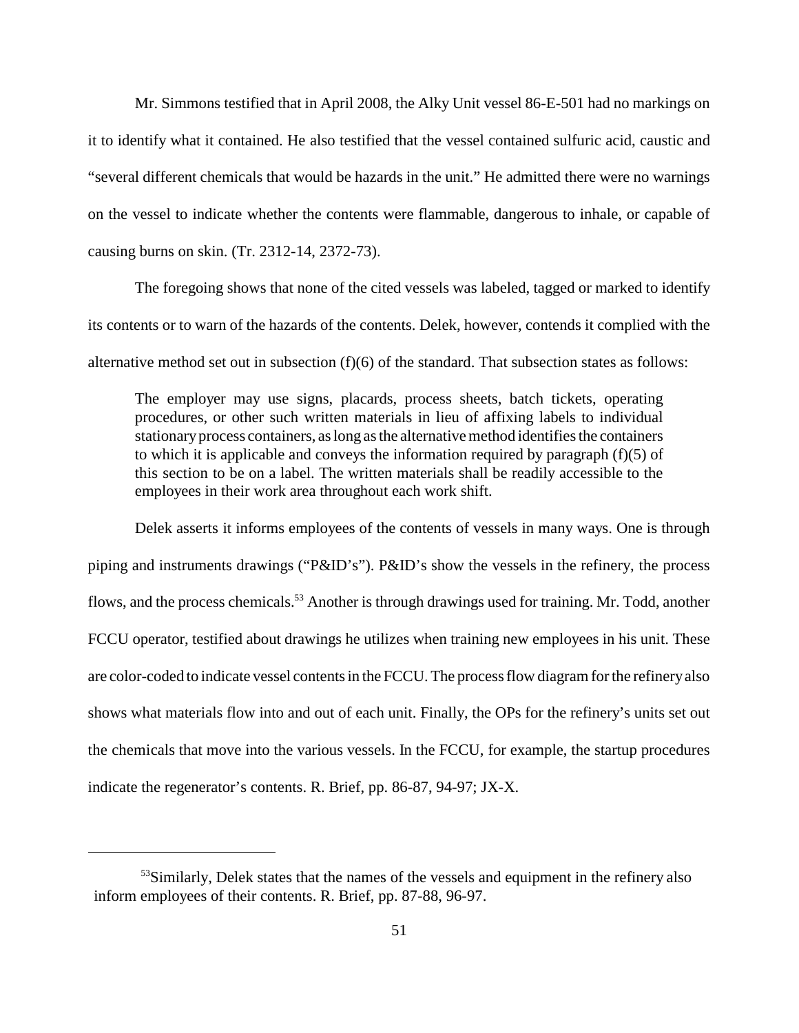Mr. Simmons testified that in April 2008, the Alky Unit vessel 86-E-501 had no markings on it to identify what it contained. He also testified that the vessel contained sulfuric acid, caustic and "several different chemicals that would be hazards in the unit." He admitted there were no warnings on the vessel to indicate whether the contents were flammable, dangerous to inhale, or capable of causing burns on skin. (Tr. 2312-14, 2372-73).

The foregoing shows that none of the cited vessels was labeled, tagged or marked to identify its contents or to warn of the hazards of the contents. Delek, however, contends it complied with the alternative method set out in subsection (f)(6) of the standard. That subsection states as follows:

> The employer may use signs, placards, process sheets, batch tickets, operating procedures, or other such written materials in lieu of affixing labels to individual stationary process containers, as long as the alternative method identifies the containers to which it is applicable and conveys the information required by paragraph (f)(5) of this section to be on a label. The written materials shall be readily accessible to the employees in their work area throughout each work shift.

Delek asserts it informs employees of the contents of vessels in many ways. One is through piping and instruments drawings ("P&ID's"). P&ID's show the vessels in the refinery, the process flows, and the process chemicals.[53] Another is through drawings used for training. Mr. Todd, another FCCU operator, testified about drawings he utilizes when training new employees in his unit. These are color-coded to indicate vessel contents in the FCCU. The process flow diagram for the refinery also shows what materials flow into and out of each unit. Finally, the OPs for the refinery's units set out the chemicals that move into the various vessels. In the FCCU, for example, the startup procedures indicate the regenerator's contents. R. Brief, pp. 86-87, 94-97; JX-X.

---

[53] Similarly, Delek states that the names of the vessels and equipment in the refinery also inform employees of their contents. R. Brief, pp. 87-88, 96-97.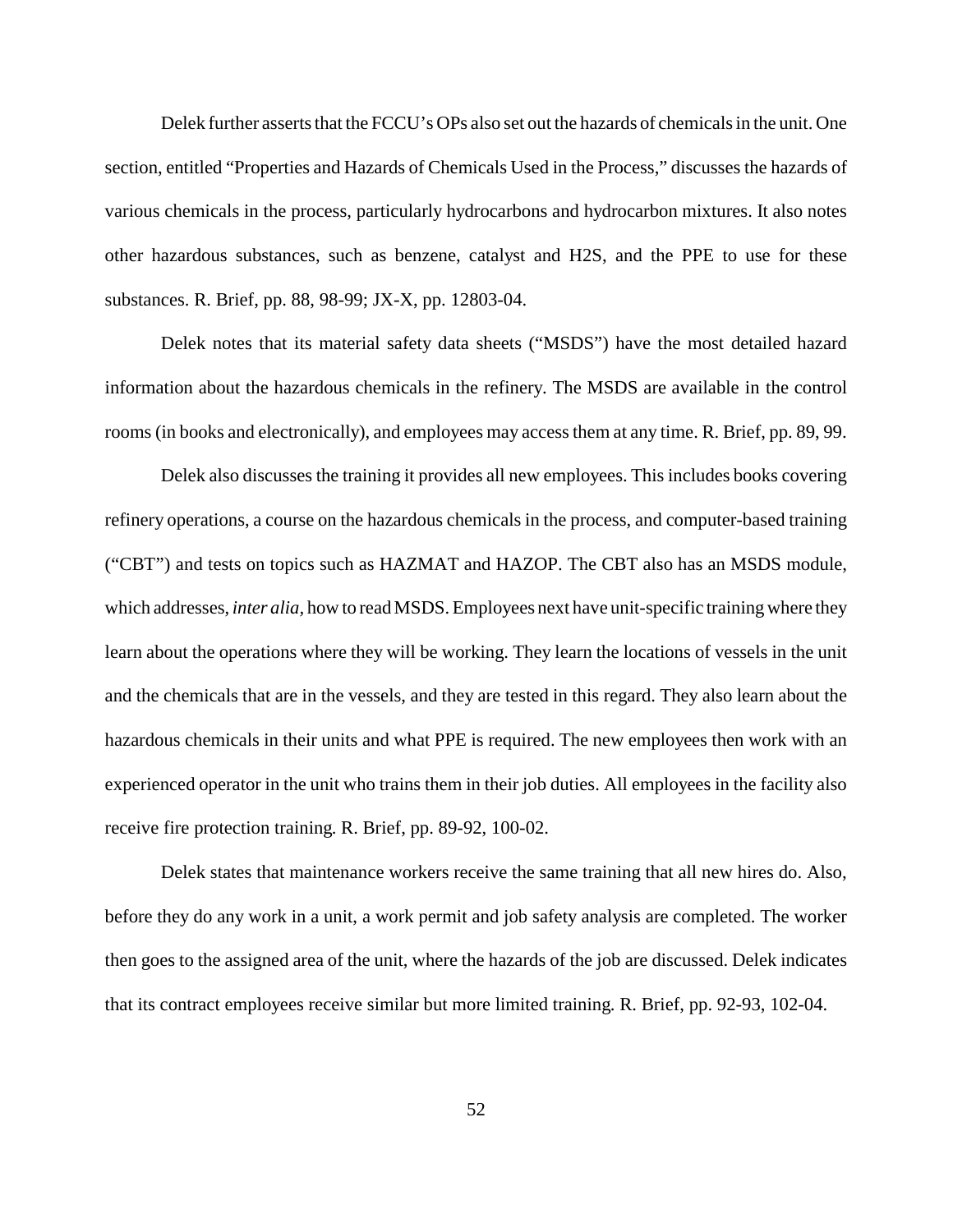Delek further asserts that the FCCU's OPs also set out the hazards of chemicals in the unit. One section, entitled "Properties and Hazards of Chemicals Used in the Process," discusses the hazards of various chemicals in the process, particularly hydrocarbons and hydrocarbon mixtures. It also notes other hazardous substances, such as benzene, catalyst and $H_2S$, and the PPE to use for these substances. R. Brief, pp. 88, 98-99; JX-X, pp. 12803-04.

Delek notes that its material safety data sheets ("MSDS") have the most detailed hazard information about the hazardous chemicals in the refinery. The MSDS are available in the control rooms (in books and electronically), and employees may access them at any time. R. Brief, pp. 89, 99.

Delek also discusses the training it provides all new employees. This includes books covering refinery operations, a course on the hazardous chemicals in the process, and computer-based training ("CBT") and tests on topics such as HAZMAT and HAZOP. The CBT also has an MSDS module, which addresses, *inter alia*, how to read MSDS. Employees next have unit-specific training where they learn about the operations where they will be working. They learn the locations of vessels in the unit and the chemicals that are in the vessels, and they are tested in this regard. They also learn about the hazardous chemicals in their units and what PPE is required. The new employees then work with an experienced operator in the unit who trains them in their job duties. All employees in the facility also receive fire protection training. R. Brief, pp. 89-92, 100-02.

Delek states that maintenance workers receive the same training that all new hires do. Also, before they do any work in a unit, a work permit and job safety analysis are completed. The worker then goes to the assigned area of the unit, where the hazards of the job are discussed. Delek indicates that its contract employees receive similar but more limited training. R. Brief, pp. 92-93, 102-04.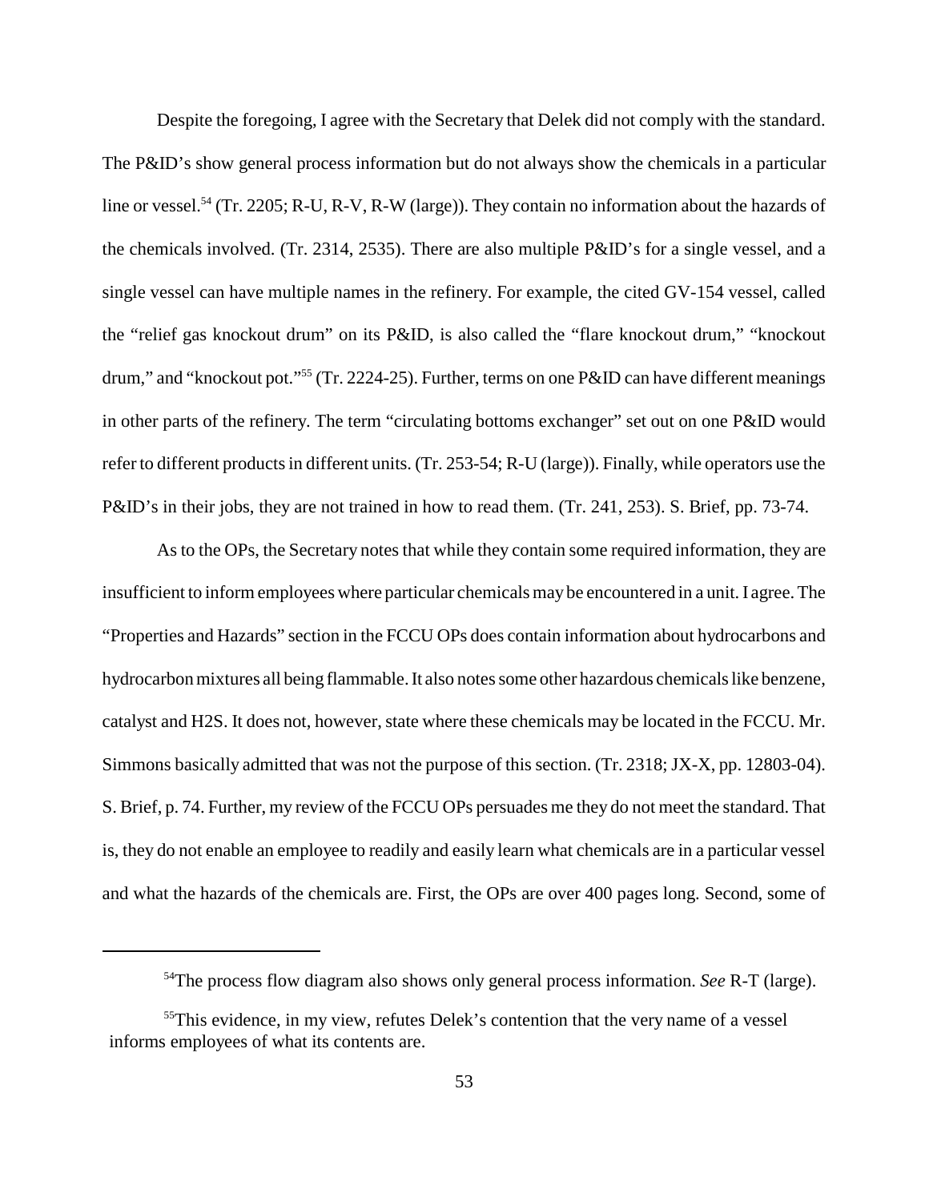Despite the foregoing, I agree with the Secretary that Delek did not comply with the standard. The P&ID's show general process information but do not always show the chemicals in a particular line or vessel.[54] (Tr. 2205; R-U, R-V, R-W (large)). They contain no information about the hazards of the chemicals involved. (Tr. 2314, 2535). There are also multiple P&ID's for a single vessel, and a single vessel can have multiple names in the refinery. For example, the cited GV-154 vessel, called the "relief gas knockout drum" on its P&ID, is also called the "flare knockout drum," "knockout drum," and "knockout pot."[55] (Tr. 2224-25). Further, terms on one P&ID can have different meanings in other parts of the refinery. The term "circulating bottoms exchanger" set out on one P&ID would refer to different products in different units. (Tr. 253-54; R-U (large)). Finally, while operators use the P&ID's in their jobs, they are not trained in how to read them. (Tr. 241, 253). S. Brief, pp. 73-74.

As to the OPs, the Secretary notes that while they contain some required information, they are insufficient to inform employees where particular chemicals may be encountered in a unit. I agree. The "Properties and Hazards" section in the FCCU OPs does contain information about hydrocarbons and hydrocarbon mixtures all being flammable. It also notes some other hazardous chemicals like benzene, catalyst and H2S. It does not, however, state where these chemicals may be located in the FCCU. Mr. Simmons basically admitted that was not the purpose of this section. (Tr. 2318; JX-X, pp. 12803-04). S. Brief, p. 74. Further, my review of the FCCU OPs persuades me they do not meet the standard. That is, they do not enable an employee to readily and easily learn what chemicals are in a particular vessel and what the hazards of the chemicals are. First, the OPs are over 400 pages long. Second, some of

---

[54] The process flow diagram also shows only general process information. *See* R-T (large).

[55] This evidence, in my view, refutes Delek's contention that the very name of a vessel informs employees of what its contents are.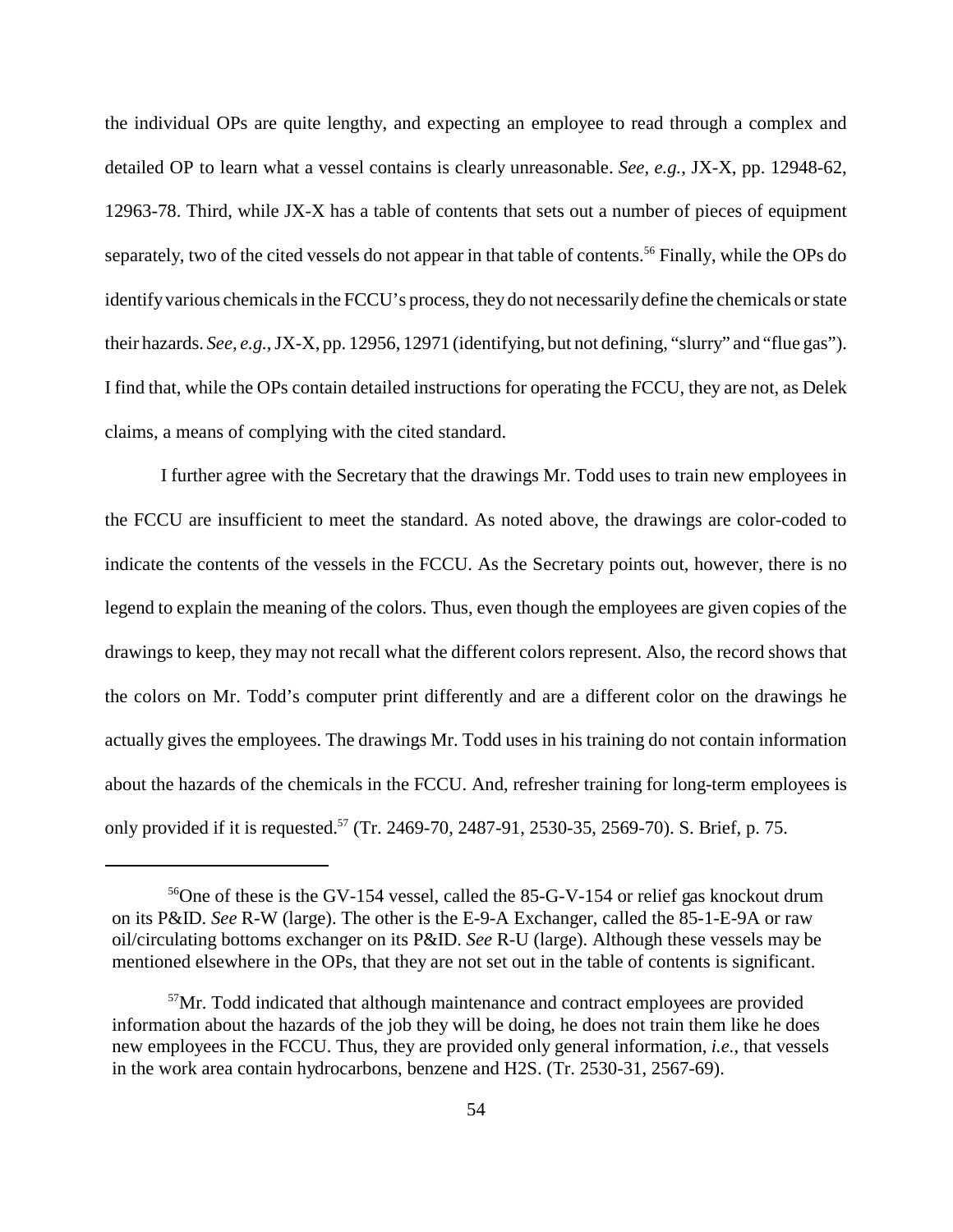the individual OPs are quite lengthy, and expecting an employee to read through a complex and detailed OP to learn what a vessel contains is clearly unreasonable. *See, e.g.*, JX-X, pp. 12948-62, 12963-78. Third, while JX-X has a table of contents that sets out a number of pieces of equipment separately, two of the cited vessels do not appear in that table of contents.[56] Finally, while the OPs do identify various chemicals in the FCCU's process, they do not necessarily define the chemicals or state their hazards. *See, e.g.*, JX-X, pp. 12956, 12971 (identifying, but not defining, "slurry" and "flue gas"). I find that, while the OPs contain detailed instructions for operating the FCCU, they are not, as Delek claims, a means of complying with the cited standard.

I further agree with the Secretary that the drawings Mr. Todd uses to train new employees in the FCCU are insufficient to meet the standard. As noted above, the drawings are color-coded to indicate the contents of the vessels in the FCCU. As the Secretary points out, however, there is no legend to explain the meaning of the colors. Thus, even though the employees are given copies of the drawings to keep, they may not recall what the different colors represent. Also, the record shows that the colors on Mr. Todd's computer print differently and are a different color on the drawings he actually gives the employees. The drawings Mr. Todd uses in his training do not contain information about the hazards of the chemicals in the FCCU. And, refresher training for long-term employees is only provided if it is requested.[57] (Tr. 2469-70, 2487-91, 2530-35, 2569-70). S. Brief, p. 75.

---

[56]One of these is the GV-154 vessel, called the 85-G-V-154 or relief gas knockout drum on its P&ID. *See* R-W (large). The other is the E-9-A Exchanger, called the 85-1-E-9A or raw oil/circulating bottoms exchanger on its P&ID. *See* R-U (large). Although these vessels may be mentioned elsewhere in the OPs, that they are not set out in the table of contents is significant.

[57]Mr. Todd indicated that although maintenance and contract employees are provided information about the hazards of the job they will be doing, he does not train them like he does new employees in the FCCU. Thus, they are provided only general information, *i.e.*, that vessels in the work area contain hydrocarbons, benzene and H2S. (Tr. 2530-31, 2567-69).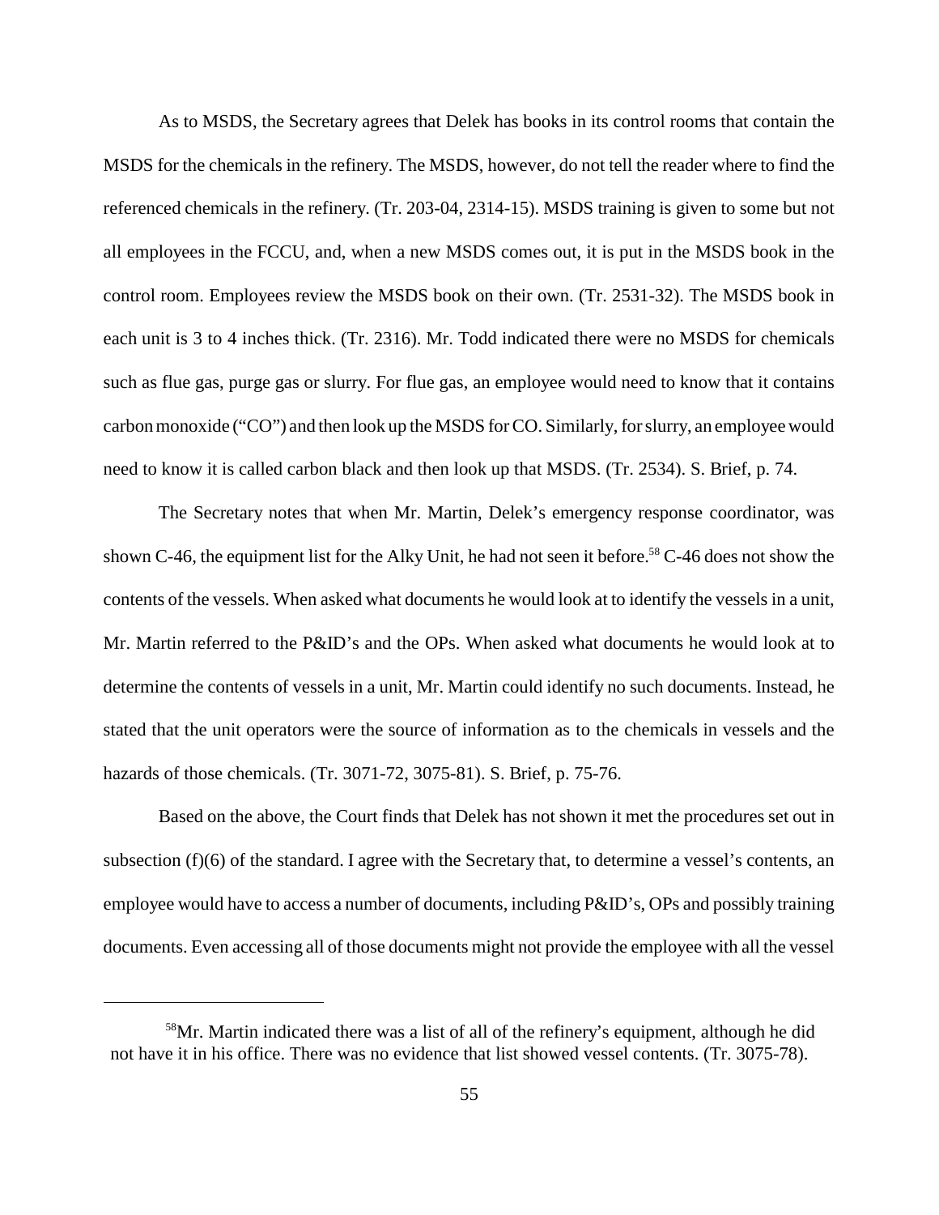As to MSDS, the Secretary agrees that Delek has books in its control rooms that contain the MSDS for the chemicals in the refinery. The MSDS, however, do not tell the reader where to find the referenced chemicals in the refinery. (Tr. 203-04, 2314-15). MSDS training is given to some but not all employees in the FCCU, and, when a new MSDS comes out, it is put in the MSDS book in the control room. Employees review the MSDS book on their own. (Tr. 2531-32). The MSDS book in each unit is 3 to 4 inches thick. (Tr. 2316). Mr. Todd indicated there were no MSDS for chemicals such as flue gas, purge gas or slurry. For flue gas, an employee would need to know that it contains carbon monoxide ("CO") and then look up the MSDS for CO. Similarly, for slurry, an employee would need to know it is called carbon black and then look up that MSDS. (Tr. 2534). S. Brief, p. 74.

The Secretary notes that when Mr. Martin, Delek's emergency response coordinator, was shown C-46, the equipment list for the Alky Unit, he had not seen it before.[58] C-46 does not show the contents of the vessels. When asked what documents he would look at to identify the vessels in a unit, Mr. Martin referred to the P&ID's and the OPs. When asked what documents he would look at to determine the contents of vessels in a unit, Mr. Martin could identify no such documents. Instead, he stated that the unit operators were the source of information as to the chemicals in vessels and the hazards of those chemicals. (Tr. 3071-72, 3075-81). S. Brief, p. 75-76.

Based on the above, the Court finds that Delek has not shown it met the procedures set out in subsection (f)(6) of the standard. I agree with the Secretary that, to determine a vessel's contents, an employee would have to access a number of documents, including P&ID's, OPs and possibly training documents. Even accessing all of those documents might not provide the employee with all the vessel

[58] Mr. Martin indicated there was a list of all of the refinery's equipment, although he did not have it in his office. There was no evidence that list showed vessel contents. (Tr. 3075-78).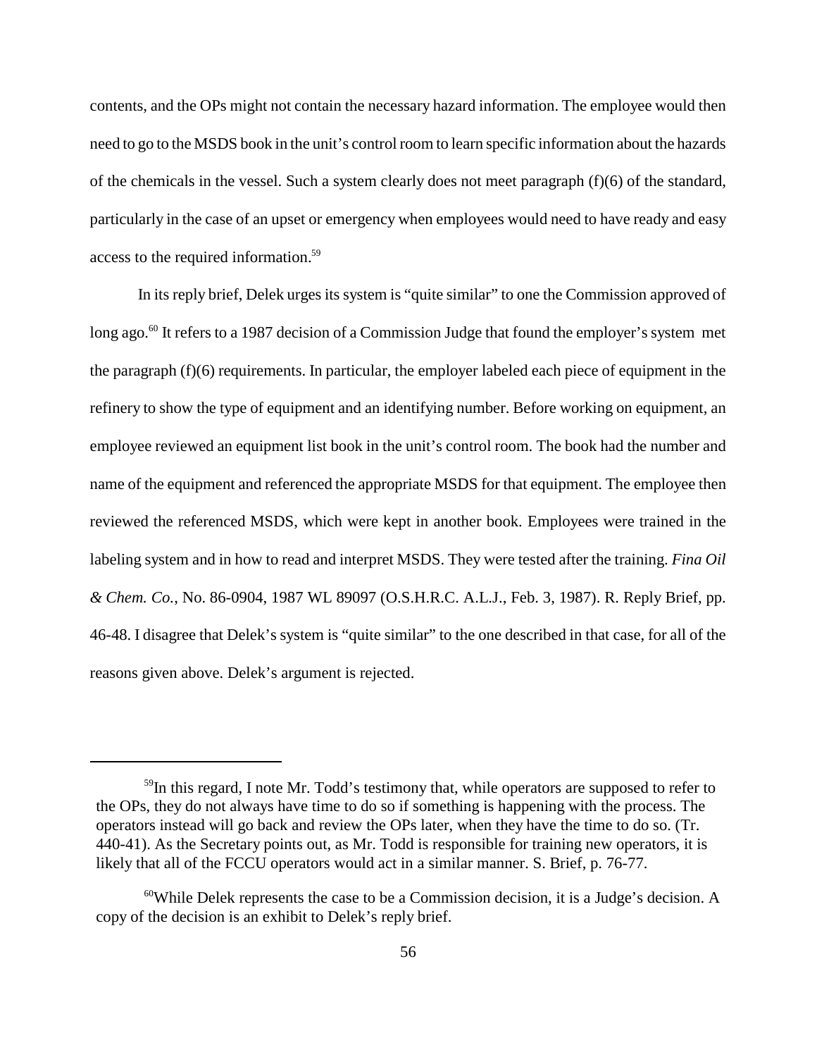contents, and the OPs might not contain the necessary hazard information. The employee would then need to go to the MSDS book in the unit's control room to learn specific information about the hazards of the chemicals in the vessel. Such a system clearly does not meet paragraph (f)(6) of the standard, particularly in the case of an upset or emergency when employees would need to have ready and easy access to the required information.[59]

In its reply brief, Delek urges its system is "quite similar" to one the Commission approved of long ago.[60] It refers to a 1987 decision of a Commission Judge that found the employer's system met the paragraph (f)(6) requirements. In particular, the employer labeled each piece of equipment in the refinery to show the type of equipment and an identifying number. Before working on equipment, an employee reviewed an equipment list book in the unit's control room. The book had the number and name of the equipment and referenced the appropriate MSDS for that equipment. The employee then reviewed the referenced MSDS, which were kept in another book. Employees were trained in the labeling system and in how to read and interpret MSDS. They were tested after the training. *Fina Oil & Chem. Co.*, No. 86-0904, 1987 WL 89097 (O.S.H.R.C. A.L.J., Feb. 3, 1987). R. Reply Brief, pp. 46-48. I disagree that Delek's system is "quite similar" to the one described in that case, for all of the reasons given above. Delek's argument is rejected.

---

[59]In this regard, I note Mr. Todd's testimony that, while operators are supposed to refer to the OPs, they do not always have time to do so if something is happening with the process. The operators instead will go back and review the OPs later, when they have the time to do so. (Tr. 440-41). As the Secretary points out, as Mr. Todd is responsible for training new operators, it is likely that all of the FCCU operators would act in a similar manner. S. Brief, p. 76-77.

[60]While Delek represents the case to be a Commission decision, it is a Judge's decision. A copy of the decision is an exhibit to Delek's reply brief.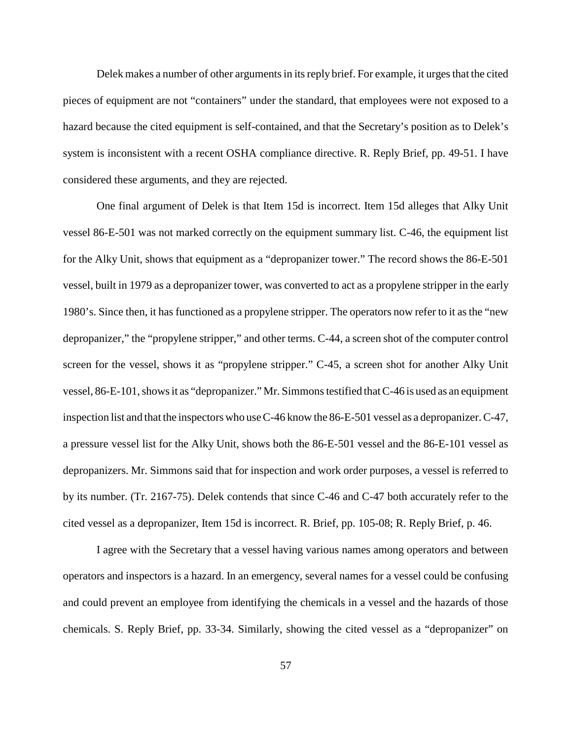Delek makes a number of other arguments in its reply brief. For example, it urges that the cited pieces of equipment are not "containers" under the standard, that employees were not exposed to a hazard because the cited equipment is self-contained, and that the Secretary's position as to Delek's system is inconsistent with a recent OSHA compliance directive. R. Reply Brief, pp. 49-51. I have considered these arguments, and they are rejected.

One final argument of Delek is that Item 15d is incorrect. Item 15d alleges that Alky Unit vessel 86-E-501 was not marked correctly on the equipment summary list. C-46, the equipment list for the Alky Unit, shows that equipment as a "depropanizer tower." The record shows the 86-E-501 vessel, built in 1979 as a depropanizer tower, was converted to act as a propylene stripper in the early 1980's. Since then, it has functioned as a propylene stripper. The operators now refer to it as the "new depropanizer," the "propylene stripper," and other terms. C-44, a screen shot of the computer control screen for the vessel, shows it as "propylene stripper." C-45, a screen shot for another Alky Unit vessel, 86-E-101, shows it as "depropanizer." Mr. Simmons testified that C-46 is used as an equipment inspection list and that the inspectors who use C-46 know the 86-E-501 vessel as a depropanizer. C-47, a pressure vessel list for the Alky Unit, shows both the 86-E-501 vessel and the 86-E-101 vessel as depropanizers. Mr. Simmons said that for inspection and work order purposes, a vessel is referred to by its number. (Tr. 2167-75). Delek contends that since C-46 and C-47 both accurately refer to the cited vessel as a depropanizer, Item 15d is incorrect. R. Brief, pp. 105-08; R. Reply Brief, p. 46.

I agree with the Secretary that a vessel having various names among operators and between operators and inspectors is a hazard. In an emergency, several names for a vessel could be confusing and could prevent an employee from identifying the chemicals in a vessel and the hazards of those chemicals. S. Reply Brief, pp. 33-34. Similarly, showing the cited vessel as a "depropanizer" on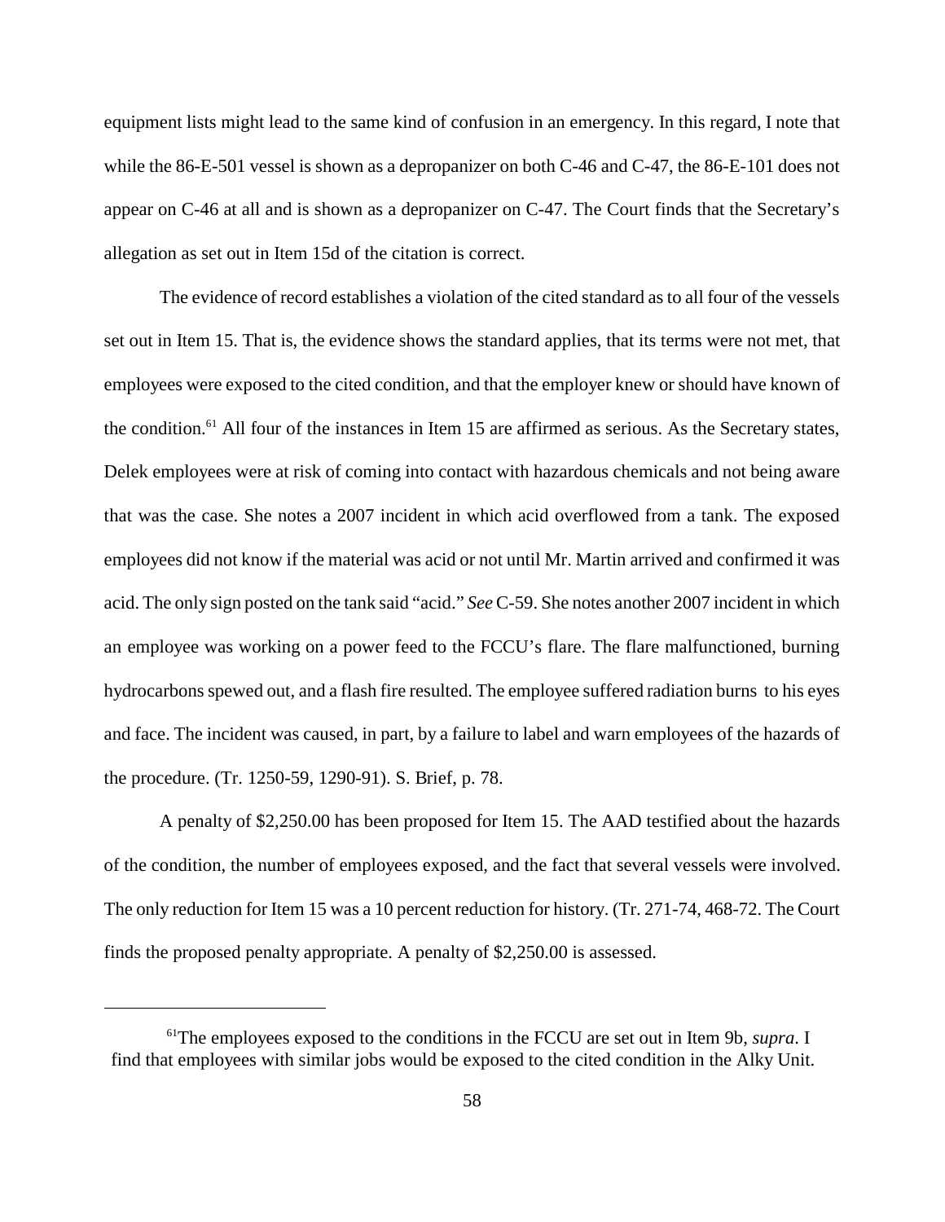equipment lists might lead to the same kind of confusion in an emergency. In this regard, I note that while the 86-E-501 vessel is shown as a depropanizer on both C-46 and C-47, the 86-E-101 does not appear on C-46 at all and is shown as a depropanizer on C-47. The Court finds that the Secretary's allegation as set out in Item 15d of the citation is correct.

The evidence of record establishes a violation of the cited standard as to all four of the vessels set out in Item 15. That is, the evidence shows the standard applies, that its terms were not met, that employees were exposed to the cited condition, and that the employer knew or should have known of the condition.[61] All four of the instances in Item 15 are affirmed as serious. As the Secretary states, Delek employees were at risk of coming into contact with hazardous chemicals and not being aware that was the case. She notes a 2007 incident in which acid overflowed from a tank. The exposed employees did not know if the material was acid or not until Mr. Martin arrived and confirmed it was acid. The only sign posted on the tank said "acid." *See* C-59. She notes another 2007 incident in which an employee was working on a power feed to the FCCU's flare. The flare malfunctioned, burning hydrocarbons spewed out, and a flash fire resulted. The employee suffered radiation burns to his eyes and face. The incident was caused, in part, by a failure to label and warn employees of the hazards of the procedure. (Tr. 1250-59, 1290-91). S. Brief, p. 78.

A penalty of $2,250.00 has been proposed for Item 15. The AAD testified about the hazards of the condition, the number of employees exposed, and the fact that several vessels were involved. The only reduction for Item 15 was a 10 percent reduction for history. (Tr. 271-74, 468-72. The Court finds the proposed penalty appropriate. A penalty of $2,250.00 is assessed.

---

[61]The employees exposed to the conditions in the FCCU are set out in Item 9b, *supra*. I find that employees with similar jobs would be exposed to the cited condition in the Alky Unit.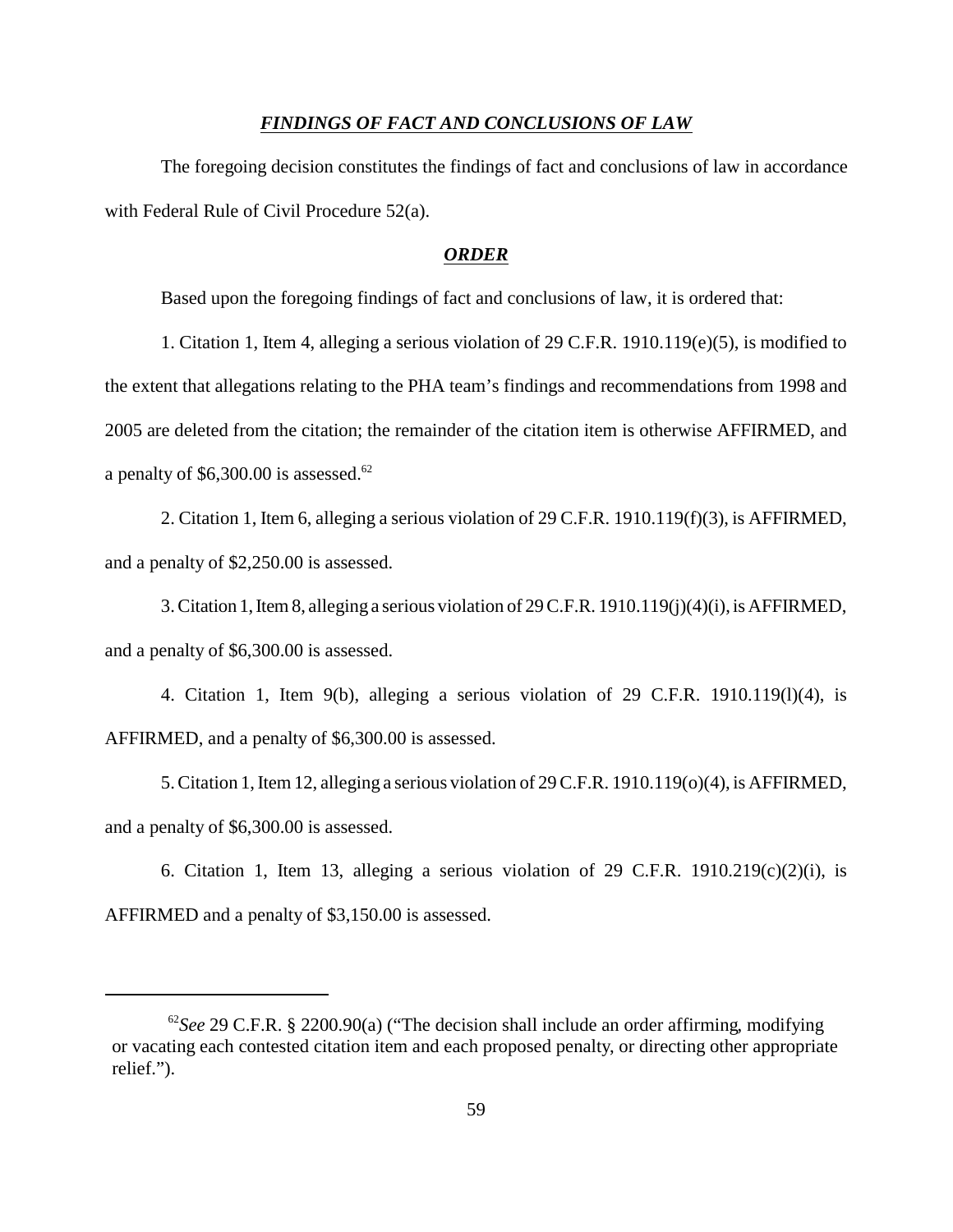## ***FINDINGS OF FACT AND CONCLUSIONS OF LAW***

The foregoing decision constitutes the findings of fact and conclusions of law in accordance with Federal Rule of Civil Procedure 52(a).

## ***ORDER***

Based upon the foregoing findings of fact and conclusions of law, it is ordered that:

1. Citation 1, Item 4, alleging a serious violation of 29 C.F.R. 1910.119(e)(5), is modified to the extent that allegations relating to the PHA team's findings and recommendations from 1998 and 2005 are deleted from the citation; the remainder of the citation item is otherwise AFFIRMED, and a penalty of $6,300.00 is assessed.[62]

2. Citation 1, Item 6, alleging a serious violation of 29 C.F.R. 1910.119(f)(3), is AFFIRMED, and a penalty of $2,250.00 is assessed.

3. Citation 1, Item 8, alleging a serious violation of 29 C.F.R. 1910.119(j)(4)(i), is AFFIRMED, and a penalty of $6,300.00 is assessed.

4. Citation 1, Item 9(b), alleging a serious violation of 29 C.F.R. 1910.119(l)(4), is AFFIRMED, and a penalty of $6,300.00 is assessed.

5. Citation 1, Item 12, alleging a serious violation of 29 C.F.R. 1910.119(o)(4), is AFFIRMED, and a penalty of $6,300.00 is assessed.

6. Citation 1, Item 13, alleging a serious violation of 29 C.F.R. 1910.219(c)(2)(i), is AFFIRMED and a penalty of $3,150.00 is assessed.

---

[62] *See* 29 C.F.R. § 2200.90(a) ("The decision shall include an order affirming, modifying or vacating each contested citation item and each proposed penalty, or directing other appropriate relief.").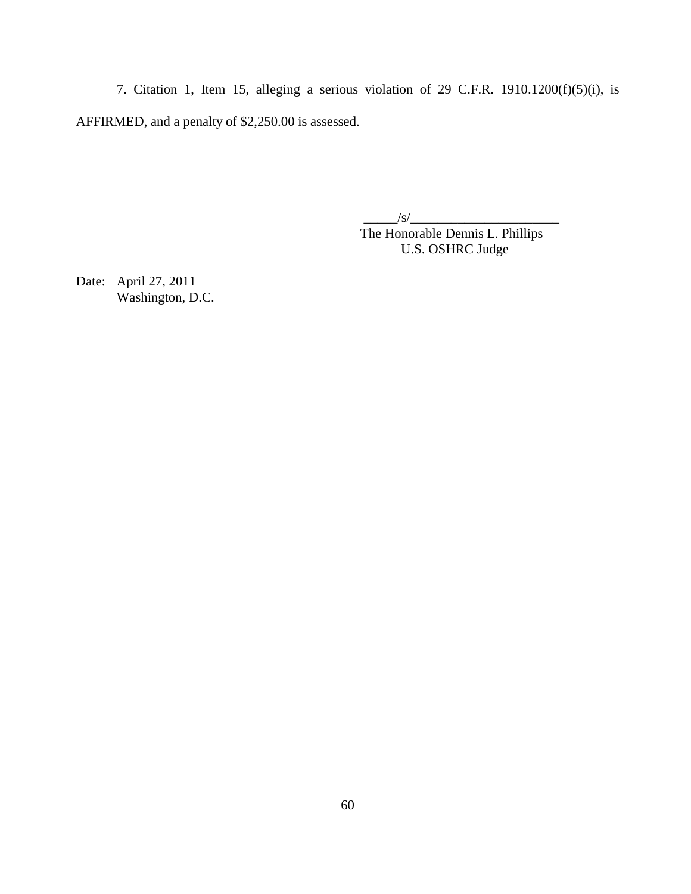7. Citation 1, Item 15, alleging a serious violation of 29 C.F.R. 1910.1200(f)(5)(i), is AFFIRMED, and a penalty of $2,250.00 is assessed.

_____/s/_______________________
The Honorable Dennis L. Phillips
U.S. OSHRC Judge

Date: April 27, 2011
Washington, D.C.